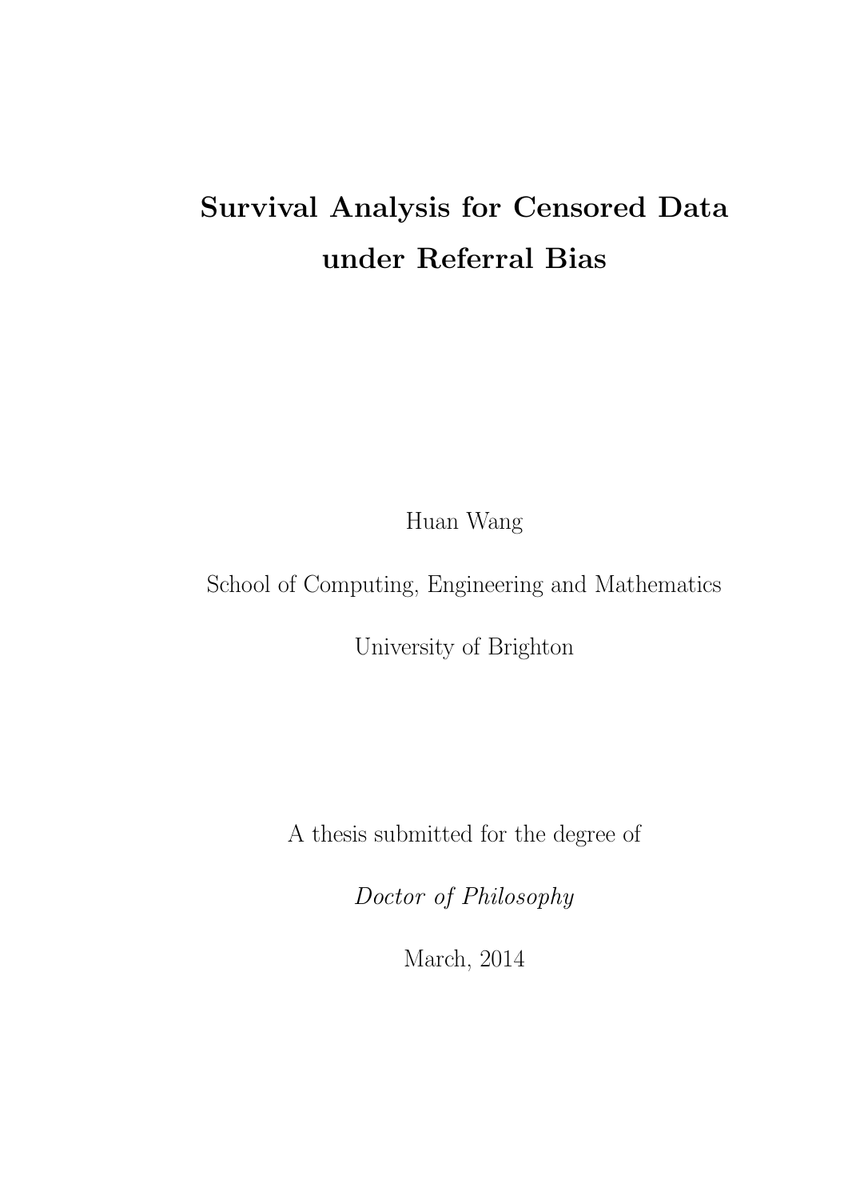# Survival Analysis for Censored Data under Referral Bias

Huan Wang

School of Computing, Engineering and Mathematics

University of Brighton

A thesis submitted for the degree of

*Doctor of Philosophy*

March, 2014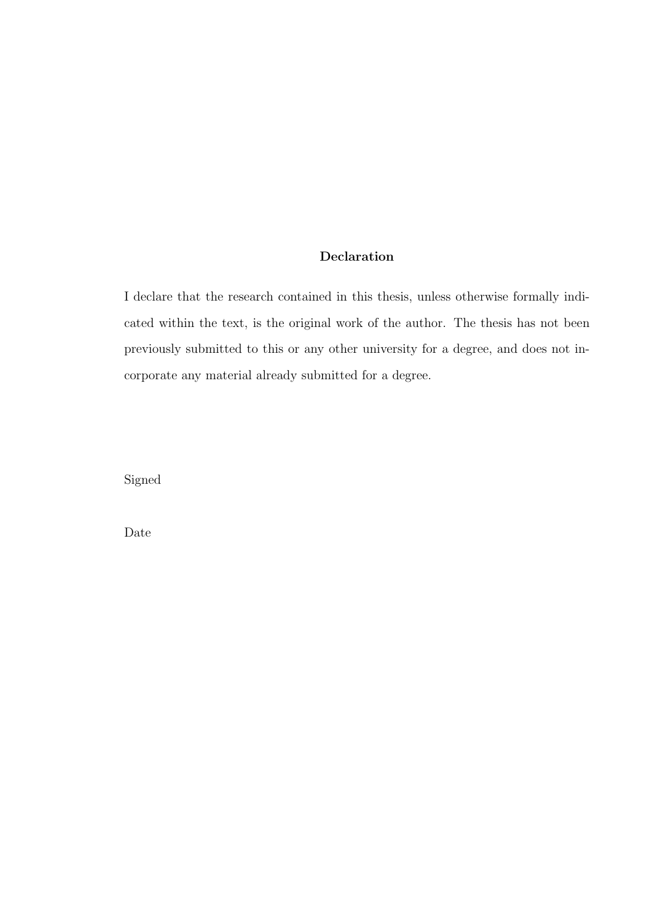## Declaration

I declare that the research contained in this thesis, unless otherwise formally indicated within the text, is the original work of the author. The thesis has not been previously submitted to this or any other university for a degree, and does not incorporate any material already submitted for a degree.

Signed

Date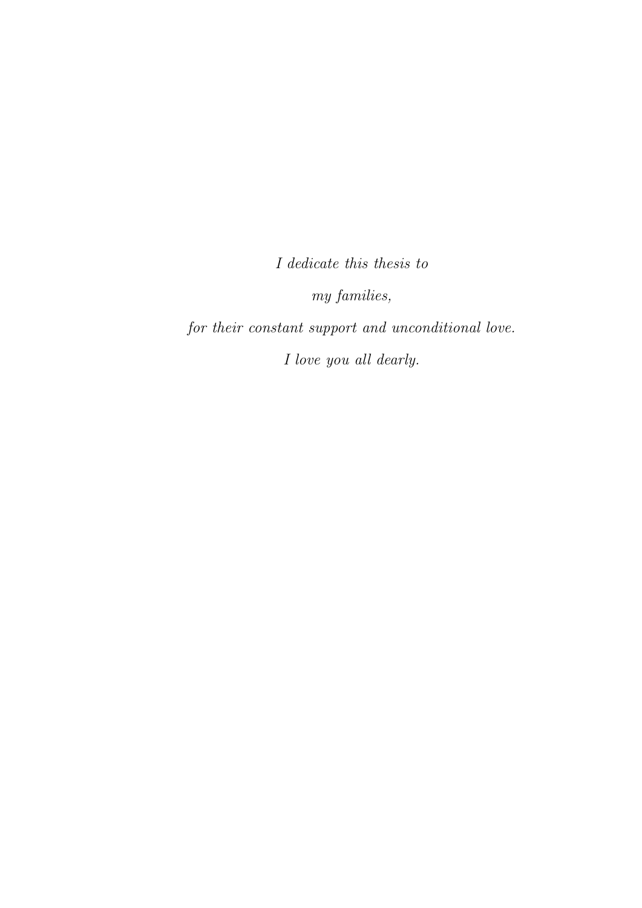*I dedicate this thesis to*

*my families,*

*for their constant support and unconditional love.*

*I love you all dearly.*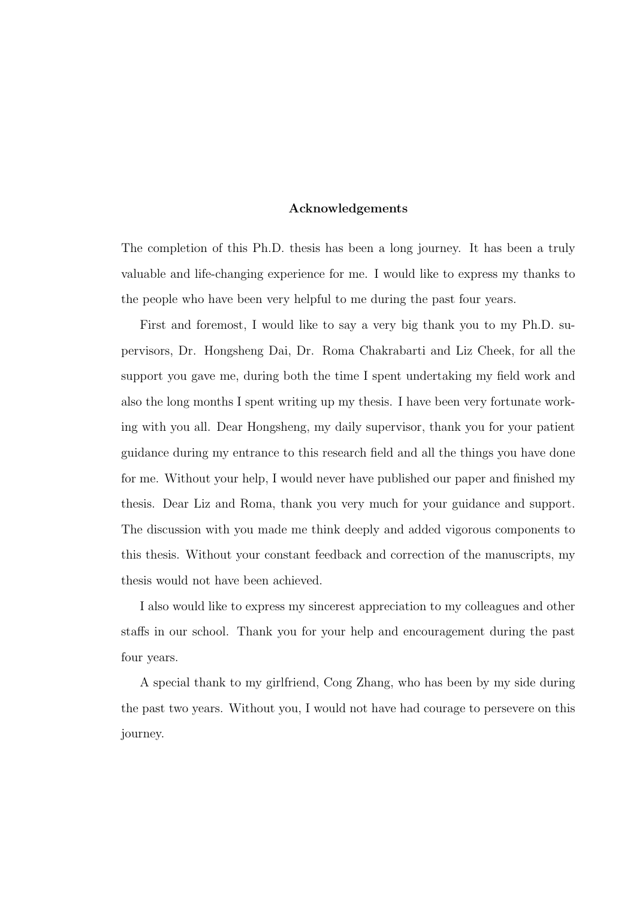## Acknowledgements

The completion of this Ph.D. thesis has been a long journey. It has been a truly valuable and life-changing experience for me. I would like to express my thanks to the people who have been very helpful to me during the past four years.

First and foremost, I would like to say a very big thank you to my Ph.D. supervisors, Dr. Hongsheng Dai, Dr. Roma Chakrabarti and Liz Cheek, for all the support you gave me, during both the time I spent undertaking my field work and also the long months I spent writing up my thesis. I have been very fortunate working with you all. Dear Hongsheng, my daily supervisor, thank you for your patient guidance during my entrance to this research field and all the things you have done for me. Without your help, I would never have published our paper and finished my thesis. Dear Liz and Roma, thank you very much for your guidance and support. The discussion with you made me think deeply and added vigorous components to this thesis. Without your constant feedback and correction of the manuscripts, my thesis would not have been achieved.

I also would like to express my sincerest appreciation to my colleagues and other staffs in our school. Thank you for your help and encouragement during the past four years.

A special thank to my girlfriend, Cong Zhang, who has been by my side during the past two years. Without you, I would not have had courage to persevere on this journey.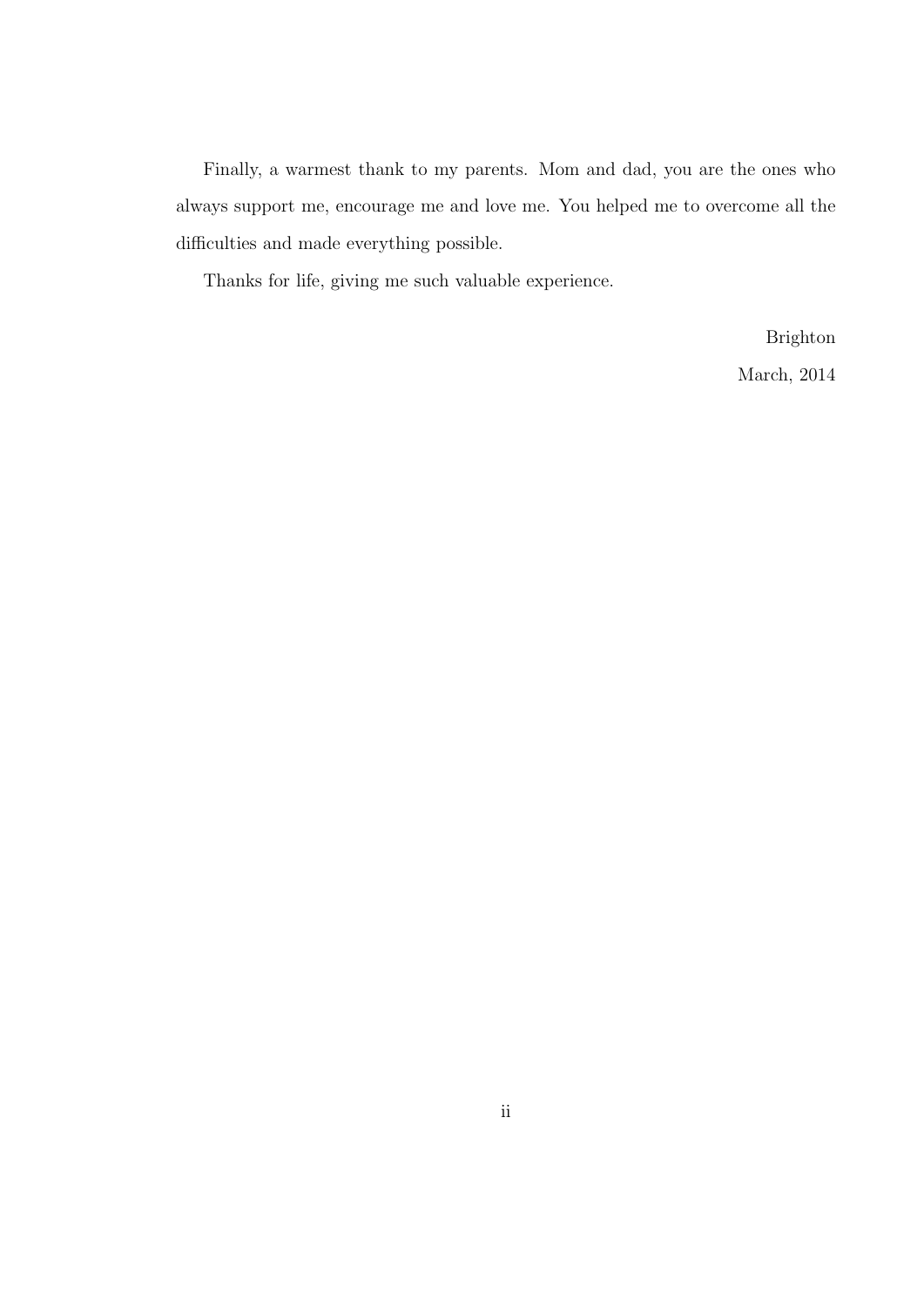Finally, a warmest thank to my parents. Mom and dad, you are the ones who always support me, encourage me and love me. You helped me to overcome all the difficulties and made everything possible.

Thanks for life, giving me such valuable experience.

Brighton

March, 2014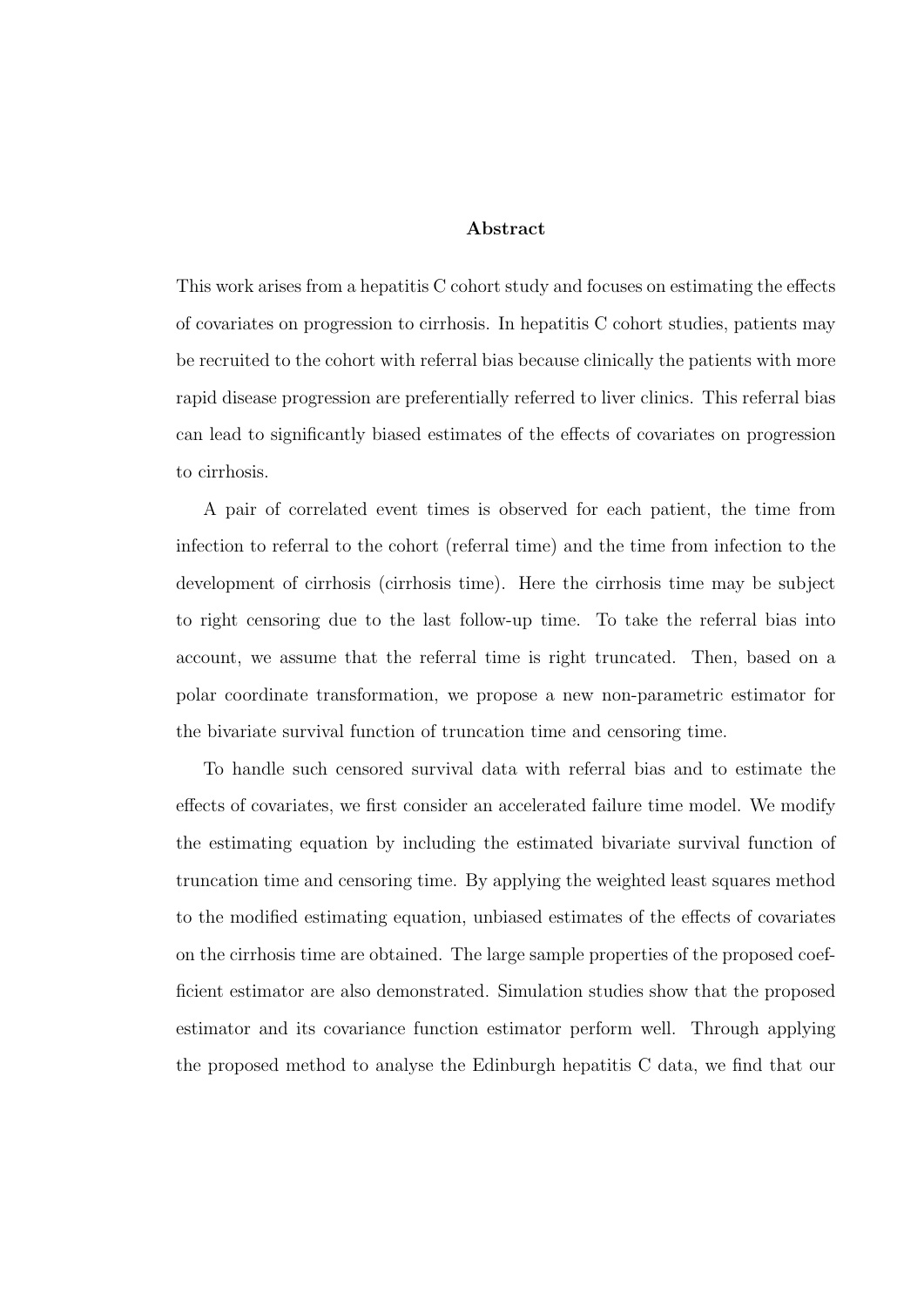**Abstract**

This work arises from a hepatitis C cohort study and focuses on estimating the effects of covariates on progression to cirrhosis. In hepatitis C cohort studies, patients may be recruited to the cohort with referral bias because clinically the patients with more rapid disease progression are preferentially referred to liver clinics. This referral bias can lead to significantly biased estimates of the effects of covariates on progression to cirrhosis.

A pair of correlated event times is observed for each patient, the time from infection to referral to the cohort (referral time) and the time from infection to the development of cirrhosis (cirrhosis time). Here the cirrhosis time may be subject to right censoring due to the last follow-up time. To take the referral bias into account, we assume that the referral time is right truncated. Then, based on a polar coordinate transformation, we propose a new non-parametric estimator for the bivariate survival function of truncation time and censoring time.

To handle such censored survival data with referral bias and to estimate the effects of covariates, we first consider an accelerated failure time model. We modify the estimating equation by including the estimated bivariate survival function of truncation time and censoring time. By applying the weighted least squares method to the modified estimating equation, unbiased estimates of the effects of covariates on the cirrhosis time are obtained. The large sample properties of the proposed coefficient estimator are also demonstrated. Simulation studies show that the proposed estimator and its covariance function estimator perform well. Through applying the proposed method to analyse the Edinburgh hepatitis C data, we find that our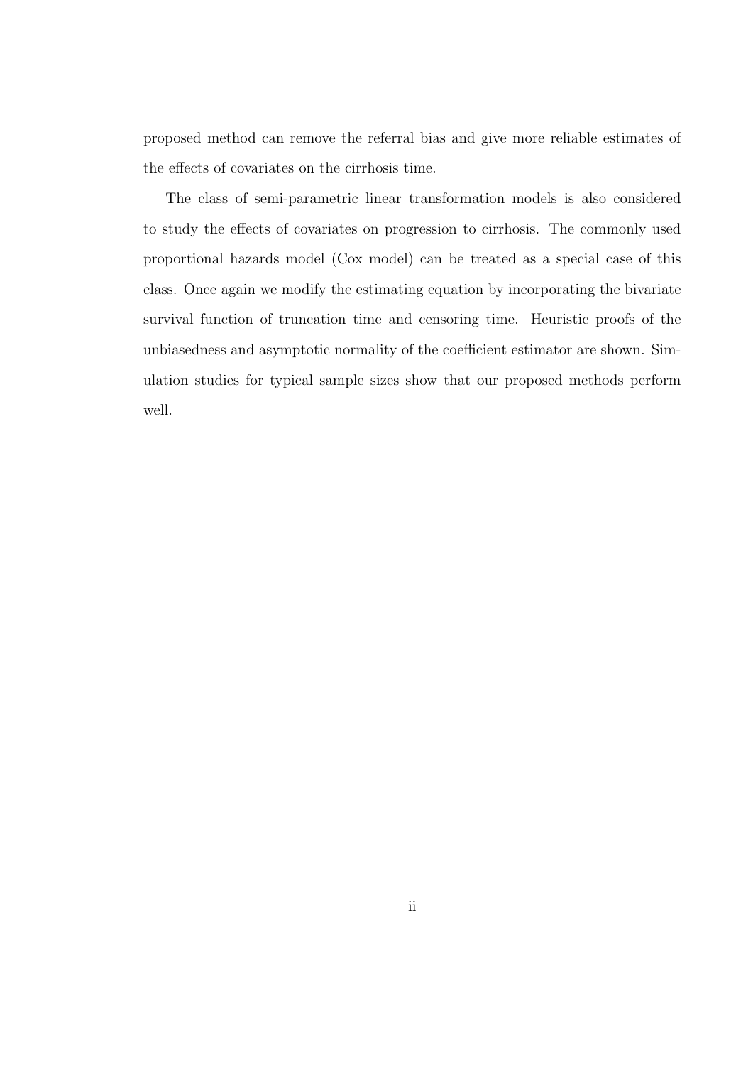proposed method can remove the referral bias and give more reliable estimates of the effects of covariates on the cirrhosis time.

The class of semi-parametric linear transformation models is also considered to study the effects of covariates on progression to cirrhosis. The commonly used proportional hazards model (Cox model) can be treated as a special case of this class. Once again we modify the estimating equation by incorporating the bivariate survival function of truncation time and censoring time. Heuristic proofs of the unbiasedness and asymptotic normality of the coefficient estimator are shown. Simulation studies for typical sample sizes show that our proposed methods perform well.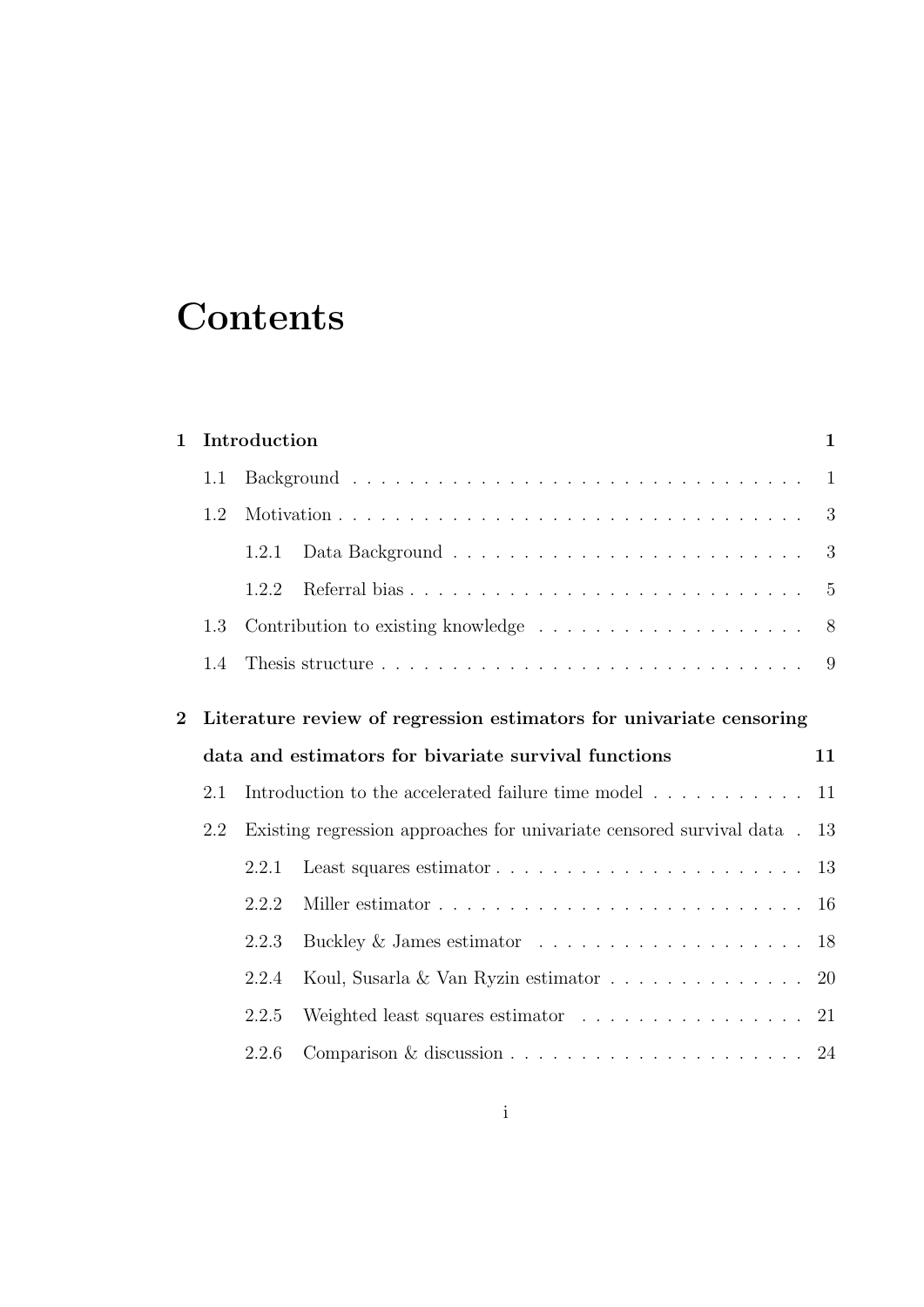# Contents

**1 Introduction** **1**

- 1.1 Background . . . . . . . . . . . . . . . . . . . . . . . . . . . . . . . . 1
- 1.2 Motivation . . . . . . . . . . . . . . . . . . . . . . . . . . . . . . . . . 3
  - 1.2.1 Data Background . . . . . . . . . . . . . . . . . . . . . . . . . 3
  - 1.2.2 Referral bias . . . . . . . . . . . . . . . . . . . . . . . . . . . . 5
- 1.3 Contribution to existing knowledge . . . . . . . . . . . . . . . . . . . 8
- 1.4 Thesis structure . . . . . . . . . . . . . . . . . . . . . . . . . . . . . . 9

**2 Literature review of regression estimators for univariate censoring data and estimators for bivariate survival functions** **11**

- 2.1 Introduction to the accelerated failure time model . . . . . . . . . . . 11
- 2.2 Existing regression approaches for univariate censored survival data . 13
  - 2.2.1 Least squares estimator . . . . . . . . . . . . . . . . . . . . . . 13
  - 2.2.2 Miller estimator . . . . . . . . . . . . . . . . . . . . . . . . . . 16
  - 2.2.3 Buckley & James estimator . . . . . . . . . . . . . . . . . . . 18
  - 2.2.4 Koul, Susarla & Van Ryzin estimator . . . . . . . . . . . . . . 20
  - 2.2.5 Weighted least squares estimator . . . . . . . . . . . . . . . . 21
  - 2.2.6 Comparison & discussion . . . . . . . . . . . . . . . . . . . . . 24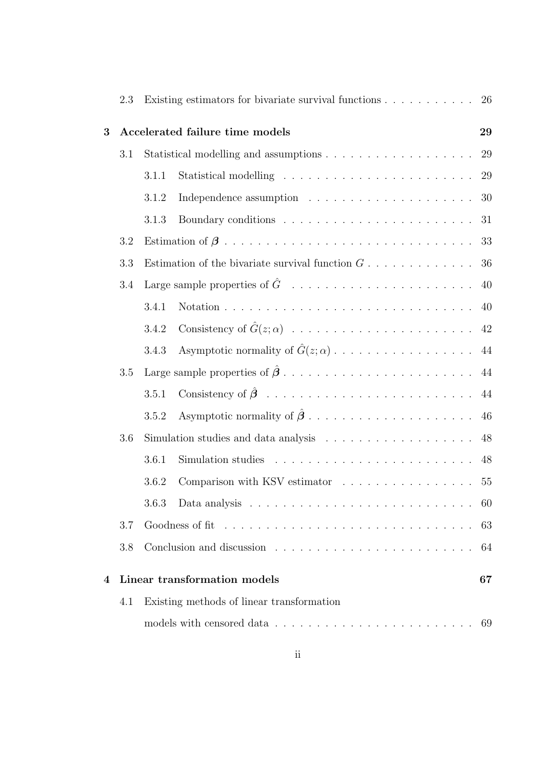2.3 Existing estimators for bivariate survival functions . . . . . . . . . . . 26

**3 Accelerated failure time models 29**

3.1 Statistical modelling and assumptions . . . . . . . . . . . . . . . . . . 29

3.1.1 Statistical modelling . . . . . . . . . . . . . . . . . . . . . . . 29

3.1.2 Independence assumption . . . . . . . . . . . . . . . . . . . . 30

3.1.3 Boundary conditions . . . . . . . . . . . . . . . . . . . . . . . 31

3.2 Estimation of $\boldsymbol{\beta}$ . . . . . . . . . . . . . . . . . . . . . . . . . . . . . 33

3.3 Estimation of the bivariate survival function $G$ . . . . . . . . . . . . . 36

3.4 Large sample properties of $\hat{G}$ . . . . . . . . . . . . . . . . . . . . . . 40

3.4.1 Notation . . . . . . . . . . . . . . . . . . . . . . . . . . . . . . 40

3.4.2 Consistency of $\hat{G}(z;\alpha)$ . . . . . . . . . . . . . . . . . . . . . . 42

3.4.3 Asymptotic normality of $\hat{G}(z;\alpha)$ . . . . . . . . . . . . . . . . . 44

3.5 Large sample properties of $\hat{\boldsymbol{\beta}}$ . . . . . . . . . . . . . . . . . . . . . . . 44

3.5.1 Consistency of $\hat{\boldsymbol{\beta}}$ . . . . . . . . . . . . . . . . . . . . . . . . . 44

3.5.2 Asymptotic normality of $\hat{\boldsymbol{\beta}}$ . . . . . . . . . . . . . . . . . . . . . 46

3.6 Simulation studies and data analysis . . . . . . . . . . . . . . . . . . 48

3.6.1 Simulation studies . . . . . . . . . . . . . . . . . . . . . . . . 48

3.6.2 Comparison with KSV estimator . . . . . . . . . . . . . . . . 55

3.6.3 Data analysis . . . . . . . . . . . . . . . . . . . . . . . . . . . 60

3.7 Goodness of fit . . . . . . . . . . . . . . . . . . . . . . . . . . . . . . 63

3.8 Conclusion and discussion . . . . . . . . . . . . . . . . . . . . . . . . 64

**4 Linear transformation models 67**

4.1 Existing methods of linear transformation models with censored data . . . . . . . . . . . . . . . . . . . . . . . 69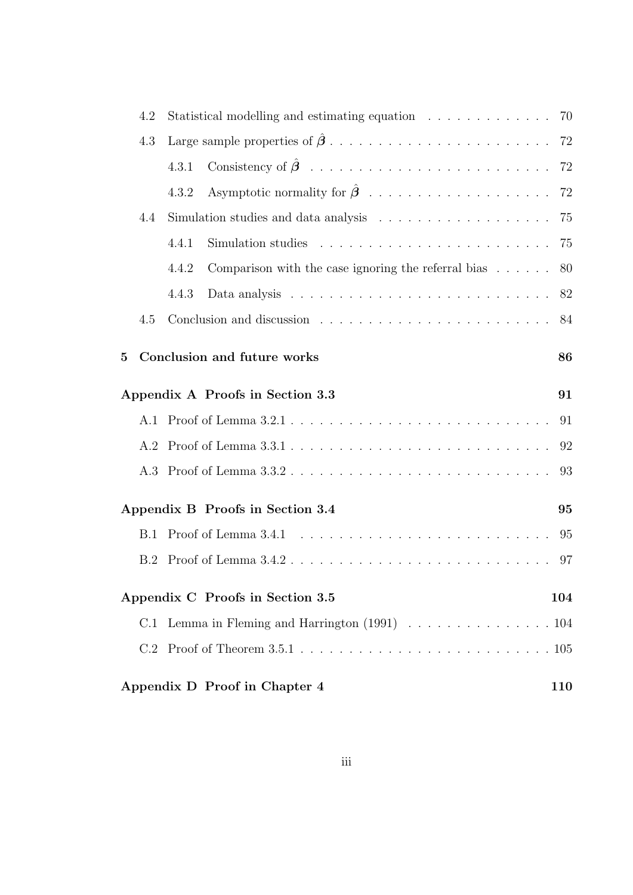- 4.2 Statistical modelling and estimating equation . . . . . . . . . . . . . 70
- 4.3 Large sample properties of $\hat{\boldsymbol{\beta}}$ . . . . . . . . . . . . . . . . . . . . . . 72
  - 4.3.1 Consistency of $\hat{\boldsymbol{\beta}}$ . . . . . . . . . . . . . . . . . . . . . . . . 72
  - 4.3.2 Asymptotic normality for $\hat{\boldsymbol{\beta}}$ . . . . . . . . . . . . . . . . . . 72
- 4.4 Simulation studies and data analysis . . . . . . . . . . . . . . . . . 75
  - 4.4.1 Simulation studies . . . . . . . . . . . . . . . . . . . . . . . . 75
  - 4.4.2 Comparison with the case ignoring the referral bias . . . . . . 80
  - 4.4.3 Data analysis . . . . . . . . . . . . . . . . . . . . . . . . . . . 82
- 4.5 Conclusion and discussion . . . . . . . . . . . . . . . . . . . . . . . 84

**5 Conclusion and future works** **86**

**Appendix A Proofs in Section 3.3** **91**

- A.1 Proof of Lemma 3.2.1 . . . . . . . . . . . . . . . . . . . . . . . . . . 91
- A.2 Proof of Lemma 3.3.1 . . . . . . . . . . . . . . . . . . . . . . . . . . 92
- A.3 Proof of Lemma 3.3.2 . . . . . . . . . . . . . . . . . . . . . . . . . . 93

**Appendix B Proofs in Section 3.4** **95**

- B.1 Proof of Lemma 3.4.1 . . . . . . . . . . . . . . . . . . . . . . . . . . 95
- B.2 Proof of Lemma 3.4.2 . . . . . . . . . . . . . . . . . . . . . . . . . . 97

**Appendix C Proofs in Section 3.5** **104**

- C.1 Lemma in Fleming and Harrington (1991) . . . . . . . . . . . . . . . 104
- C.2 Proof of Theorem 3.5.1 . . . . . . . . . . . . . . . . . . . . . . . . . 105

**Appendix D Proof in Chapter 4** **110**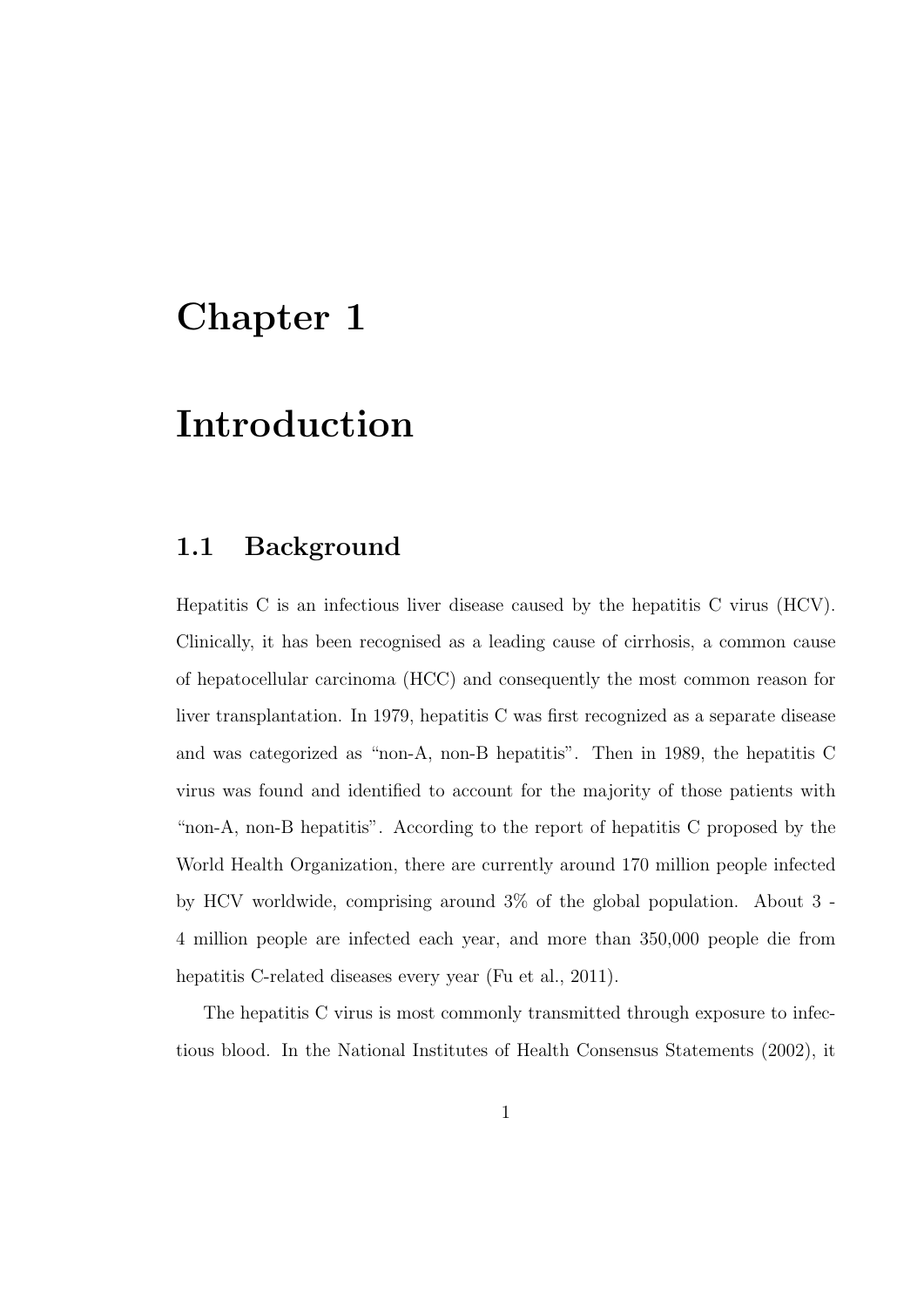# Chapter 1

# Introduction

## 1.1 Background

Hepatitis C is an infectious liver disease caused by the hepatitis C virus (HCV). Clinically, it has been recognised as a leading cause of cirrhosis, a common cause of hepatocellular carcinoma (HCC) and consequently the most common reason for liver transplantation. In 1979, hepatitis C was first recognized as a separate disease and was categorized as "non-A, non-B hepatitis". Then in 1989, the hepatitis C virus was found and identified to account for the majority of those patients with "non-A, non-B hepatitis". According to the report of hepatitis C proposed by the World Health Organization, there are currently around 170 million people infected by HCV worldwide, comprising around 3% of the global population. About 3 - 4 million people are infected each year, and more than 350,000 people die from hepatitis C-related diseases every year (Fu et al., 2011).

The hepatitis C virus is most commonly transmitted through exposure to infectious blood. In the National Institutes of Health Consensus Statements (2002), it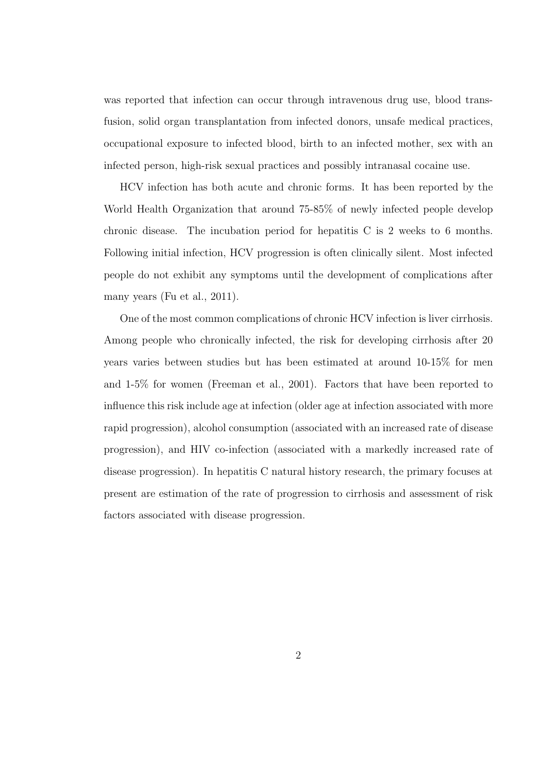was reported that infection can occur through intravenous drug use, blood transfusion, solid organ transplantation from infected donors, unsafe medical practices, occupational exposure to infected blood, birth to an infected mother, sex with an infected person, high-risk sexual practices and possibly intranasal cocaine use.

HCV infection has both acute and chronic forms. It has been reported by the World Health Organization that around 75-85% of newly infected people develop chronic disease. The incubation period for hepatitis C is 2 weeks to 6 months. Following initial infection, HCV progression is often clinically silent. Most infected people do not exhibit any symptoms until the development of complications after many years (Fu et al., 2011).

One of the most common complications of chronic HCV infection is liver cirrhosis. Among people who chronically infected, the risk for developing cirrhosis after 20 years varies between studies but has been estimated at around 10-15% for men and 1-5% for women (Freeman et al., 2001). Factors that have been reported to influence this risk include age at infection (older age at infection associated with more rapid progression), alcohol consumption (associated with an increased rate of disease progression), and HIV co-infection (associated with a markedly increased rate of disease progression). In hepatitis C natural history research, the primary focuses at present are estimation of the rate of progression to cirrhosis and assessment of risk factors associated with disease progression.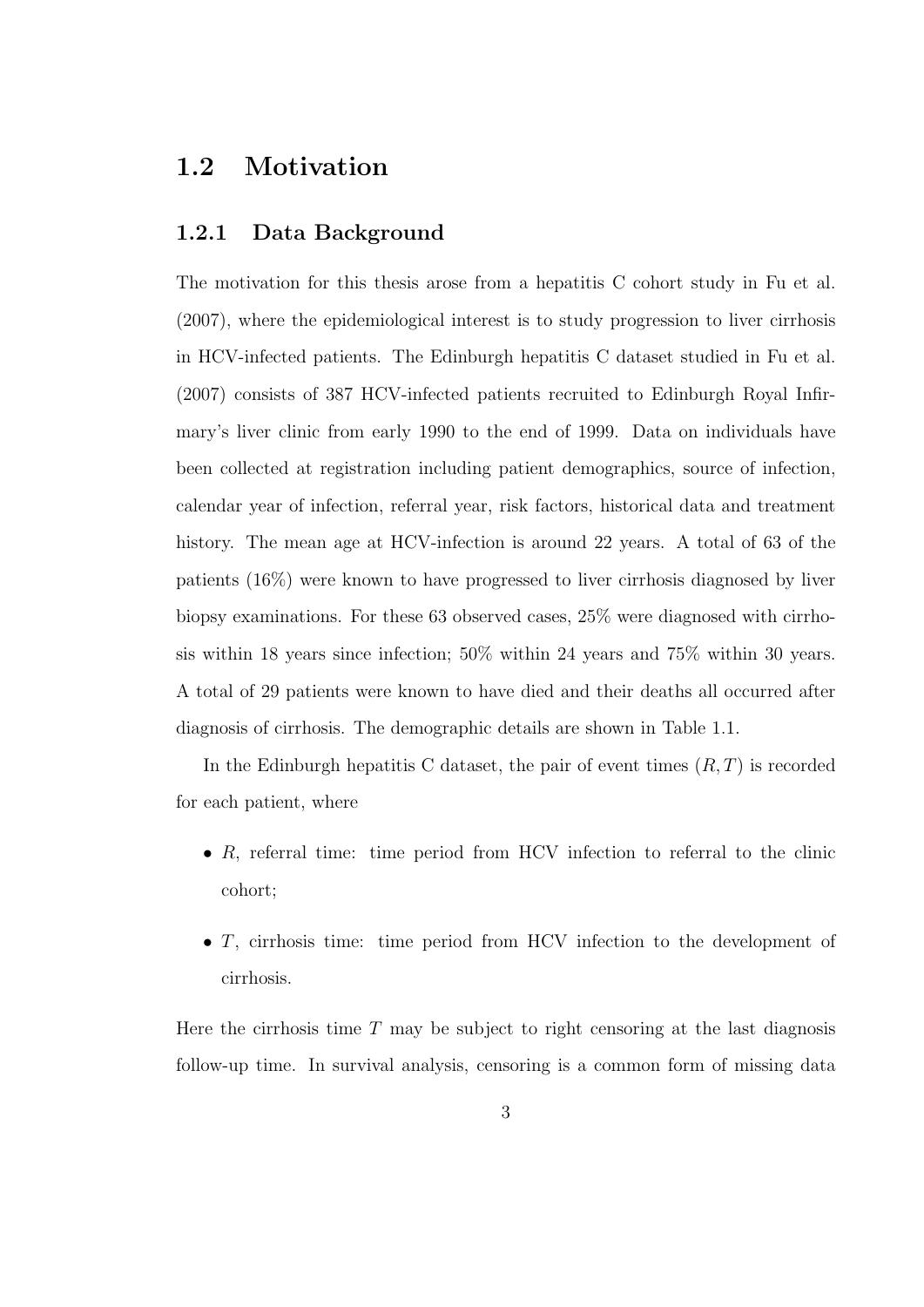## 1.2 Motivation

### 1.2.1 Data Background

The motivation for this thesis arose from a hepatitis C cohort study in Fu et al. (2007), where the epidemiological interest is to study progression to liver cirrhosis in HCV-infected patients. The Edinburgh hepatitis C dataset studied in Fu et al. (2007) consists of 387 HCV-infected patients recruited to Edinburgh Royal Infirmary's liver clinic from early 1990 to the end of 1999. Data on individuals have been collected at registration including patient demographics, source of infection, calendar year of infection, referral year, risk factors, historical data and treatment history. The mean age at HCV-infection is around 22 years. A total of 63 of the patients (16%) were known to have progressed to liver cirrhosis diagnosed by liver biopsy examinations. For these 63 observed cases, 25% were diagnosed with cirrhosis within 18 years since infection; 50% within 24 years and 75% within 30 years. A total of 29 patients were known to have died and their deaths all occurred after diagnosis of cirrhosis. The demographic details are shown in Table 1.1.

In the Edinburgh hepatitis C dataset, the pair of event times $(R, T)$ is recorded for each patient, where

- $R$, referral time: time period from HCV infection to referral to the clinic cohort;
- $T$, cirrhosis time: time period from HCV infection to the development of cirrhosis.

Here the cirrhosis time $T$ may be subject to right censoring at the last diagnosis follow-up time. In survival analysis, censoring is a common form of missing data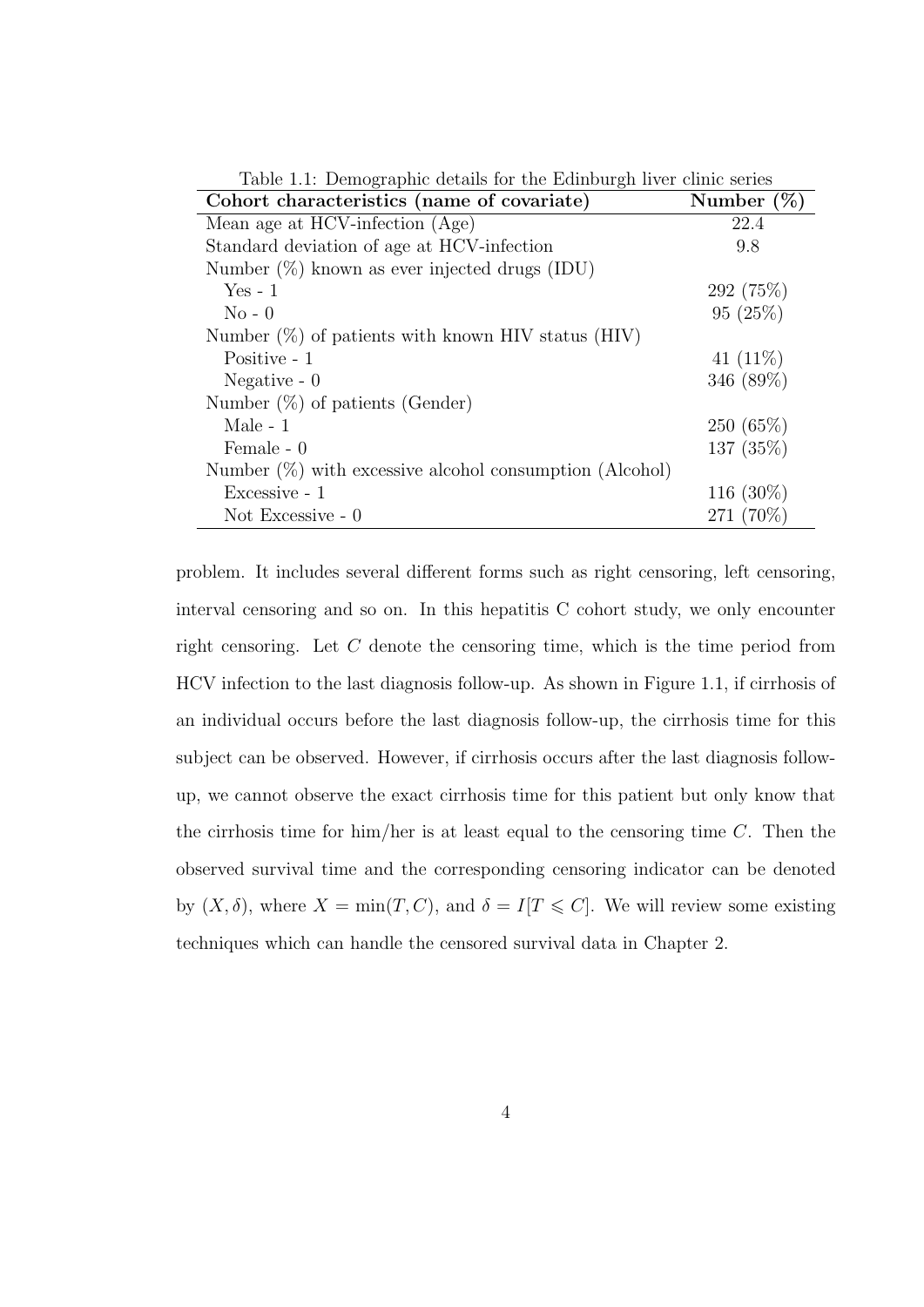Table 1.1: Demographic details for the Edinburgh liver clinic series

| Cohort characteristics (name of covariate) | Number (%) |
|---|---|
| Mean age at HCV-infection (Age) | 22.4 |
| Standard deviation of age at HCV-infection | 9.8 |
| Number (%) known as ever injected drugs (IDU) | |
| Yes - 1 | 292 (75%) |
| No - 0 | 95 (25%) |
| Number (%) of patients with known HIV status (HIV) | |
| Positive - 1 | 41 (11%) |
| Negative - 0 | 346 (89%) |
| Number (%) of patients (Gender) | |
| Male - 1 | 250 (65%) |
| Female - 0 | 137 (35%) |
| Number (%) with excessive alcohol consumption (Alcohol) | |
| Excessive - 1 | 116 (30%) |
| Not Excessive - 0 | 271 (70%) |

problem. It includes several different forms such as right censoring, left censoring, interval censoring and so on. In this hepatitis C cohort study, we only encounter right censoring. Let $C$ denote the censoring time, which is the time period from HCV infection to the last diagnosis follow-up. As shown in Figure 1.1, if cirrhosis of an individual occurs before the last diagnosis follow-up, the cirrhosis time for this subject can be observed. However, if cirrhosis occurs after the last diagnosis follow-up, we cannot observe the exact cirrhosis time for this patient but only know that the cirrhosis time for him/her is at least equal to the censoring time $C$. Then the observed survival time and the corresponding censoring indicator can be denoted by $(X, \delta)$, where $X = \min(T, C)$, and $\delta = I[T \leqslant C]$. We will review some existing techniques which can handle the censored survival data in Chapter 2.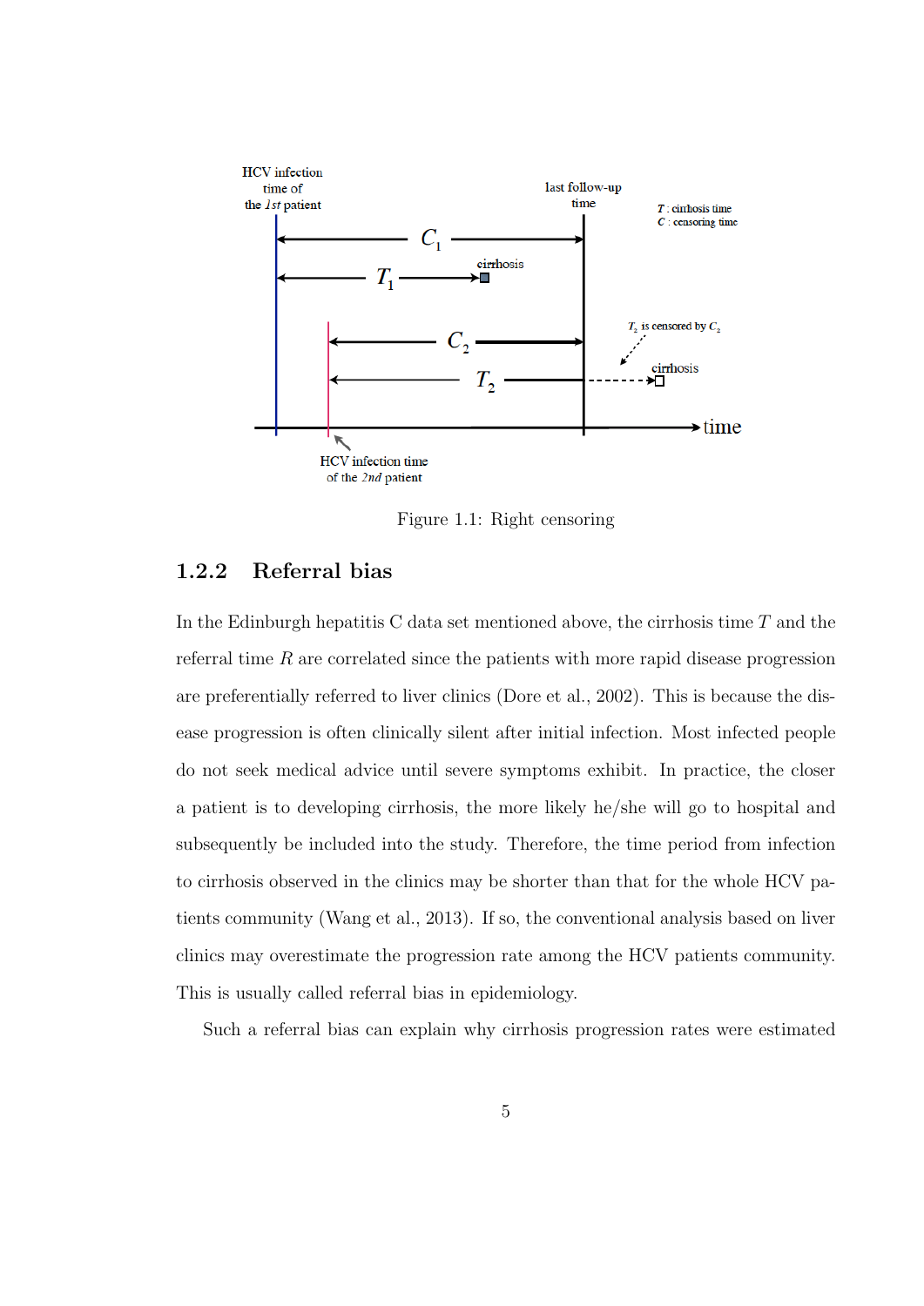Figure 1.1: Right censoring

### 1.2.2 Referral bias

In the Edinburgh hepatitis C data set mentioned above, the cirrhosis time $T$ and the referral time $R$ are correlated since the patients with more rapid disease progression are preferentially referred to liver clinics (Dore et al., 2002). This is because the disease progression is often clinically silent after initial infection. Most infected people do not seek medical advice until severe symptoms exhibit. In practice, the closer a patient is to developing cirrhosis, the more likely he/she will go to hospital and subsequently be included into the study. Therefore, the time period from infection to cirrhosis observed in the clinics may be shorter than that for the whole HCV patients community (Wang et al., 2013). If so, the conventional analysis based on liver clinics may overestimate the progression rate among the HCV patients community. This is usually called referral bias in epidemiology.

Such a referral bias can explain why cirrhosis progression rates were estimated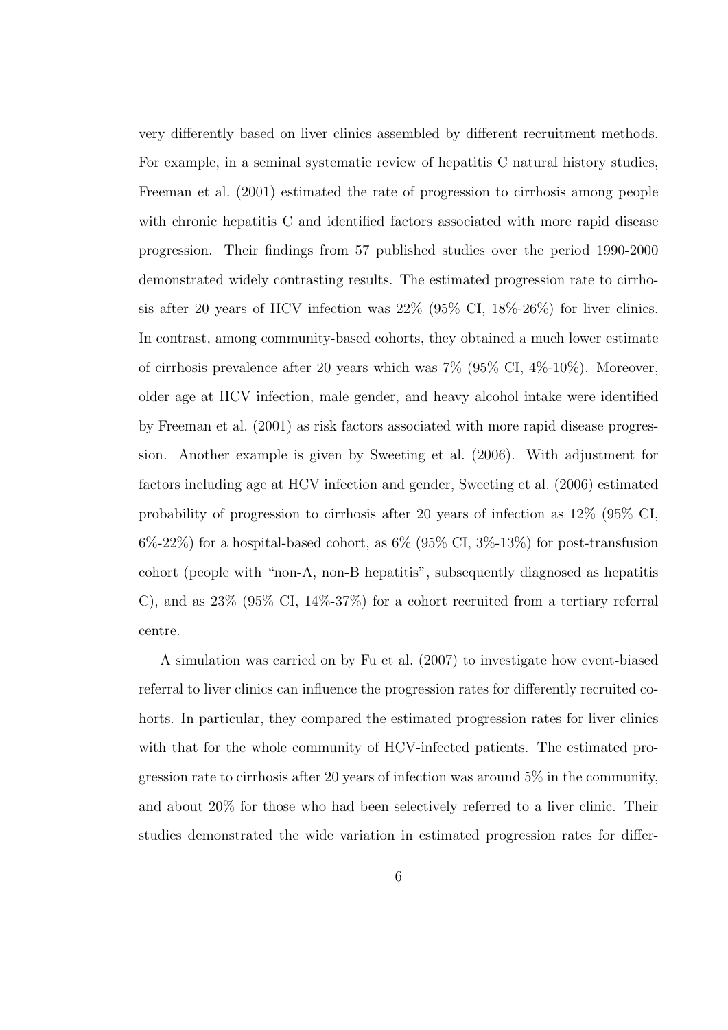very differently based on liver clinics assembled by different recruitment methods. For example, in a seminal systematic review of hepatitis C natural history studies, Freeman et al. (2001) estimated the rate of progression to cirrhosis among people with chronic hepatitis C and identified factors associated with more rapid disease progression. Their findings from 57 published studies over the period 1990-2000 demonstrated widely contrasting results. The estimated progression rate to cirrhosis after 20 years of HCV infection was 22% (95% CI, 18%-26%) for liver clinics. In contrast, among community-based cohorts, they obtained a much lower estimate of cirrhosis prevalence after 20 years which was 7% (95% CI, 4%-10%). Moreover, older age at HCV infection, male gender, and heavy alcohol intake were identified by Freeman et al. (2001) as risk factors associated with more rapid disease progression. Another example is given by Sweeting et al. (2006). With adjustment for factors including age at HCV infection and gender, Sweeting et al. (2006) estimated probability of progression to cirrhosis after 20 years of infection as 12% (95% CI, 6%-22%) for a hospital-based cohort, as 6% (95% CI, 3%-13%) for post-transfusion cohort (people with "non-A, non-B hepatitis", subsequently diagnosed as hepatitis C), and as 23% (95% CI, 14%-37%) for a cohort recruited from a tertiary referral centre.

A simulation was carried on by Fu et al. (2007) to investigate how event-biased referral to liver clinics can influence the progression rates for differently recruited cohorts. In particular, they compared the estimated progression rates for liver clinics with that for the whole community of HCV-infected patients. The estimated progression rate to cirrhosis after 20 years of infection was around 5% in the community, and about 20% for those who had been selectively referred to a liver clinic. Their studies demonstrated the wide variation in estimated progression rates for differ-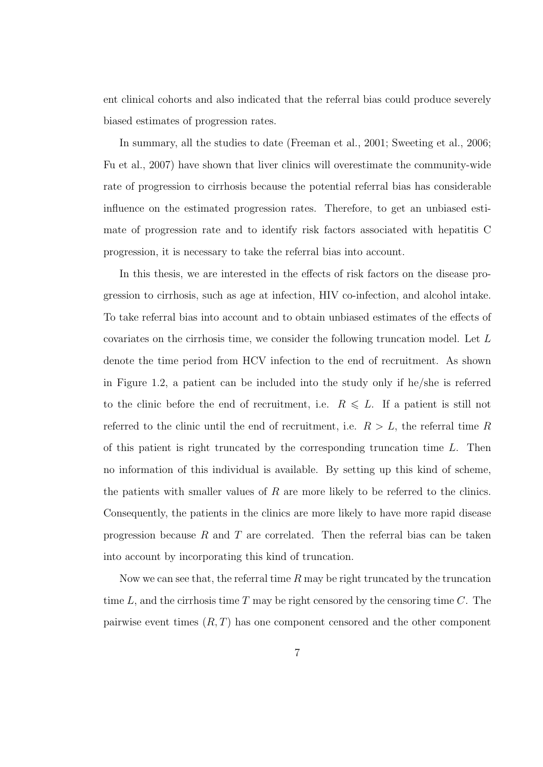ent clinical cohorts and also indicated that the referral bias could produce severely biased estimates of progression rates.

In summary, all the studies to date (Freeman et al., 2001; Sweeting et al., 2006; Fu et al., 2007) have shown that liver clinics will overestimate the community-wide rate of progression to cirrhosis because the potential referral bias has considerable influence on the estimated progression rates. Therefore, to get an unbiased estimate of progression rate and to identify risk factors associated with hepatitis C progression, it is necessary to take the referral bias into account.

In this thesis, we are interested in the effects of risk factors on the disease progression to cirrhosis, such as age at infection, HIV co-infection, and alcohol intake. To take referral bias into account and to obtain unbiased estimates of the effects of covariates on the cirrhosis time, we consider the following truncation model. Let $L$ denote the time period from HCV infection to the end of recruitment. As shown in Figure 1.2, a patient can be included into the study only if he/she is referred to the clinic before the end of recruitment, i.e. $R \leqslant L$. If a patient is still not referred to the clinic until the end of recruitment, i.e. $R > L$, the referral time $R$ of this patient is right truncated by the corresponding truncation time $L$. Then no information of this individual is available. By setting up this kind of scheme, the patients with smaller values of $R$ are more likely to be referred to the clinics. Consequently, the patients in the clinics are more likely to have more rapid disease progression because $R$ and $T$ are correlated. Then the referral bias can be taken into account by incorporating this kind of truncation.

Now we can see that, the referral time $R$ may be right truncated by the truncation time $L$, and the cirrhosis time $T$ may be right censored by the censoring time $C$. The pairwise event times $(R, T)$ has one component censored and the other component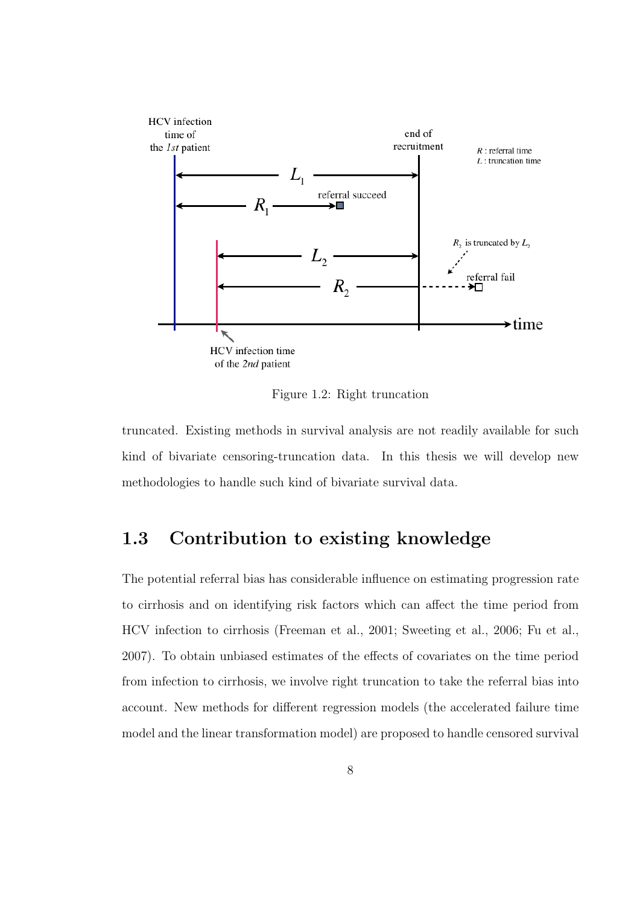Figure 1.2: Right truncation

truncated. Existing methods in survival analysis are not readily available for such kind of bivariate censoring-truncation data. In this thesis we will develop new methodologies to handle such kind of bivariate survival data.

## 1.3 Contribution to existing knowledge

The potential referral bias has considerable influence on estimating progression rate to cirrhosis and on identifying risk factors which can affect the time period from HCV infection to cirrhosis (Freeman et al., 2001; Sweeting et al., 2006; Fu et al., 2007). To obtain unbiased estimates of the effects of covariates on the time period from infection to cirrhosis, we involve right truncation to take the referral bias into account. New methods for different regression models (the accelerated failure time model and the linear transformation model) are proposed to handle censored survival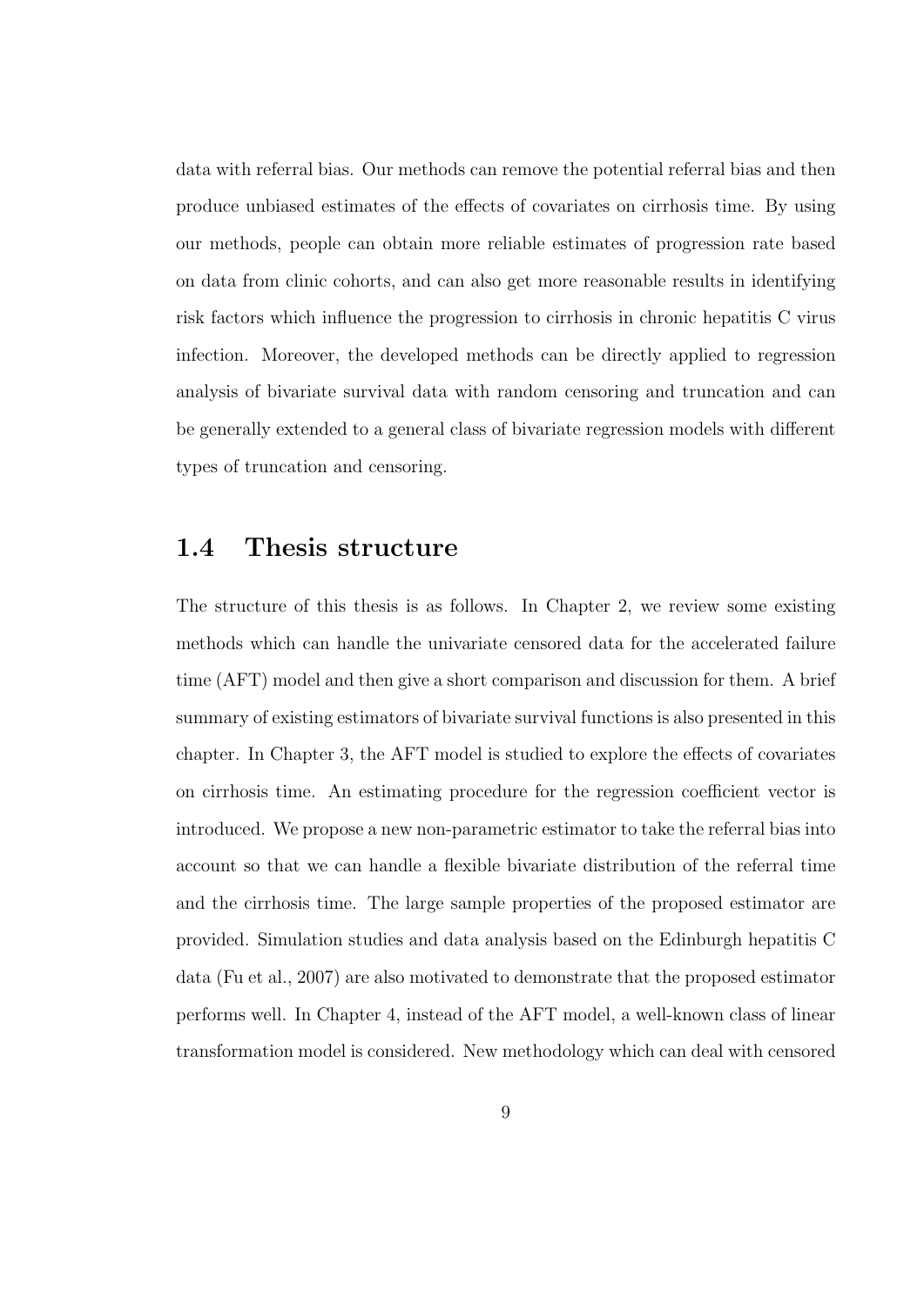data with referral bias. Our methods can remove the potential referral bias and then produce unbiased estimates of the effects of covariates on cirrhosis time. By using our methods, people can obtain more reliable estimates of progression rate based on data from clinic cohorts, and can also get more reasonable results in identifying risk factors which influence the progression to cirrhosis in chronic hepatitis C virus infection. Moreover, the developed methods can be directly applied to regression analysis of bivariate survival data with random censoring and truncation and can be generally extended to a general class of bivariate regression models with different types of truncation and censoring.

## 1.4 Thesis structure

The structure of this thesis is as follows. In Chapter 2, we review some existing methods which can handle the univariate censored data for the accelerated failure time (AFT) model and then give a short comparison and discussion for them. A brief summary of existing estimators of bivariate survival functions is also presented in this chapter. In Chapter 3, the AFT model is studied to explore the effects of covariates on cirrhosis time. An estimating procedure for the regression coefficient vector is introduced. We propose a new non-parametric estimator to take the referral bias into account so that we can handle a flexible bivariate distribution of the referral time and the cirrhosis time. The large sample properties of the proposed estimator are provided. Simulation studies and data analysis based on the Edinburgh hepatitis C data (Fu et al., 2007) are also motivated to demonstrate that the proposed estimator performs well. In Chapter 4, instead of the AFT model, a well-known class of linear transformation model is considered. New methodology which can deal with censored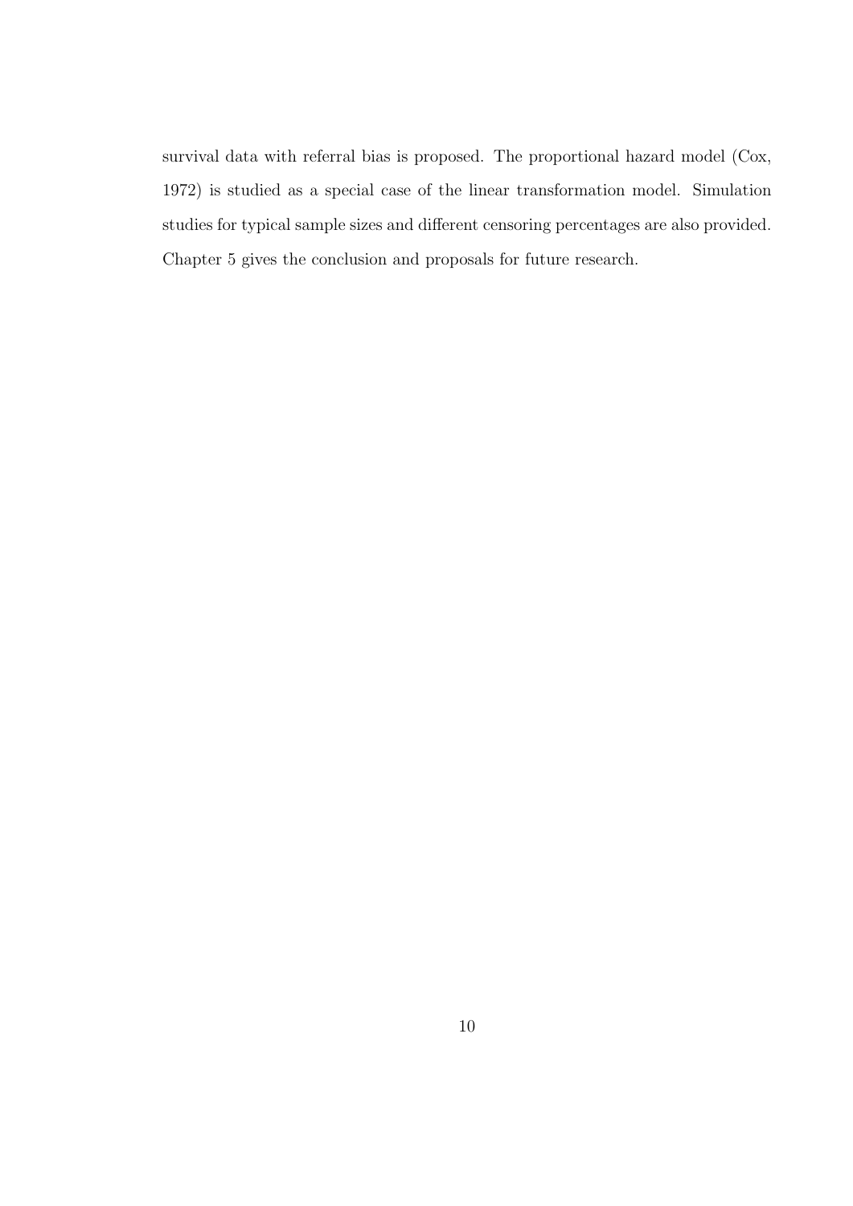survival data with referral bias is proposed. The proportional hazard model (Cox, 1972) is studied as a special case of the linear transformation model. Simulation studies for typical sample sizes and different censoring percentages are also provided. Chapter 5 gives the conclusion and proposals for future research.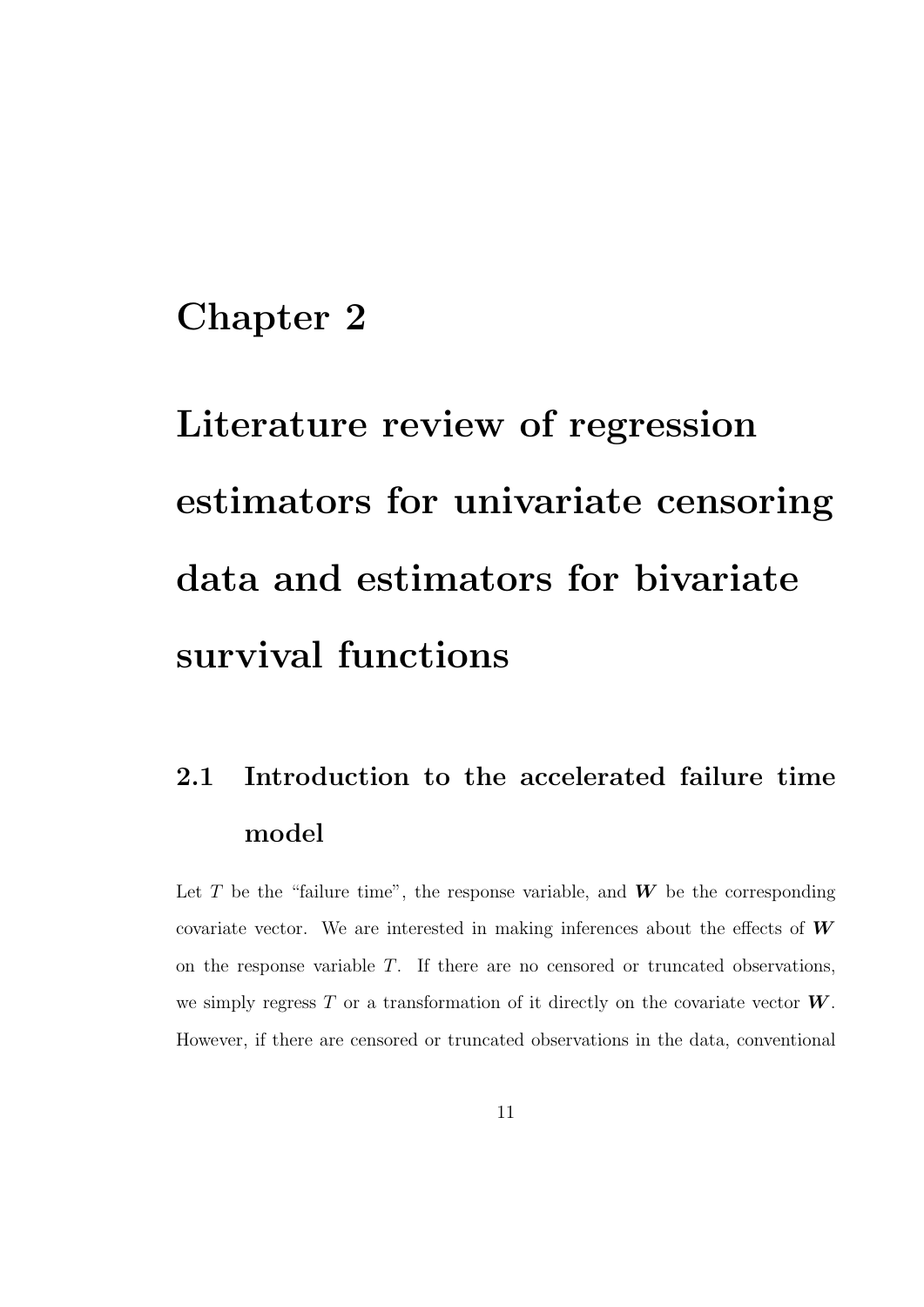# Chapter 2

# Literature review of regression estimators for univariate censoring data and estimators for bivariate survival functions

## 2.1 Introduction to the accelerated failure time model

Let $T$ be the "failure time", the response variable, and $\boldsymbol{W}$ be the corresponding covariate vector. We are interested in making inferences about the effects of $\boldsymbol{W}$ on the response variable $T$. If there are no censored or truncated observations, we simply regress $T$ or a transformation of it directly on the covariate vector $\boldsymbol{W}$. However, if there are censored or truncated observations in the data, conventional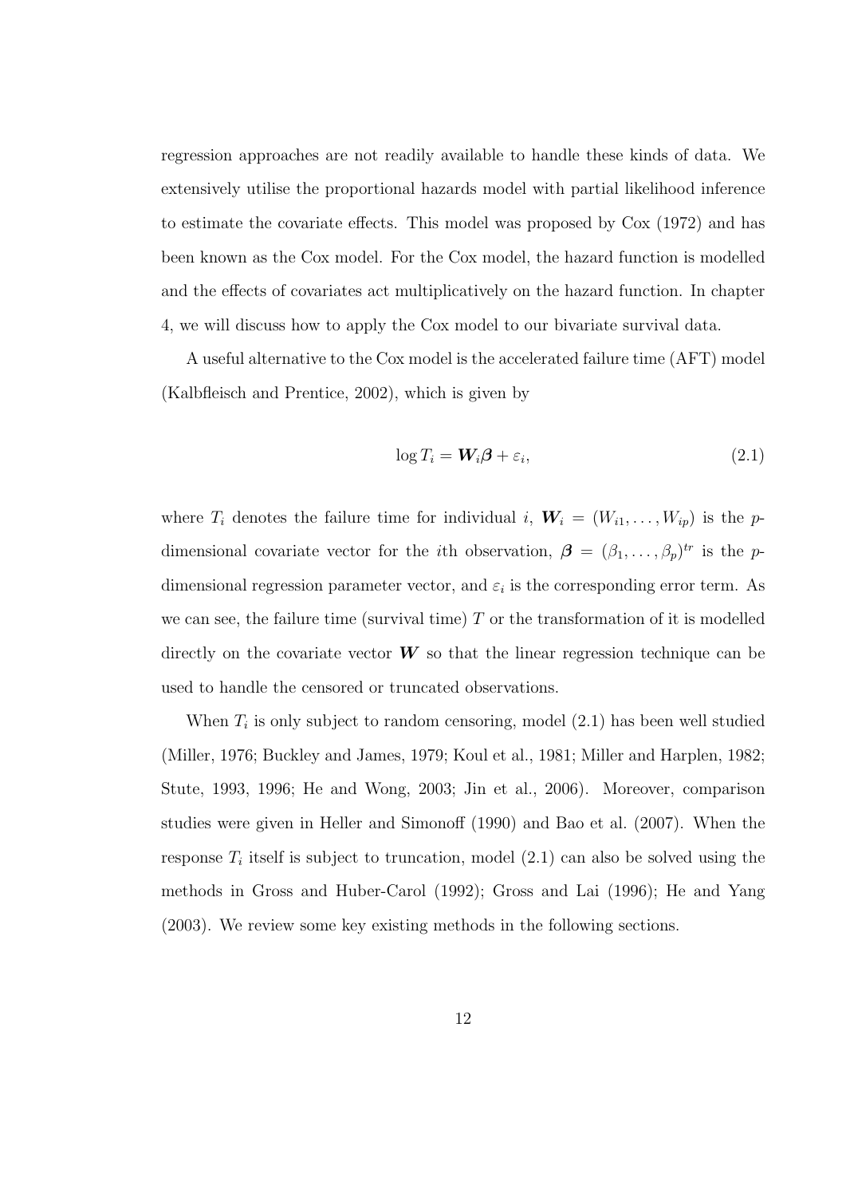regression approaches are not readily available to handle these kinds of data. We extensively utilise the proportional hazards model with partial likelihood inference to estimate the covariate effects. This model was proposed by Cox (1972) and has been known as the Cox model. For the Cox model, the hazard function is modelled and the effects of covariates act multiplicatively on the hazard function. In chapter 4, we will discuss how to apply the Cox model to our bivariate survival data.

A useful alternative to the Cox model is the accelerated failure time (AFT) model (Kalbfleisch and Prentice, 2002), which is given by

$$\log T_i = \boldsymbol{W}_i \boldsymbol{\beta} + \varepsilon_i, \tag{2.1}$$

where $T_i$ denotes the failure time for individual $i$, $\boldsymbol{W}_i = (W_{i1}, \ldots, W_{ip})$ is the $p$-dimensional covariate vector for the $i$th observation, $\boldsymbol{\beta} = (\beta_1, \ldots, \beta_p)^{tr}$ is the $p$-dimensional regression parameter vector, and $\varepsilon_i$ is the corresponding error term. As we can see, the failure time (survival time) $T$ or the transformation of it is modelled directly on the covariate vector $\boldsymbol{W}$ so that the linear regression technique can be used to handle the censored or truncated observations.

When $T_i$ is only subject to random censoring, model (2.1) has been well studied (Miller, 1976; Buckley and James, 1979; Koul et al., 1981; Miller and Harplen, 1982; Stute, 1993, 1996; He and Wong, 2003; Jin et al., 2006). Moreover, comparison studies were given in Heller and Simonoff (1990) and Bao et al. (2007). When the response $T_i$ itself is subject to truncation, model (2.1) can also be solved using the methods in Gross and Huber-Carol (1992); Gross and Lai (1996); He and Yang (2003). We review some key existing methods in the following sections.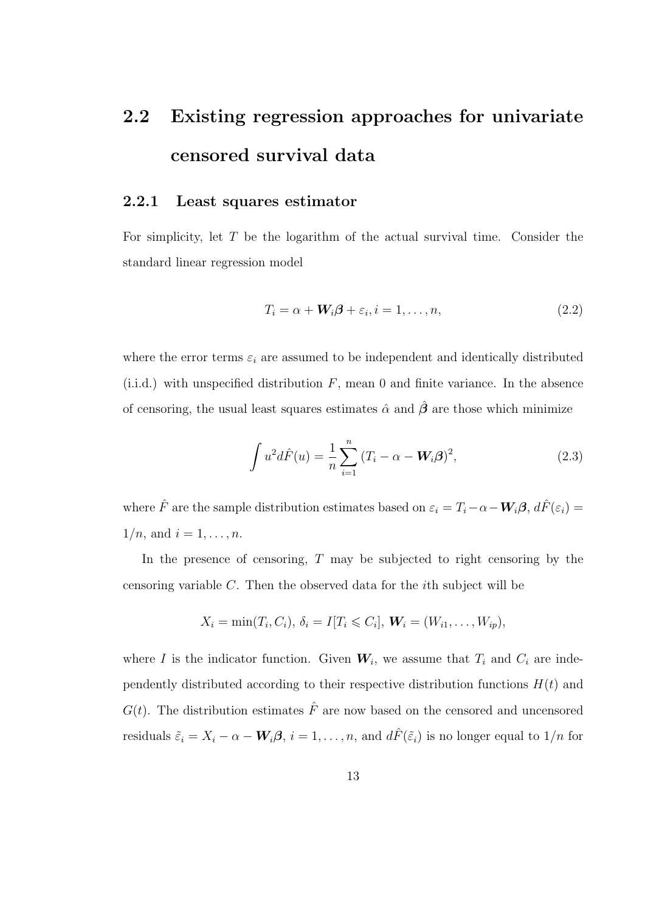## 2.2 Existing regression approaches for univariate censored survival data

### 2.2.1 Least squares estimator

For simplicity, let $T$ be the logarithm of the actual survival time. Consider the standard linear regression model

$$T_i = \alpha + \boldsymbol{W}_i\boldsymbol{\beta} + \varepsilon_i, i = 1, \ldots, n, \tag{2.2}$$

where the error terms $\varepsilon_i$ are assumed to be independent and identically distributed (i.i.d.) with unspecified distribution $F$, mean 0 and finite variance. In the absence of censoring, the usual least squares estimates $\hat{\alpha}$ and $\hat{\boldsymbol{\beta}}$ are those which minimize

$$\int u^2 d\hat{F}(u) = \frac{1}{n}\sum_{i=1}^{n}(T_i - \alpha - \boldsymbol{W}_i\boldsymbol{\beta})^2, \tag{2.3}$$

where $\hat{F}$ are the sample distribution estimates based on $\varepsilon_i = T_i - \alpha - \boldsymbol{W}_i\boldsymbol{\beta}$, $d\hat{F}(\varepsilon_i) = 1/n$, and $i = 1, \ldots, n$.

In the presence of censoring, $T$ may be subjected to right censoring by the censoring variable $C$. Then the observed data for the $i$th subject will be

$$X_i = \min(T_i, C_i),\ \delta_i = I[T_i \leqslant C_i],\ \boldsymbol{W}_i = (W_{i1}, \ldots, W_{ip}),$$

where $I$ is the indicator function. Given $\boldsymbol{W}_i$, we assume that $T_i$ and $C_i$ are independently distributed according to their respective distribution functions $H(t)$ and $G(t)$. The distribution estimates $\hat{F}$ are now based on the censored and uncensored residuals $\tilde{\varepsilon}_i = X_i - \alpha - \boldsymbol{W}_i\boldsymbol{\beta}$, $i = 1, \ldots, n$, and $d\hat{F}(\tilde{\varepsilon}_i)$ is no longer equal to $1/n$ for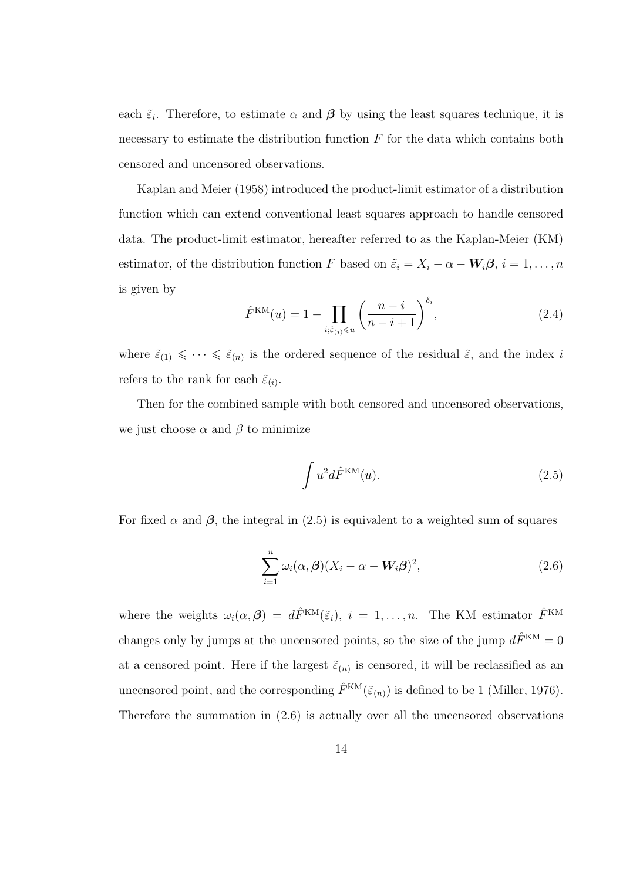each $\tilde{\varepsilon}_i$. Therefore, to estimate $\alpha$ and $\boldsymbol{\beta}$ by using the least squares technique, it is necessary to estimate the distribution function $F$ for the data which contains both censored and uncensored observations.

Kaplan and Meier (1958) introduced the product-limit estimator of a distribution function which can extend conventional least squares approach to handle censored data. The product-limit estimator, hereafter referred to as the Kaplan-Meier (KM) estimator, of the distribution function $F$ based on $\tilde{\varepsilon}_i = X_i - \alpha - \boldsymbol{W}_i\boldsymbol{\beta}$, $i = 1, \ldots, n$ is given by

$$\hat{F}^{\text{KM}}(u) = 1 - \prod_{i;\tilde{\varepsilon}_{(i)} \leqslant u} \left( \frac{n-i}{n-i+1} \right)^{\delta_i}, \tag{2.4}$$

where $\tilde{\varepsilon}_{(1)} \leqslant \cdots \leqslant \tilde{\varepsilon}_{(n)}$ is the ordered sequence of the residual $\tilde{\varepsilon}$, and the index $i$ refers to the rank for each $\tilde{\varepsilon}_{(i)}$.

Then for the combined sample with both censored and uncensored observations, we just choose $\alpha$ and $\beta$ to minimize

$$\int u^2 d\hat{F}^{\text{KM}}(u). \tag{2.5}$$

For fixed $\alpha$ and $\boldsymbol{\beta}$, the integral in (2.5) is equivalent to a weighted sum of squares

$$\sum_{i=1}^{n} \omega_i(\alpha, \boldsymbol{\beta})(X_i - \alpha - \boldsymbol{W}_i\boldsymbol{\beta})^2, \tag{2.6}$$

where the weights $\omega_i(\alpha, \boldsymbol{\beta}) = d\hat{F}^{\text{KM}}(\tilde{\varepsilon}_i)$, $i = 1, \ldots, n$. The KM estimator $\hat{F}^{\text{KM}}$ changes only by jumps at the uncensored points, so the size of the jump $d\hat{F}^{\text{KM}} = 0$ at a censored point. Here if the largest $\tilde{\varepsilon}_{(n)}$ is censored, it will be reclassified as an uncensored point, and the corresponding $\hat{F}^{\text{KM}}(\tilde{\varepsilon}_{(n)})$ is defined to be 1 (Miller, 1976). Therefore the summation in (2.6) is actually over all the uncensored observations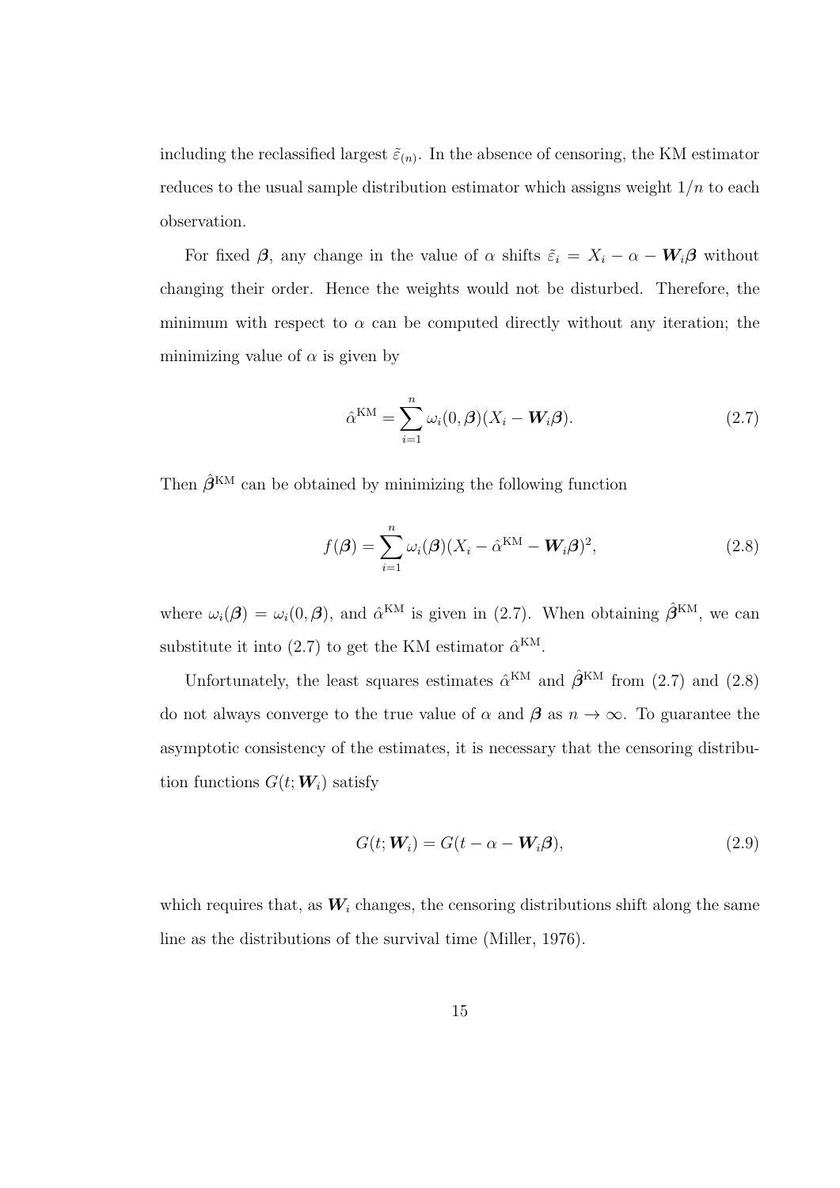including the reclassified largest $\tilde{\varepsilon}_{(n)}$. In the absence of censoring, the KM estimator reduces to the usual sample distribution estimator which assigns weight $1/n$ to each observation.

For fixed $\boldsymbol{\beta}$, any change in the value of $\alpha$ shifts $\tilde{\varepsilon}_i = X_i - \alpha - \boldsymbol{W}_i\boldsymbol{\beta}$ without changing their order. Hence the weights would not be disturbed. Therefore, the minimum with respect to $\alpha$ can be computed directly without any iteration; the minimizing value of $\alpha$ is given by

$$\hat{\alpha}^{\text{KM}} = \sum_{i=1}^{n} \omega_i(0, \boldsymbol{\beta})(X_i - \boldsymbol{W}_i\boldsymbol{\beta}). \tag{2.7}$$

Then $\hat{\boldsymbol{\beta}}^{\text{KM}}$ can be obtained by minimizing the following function

$$f(\boldsymbol{\beta}) = \sum_{i=1}^{n} \omega_i(\boldsymbol{\beta})(X_i - \hat{\alpha}^{\text{KM}} - \boldsymbol{W}_i\boldsymbol{\beta})^2, \tag{2.8}$$

where $\omega_i(\boldsymbol{\beta}) = \omega_i(0, \boldsymbol{\beta})$, and $\hat{\alpha}^{\text{KM}}$ is given in (2.7). When obtaining $\hat{\boldsymbol{\beta}}^{\text{KM}}$, we can substitute it into (2.7) to get the KM estimator $\hat{\alpha}^{\text{KM}}$.

Unfortunately, the least squares estimates $\hat{\alpha}^{\text{KM}}$ and $\hat{\boldsymbol{\beta}}^{\text{KM}}$ from (2.7) and (2.8) do not always converge to the true value of $\alpha$ and $\boldsymbol{\beta}$ as $n \to \infty$. To guarantee the asymptotic consistency of the estimates, it is necessary that the censoring distribution functions $G(t; \boldsymbol{W}_i)$ satisfy

$$G(t; \boldsymbol{W}_i) = G(t - \alpha - \boldsymbol{W}_i\boldsymbol{\beta}), \tag{2.9}$$

which requires that, as $\boldsymbol{W}_i$ changes, the censoring distributions shift along the same line as the distributions of the survival time (Miller, 1976).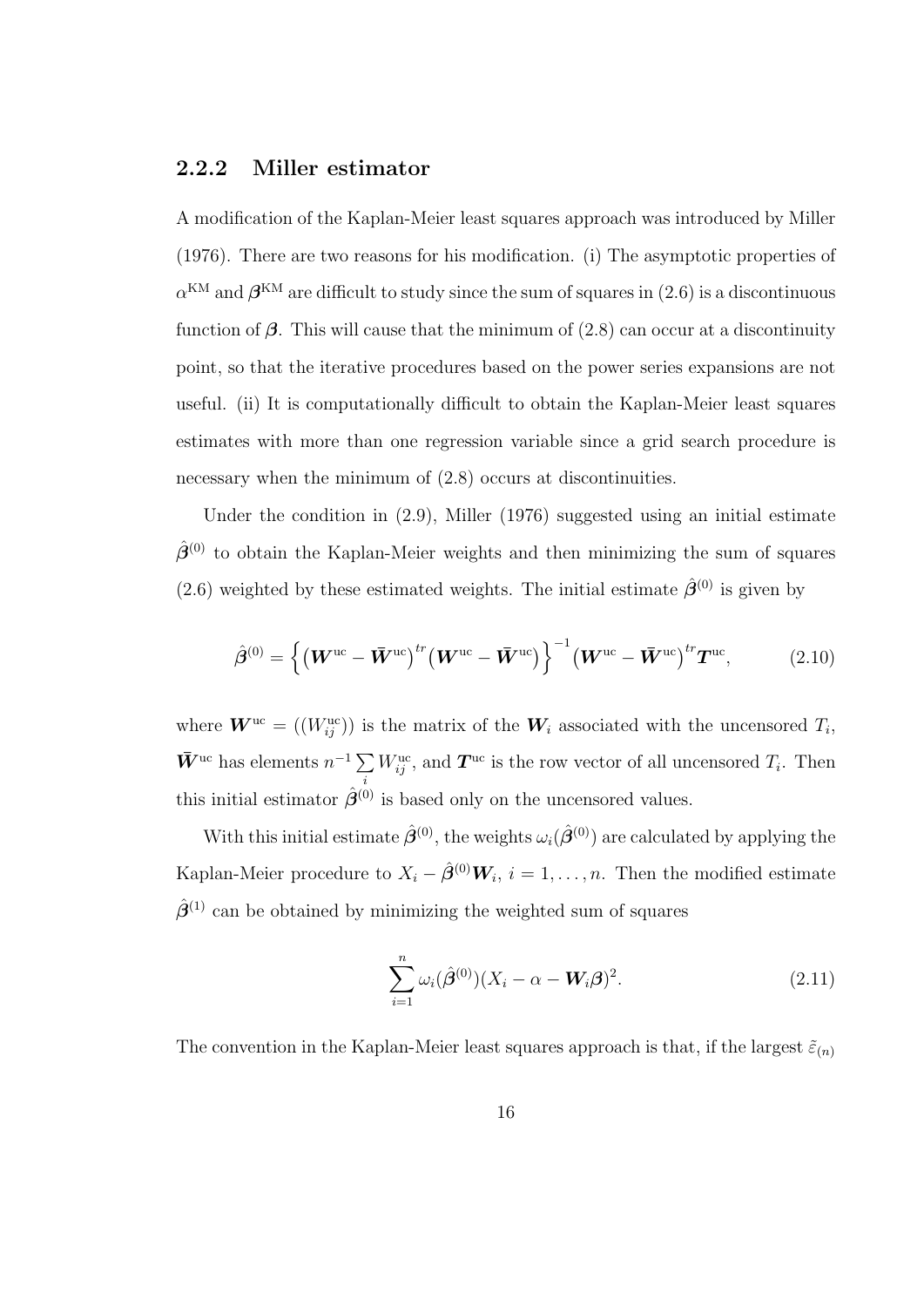### 2.2.2 Miller estimator

A modification of the Kaplan-Meier least squares approach was introduced by Miller (1976). There are two reasons for his modification. (i) The asymptotic properties of $\alpha^{\text{KM}}$ and $\boldsymbol{\beta}^{\text{KM}}$ are difficult to study since the sum of squares in (2.6) is a discontinuous function of $\boldsymbol{\beta}$. This will cause that the minimum of (2.8) can occur at a discontinuity point, so that the iterative procedures based on the power series expansions are not useful. (ii) It is computationally difficult to obtain the Kaplan-Meier least squares estimates with more than one regression variable since a grid search procedure is necessary when the minimum of (2.8) occurs at discontinuities.

Under the condition in (2.9), Miller (1976) suggested using an initial estimate $\hat{\boldsymbol{\beta}}^{(0)}$ to obtain the Kaplan-Meier weights and then minimizing the sum of squares (2.6) weighted by these estimated weights. The initial estimate $\hat{\boldsymbol{\beta}}^{(0)}$ is given by

$$\hat{\boldsymbol{\beta}}^{(0)} = \left\{ \left( \boldsymbol{W}^{\text{uc}} - \bar{\boldsymbol{W}}^{\text{uc}} \right)^{tr} \left( \boldsymbol{W}^{\text{uc}} - \bar{\boldsymbol{W}}^{\text{uc}} \right) \right\}^{-1} \left( \boldsymbol{W}^{\text{uc}} - \bar{\boldsymbol{W}}^{\text{uc}} \right)^{tr} \boldsymbol{T}^{\text{uc}}, \tag{2.10}$$

where $\boldsymbol{W}^{\text{uc}} = ((W_{ij}^{\text{uc}}))$ is the matrix of the $\boldsymbol{W}_i$ associated with the uncensored $T_i$, $\bar{\boldsymbol{W}}^{\text{uc}}$ has elements $n^{-1} \sum_i W_{ij}^{\text{uc}}$, and $\boldsymbol{T}^{\text{uc}}$ is the row vector of all uncensored $T_i$. Then this initial estimator $\hat{\boldsymbol{\beta}}^{(0)}$ is based only on the uncensored values.

With this initial estimate $\hat{\boldsymbol{\beta}}^{(0)}$, the weights $\omega_i(\hat{\boldsymbol{\beta}}^{(0)})$ are calculated by applying the Kaplan-Meier procedure to $X_i - \hat{\boldsymbol{\beta}}^{(0)} \boldsymbol{W}_i$, $i = 1, \ldots, n$. Then the modified estimate $\hat{\boldsymbol{\beta}}^{(1)}$ can be obtained by minimizing the weighted sum of squares

$$\sum_{i=1}^{n} \omega_i(\hat{\boldsymbol{\beta}}^{(0)})(X_i - \alpha - \boldsymbol{W}_i \boldsymbol{\beta})^2. \tag{2.11}$$

The convention in the Kaplan-Meier least squares approach is that, if the largest $\tilde{\varepsilon}_{(n)}$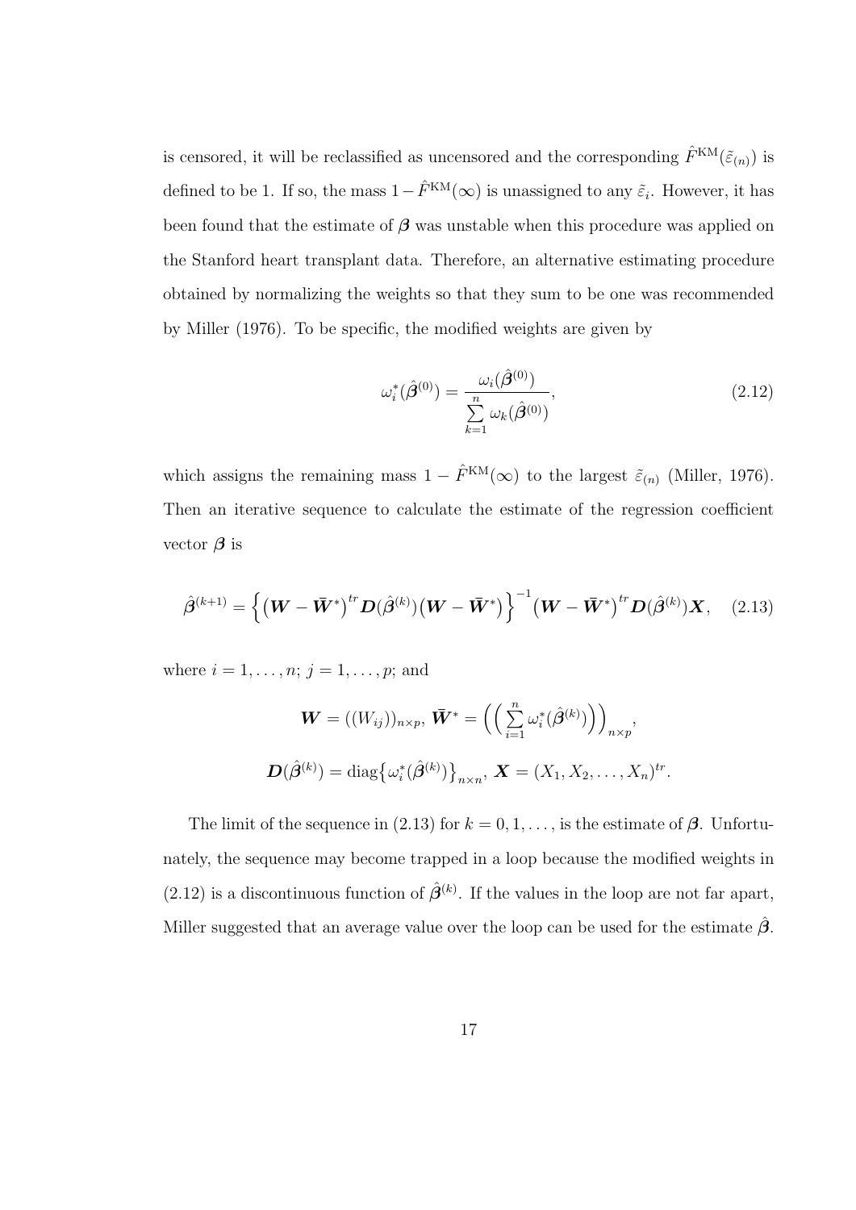is censored, it will be reclassified as uncensored and the corresponding $\hat{F}^{\text{KM}}(\tilde{\varepsilon}_{(n)})$ is defined to be 1. If so, the mass $1-\hat{F}^{\text{KM}}(\infty)$ is unassigned to any $\tilde{\varepsilon}_i$. However, it has been found that the estimate of $\boldsymbol{\beta}$ was unstable when this procedure was applied on the Stanford heart transplant data. Therefore, an alternative estimating procedure obtained by normalizing the weights so that they sum to be one was recommended by Miller (1976). To be specific, the modified weights are given by

$$\omega_i^*(\hat{\boldsymbol{\beta}}^{(0)}) = \frac{\omega_i(\hat{\boldsymbol{\beta}}^{(0)})}{\sum\limits_{k=1}^{n} \omega_k(\hat{\boldsymbol{\beta}}^{(0)})}, \tag{2.12}$$

which assigns the remaining mass $1 - \hat{F}^{\text{KM}}(\infty)$ to the largest $\tilde{\varepsilon}_{(n)}$ (Miller, 1976). Then an iterative sequence to calculate the estimate of the regression coefficient vector $\boldsymbol{\beta}$ is

$$\hat{\boldsymbol{\beta}}^{(k+1)} = \Big\{ \big(\boldsymbol{W} - \bar{\boldsymbol{W}}^*\big)^{tr} \boldsymbol{D}(\hat{\boldsymbol{\beta}}^{(k)}) \big(\boldsymbol{W} - \bar{\boldsymbol{W}}^*\big) \Big\}^{-1} \big(\boldsymbol{W} - \bar{\boldsymbol{W}}^*\big)^{tr} \boldsymbol{D}(\hat{\boldsymbol{\beta}}^{(k)}) \boldsymbol{X}, \tag{2.13}$$

where $i = 1, \ldots, n$; $j = 1, \ldots, p$; and

$$\boldsymbol{W} = ((W_{ij}))_{n \times p},\ \bar{\boldsymbol{W}}^* = \Big( \Big( \sum_{i=1}^{n} \omega_i^*(\hat{\boldsymbol{\beta}}^{(k)}) \Big) \Big)_{n \times p},$$

$$\boldsymbol{D}(\hat{\boldsymbol{\beta}}^{(k)}) = \operatorname{diag}\big\{ \omega_i^*(\hat{\boldsymbol{\beta}}^{(k)}) \big\}_{n \times n},\ \boldsymbol{X} = (X_1, X_2, \ldots, X_n)^{tr}.$$

The limit of the sequence in (2.13) for $k = 0, 1, \ldots,$ is the estimate of $\boldsymbol{\beta}$. Unfortunately, the sequence may become trapped in a loop because the modified weights in (2.12) is a discontinuous function of $\hat{\boldsymbol{\beta}}^{(k)}$. If the values in the loop are not far apart, Miller suggested that an average value over the loop can be used for the estimate $\hat{\boldsymbol{\beta}}$.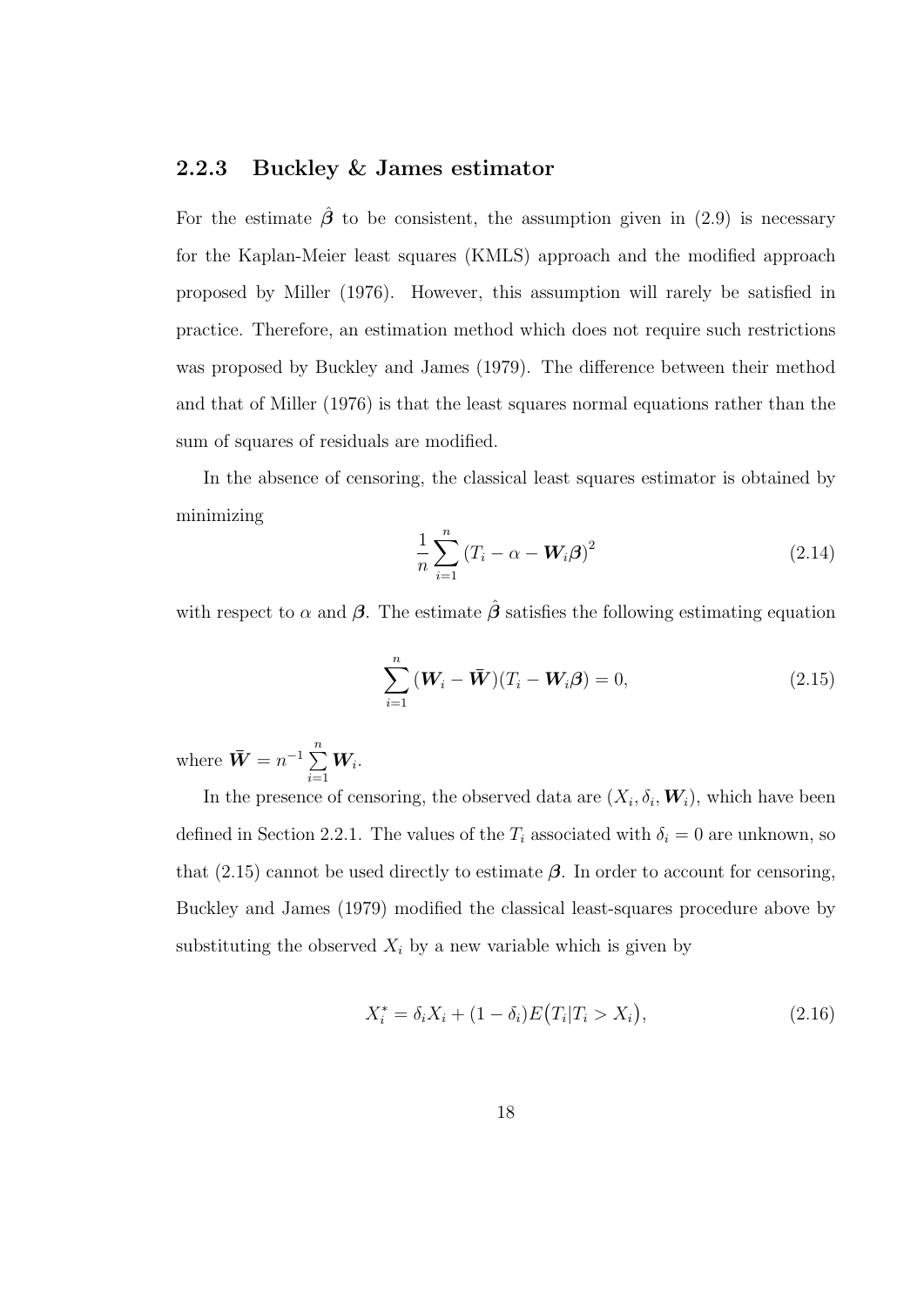### 2.2.3 Buckley & James estimator

For the estimate $\hat{\boldsymbol{\beta}}$ to be consistent, the assumption given in (2.9) is necessary for the Kaplan-Meier least squares (KMLS) approach and the modified approach proposed by Miller (1976). However, this assumption will rarely be satisfied in practice. Therefore, an estimation method which does not require such restrictions was proposed by Buckley and James (1979). The difference between their method and that of Miller (1976) is that the least squares normal equations rather than the sum of squares of residuals are modified.

In the absence of censoring, the classical least squares estimator is obtained by minimizing

$$\frac{1}{n}\sum_{i=1}^{n}\left(T_i - \alpha - \boldsymbol{W}_i\boldsymbol{\beta}\right)^2 \tag{2.14}$$

with respect to $\alpha$ and $\boldsymbol{\beta}$. The estimate $\hat{\boldsymbol{\beta}}$ satisfies the following estimating equation

$$\sum_{i=1}^{n}(\boldsymbol{W}_i - \bar{\boldsymbol{W}})(T_i - \boldsymbol{W}_i\boldsymbol{\beta}) = 0, \tag{2.15}$$

where $\bar{\boldsymbol{W}} = n^{-1}\sum\limits_{i=1}^{n}\boldsymbol{W}_i$.

In the presence of censoring, the observed data are $(X_i, \delta_i, \boldsymbol{W}_i)$, which have been defined in Section 2.2.1. The values of the $T_i$ associated with $\delta_i = 0$ are unknown, so that (2.15) cannot be used directly to estimate $\boldsymbol{\beta}$. In order to account for censoring, Buckley and James (1979) modified the classical least-squares procedure above by substituting the observed $X_i$ by a new variable which is given by

$$X_i^* = \delta_i X_i + (1 - \delta_i)E\big(T_i | T_i > X_i\big), \tag{2.16}$$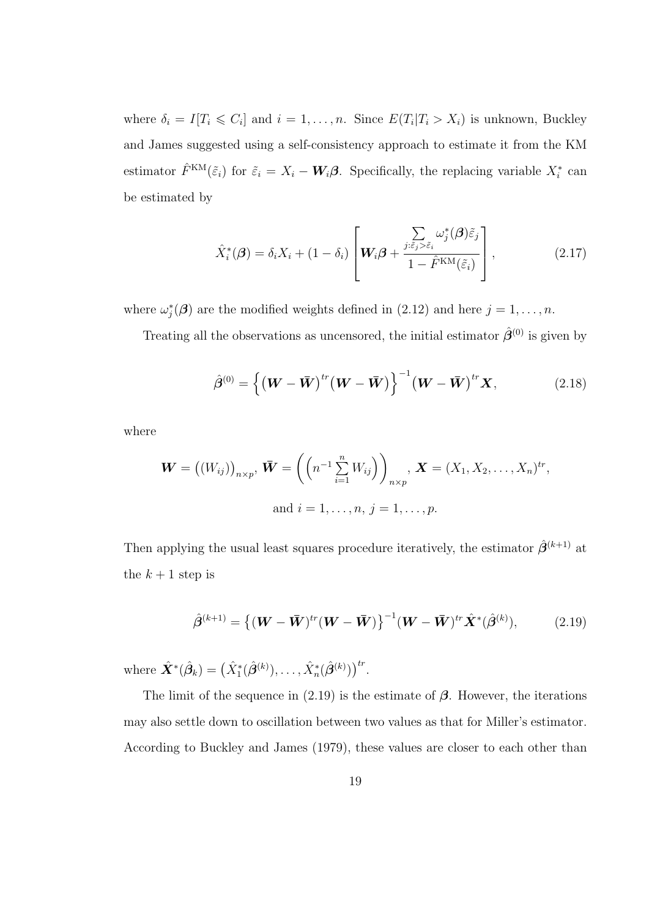where $\delta_i = I[T_i \leqslant C_i]$ and $i = 1, \ldots, n$. Since $E(T_i | T_i > X_i)$ is unknown, Buckley and James suggested using a self-consistency approach to estimate it from the KM estimator $\hat{F}^{\mathrm{KM}}(\tilde{\varepsilon}_i)$ for $\tilde{\varepsilon}_i = X_i - \boldsymbol{W}_i\boldsymbol{\beta}$. Specifically, the replacing variable $X_i^*$ can be estimated by

$$\hat{X}_i^*(\boldsymbol{\beta}) = \delta_i X_i + (1 - \delta_i) \left[ \boldsymbol{W}_i\boldsymbol{\beta} + \frac{\sum\limits_{j:\tilde{\varepsilon}_j > \tilde{\varepsilon}_i} \omega_j^*(\boldsymbol{\beta})\tilde{\varepsilon}_j}{1 - \hat{F}^{\mathrm{KM}}(\tilde{\varepsilon}_i)} \right], \tag{2.17}$$

where $\omega_j^*(\boldsymbol{\beta})$ are the modified weights defined in (2.12) and here $j = 1, \ldots, n$.

Treating all the observations as uncensored, the initial estimator $\hat{\boldsymbol{\beta}}^{(0)}$ is given by

$$\hat{\boldsymbol{\beta}}^{(0)} = \left\{ \left(\boldsymbol{W} - \bar{\boldsymbol{W}}\right)^{tr} \left(\boldsymbol{W} - \bar{\boldsymbol{W}}\right) \right\}^{-1} \left(\boldsymbol{W} - \bar{\boldsymbol{W}}\right)^{tr} \boldsymbol{X}, \tag{2.18}$$

where

$$\boldsymbol{W} = \left((W_{ij})\right)_{n \times p}, \ \bar{\boldsymbol{W}} = \left( \left( n^{-1} \sum_{i=1}^{n} W_{ij} \right) \right)_{n \times p}, \ \boldsymbol{X} = (X_1, X_2, \ldots, X_n)^{tr},$$

$$\text{and } i = 1, \ldots, n, \ j = 1, \ldots, p.$$

Then applying the usual least squares procedure iteratively, the estimator $\hat{\boldsymbol{\beta}}^{(k+1)}$ at the $k + 1$ step is

$$\hat{\boldsymbol{\beta}}^{(k+1)} = \left\{ (\boldsymbol{W} - \bar{\boldsymbol{W}})^{tr} (\boldsymbol{W} - \bar{\boldsymbol{W}}) \right\}^{-1} (\boldsymbol{W} - \bar{\boldsymbol{W}})^{tr} \hat{\boldsymbol{X}}^*(\hat{\boldsymbol{\beta}}^{(k)}), \tag{2.19}$$

where $\hat{\boldsymbol{X}}^*(\hat{\boldsymbol{\beta}}_k) = \left(\hat{X}_1^*(\hat{\boldsymbol{\beta}}^{(k)}), \ldots, \hat{X}_n^*(\hat{\boldsymbol{\beta}}^{(k)})\right)^{tr}$.

The limit of the sequence in (2.19) is the estimate of $\boldsymbol{\beta}$. However, the iterations may also settle down to oscillation between two values as that for Miller's estimator. According to Buckley and James (1979), these values are closer to each other than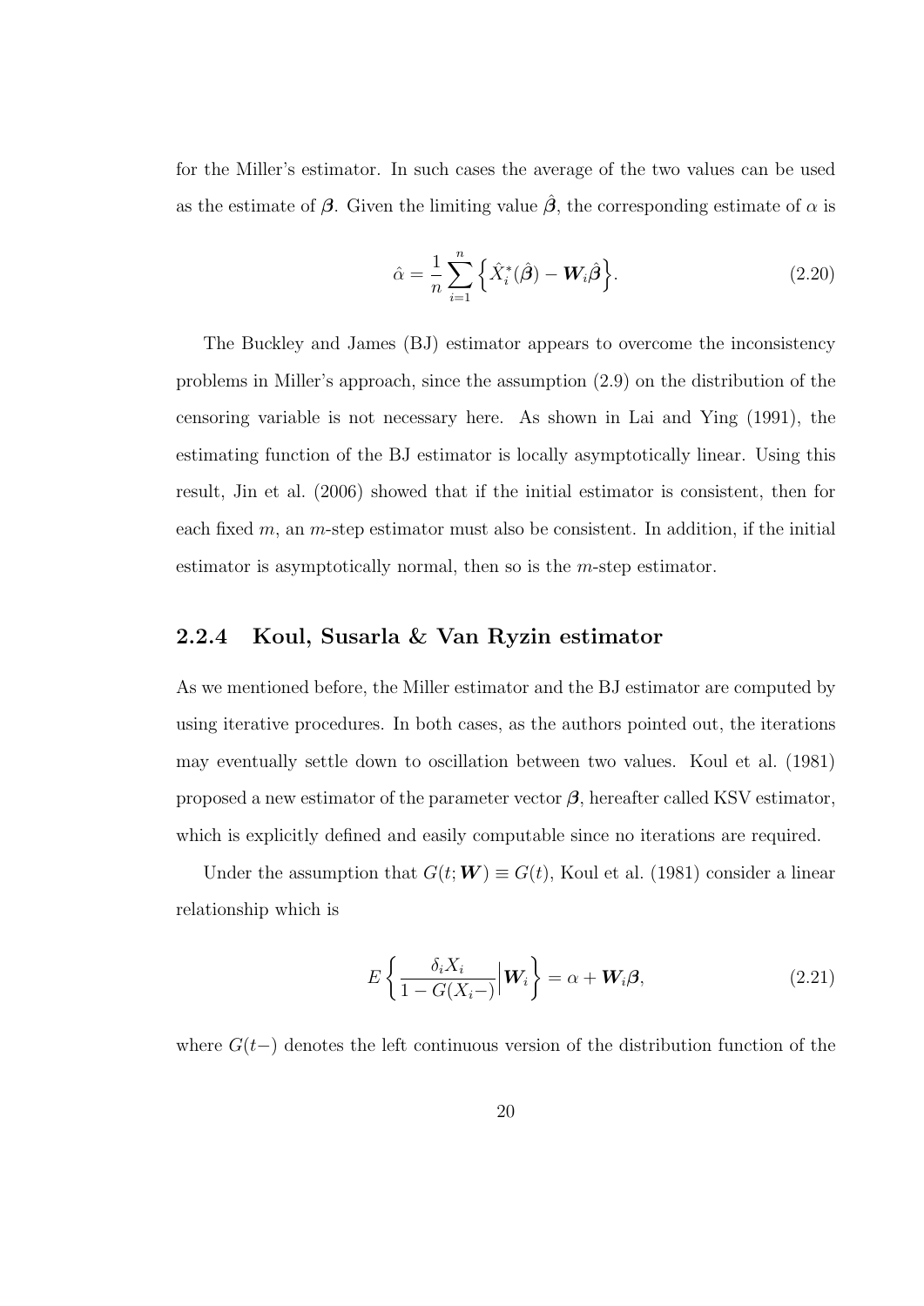for the Miller's estimator. In such cases the average of the two values can be used as the estimate of $\boldsymbol{\beta}$. Given the limiting value $\hat{\boldsymbol{\beta}}$, the corresponding estimate of $\alpha$ is

$$\hat{\alpha} = \frac{1}{n}\sum_{i=1}^{n}\Big\{\hat{X}_i^*(\hat{\boldsymbol{\beta}}) - \boldsymbol{W}_i\hat{\boldsymbol{\beta}}\Big\}. \tag{2.20}$$

The Buckley and James (BJ) estimator appears to overcome the inconsistency problems in Miller's approach, since the assumption (2.9) on the distribution of the censoring variable is not necessary here. As shown in Lai and Ying (1991), the estimating function of the BJ estimator is locally asymptotically linear. Using this result, Jin et al. (2006) showed that if the initial estimator is consistent, then for each fixed $m$, an $m$-step estimator must also be consistent. In addition, if the initial estimator is asymptotically normal, then so is the $m$-step estimator.

### 2.2.4 Koul, Susarla & Van Ryzin estimator

As we mentioned before, the Miller estimator and the BJ estimator are computed by using iterative procedures. In both cases, as the authors pointed out, the iterations may eventually settle down to oscillation between two values. Koul et al. (1981) proposed a new estimator of the parameter vector $\boldsymbol{\beta}$, hereafter called KSV estimator, which is explicitly defined and easily computable since no iterations are required.

Under the assumption that $G(t;\boldsymbol{W}) \equiv G(t)$, Koul et al. (1981) consider a linear relationship which is

$$E\left\{\frac{\delta_i X_i}{1 - G(X_i-)}\Big|\boldsymbol{W}_i\right\} = \alpha + \boldsymbol{W}_i\boldsymbol{\beta}, \tag{2.21}$$

where $G(t-)$ denotes the left continuous version of the distribution function of the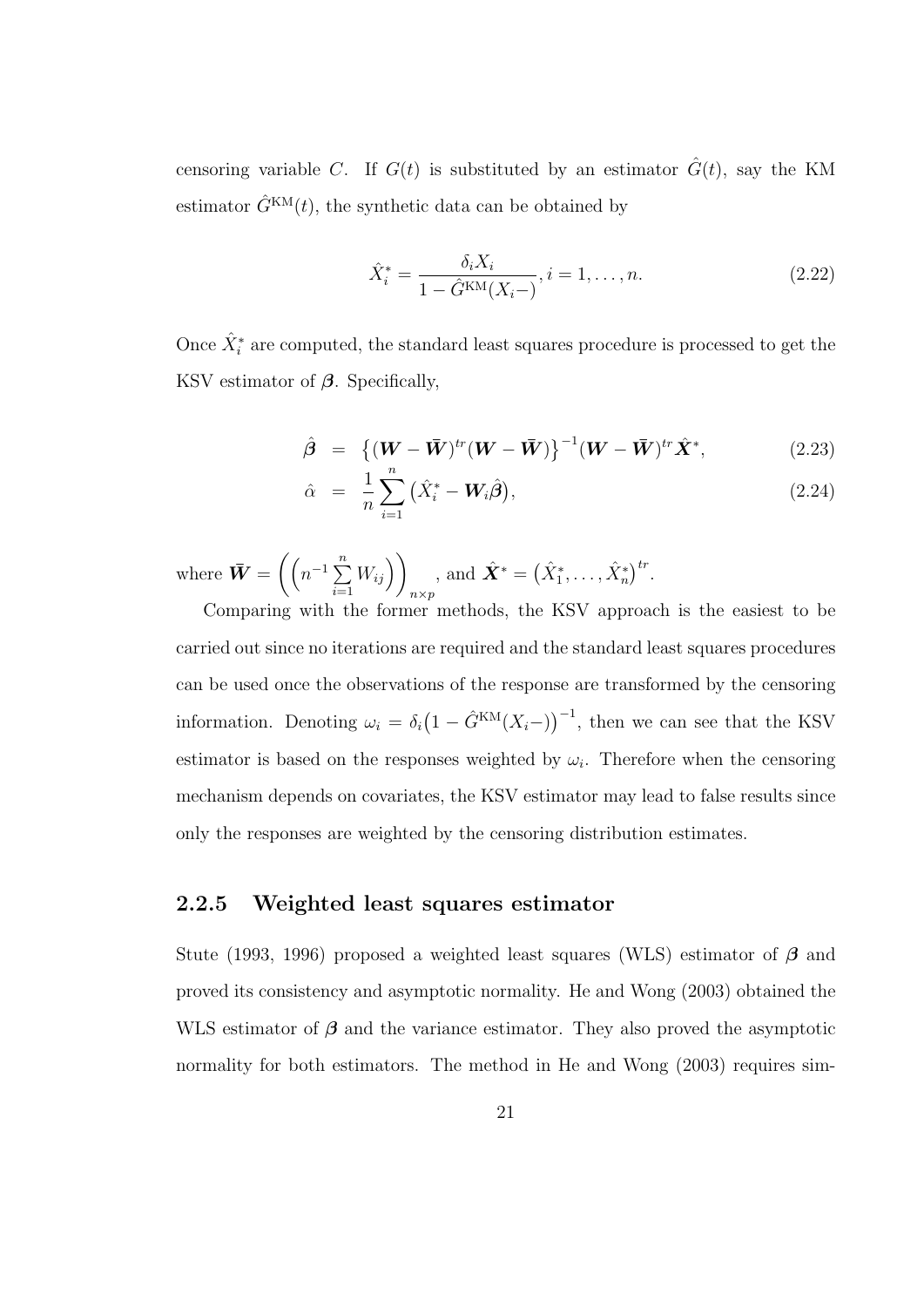censoring variable $C$. If $G(t)$ is substituted by an estimator $\hat{G}(t)$, say the KM estimator $\hat{G}^{\text{KM}}(t)$, the synthetic data can be obtained by

$$\hat{X}_i^* = \frac{\delta_i X_i}{1 - \hat{G}^{\text{KM}}(X_i-)}, i = 1, \ldots, n. \tag{2.22}$$

Once $\hat{X}_i^*$ are computed, the standard least squares procedure is processed to get the KSV estimator of $\boldsymbol{\beta}$. Specifically,

$$\hat{\boldsymbol{\beta}} = \left\{(\boldsymbol{W} - \bar{\boldsymbol{W}})^{tr}(\boldsymbol{W} - \bar{\boldsymbol{W}})\right\}^{-1}(\boldsymbol{W} - \bar{\boldsymbol{W}})^{tr}\hat{\boldsymbol{X}}^*, \tag{2.23}$$

$$\hat{\alpha} = \frac{1}{n}\sum_{i=1}^{n}\left(\hat{X}_i^* - \boldsymbol{W}_i\hat{\boldsymbol{\beta}}\right), \tag{2.24}$$

where $\bar{\boldsymbol{W}} = \left(\left(n^{-1}\sum_{i=1}^{n} W_{ij}\right)\right)_{n\times p}$, and $\hat{\boldsymbol{X}}^* = \left(\hat{X}_1^*, \ldots, \hat{X}_n^*\right)^{tr}$.

Comparing with the former methods, the KSV approach is the easiest to be carried out since no iterations are required and the standard least squares procedures can be used once the observations of the response are transformed by the censoring information. Denoting $\omega_i = \delta_i\left(1 - \hat{G}^{\text{KM}}(X_i-)\right)^{-1}$, then we can see that the KSV estimator is based on the responses weighted by $\omega_i$. Therefore when the censoring mechanism depends on covariates, the KSV estimator may lead to false results since only the responses are weighted by the censoring distribution estimates.

### 2.2.5 Weighted least squares estimator

Stute (1993, 1996) proposed a weighted least squares (WLS) estimator of $\boldsymbol{\beta}$ and proved its consistency and asymptotic normality. He and Wong (2003) obtained the WLS estimator of $\boldsymbol{\beta}$ and the variance estimator. They also proved the asymptotic normality for both estimators. The method in He and Wong (2003) requires sim-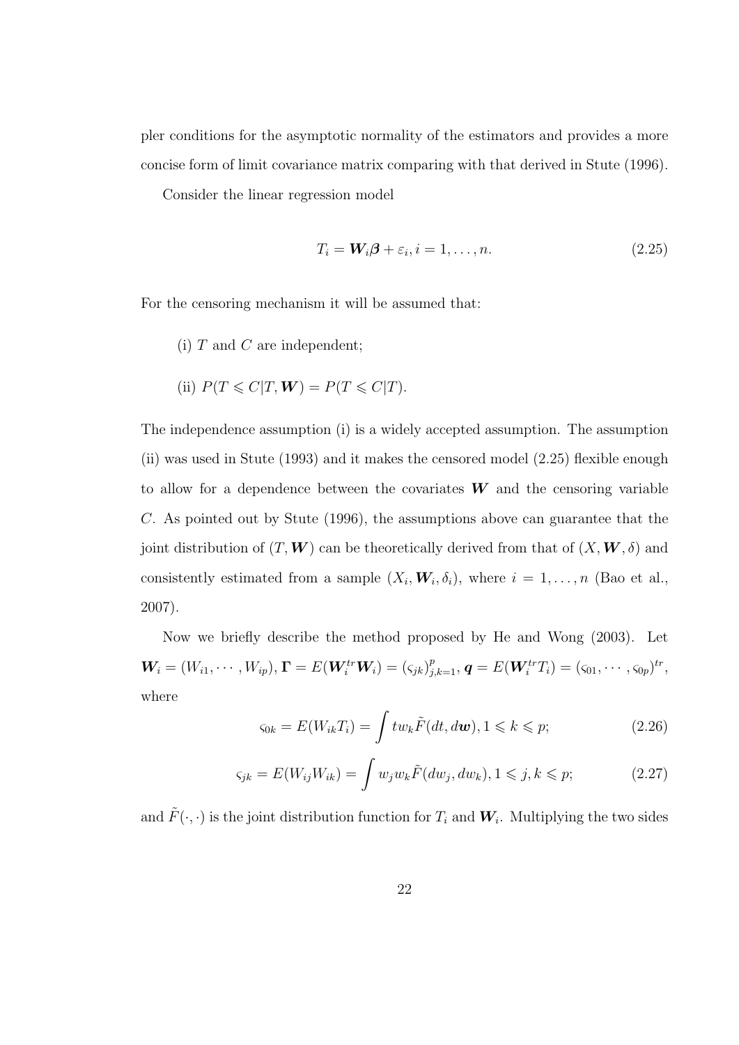pler conditions for the asymptotic normality of the estimators and provides a more concise form of limit covariance matrix comparing with that derived in Stute (1996).

Consider the linear regression model

$$T_i = \boldsymbol{W}_i\boldsymbol{\beta} + \varepsilon_i, i = 1, \ldots, n. \tag{2.25}$$

For the censoring mechanism it will be assumed that:

(i) $T$ and $C$ are independent;

(ii) $P(T \leqslant C|T, \boldsymbol{W}) = P(T \leqslant C|T)$.

The independence assumption (i) is a widely accepted assumption. The assumption (ii) was used in Stute (1993) and it makes the censored model (2.25) flexible enough to allow for a dependence between the covariates $\boldsymbol{W}$ and the censoring variable $C$. As pointed out by Stute (1996), the assumptions above can guarantee that the joint distribution of $(T, \boldsymbol{W})$ can be theoretically derived from that of $(X, \boldsymbol{W}, \delta)$ and consistently estimated from a sample $(X_i, \boldsymbol{W}_i, \delta_i)$, where $i = 1, \ldots, n$ (Bao et al., 2007).

Now we briefly describe the method proposed by He and Wong (2003). Let $\boldsymbol{W}_i = (W_{i1}, \cdots, W_{ip})$, $\boldsymbol{\Gamma} = E(\boldsymbol{W}_i^{tr}\boldsymbol{W}_i) = (\varsigma_{jk})_{j,k=1}^{p}$, $\boldsymbol{q} = E(\boldsymbol{W}_i^{tr}T_i) = (\varsigma_{01}, \cdots, \varsigma_{0p})^{tr}$, where

$$\varsigma_{0k} = E(W_{ik}T_i) = \int tw_k\tilde{F}(dt, d\boldsymbol{w}), 1 \leqslant k \leqslant p; \tag{2.26}$$

$$\varsigma_{jk} = E(W_{ij}W_{ik}) = \int w_j w_k\tilde{F}(dw_j, dw_k), 1 \leqslant j, k \leqslant p; \tag{2.27}$$

and $\tilde{F}(\cdot, \cdot)$ is the joint distribution function for $T_i$ and $\boldsymbol{W}_i$. Multiplying the two sides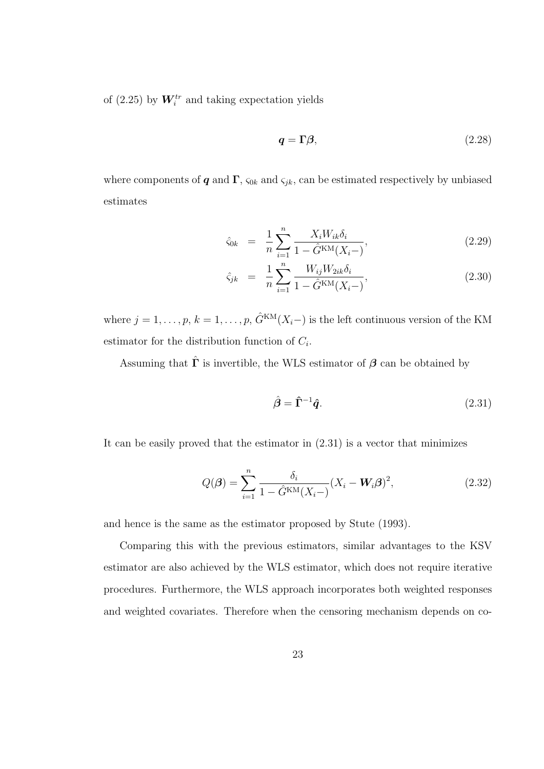of (2.25) by $\boldsymbol{W}_i^{tr}$ and taking expectation yields

$$\boldsymbol{q} = \boldsymbol{\Gamma}\boldsymbol{\beta}, \tag{2.28}$$

where components of $\boldsymbol{q}$ and $\boldsymbol{\Gamma}$, $\varsigma_{0k}$ and $\varsigma_{jk}$, can be estimated respectively by unbiased estimates

$$\hat{\varsigma}_{0k} = \frac{1}{n}\sum_{i=1}^{n} \frac{X_i W_{ik} \delta_i}{1 - \hat{G}^{\text{KM}}(X_i-)}, \tag{2.29}$$

$$\hat{\varsigma}_{jk} = \frac{1}{n}\sum_{i=1}^{n} \frac{W_{ij} W_{2ik} \delta_i}{1 - \hat{G}^{\text{KM}}(X_i-)}, \tag{2.30}$$

where $j = 1, \ldots, p$, $k = 1, \ldots, p$, $\hat{G}^{\text{KM}}(X_i-)$ is the left continuous version of the KM estimator for the distribution function of $C_i$.

Assuming that $\hat{\boldsymbol{\Gamma}}$ is invertible, the WLS estimator of $\boldsymbol{\beta}$ can be obtained by

$$\hat{\boldsymbol{\beta}} = \hat{\boldsymbol{\Gamma}}^{-1}\hat{\boldsymbol{q}}. \tag{2.31}$$

It can be easily proved that the estimator in (2.31) is a vector that minimizes

$$Q(\boldsymbol{\beta}) = \sum_{i=1}^{n} \frac{\delta_i}{1 - \hat{G}^{\text{KM}}(X_i-)} (X_i - \boldsymbol{W}_i\boldsymbol{\beta})^2, \tag{2.32}$$

and hence is the same as the estimator proposed by Stute (1993).

Comparing this with the previous estimators, similar advantages to the KSV estimator are also achieved by the WLS estimator, which does not require iterative procedures. Furthermore, the WLS approach incorporates both weighted responses and weighted covariates. Therefore when the censoring mechanism depends on co-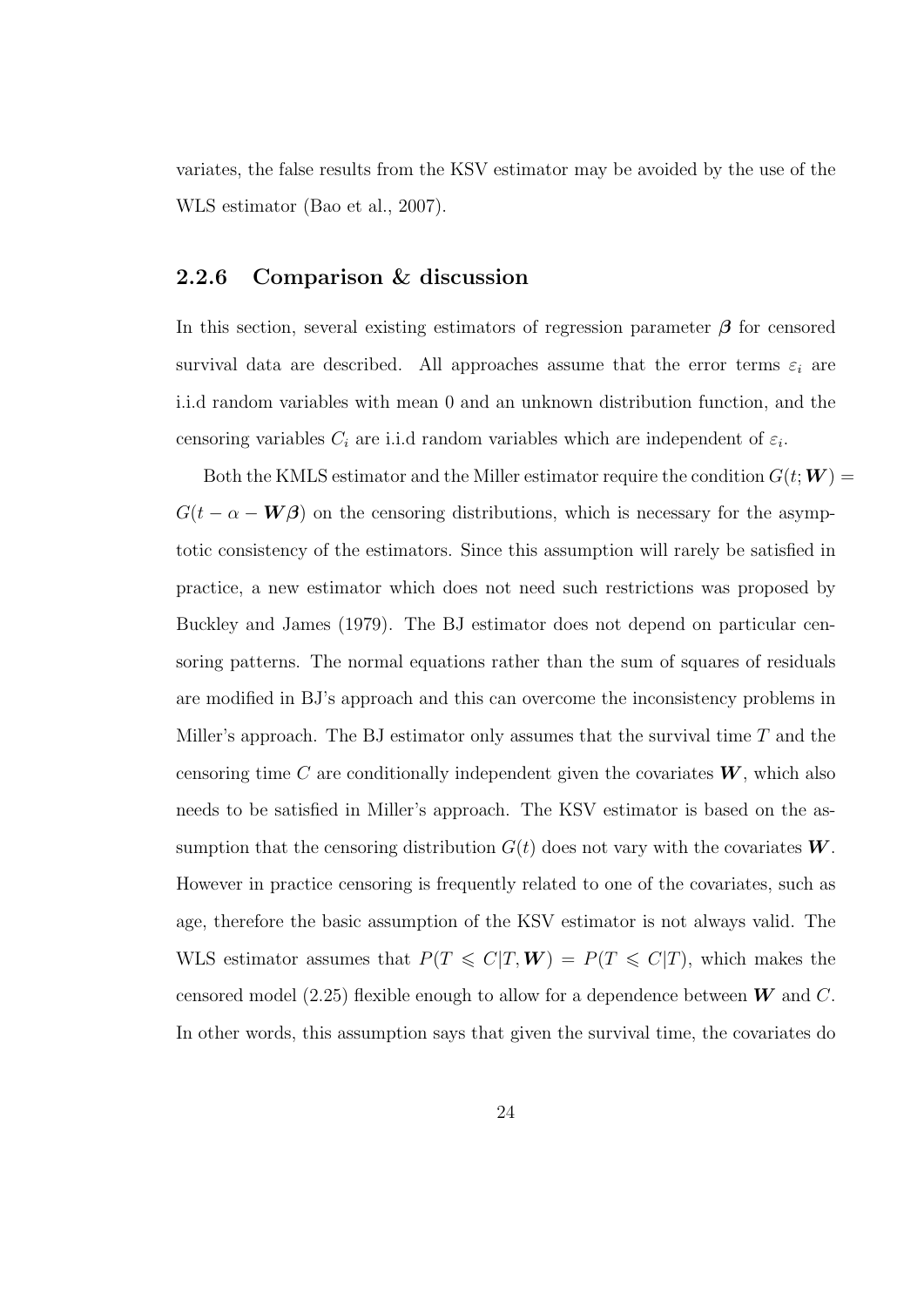variates, the false results from the KSV estimator may be avoided by the use of the WLS estimator (Bao et al., 2007).

### 2.2.6 Comparison & discussion

In this section, several existing estimators of regression parameter $\boldsymbol{\beta}$ for censored survival data are described. All approaches assume that the error terms $\varepsilon_i$ are i.i.d random variables with mean 0 and an unknown distribution function, and the censoring variables $C_i$ are i.i.d random variables which are independent of $\varepsilon_i$.

Both the KMLS estimator and the Miller estimator require the condition $G(t; \boldsymbol{W}) = G(t - \alpha - \boldsymbol{W}\boldsymbol{\beta})$ on the censoring distributions, which is necessary for the asymptotic consistency of the estimators. Since this assumption will rarely be satisfied in practice, a new estimator which does not need such restrictions was proposed by Buckley and James (1979). The BJ estimator does not depend on particular censoring patterns. The normal equations rather than the sum of squares of residuals are modified in BJ's approach and this can overcome the inconsistency problems in Miller's approach. The BJ estimator only assumes that the survival time $T$ and the censoring time $C$ are conditionally independent given the covariates $\boldsymbol{W}$, which also needs to be satisfied in Miller's approach. The KSV estimator is based on the assumption that the censoring distribution $G(t)$ does not vary with the covariates $\boldsymbol{W}$. However in practice censoring is frequently related to one of the covariates, such as age, therefore the basic assumption of the KSV estimator is not always valid. The WLS estimator assumes that $P(T \leqslant C|T, \boldsymbol{W}) = P(T \leqslant C|T)$, which makes the censored model (2.25) flexible enough to allow for a dependence between $\boldsymbol{W}$ and $C$. In other words, this assumption says that given the survival time, the covariates do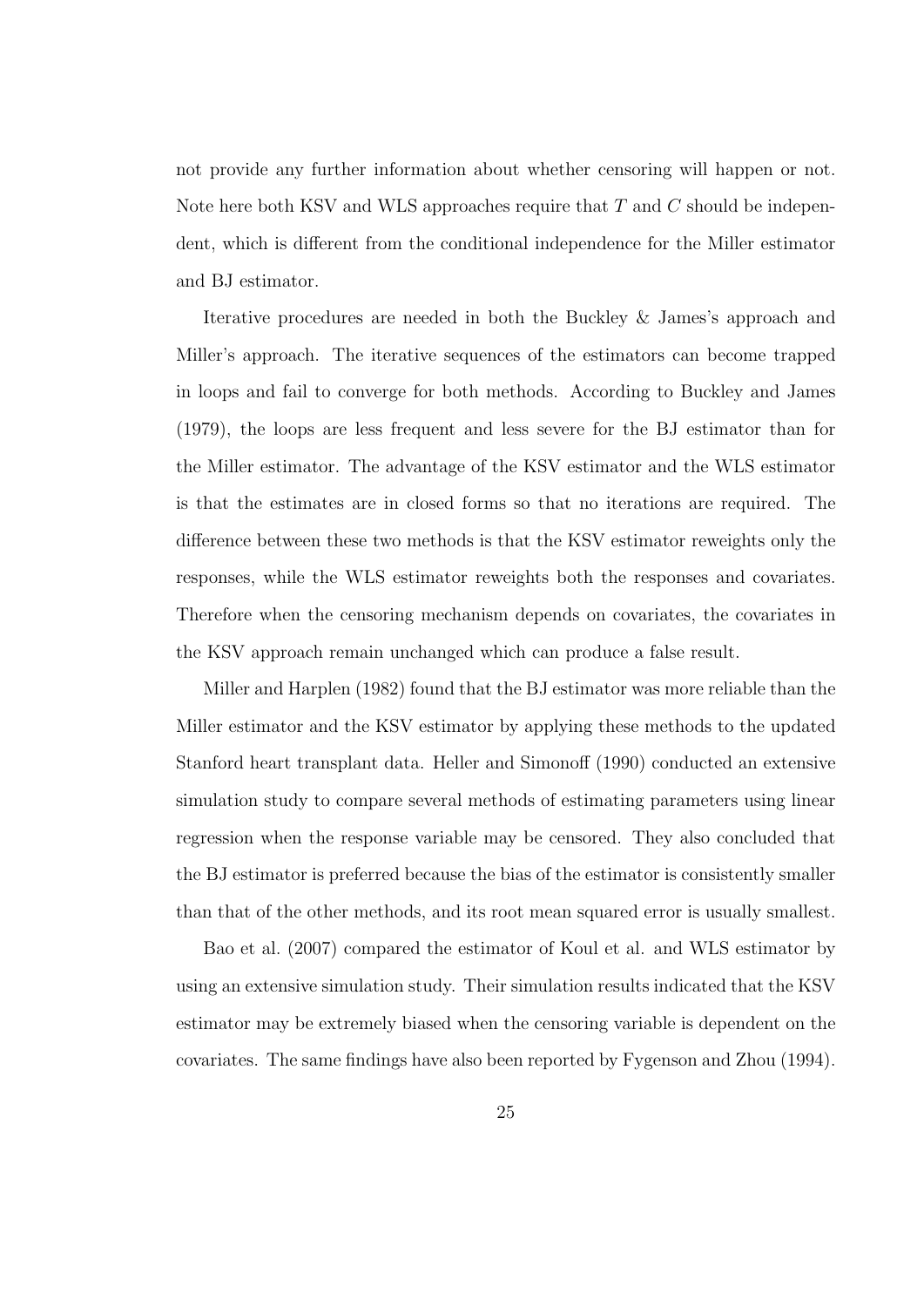not provide any further information about whether censoring will happen or not. Note here both KSV and WLS approaches require that $T$ and $C$ should be independent, which is different from the conditional independence for the Miller estimator and BJ estimator.

Iterative procedures are needed in both the Buckley & James's approach and Miller's approach. The iterative sequences of the estimators can become trapped in loops and fail to converge for both methods. According to Buckley and James (1979), the loops are less frequent and less severe for the BJ estimator than for the Miller estimator. The advantage of the KSV estimator and the WLS estimator is that the estimates are in closed forms so that no iterations are required. The difference between these two methods is that the KSV estimator reweights only the responses, while the WLS estimator reweights both the responses and covariates. Therefore when the censoring mechanism depends on covariates, the covariates in the KSV approach remain unchanged which can produce a false result.

Miller and Harplen (1982) found that the BJ estimator was more reliable than the Miller estimator and the KSV estimator by applying these methods to the updated Stanford heart transplant data. Heller and Simonoff (1990) conducted an extensive simulation study to compare several methods of estimating parameters using linear regression when the response variable may be censored. They also concluded that the BJ estimator is preferred because the bias of the estimator is consistently smaller than that of the other methods, and its root mean squared error is usually smallest.

Bao et al. (2007) compared the estimator of Koul et al. and WLS estimator by using an extensive simulation study. Their simulation results indicated that the KSV estimator may be extremely biased when the censoring variable is dependent on the covariates. The same findings have also been reported by Fygenson and Zhou (1994).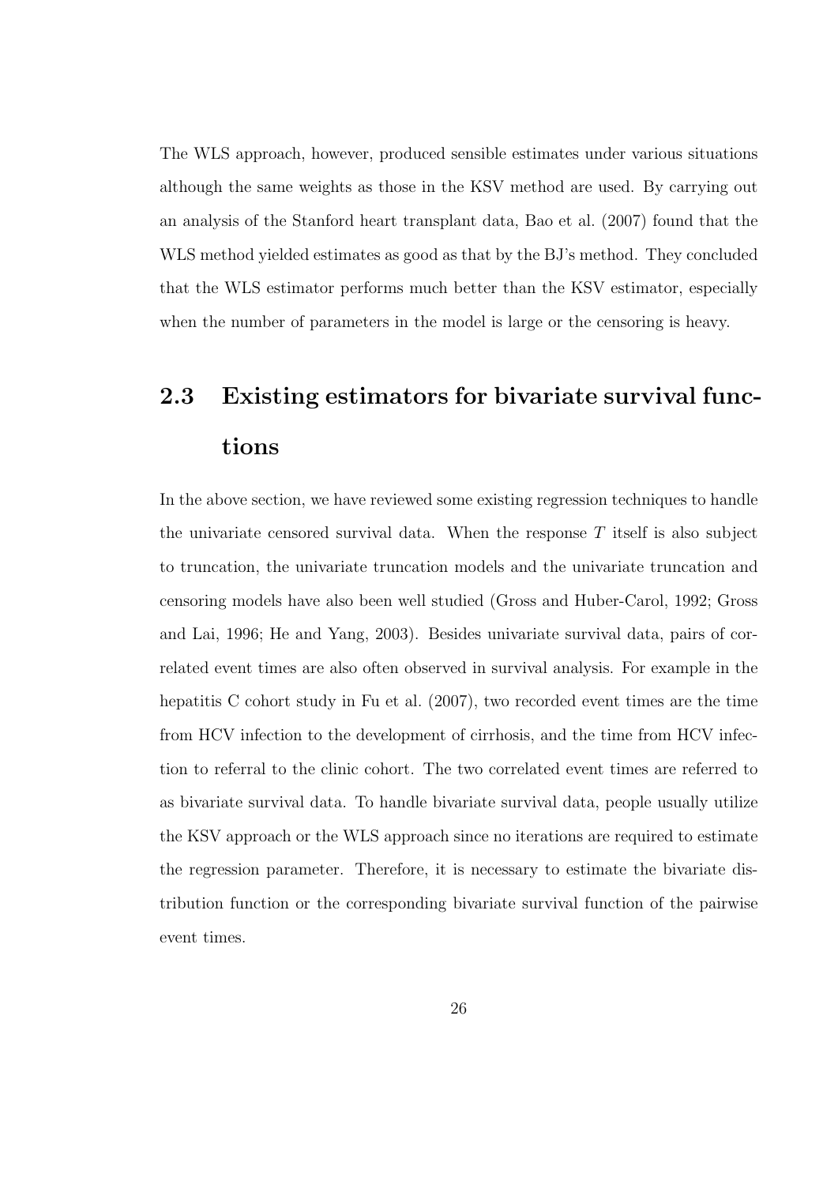The WLS approach, however, produced sensible estimates under various situations although the same weights as those in the KSV method are used. By carrying out an analysis of the Stanford heart transplant data, Bao et al. (2007) found that the WLS method yielded estimates as good as that by the BJ's method. They concluded that the WLS estimator performs much better than the KSV estimator, especially when the number of parameters in the model is large or the censoring is heavy.

## 2.3 Existing estimators for bivariate survival functions

In the above section, we have reviewed some existing regression techniques to handle the univariate censored survival data. When the response $T$ itself is also subject to truncation, the univariate truncation models and the univariate truncation and censoring models have also been well studied (Gross and Huber-Carol, 1992; Gross and Lai, 1996; He and Yang, 2003). Besides univariate survival data, pairs of correlated event times are also often observed in survival analysis. For example in the hepatitis C cohort study in Fu et al. (2007), two recorded event times are the time from HCV infection to the development of cirrhosis, and the time from HCV infection to referral to the clinic cohort. The two correlated event times are referred to as bivariate survival data. To handle bivariate survival data, people usually utilize the KSV approach or the WLS approach since no iterations are required to estimate the regression parameter. Therefore, it is necessary to estimate the bivariate distribution function or the corresponding bivariate survival function of the pairwise event times.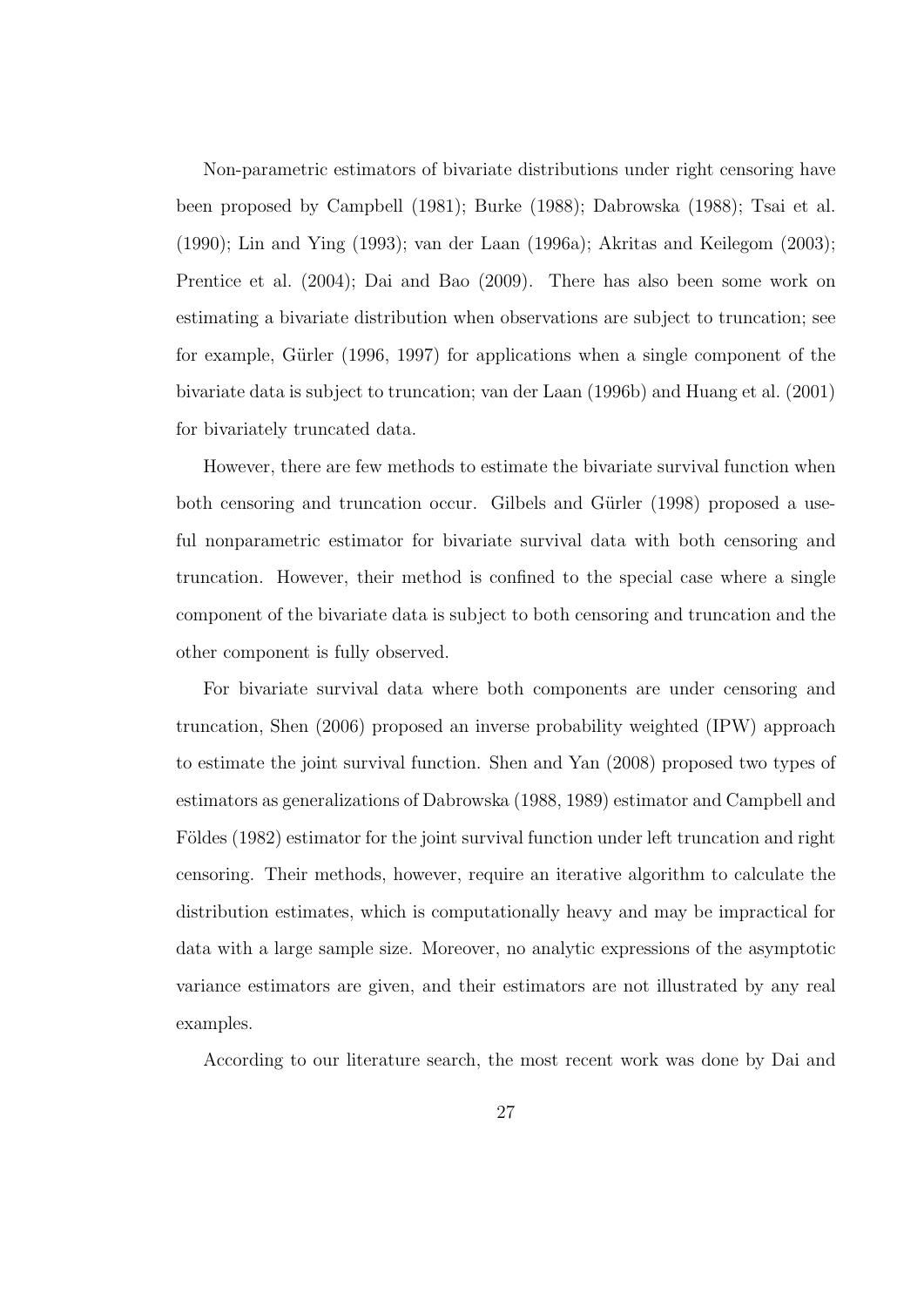Non-parametric estimators of bivariate distributions under right censoring have been proposed by Campbell (1981); Burke (1988); Dabrowska (1988); Tsai et al. (1990); Lin and Ying (1993); van der Laan (1996a); Akritas and Keilegom (2003); Prentice et al. (2004); Dai and Bao (2009). There has also been some work on estimating a bivariate distribution when observations are subject to truncation; see for example, Gürler (1996, 1997) for applications when a single component of the bivariate data is subject to truncation; van der Laan (1996b) and Huang et al. (2001) for bivariately truncated data.

However, there are few methods to estimate the bivariate survival function when both censoring and truncation occur. Gilbels and Gürler (1998) proposed a useful nonparametric estimator for bivariate survival data with both censoring and truncation. However, their method is confined to the special case where a single component of the bivariate data is subject to both censoring and truncation and the other component is fully observed.

For bivariate survival data where both components are under censoring and truncation, Shen (2006) proposed an inverse probability weighted (IPW) approach to estimate the joint survival function. Shen and Yan (2008) proposed two types of estimators as generalizations of Dabrowska (1988, 1989) estimator and Campbell and Földes (1982) estimator for the joint survival function under left truncation and right censoring. Their methods, however, require an iterative algorithm to calculate the distribution estimates, which is computationally heavy and may be impractical for data with a large sample size. Moreover, no analytic expressions of the asymptotic variance estimators are given, and their estimators are not illustrated by any real examples.

According to our literature search, the most recent work was done by Dai and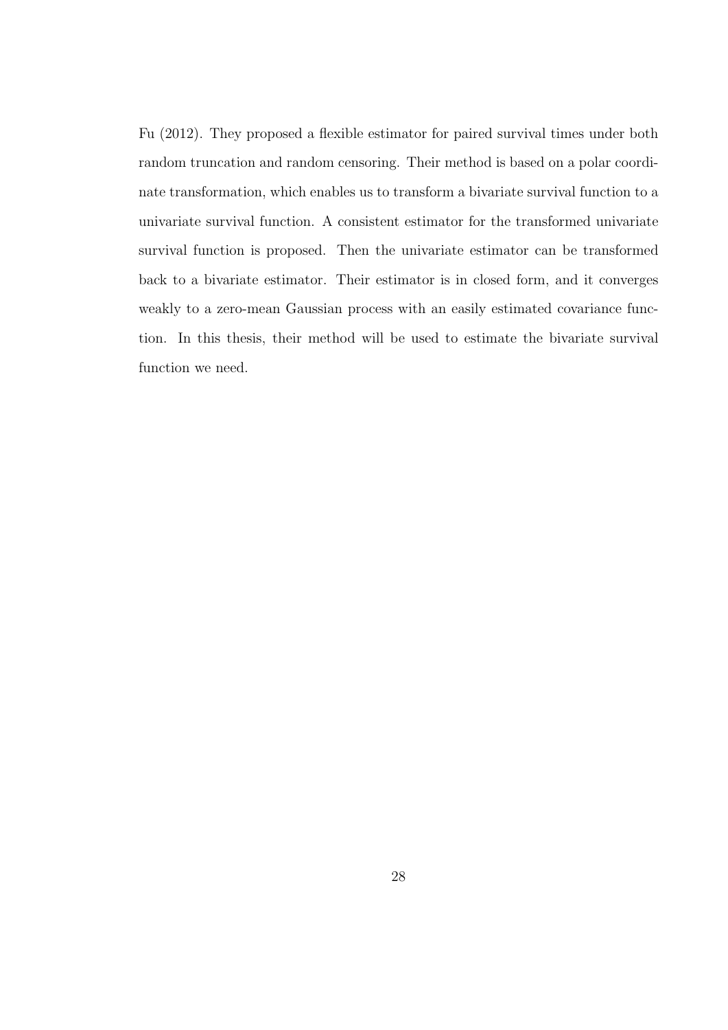Fu (2012). They proposed a flexible estimator for paired survival times under both random truncation and random censoring. Their method is based on a polar coordinate transformation, which enables us to transform a bivariate survival function to a univariate survival function. A consistent estimator for the transformed univariate survival function is proposed. Then the univariate estimator can be transformed back to a bivariate estimator. Their estimator is in closed form, and it converges weakly to a zero-mean Gaussian process with an easily estimated covariance function. In this thesis, their method will be used to estimate the bivariate survival function we need.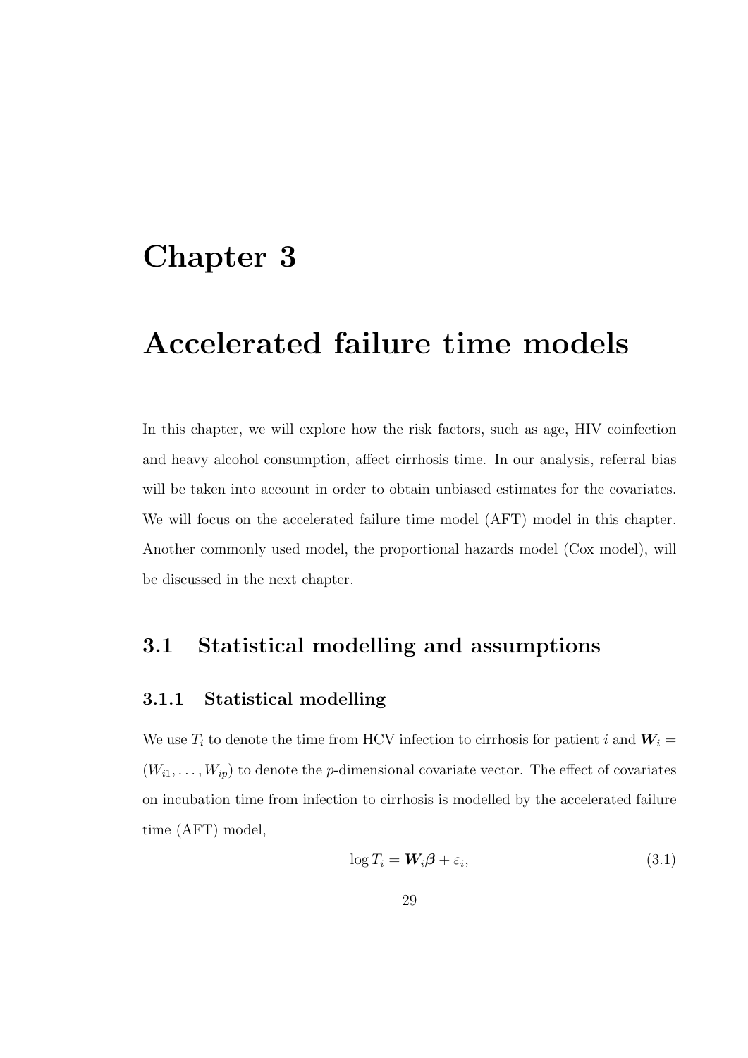# Chapter 3

# Accelerated failure time models

In this chapter, we will explore how the risk factors, such as age, HIV coinfection and heavy alcohol consumption, affect cirrhosis time. In our analysis, referral bias will be taken into account in order to obtain unbiased estimates for the covariates. We will focus on the accelerated failure time model (AFT) model in this chapter. Another commonly used model, the proportional hazards model (Cox model), will be discussed in the next chapter.

## 3.1 Statistical modelling and assumptions

### 3.1.1 Statistical modelling

We use $T_i$ to denote the time from HCV infection to cirrhosis for patient $i$ and $\boldsymbol{W}_i = (W_{i1}, \ldots, W_{ip})$ to denote the $p$-dimensional covariate vector. The effect of covariates on incubation time from infection to cirrhosis is modelled by the accelerated failure time (AFT) model,

$$\log T_i = \boldsymbol{W}_i \boldsymbol{\beta} + \varepsilon_i, \tag{3.1}$$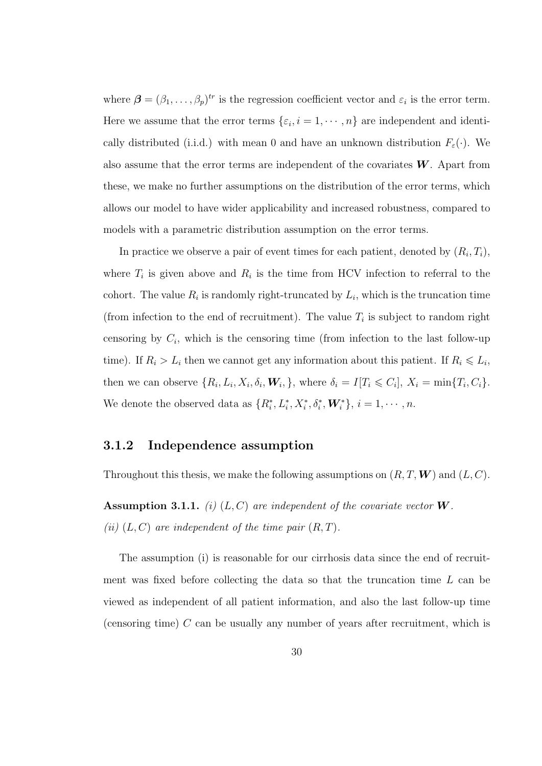where $\boldsymbol{\beta} = (\beta_1, \ldots, \beta_p)^{tr}$ is the regression coefficient vector and $\varepsilon_i$ is the error term. Here we assume that the error terms $\{\varepsilon_i, i = 1, \cdots, n\}$ are independent and identically distributed (i.i.d.) with mean 0 and have an unknown distribution $F_\varepsilon(\cdot)$. We also assume that the error terms are independent of the covariates $\boldsymbol{W}$. Apart from these, we make no further assumptions on the distribution of the error terms, which allows our model to have wider applicability and increased robustness, compared to models with a parametric distribution assumption on the error terms.

In practice we observe a pair of event times for each patient, denoted by $(R_i, T_i)$, where $T_i$ is given above and $R_i$ is the time from HCV infection to referral to the cohort. The value $R_i$ is randomly right-truncated by $L_i$, which is the truncation time (from infection to the end of recruitment). The value $T_i$ is subject to random right censoring by $C_i$, which is the censoring time (from infection to the last follow-up time). If $R_i > L_i$ then we cannot get any information about this patient. If $R_i \leqslant L_i$, then we can observe $\{R_i, L_i, X_i, \delta_i, \boldsymbol{W}_i,\}$, where $\delta_i = I[T_i \leqslant C_i]$, $X_i = \min\{T_i, C_i\}$. We denote the observed data as $\{R_i^*, L_i^*, X_i^*, \delta_i^*, \boldsymbol{W}_i^*\}$, $i = 1, \cdots, n$.

### 3.1.2 Independence assumption

Throughout this thesis, we make the following assumptions on $(R, T, \boldsymbol{W})$ and $(L, C)$.

**Assumption 3.1.1.** *(i) $(L, C)$ are independent of the covariate vector $\boldsymbol{W}$.*
*(ii) $(L, C)$ are independent of the time pair $(R, T)$.*

The assumption (i) is reasonable for our cirrhosis data since the end of recruitment was fixed before collecting the data so that the truncation time $L$ can be viewed as independent of all patient information, and also the last follow-up time (censoring time) $C$ can be usually any number of years after recruitment, which is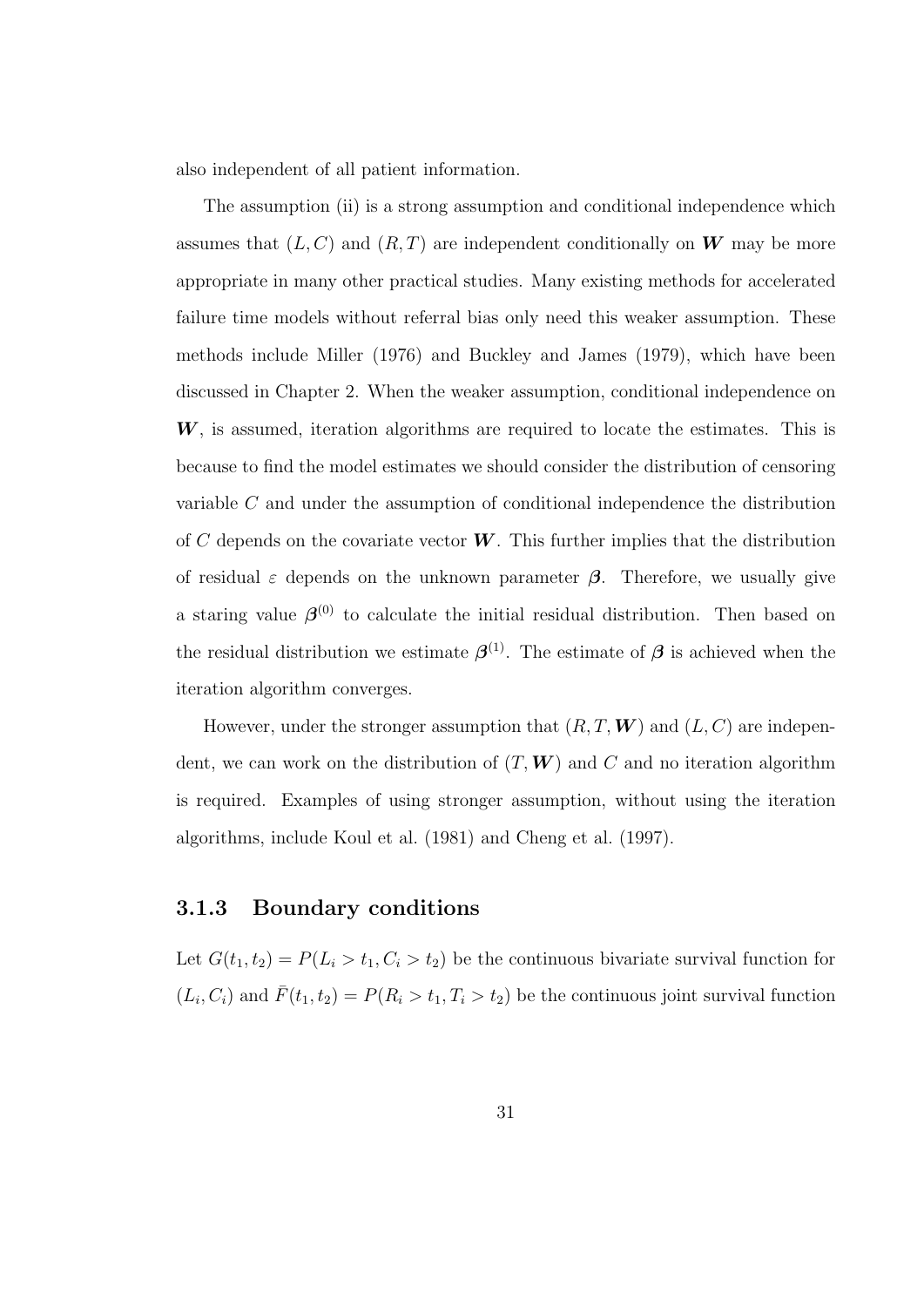also independent of all patient information.

The assumption (ii) is a strong assumption and conditional independence which assumes that $(L, C)$ and $(R, T)$ are independent conditionally on $\boldsymbol{W}$ may be more appropriate in many other practical studies. Many existing methods for accelerated failure time models without referral bias only need this weaker assumption. These methods include Miller (1976) and Buckley and James (1979), which have been discussed in Chapter 2. When the weaker assumption, conditional independence on $\boldsymbol{W}$, is assumed, iteration algorithms are required to locate the estimates. This is because to find the model estimates we should consider the distribution of censoring variable $C$ and under the assumption of conditional independence the distribution of $C$ depends on the covariate vector $\boldsymbol{W}$. This further implies that the distribution of residual $\varepsilon$ depends on the unknown parameter $\boldsymbol{\beta}$. Therefore, we usually give a staring value $\boldsymbol{\beta}^{(0)}$ to calculate the initial residual distribution. Then based on the residual distribution we estimate $\boldsymbol{\beta}^{(1)}$. The estimate of $\boldsymbol{\beta}$ is achieved when the iteration algorithm converges.

However, under the stronger assumption that $(R, T, \boldsymbol{W})$ and $(L, C)$ are independent, we can work on the distribution of $(T, \boldsymbol{W})$ and $C$ and no iteration algorithm is required. Examples of using stronger assumption, without using the iteration algorithms, include Koul et al. (1981) and Cheng et al. (1997).

### 3.1.3 Boundary conditions

Let $G(t_1, t_2) = P(L_i > t_1, C_i > t_2)$ be the continuous bivariate survival function for $(L_i, C_i)$ and $\bar{F}(t_1, t_2) = P(R_i > t_1, T_i > t_2)$ be the continuous joint survival function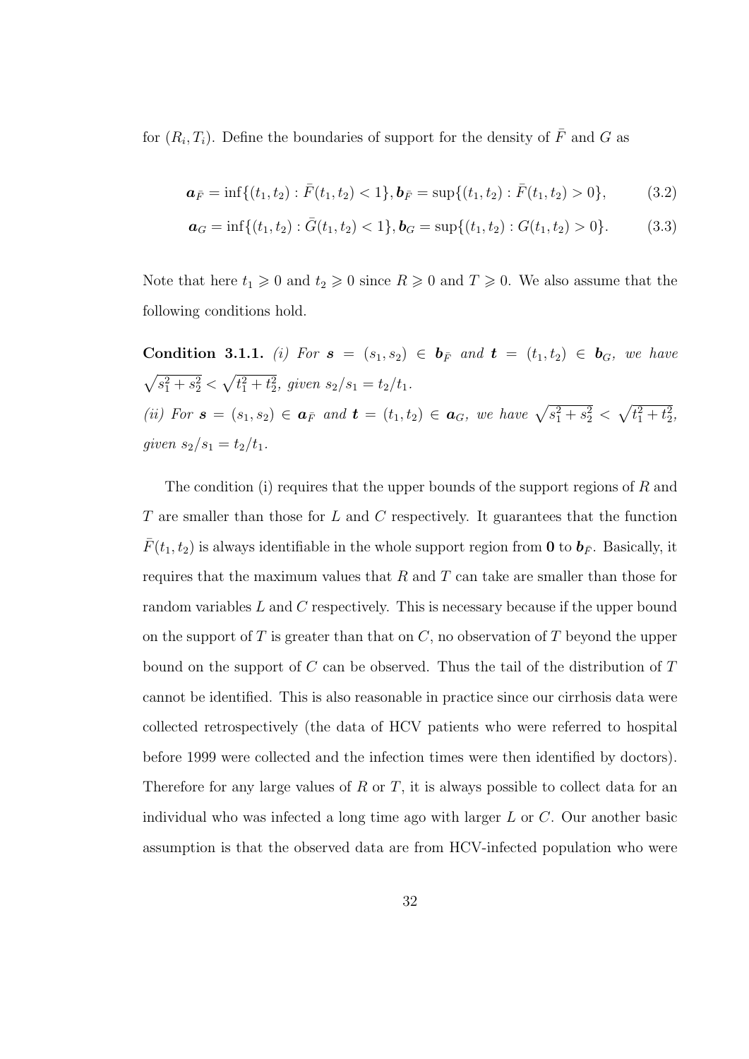for $(R_i, T_i)$. Define the boundaries of support for the density of $\bar{F}$ and $G$ as

$$\boldsymbol{a}_{\bar{F}} = \inf\{(t_1, t_2) : \bar{F}(t_1, t_2) < 1\}, \boldsymbol{b}_{\bar{F}} = \sup\{(t_1, t_2) : \bar{F}(t_1, t_2) > 0\}, \tag{3.2}$$

$$\boldsymbol{a}_{G} = \inf\{(t_1, t_2) : \bar{G}(t_1, t_2) < 1\}, \boldsymbol{b}_{G} = \sup\{(t_1, t_2) : G(t_1, t_2) > 0\}. \tag{3.3}$$

Note that here $t_1 \geqslant 0$ and $t_2 \geqslant 0$ since $R \geqslant 0$ and $T \geqslant 0$. We also assume that the following conditions hold.

**Condition 3.1.1.** *(i) For $\boldsymbol{s} = (s_1, s_2) \in \boldsymbol{b}_{\bar{F}}$ and $\boldsymbol{t} = (t_1, t_2) \in \boldsymbol{b}_G$, we have $\sqrt{s_1^2 + s_2^2} < \sqrt{t_1^2 + t_2^2}$, given $s_2/s_1 = t_2/t_1$.*
*(ii) For $\boldsymbol{s} = (s_1, s_2) \in \boldsymbol{a}_{\bar{F}}$ and $\boldsymbol{t} = (t_1, t_2) \in \boldsymbol{a}_G$, we have $\sqrt{s_1^2 + s_2^2} < \sqrt{t_1^2 + t_2^2}$, given $s_2/s_1 = t_2/t_1$.*

The condition (i) requires that the upper bounds of the support regions of $R$ and $T$ are smaller than those for $L$ and $C$ respectively. It guarantees that the function $\bar{F}(t_1, t_2)$ is always identifiable in the whole support region from $\mathbf{0}$ to $\boldsymbol{b}_{\bar{F}}$. Basically, it requires that the maximum values that $R$ and $T$ can take are smaller than those for random variables $L$ and $C$ respectively. This is necessary because if the upper bound on the support of $T$ is greater than that on $C$, no observation of $T$ beyond the upper bound on the support of $C$ can be observed. Thus the tail of the distribution of $T$ cannot be identified. This is also reasonable in practice since our cirrhosis data were collected retrospectively (the data of HCV patients who were referred to hospital before 1999 were collected and the infection times were then identified by doctors). Therefore for any large values of $R$ or $T$, it is always possible to collect data for an individual who was infected a long time ago with larger $L$ or $C$. Our another basic assumption is that the observed data are from HCV-infected population who were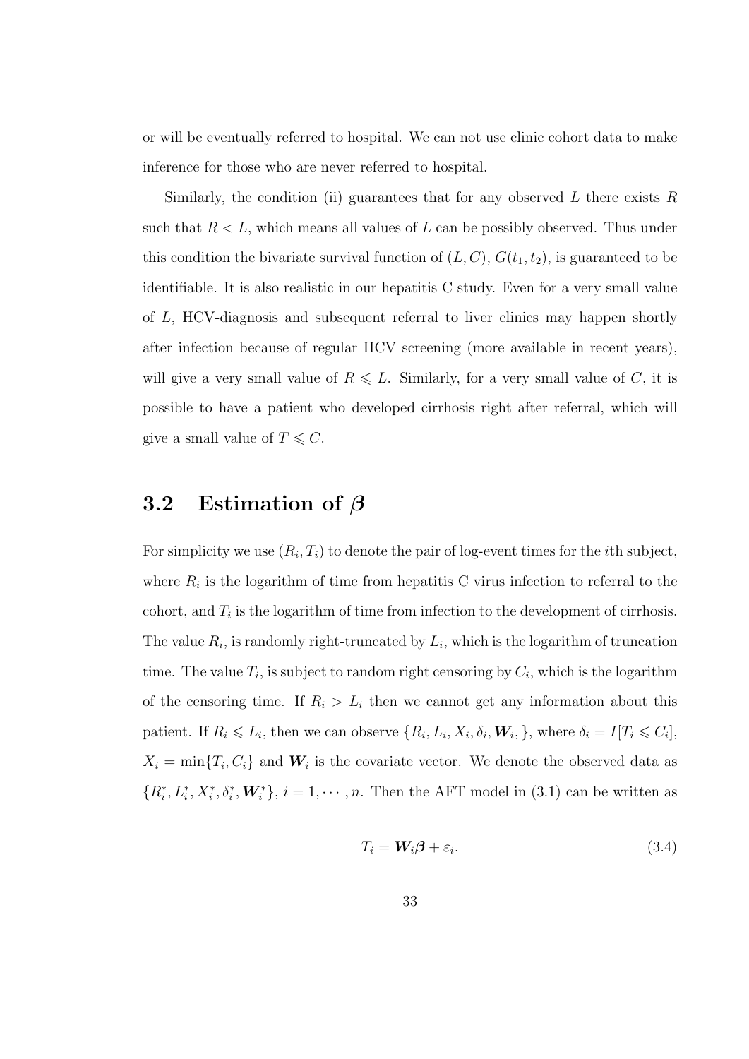or will be eventually referred to hospital. We can not use clinic cohort data to make inference for those who are never referred to hospital.

Similarly, the condition (ii) guarantees that for any observed $L$ there exists $R$ such that $R < L$, which means all values of $L$ can be possibly observed. Thus under this condition the bivariate survival function of $(L, C)$, $G(t_1, t_2)$, is guaranteed to be identifiable. It is also realistic in our hepatitis C study. Even for a very small value of $L$, HCV-diagnosis and subsequent referral to liver clinics may happen shortly after infection because of regular HCV screening (more available in recent years), will give a very small value of $R \leqslant L$. Similarly, for a very small value of $C$, it is possible to have a patient who developed cirrhosis right after referral, which will give a small value of $T \leqslant C$.

## 3.2 Estimation of $\boldsymbol{\beta}$

For simplicity we use $(R_i, T_i)$ to denote the pair of log-event times for the $i$th subject, where $R_i$ is the logarithm of time from hepatitis C virus infection to referral to the cohort, and $T_i$ is the logarithm of time from infection to the development of cirrhosis. The value $R_i$, is randomly right-truncated by $L_i$, which is the logarithm of truncation time. The value $T_i$, is subject to random right censoring by $C_i$, which is the logarithm of the censoring time. If $R_i > L_i$ then we cannot get any information about this patient. If $R_i \leqslant L_i$, then we can observe $\{R_i, L_i, X_i, \delta_i, \boldsymbol{W}_i, \}$, where $\delta_i = I[T_i \leqslant C_i]$, $X_i = \min\{T_i, C_i\}$ and $\boldsymbol{W}_i$ is the covariate vector. We denote the observed data as $\{R_i^*, L_i^*, X_i^*, \delta_i^*, \boldsymbol{W}_i^*\}$, $i = 1, \cdots, n$. Then the AFT model in (3.1) can be written as

$$T_i = \boldsymbol{W}_i \boldsymbol{\beta} + \varepsilon_i. \tag{3.4}$$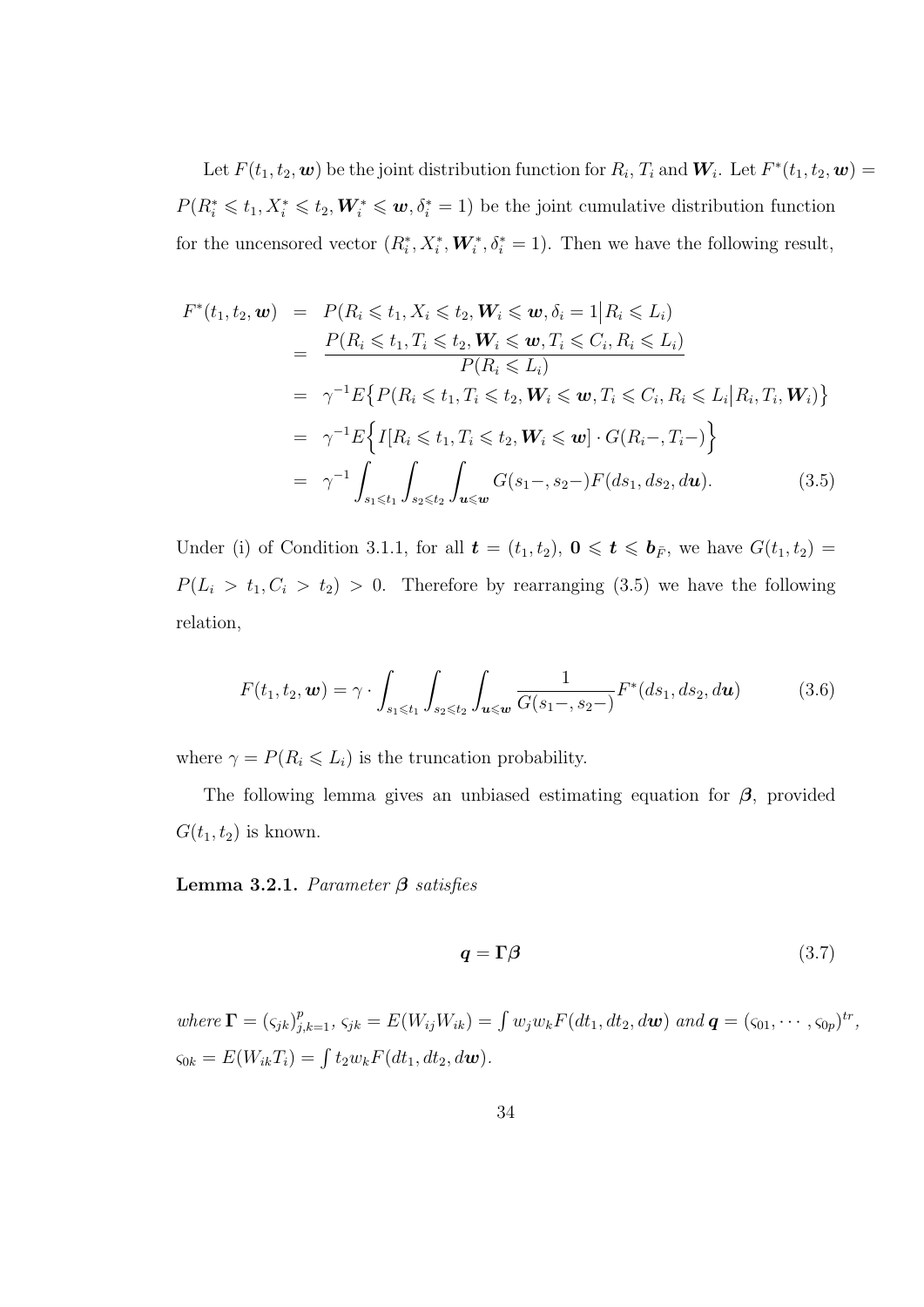Let $F(t_1, t_2, \boldsymbol{w})$ be the joint distribution function for $R_i$, $T_i$ and $\boldsymbol{W}_i$. Let $F^*(t_1, t_2, \boldsymbol{w}) = P(R_i^* \leqslant t_1, X_i^* \leqslant t_2, \boldsymbol{W}_i^* \leqslant \boldsymbol{w}, \delta_i^* = 1)$ be the joint cumulative distribution function for the uncensored vector $(R_i^*, X_i^*, \boldsymbol{W}_i^*, \delta_i^* = 1)$. Then we have the following result,

$$
\begin{aligned}
F^*(t_1, t_2, \boldsymbol{w}) &= P(R_i \leqslant t_1, X_i \leqslant t_2, \boldsymbol{W}_i \leqslant \boldsymbol{w}, \delta_i = 1 \big| R_i \leqslant L_i) \\
&= \frac{P(R_i \leqslant t_1, T_i \leqslant t_2, \boldsymbol{W}_i \leqslant \boldsymbol{w}, T_i \leqslant C_i, R_i \leqslant L_i)}{P(R_i \leqslant L_i)} \\
&= \gamma^{-1} E\big\{P(R_i \leqslant t_1, T_i \leqslant t_2, \boldsymbol{W}_i \leqslant \boldsymbol{w}, T_i \leqslant C_i, R_i \leqslant L_i \big| R_i, T_i, \boldsymbol{W}_i)\big\} \\
&= \gamma^{-1} E\Big\{I[R_i \leqslant t_1, T_i \leqslant t_2, \boldsymbol{W}_i \leqslant \boldsymbol{w}] \cdot G(R_i -, T_i -)\Big\} \\
&= \gamma^{-1} \int_{s_1 \leqslant t_1} \int_{s_2 \leqslant t_2} \int_{\boldsymbol{u} \leqslant \boldsymbol{w}} G(s_1 -, s_2 -) F(ds_1, ds_2, d\boldsymbol{u}). \qquad (3.5)
\end{aligned}
$$

Under (i) of Condition 3.1.1, for all $\boldsymbol{t} = (t_1, t_2)$, $\boldsymbol{0} \leqslant \boldsymbol{t} \leqslant \boldsymbol{b}_{\bar{F}}$, we have $G(t_1, t_2) = P(L_i > t_1, C_i > t_2) > 0$. Therefore by rearranging (3.5) we have the following relation,

$$
F(t_1, t_2, \boldsymbol{w}) = \gamma \cdot \int_{s_1 \leqslant t_1} \int_{s_2 \leqslant t_2} \int_{\boldsymbol{u} \leqslant \boldsymbol{w}} \frac{1}{G(s_1 -, s_2 -)} F^*(ds_1, ds_2, d\boldsymbol{u}) \qquad (3.6)
$$

where $\gamma = P(R_i \leqslant L_i)$ is the truncation probability.

The following lemma gives an unbiased estimating equation for $\boldsymbol{\beta}$, provided $G(t_1, t_2)$ is known.

**Lemma 3.2.1.** *Parameter* $\boldsymbol{\beta}$ *satisfies*

$$
\boldsymbol{q} = \boldsymbol{\Gamma}\boldsymbol{\beta} \qquad (3.7)
$$

*where* $\boldsymbol{\Gamma} = (\varsigma_{jk})_{j,k=1}^{p}$, $\varsigma_{jk} = E(W_{ij} W_{ik}) = \int w_j w_k F(dt_1, dt_2, d\boldsymbol{w})$ *and* $\boldsymbol{q} = (\varsigma_{01}, \cdots, \varsigma_{0p})^{tr}$, $\varsigma_{0k} = E(W_{ik} T_i) = \int t_2 w_k F(dt_1, dt_2, d\boldsymbol{w})$.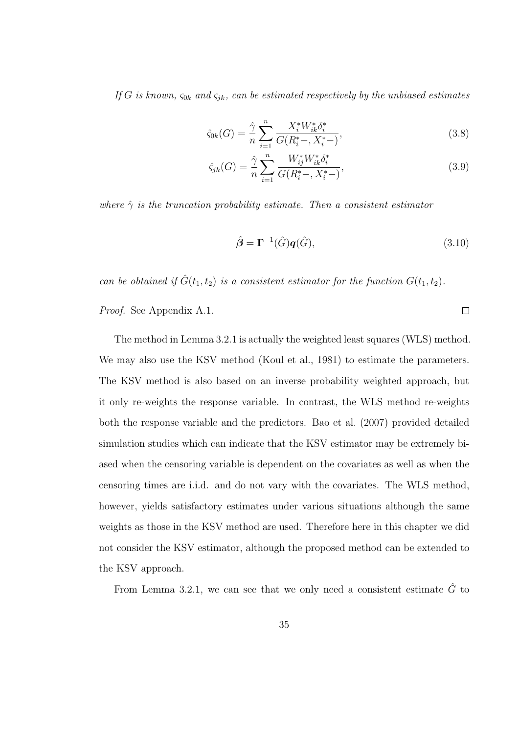*If $G$ is known, $\varsigma_{0k}$ and $\varsigma_{jk}$, can be estimated respectively by the unbiased estimates*

$$\hat{\varsigma}_{0k}(G) = \frac{\hat{\gamma}}{n} \sum_{i=1}^{n} \frac{X_i^* W_{ik}^* \delta_i^*}{G(R_i^*-, X_i^*-)}, \tag{3.8}$$

$$\hat{\varsigma}_{jk}(G) = \frac{\hat{\gamma}}{n} \sum_{i=1}^{n} \frac{W_{ij}^* W_{ik}^* \delta_i^*}{G(R_i^*-, X_i^*-)}, \tag{3.9}$$

*where $\hat{\gamma}$ is the truncation probability estimate. Then a consistent estimator*

$$\hat{\boldsymbol{\beta}} = \boldsymbol{\Gamma}^{-1}(\hat{G}) \boldsymbol{q}(\hat{G}), \tag{3.10}$$

*can be obtained if $\hat{G}(t_1, t_2)$ is a consistent estimator for the function $G(t_1, t_2)$.*

*Proof.* See Appendix A.1. □

The method in Lemma 3.2.1 is actually the weighted least squares (WLS) method. We may also use the KSV method (Koul et al., 1981) to estimate the parameters. The KSV method is also based on an inverse probability weighted approach, but it only re-weights the response variable. In contrast, the WLS method re-weights both the response variable and the predictors. Bao et al. (2007) provided detailed simulation studies which can indicate that the KSV estimator may be extremely biased when the censoring variable is dependent on the covariates as well as when the censoring times are i.i.d. and do not vary with the covariates. The WLS method, however, yields satisfactory estimates under various situations although the same weights as those in the KSV method are used. Therefore here in this chapter we did not consider the KSV estimator, although the proposed method can be extended to the KSV approach.

From Lemma 3.2.1, we can see that we only need a consistent estimate $\hat{G}$ to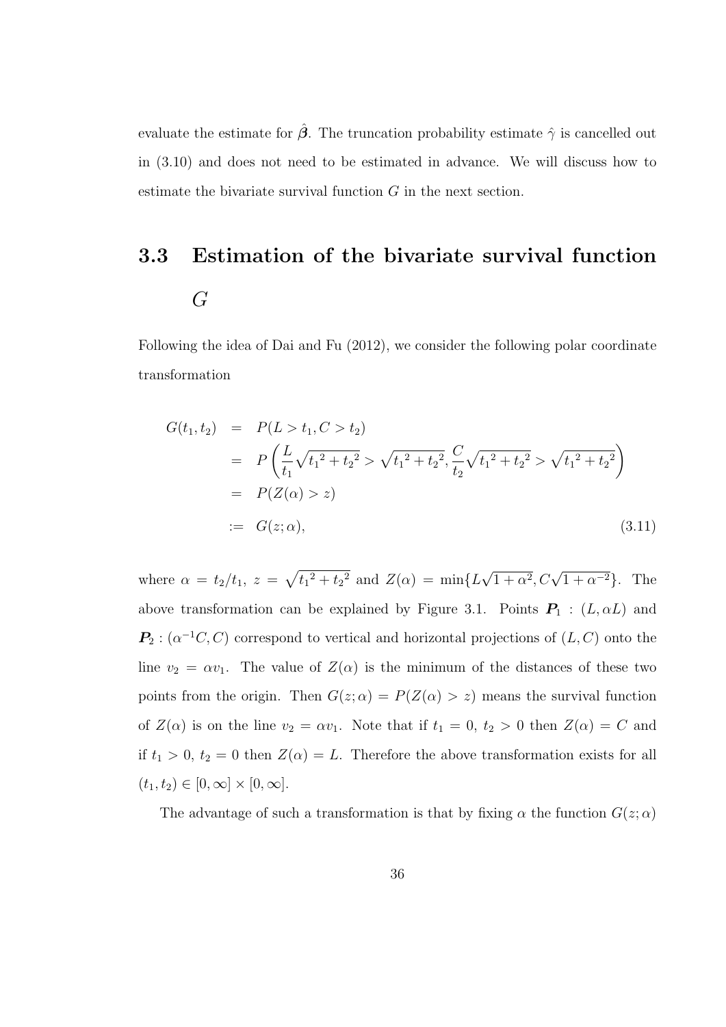evaluate the estimate for $\hat{\boldsymbol{\beta}}$. The truncation probability estimate $\hat{\gamma}$ is cancelled out in (3.10) and does not need to be estimated in advance. We will discuss how to estimate the bivariate survival function $G$ in the next section.

## 3.3 Estimation of the bivariate survival function $G$

Following the idea of Dai and Fu (2012), we consider the following polar coordinate transformation

$$
\begin{aligned}
G(t_1, t_2) &= P(L > t_1, C > t_2) \\
&= P\left(\frac{L}{t_1}\sqrt{{t_1}^2 + {t_2}^2} > \sqrt{{t_1}^2 + {t_2}^2}, \frac{C}{t_2}\sqrt{{t_1}^2 + {t_2}^2} > \sqrt{{t_1}^2 + {t_2}^2}\right) \\
&= P(Z(\alpha) > z) \\
&:= G(z; \alpha),
\end{aligned}
\tag{3.11}
$$

where $\alpha = t_2/t_1$, $z = \sqrt{{t_1}^2 + {t_2}^2}$ and $Z(\alpha) = \min\{L\sqrt{1+\alpha^2}, C\sqrt{1+\alpha^{-2}}\}$. The above transformation can be explained by Figure 3.1. Points $\boldsymbol{P}_1 : (L, \alpha L)$ and $\boldsymbol{P}_2 : (\alpha^{-1}C, C)$ correspond to vertical and horizontal projections of $(L, C)$ onto the line $v_2 = \alpha v_1$. The value of $Z(\alpha)$ is the minimum of the distances of these two points from the origin. Then $G(z; \alpha) = P(Z(\alpha) > z)$ means the survival function of $Z(\alpha)$ is on the line $v_2 = \alpha v_1$. Note that if $t_1 = 0$, $t_2 > 0$ then $Z(\alpha) = C$ and if $t_1 > 0$, $t_2 = 0$ then $Z(\alpha) = L$. Therefore the above transformation exists for all $(t_1, t_2) \in [0, \infty] \times [0, \infty]$.

The advantage of such a transformation is that by fixing $\alpha$ the function $G(z; \alpha)$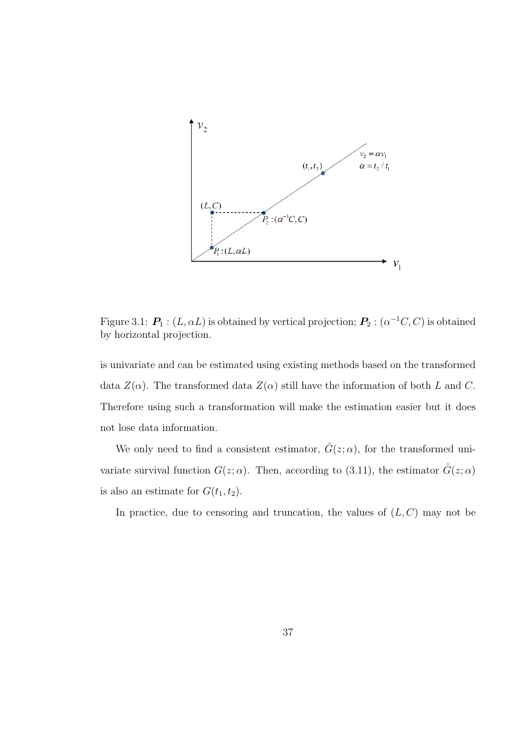Figure 3.1: $\boldsymbol{P}_1 : (L, \alpha L)$ is obtained by vertical projection; $\boldsymbol{P}_2 : (\alpha^{-1}C, C)$ is obtained by horizontal projection.

is univariate and can be estimated using existing methods based on the transformed data $Z(\alpha)$. The transformed data $Z(\alpha)$ still have the information of both $L$ and $C$. Therefore using such a transformation will make the estimation easier but it does not lose data information.

We only need to find a consistent estimator, $\hat{G}(z; \alpha)$, for the transformed univariate survival function $G(z; \alpha)$. Then, according to (3.11), the estimator $\hat{G}(z; \alpha)$ is also an estimate for $G(t_1, t_2)$.

In practice, due to censoring and truncation, the values of $(L, C)$ may not be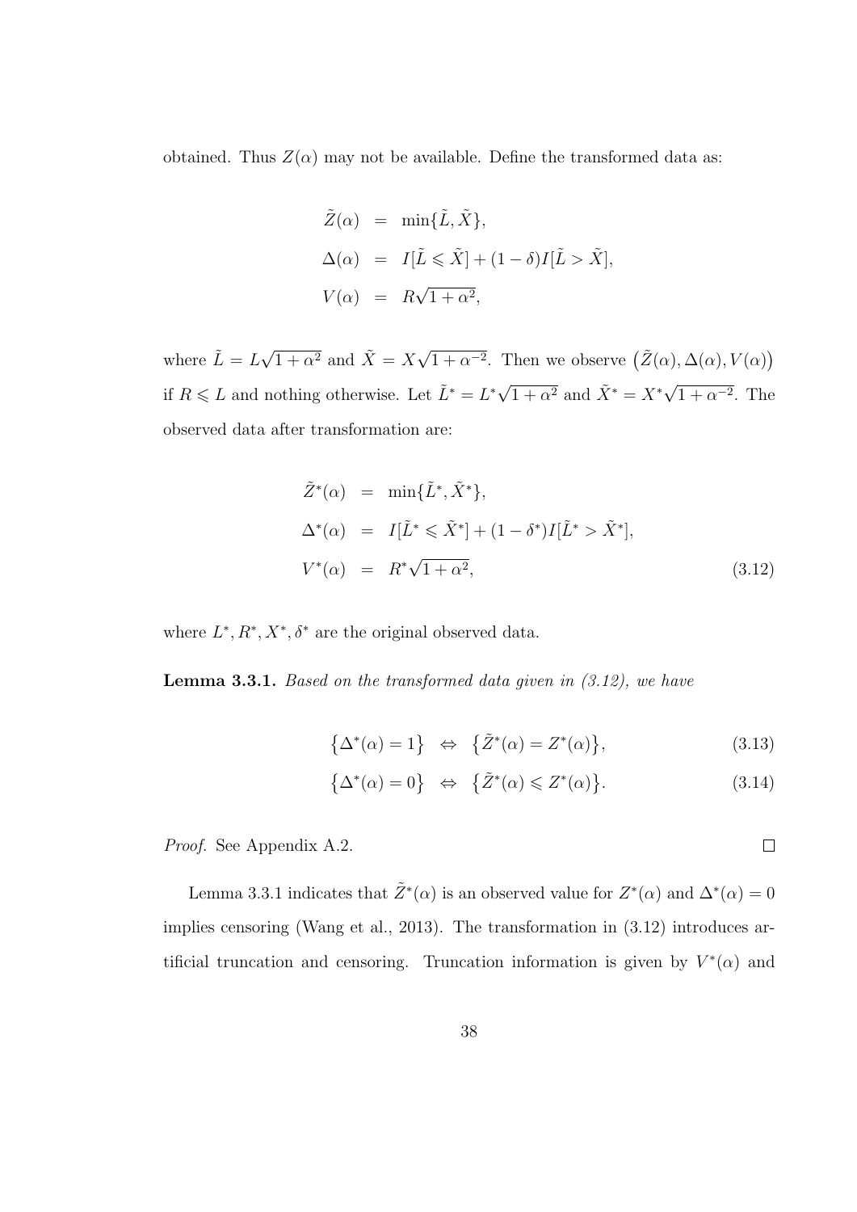obtained. Thus $Z(\alpha)$ may not be available. Define the transformed data as:

$$
\begin{aligned}
\tilde{Z}(\alpha) &= \min\{\tilde{L}, \tilde{X}\}, \\
\Delta(\alpha) &= I[\tilde{L} \leqslant \tilde{X}] + (1-\delta) I[\tilde{L} > \tilde{X}], \\
V(\alpha) &= R\sqrt{1+\alpha^2},
\end{aligned}
$$

where $\tilde{L} = L\sqrt{1+\alpha^2}$ and $\tilde{X} = X\sqrt{1+\alpha^{-2}}$. Then we observe $\big(\tilde{Z}(\alpha), \Delta(\alpha), V(\alpha)\big)$ if $R \leqslant L$ and nothing otherwise. Let $\tilde{L}^* = L^*\sqrt{1+\alpha^2}$ and $\tilde{X}^* = X^*\sqrt{1+\alpha^{-2}}$. The observed data after transformation are:

$$
\begin{aligned}
\tilde{Z}^*(\alpha) &= \min\{\tilde{L}^*, \tilde{X}^*\}, \\
\Delta^*(\alpha) &= I[\tilde{L}^* \leqslant \tilde{X}^*] + (1-\delta^*) I[\tilde{L}^* > \tilde{X}^*], \\
V^*(\alpha) &= R^*\sqrt{1+\alpha^2},
\end{aligned}
\tag{3.12}
$$

where $L^*, R^*, X^*, \delta^*$ are the original observed data.

**Lemma 3.3.1.** *Based on the transformed data given in (3.12), we have*

$$
\big\{\Delta^*(\alpha) = 1\big\} \;\Leftrightarrow\; \big\{\tilde{Z}^*(\alpha) = Z^*(\alpha)\big\}, \tag{3.13}
$$

$$
\big\{\Delta^*(\alpha) = 0\big\} \;\Leftrightarrow\; \big\{\tilde{Z}^*(\alpha) \leqslant Z^*(\alpha)\big\}. \tag{3.14}
$$

*Proof.* See Appendix A.2. □

Lemma 3.3.1 indicates that $\tilde{Z}^*(\alpha)$ is an observed value for $Z^*(\alpha)$ and $\Delta^*(\alpha) = 0$ implies censoring (Wang et al., 2013). The transformation in (3.12) introduces artificial truncation and censoring. Truncation information is given by $V^*(\alpha)$ and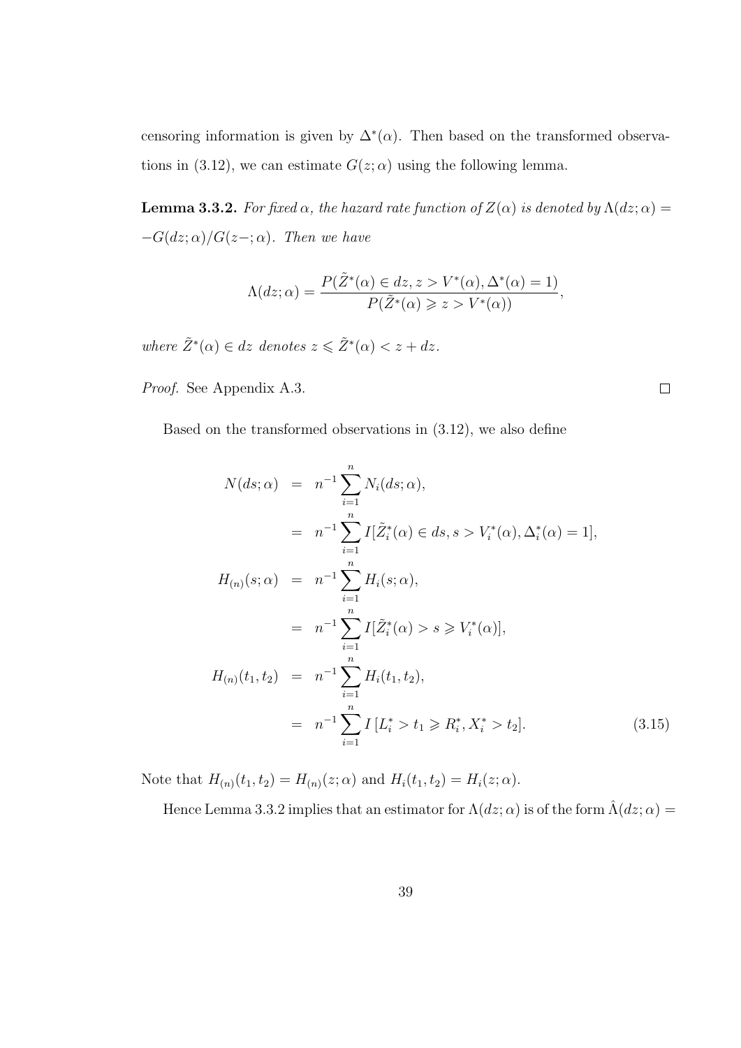censoring information is given by $\Delta^*(\alpha)$. Then based on the transformed observations in (3.12), we can estimate $G(z;\alpha)$ using the following lemma.

**Lemma 3.3.2.** *For fixed* $\alpha$*, the hazard rate function of* $Z(\alpha)$ *is denoted by* $\Lambda(dz;\alpha) = -G(dz;\alpha)/G(z-;\alpha)$*. Then we have*

$$\Lambda(dz;\alpha) = \frac{P(\tilde{Z}^*(\alpha) \in dz, z > V^*(\alpha), \Delta^*(\alpha) = 1)}{P(\tilde{Z}^*(\alpha) \geqslant z > V^*(\alpha))},$$

*where* $\tilde{Z}^*(\alpha) \in dz$ *denotes* $z \leqslant \tilde{Z}^*(\alpha) < z + dz$*.*

*Proof.* See Appendix A.3. $\square$

Based on the transformed observations in (3.12), we also define

$$\begin{aligned}
N(ds;\alpha) &= n^{-1}\sum_{i=1}^{n} N_i(ds;\alpha), \\
&= n^{-1}\sum_{i=1}^{n} I[\tilde{Z}_i^*(\alpha) \in ds, s > V_i^*(\alpha), \Delta_i^*(\alpha) = 1], \\
H_{(n)}(s;\alpha) &= n^{-1}\sum_{i=1}^{n} H_i(s;\alpha), \\
&= n^{-1}\sum_{i=1}^{n} I[\tilde{Z}_i^*(\alpha) > s \geqslant V_i^*(\alpha)], \\
H_{(n)}(t_1,t_2) &= n^{-1}\sum_{i=1}^{n} H_i(t_1,t_2), \\
&= n^{-1}\sum_{i=1}^{n} I\,[L_i^* > t_1 \geqslant R_i^*, X_i^* > t_2]. \qquad (3.15)
\end{aligned}$$

Note that $H_{(n)}(t_1,t_2) = H_{(n)}(z;\alpha)$ and $H_i(t_1,t_2) = H_i(z;\alpha)$.

Hence Lemma 3.3.2 implies that an estimator for $\Lambda(dz;\alpha)$ is of the form $\hat{\Lambda}(dz;\alpha) =$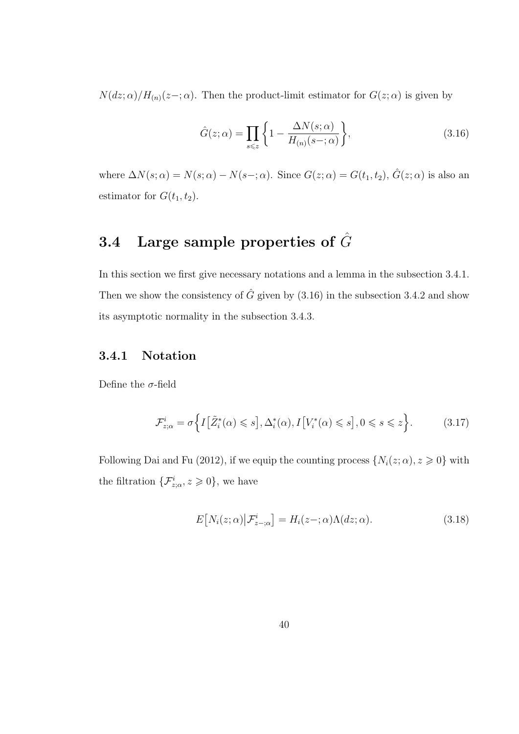$N(dz;\alpha)/H_{(n)}(z-;\alpha)$. Then the product-limit estimator for $G(z;\alpha)$ is given by

$$\hat{G}(z;\alpha) = \prod_{s \leqslant z} \left\{ 1 - \frac{\Delta N(s;\alpha)}{H_{(n)}(s-;\alpha)} \right\}, \tag{3.16}$$

where $\Delta N(s;\alpha) = N(s;\alpha) - N(s-;\alpha)$. Since $G(z;\alpha) = G(t_1, t_2)$, $\hat{G}(z;\alpha)$ is also an estimator for $G(t_1, t_2)$.

## 3.4 Large sample properties of $\hat{G}$

In this section we first give necessary notations and a lemma in the subsection 3.4.1. Then we show the consistency of $\hat{G}$ given by (3.16) in the subsection 3.4.2 and show its asymptotic normality in the subsection 3.4.3.

### 3.4.1 Notation

Define the $\sigma$-field

$$\mathcal{F}^i_{z;\alpha} = \sigma \Big\{ I\big[\tilde{Z}^*_i(\alpha) \leqslant s\big], \Delta^*_i(\alpha), I\big[V^*_i(\alpha) \leqslant s\big], 0 \leqslant s \leqslant z \Big\}. \tag{3.17}$$

Following Dai and Fu (2012), if we equip the counting process $\{N_i(z;\alpha), z \geqslant 0\}$ with the filtration $\{\mathcal{F}^i_{z;\alpha}, z \geqslant 0\}$, we have

$$E\big[N_i(z;\alpha) \big| \mathcal{F}^i_{z-;\alpha}\big] = H_i(z-;\alpha)\Lambda(dz;\alpha). \tag{3.18}$$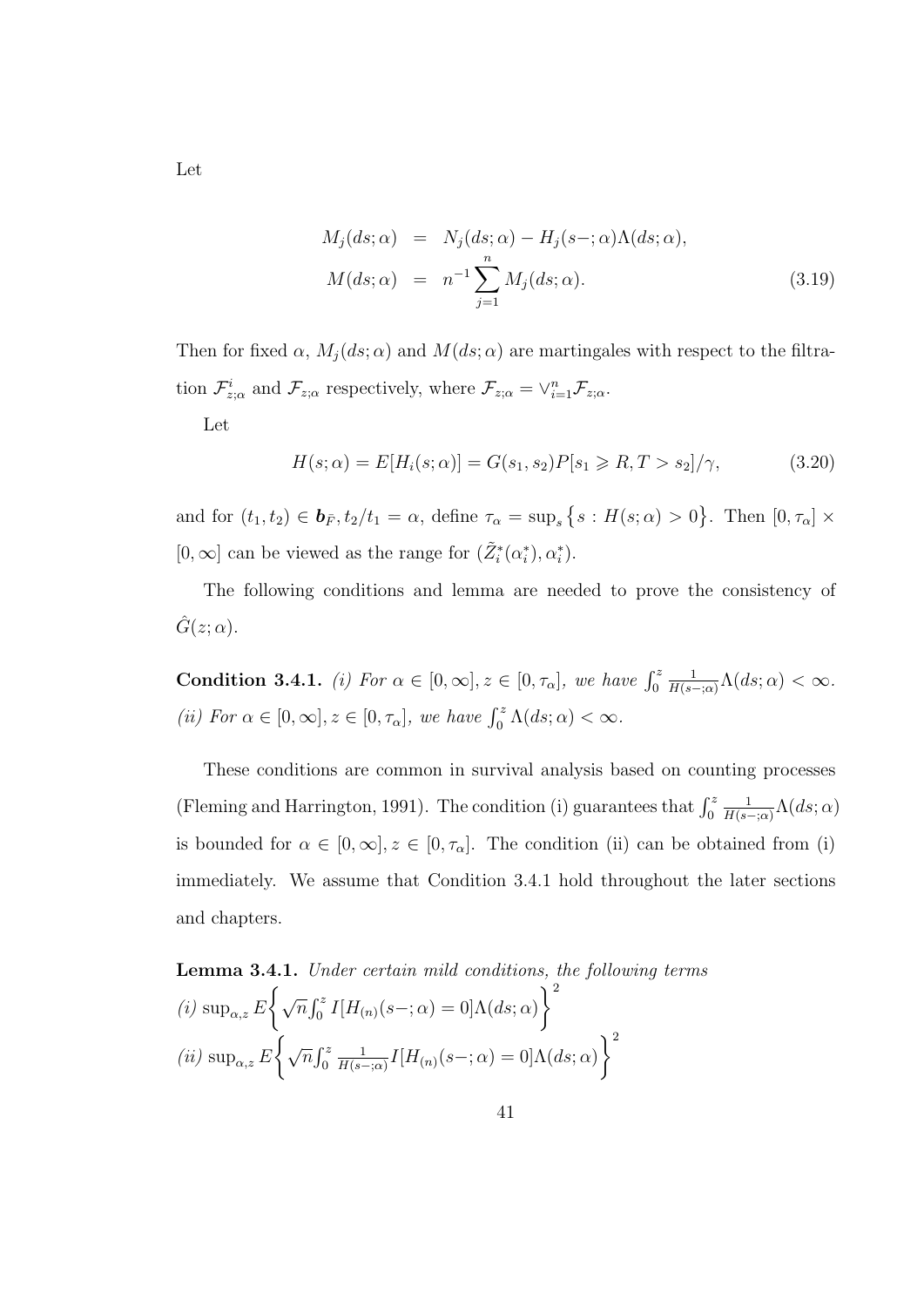Let

$$
\begin{aligned}
M_j(ds;\alpha) &= N_j(ds;\alpha) - H_j(s-;\alpha)\Lambda(ds;\alpha), \\
M(ds;\alpha) &= n^{-1}\sum_{j=1}^{n} M_j(ds;\alpha). 
\end{aligned} \tag{3.19}
$$

Then for fixed $\alpha$, $M_j(ds;\alpha)$ and $M(ds;\alpha)$ are martingales with respect to the filtration $\mathcal{F}^i_{z;\alpha}$ and $\mathcal{F}_{z;\alpha}$ respectively, where $\mathcal{F}_{z;\alpha} = \vee_{i=1}^{n}\mathcal{F}_{z;\alpha}$.

Let

$$
H(s;\alpha) = E[H_i(s;\alpha)] = G(s_1, s_2)P[s_1 \geqslant R, T > s_2]/\gamma, \tag{3.20}
$$

and for $(t_1, t_2) \in \boldsymbol{b}_{\bar{F}}$, $t_2/t_1 = \alpha$, define $\tau_\alpha = \sup_s \{s : H(s;\alpha) > 0\}$. Then $[0, \tau_\alpha] \times [0, \infty]$ can be viewed as the range for $(\tilde{Z}_i^*(\alpha_i^*), \alpha_i^*)$.

The following conditions and lemma are needed to prove the consistency of $\hat{G}(z;\alpha)$.

**Condition 3.4.1.** *(i) For $\alpha \in [0,\infty]$, $z \in [0, \tau_\alpha]$, we have $\int_0^z \frac{1}{H(s-;\alpha)}\Lambda(ds;\alpha) < \infty$. (ii) For $\alpha \in [0,\infty]$, $z \in [0, \tau_\alpha]$, we have $\int_0^z \Lambda(ds;\alpha) < \infty$.*

These conditions are common in survival analysis based on counting processes (Fleming and Harrington, 1991). The condition (i) guarantees that $\int_0^z \frac{1}{H(s-;\alpha)}\Lambda(ds;\alpha)$ is bounded for $\alpha \in [0,\infty]$, $z \in [0, \tau_\alpha]$. The condition (ii) can be obtained from (i) immediately. We assume that Condition 3.4.1 hold throughout the later sections and chapters.

**Lemma 3.4.1.** *Under certain mild conditions, the following terms*

*(i)* $\sup_{\alpha,z} E\left\{\sqrt{n}\int_0^z I[H_{(n)}(s-;\alpha) = 0]\Lambda(ds;\alpha)\right\}^2$

*(ii)* $\sup_{\alpha,z} E\left\{\sqrt{n}\int_0^z \frac{1}{H(s-;\alpha)} I[H_{(n)}(s-;\alpha) = 0]\Lambda(ds;\alpha)\right\}^2$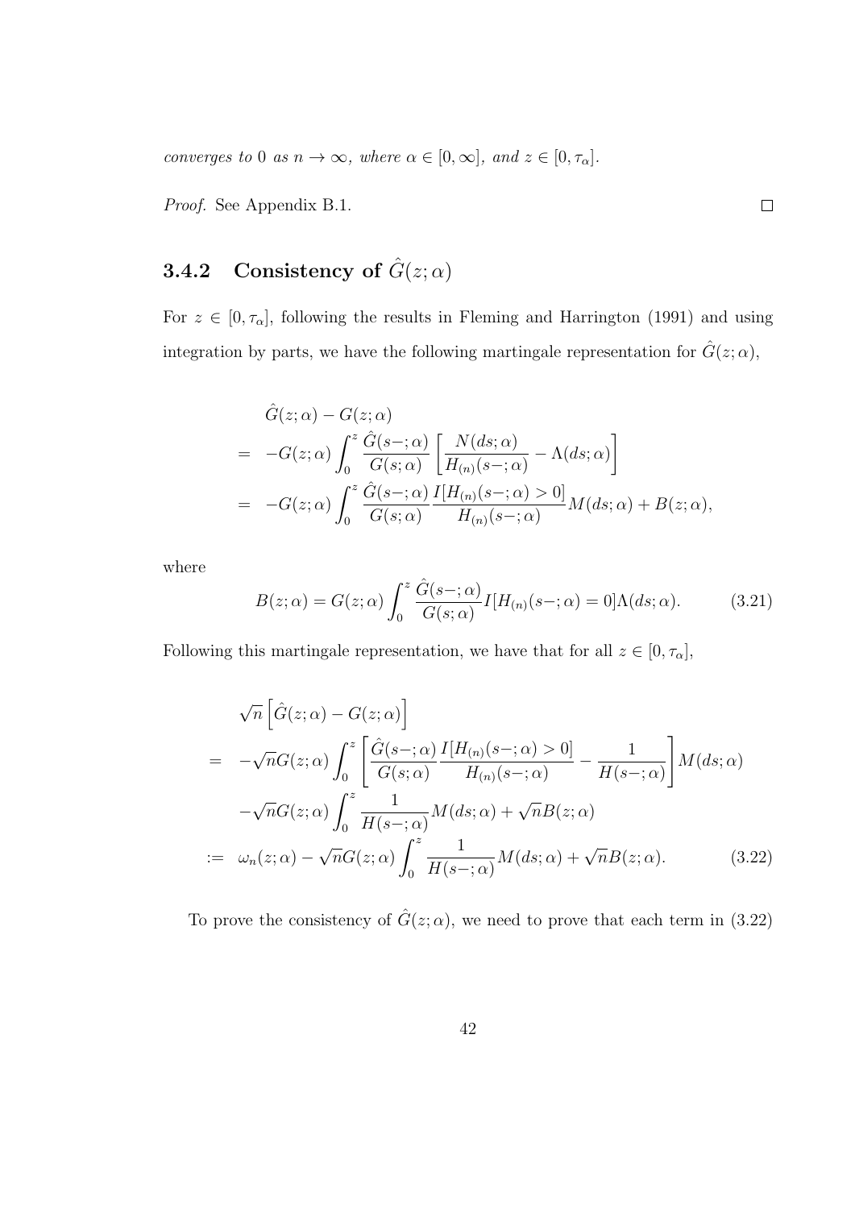*converges to* 0 *as* $n \to \infty$*, where* $\alpha \in [0, \infty]$*, and* $z \in [0, \tau_\alpha]$.

*Proof.* See Appendix B.1. ∎

### 3.4.2 Consistency of $\hat{G}(z; \alpha)$

For $z \in [0, \tau_\alpha]$, following the results in Fleming and Harrington (1991) and using integration by parts, we have the following martingale representation for $\hat{G}(z; \alpha)$,

$$
\begin{aligned}
& \hat{G}(z; \alpha) - G(z; \alpha) \\
= & -G(z; \alpha) \int_0^z \frac{\hat{G}(s-; \alpha)}{G(s; \alpha)} \left[ \frac{N(ds; \alpha)}{H_{(n)}(s-; \alpha)} - \Lambda(ds; \alpha) \right] \\
= & -G(z; \alpha) \int_0^z \frac{\hat{G}(s-; \alpha)}{G(s; \alpha)} \frac{I[H_{(n)}(s-; \alpha) > 0]}{H_{(n)}(s-; \alpha)} M(ds; \alpha) + B(z; \alpha),
\end{aligned}
$$

where

$$
B(z; \alpha) = G(z; \alpha) \int_0^z \frac{\hat{G}(s-; \alpha)}{G(s; \alpha)} I[H_{(n)}(s-; \alpha) = 0] \Lambda(ds; \alpha). \tag{3.21}
$$

Following this martingale representation, we have that for all $z \in [0, \tau_\alpha]$,

$$
\begin{aligned}
& \sqrt{n} \left[ \hat{G}(z; \alpha) - G(z; \alpha) \right] \\
= & -\sqrt{n} G(z; \alpha) \int_0^z \left[ \frac{\hat{G}(s-; \alpha)}{G(s; \alpha)} \frac{I[H_{(n)}(s-; \alpha) > 0]}{H_{(n)}(s-; \alpha)} - \frac{1}{H(s-; \alpha)} \right] M(ds; \alpha) \\
& -\sqrt{n} G(z; \alpha) \int_0^z \frac{1}{H(s-; \alpha)} M(ds; \alpha) + \sqrt{n} B(z; \alpha) \\
:= & \ \omega_n(z; \alpha) - \sqrt{n} G(z; \alpha) \int_0^z \frac{1}{H(s-; \alpha)} M(ds; \alpha) + \sqrt{n} B(z; \alpha).
\end{aligned} \tag{3.22}
$$

To prove the consistency of $\hat{G}(z; \alpha)$, we need to prove that each term in (3.22)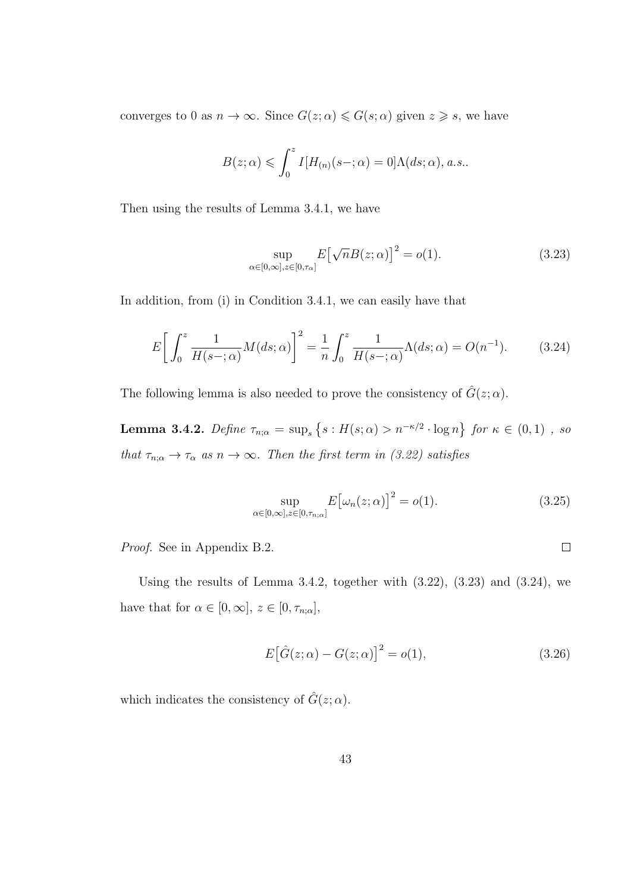converges to 0 as $n \to \infty$. Since $G(z;\alpha) \leqslant G(s;\alpha)$ given $z \geqslant s$, we have

$$B(z;\alpha) \leqslant \int_0^z I[H_{(n)}(s-;\alpha) = 0]\Lambda(ds;\alpha), \, a.s..$$

Then using the results of Lemma 3.4.1, we have

$$\sup_{\alpha\in[0,\infty], z\in[0,\tau_\alpha]} E\big[\sqrt{n}B(z;\alpha)\big]^2 = o(1). \tag{3.23}$$

In addition, from (i) in Condition 3.4.1, we can easily have that

$$E\bigg[\int_0^z \frac{1}{H(s-;\alpha)} M(ds;\alpha)\bigg]^2 = \frac{1}{n}\int_0^z \frac{1}{H(s-;\alpha)}\Lambda(ds;\alpha) = O(n^{-1}). \tag{3.24}$$

The following lemma is also needed to prove the consistency of $\hat{G}(z;\alpha)$.

**Lemma 3.4.2.** *Define* $\tau_{n;\alpha} = \sup_s \big\{s : H(s;\alpha) > n^{-\kappa/2} \cdot \log n\big\}$ *for* $\kappa \in (0,1)$ *, so that* $\tau_{n;\alpha} \to \tau_\alpha$ *as* $n \to \infty$*. Then the first term in (3.22) satisfies*

$$\sup_{\alpha\in[0,\infty], z\in[0,\tau_{n;\alpha}]} E\big[\omega_n(z;\alpha)\big]^2 = o(1). \tag{3.25}$$

*Proof.* See in Appendix B.2. $\square$

Using the results of Lemma 3.4.2, together with (3.22), (3.23) and (3.24), we have that for $\alpha \in [0,\infty]$, $z \in [0,\tau_{n;\alpha}]$,

$$E\big[\hat{G}(z;\alpha) - G(z;\alpha)\big]^2 = o(1), \tag{3.26}$$

which indicates the consistency of $\hat{G}(z;\alpha)$.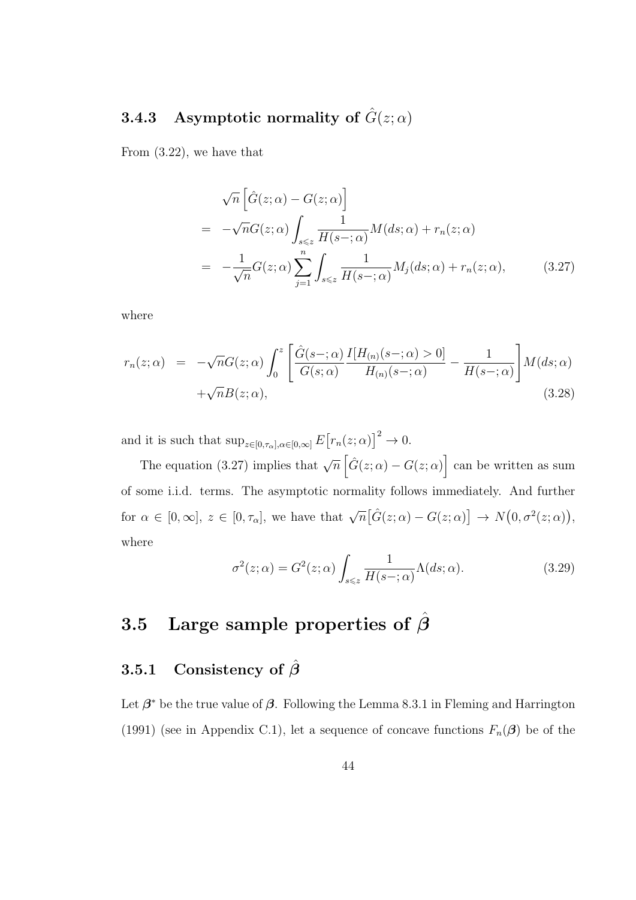### 3.4.3 Asymptotic normality of $\hat{G}(z;\alpha)$

From (3.22), we have that

$$
\begin{aligned}
& \sqrt{n}\left[\hat{G}(z;\alpha) - G(z;\alpha)\right] \\
= & -\sqrt{n}G(z;\alpha)\int_{s\leqslant z}\frac{1}{H(s-;\alpha)}M(ds;\alpha) + r_n(z;\alpha) \\
= & -\frac{1}{\sqrt{n}}G(z;\alpha)\sum_{j=1}^{n}\int_{s\leqslant z}\frac{1}{H(s-;\alpha)}M_j(ds;\alpha) + r_n(z;\alpha), \qquad (3.27)
\end{aligned}
$$

where

$$
\begin{aligned}
r_n(z;\alpha) = & -\sqrt{n}G(z;\alpha)\int_0^z\left[\frac{\hat{G}(s-;\alpha)}{G(s;\alpha)}\frac{I[H_{(n)}(s-;\alpha)>0]}{H_{(n)}(s-;\alpha)} - \frac{1}{H(s-;\alpha)}\right]M(ds;\alpha) \\
& +\sqrt{n}B(z;\alpha), \qquad (3.28)
\end{aligned}
$$

and it is such that $\sup_{z\in[0,\tau_\alpha],\alpha\in[0,\infty]}E\big[r_n(z;\alpha)\big]^2 \to 0$.

The equation (3.27) implies that $\sqrt{n}\left[\hat{G}(z;\alpha) - G(z;\alpha)\right]$ can be written as sum of some i.i.d. terms. The asymptotic normality follows immediately. And further for $\alpha \in [0,\infty]$, $z \in [0,\tau_\alpha]$, we have that $\sqrt{n}\big[\hat{G}(z;\alpha) - G(z;\alpha)\big] \to N\big(0,\sigma^2(z;\alpha)\big)$, where

$$
\sigma^2(z;\alpha) = G^2(z;\alpha)\int_{s\leqslant z}\frac{1}{H(s-;\alpha)}\Lambda(ds;\alpha). \qquad (3.29)
$$

## 3.5 Large sample properties of $\hat{\boldsymbol{\beta}}$

### 3.5.1 Consistency of $\hat{\boldsymbol{\beta}}$

Let $\boldsymbol{\beta}^*$ be the true value of $\boldsymbol{\beta}$. Following the Lemma 8.3.1 in Fleming and Harrington (1991) (see in Appendix C.1), let a sequence of concave functions $F_n(\boldsymbol{\beta})$ be of the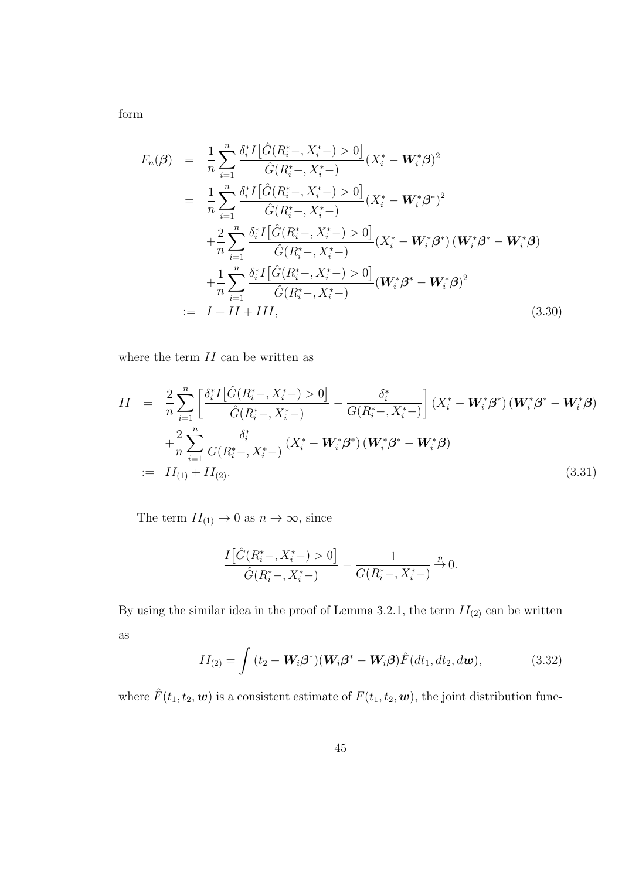form

$$
\begin{aligned}
F_n(\boldsymbol{\beta}) &= \frac{1}{n}\sum_{i=1}^{n}\frac{\delta_i^* I\big[\hat{G}(R_i^*-, X_i^*-)>0\big]}{\hat{G}(R_i^*-, X_i^*-)}(X_i^* - \boldsymbol{W}_i^*\boldsymbol{\beta})^2 \\
&= \frac{1}{n}\sum_{i=1}^{n}\frac{\delta_i^* I\big[\hat{G}(R_i^*-, X_i^*-)>0\big]}{\hat{G}(R_i^*-, X_i^*-)}(X_i^* - \boldsymbol{W}_i^*\boldsymbol{\beta}^*)^2 \\
&\quad + \frac{2}{n}\sum_{i=1}^{n}\frac{\delta_i^* I\big[\hat{G}(R_i^*-, X_i^*-)>0\big]}{\hat{G}(R_i^*-, X_i^*-)}(X_i^* - \boldsymbol{W}_i^*\boldsymbol{\beta}^*)(\boldsymbol{W}_i^*\boldsymbol{\beta}^* - \boldsymbol{W}_i^*\boldsymbol{\beta}) \\
&\quad + \frac{1}{n}\sum_{i=1}^{n}\frac{\delta_i^* I\big[\hat{G}(R_i^*-, X_i^*-)>0\big]}{\hat{G}(R_i^*-, X_i^*-)}(\boldsymbol{W}_i^*\boldsymbol{\beta}^* - \boldsymbol{W}_i^*\boldsymbol{\beta})^2 \\
&:= I + II + III,
\end{aligned}
\tag{3.30}
$$

where the term $II$ can be written as

$$
\begin{aligned}
II &= \frac{2}{n}\sum_{i=1}^{n}\left[\frac{\delta_i^* I\big[\hat{G}(R_i^*-, X_i^*-)>0\big]}{\hat{G}(R_i^*-, X_i^*-)} - \frac{\delta_i^*}{G(R_i^*-, X_i^*-)}\right](X_i^* - \boldsymbol{W}_i^*\boldsymbol{\beta}^*)(\boldsymbol{W}_i^*\boldsymbol{\beta}^* - \boldsymbol{W}_i^*\boldsymbol{\beta}) \\
&\quad + \frac{2}{n}\sum_{i=1}^{n}\frac{\delta_i^*}{G(R_i^*-, X_i^*-)}(X_i^* - \boldsymbol{W}_i^*\boldsymbol{\beta}^*)(\boldsymbol{W}_i^*\boldsymbol{\beta}^* - \boldsymbol{W}_i^*\boldsymbol{\beta}) \\
&:= II_{(1)} + II_{(2)}.
\end{aligned}
\tag{3.31}
$$

The term $II_{(1)} \to 0$ as $n \to \infty$, since

$$
\frac{I\big[\hat{G}(R_i^*-, X_i^*-)>0\big]}{\hat{G}(R_i^*-, X_i^*-)} - \frac{1}{G(R_i^*-, X_i^*-)} \xrightarrow{p} 0.
$$

By using the similar idea in the proof of Lemma 3.2.1, the term $II_{(2)}$ can be written as

$$
II_{(2)} = \int (t_2 - \boldsymbol{W}_i\boldsymbol{\beta}^*)(\boldsymbol{W}_i\boldsymbol{\beta}^* - \boldsymbol{W}_i\boldsymbol{\beta})\hat{F}(dt_1, dt_2, d\boldsymbol{w}),
\tag{3.32}
$$

where $\hat{F}(t_1, t_2, \boldsymbol{w})$ is a consistent estimate of $F(t_1, t_2, \boldsymbol{w})$, the joint distribution func-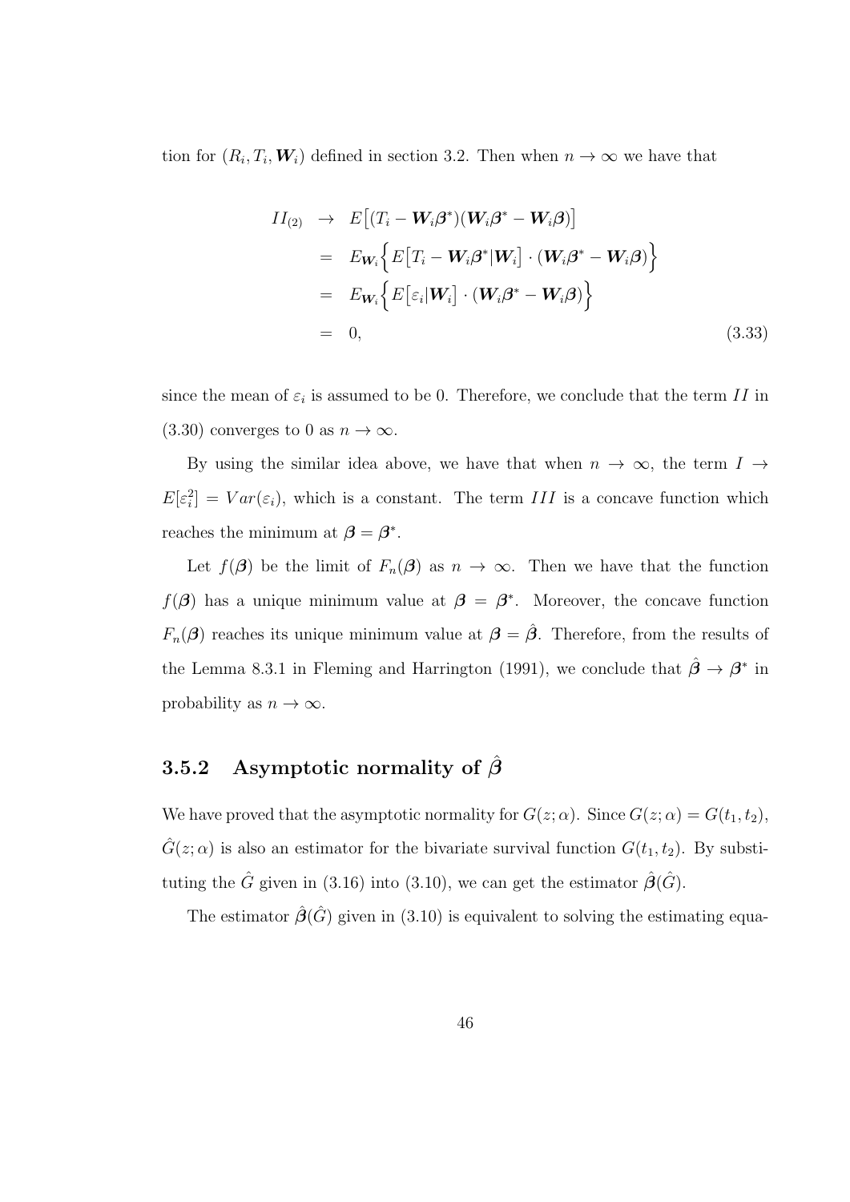tion for $(R_i, T_i, \boldsymbol{W}_i)$ defined in section 3.2. Then when $n \to \infty$ we have that

$$
\begin{aligned}
II_{(2)} &\to E\big[(T_i - \boldsymbol{W}_i\boldsymbol{\beta}^*)(\boldsymbol{W}_i\boldsymbol{\beta}^* - \boldsymbol{W}_i\boldsymbol{\beta})\big] \\
&= E_{\boldsymbol{W}_i}\Big\{E\big[T_i - \boldsymbol{W}_i\boldsymbol{\beta}^*|\boldsymbol{W}_i\big] \cdot (\boldsymbol{W}_i\boldsymbol{\beta}^* - \boldsymbol{W}_i\boldsymbol{\beta})\Big\} \\
&= E_{\boldsymbol{W}_i}\Big\{E\big[\varepsilon_i|\boldsymbol{W}_i\big] \cdot (\boldsymbol{W}_i\boldsymbol{\beta}^* - \boldsymbol{W}_i\boldsymbol{\beta})\Big\} \\
&= 0, \qquad\qquad (3.33)
\end{aligned}
$$

since the mean of $\varepsilon_i$ is assumed to be 0. Therefore, we conclude that the term $II$ in (3.30) converges to 0 as $n \to \infty$.

By using the similar idea above, we have that when $n \to \infty$, the term $I \to E[\varepsilon_i^2] = Var(\varepsilon_i)$, which is a constant. The term $III$ is a concave function which reaches the minimum at $\boldsymbol{\beta} = \boldsymbol{\beta}^*$.

Let $f(\boldsymbol{\beta})$ be the limit of $F_n(\boldsymbol{\beta})$ as $n \to \infty$. Then we have that the function $f(\boldsymbol{\beta})$ has a unique minimum value at $\boldsymbol{\beta} = \boldsymbol{\beta}^*$. Moreover, the concave function $F_n(\boldsymbol{\beta})$ reaches its unique minimum value at $\boldsymbol{\beta} = \hat{\boldsymbol{\beta}}$. Therefore, from the results of the Lemma 8.3.1 in Fleming and Harrington (1991), we conclude that $\hat{\boldsymbol{\beta}} \to \boldsymbol{\beta}^*$ in probability as $n \to \infty$.

### 3.5.2 Asymptotic normality of $\hat{\boldsymbol{\beta}}$

We have proved that the asymptotic normality for $G(z;\alpha)$. Since $G(z;\alpha) = G(t_1, t_2)$, $\hat{G}(z;\alpha)$ is also an estimator for the bivariate survival function $G(t_1, t_2)$. By substituting the $\hat{G}$ given in (3.16) into (3.10), we can get the estimator $\hat{\boldsymbol{\beta}}(\hat{G})$.

The estimator $\hat{\boldsymbol{\beta}}(\hat{G})$ given in (3.10) is equivalent to solving the estimating equa-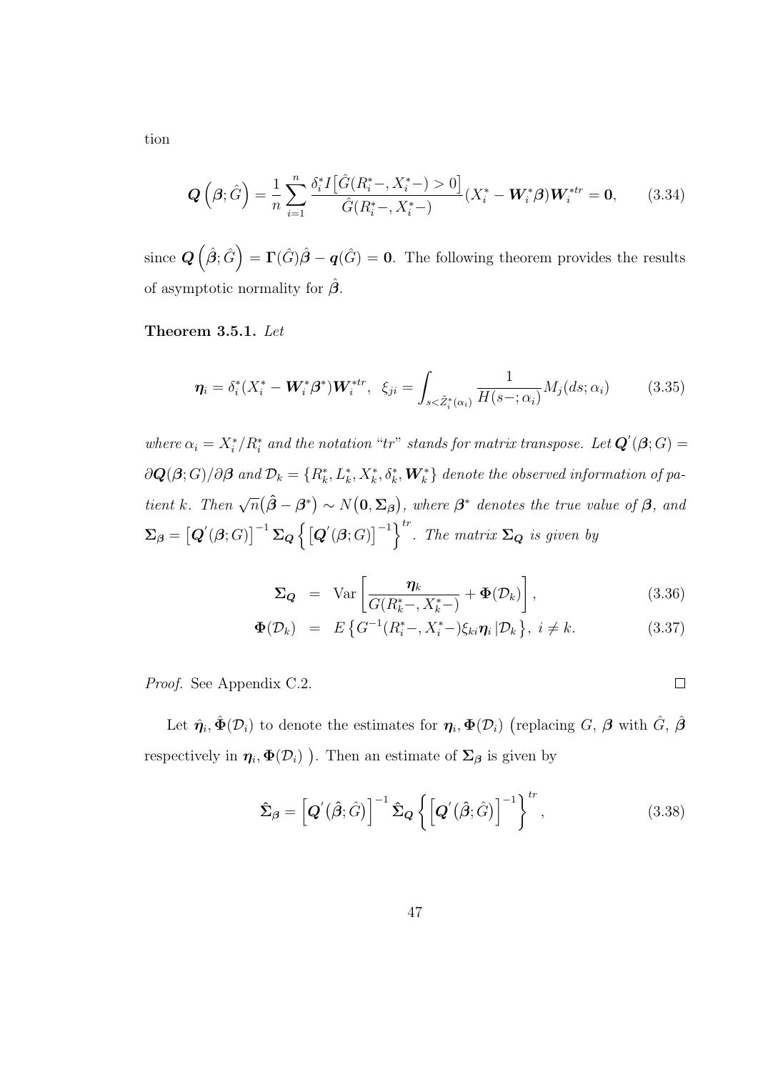tion

$$
\boldsymbol{Q}\left(\boldsymbol{\beta};\hat{G}\right) = \frac{1}{n}\sum_{i=1}^{n}\frac{\delta_i^* I\big[\hat{G}(R_i^*-,X_i^*-)>0\big]}{\hat{G}(R_i^*-,X_i^*-)}(X_i^* - \boldsymbol{W}_i^*\boldsymbol{\beta})\boldsymbol{W}_i^{*tr} = \mathbf{0}, \qquad (3.34)
$$

since $\boldsymbol{Q}\left(\hat{\boldsymbol{\beta}};\hat{G}\right) = \boldsymbol{\Gamma}(\hat{G})\hat{\boldsymbol{\beta}} - \boldsymbol{q}(\hat{G}) = \mathbf{0}$. The following theorem provides the results of asymptotic normality for $\hat{\boldsymbol{\beta}}$.

**Theorem 3.5.1.** *Let*

$$
\boldsymbol{\eta}_i = \delta_i^*(X_i^* - \boldsymbol{W}_i^*\boldsymbol{\beta}^*)\boldsymbol{W}_i^{*tr}, \;\; \xi_{ji} = \int_{s<\tilde{Z}_i^*(\alpha_i)} \frac{1}{H(s-;\alpha_i)} M_j(ds;\alpha_i) \qquad (3.35)
$$

*where $\alpha_i = X_i^*/R_i^*$ and the notation "tr" stands for matrix transpose. Let $\boldsymbol{Q}'(\boldsymbol{\beta};G) = \partial\boldsymbol{Q}(\boldsymbol{\beta};G)/\partial\boldsymbol{\beta}$ and $\mathcal{D}_k = \{R_k^*, L_k^*, X_k^*, \delta_k^*, \boldsymbol{W}_k^*\}$ denote the observed information of patient k. Then $\sqrt{n}\big(\hat{\boldsymbol{\beta}} - \boldsymbol{\beta}^*\big) \sim N\big(\mathbf{0}, \boldsymbol{\Sigma}_{\boldsymbol{\beta}}\big)$, where $\boldsymbol{\beta}^*$ denotes the true value of $\boldsymbol{\beta}$, and $\boldsymbol{\Sigma}_{\boldsymbol{\beta}} = \big[\boldsymbol{Q}'(\boldsymbol{\beta};G)\big]^{-1}\boldsymbol{\Sigma}_{\boldsymbol{Q}}\left\{\big[\boldsymbol{Q}'(\boldsymbol{\beta};G)\big]^{-1}\right\}^{tr}$. The matrix $\boldsymbol{\Sigma}_{\boldsymbol{Q}}$ is given by*

$$
\boldsymbol{\Sigma}_{\boldsymbol{Q}} = \operatorname{Var}\left[\frac{\boldsymbol{\eta}_k}{G(R_k^*-,X_k^*-)} + \boldsymbol{\Phi}(\mathcal{D}_k)\right], \qquad (3.36)
$$

$$
\boldsymbol{\Phi}(\mathcal{D}_k) = E\left\{G^{-1}(R_i^*-,X_i^*-)\xi_{ki}\boldsymbol{\eta}_i \,|\mathcal{D}_k\right\}, \; i \neq k. \qquad (3.37)
$$

*Proof.* See Appendix C.2. □

Let $\hat{\boldsymbol{\eta}}_i, \hat{\boldsymbol{\Phi}}(\mathcal{D}_i)$ to denote the estimates for $\boldsymbol{\eta}_i, \boldsymbol{\Phi}(\mathcal{D}_i)$ (replacing $G$, $\boldsymbol{\beta}$ with $\hat{G}$, $\hat{\boldsymbol{\beta}}$ respectively in $\boldsymbol{\eta}_i, \boldsymbol{\Phi}(\mathcal{D}_i)$ ). Then an estimate of $\boldsymbol{\Sigma}_{\boldsymbol{\beta}}$ is given by

$$
\hat{\boldsymbol{\Sigma}}_{\boldsymbol{\beta}} = \left[\boldsymbol{Q}'\big(\hat{\boldsymbol{\beta}};\hat{G}\big)\right]^{-1}\hat{\boldsymbol{\Sigma}}_{\boldsymbol{Q}}\left\{\left[\boldsymbol{Q}'\big(\hat{\boldsymbol{\beta}};\hat{G}\big)\right]^{-1}\right\}^{tr}, \qquad (3.38)
$$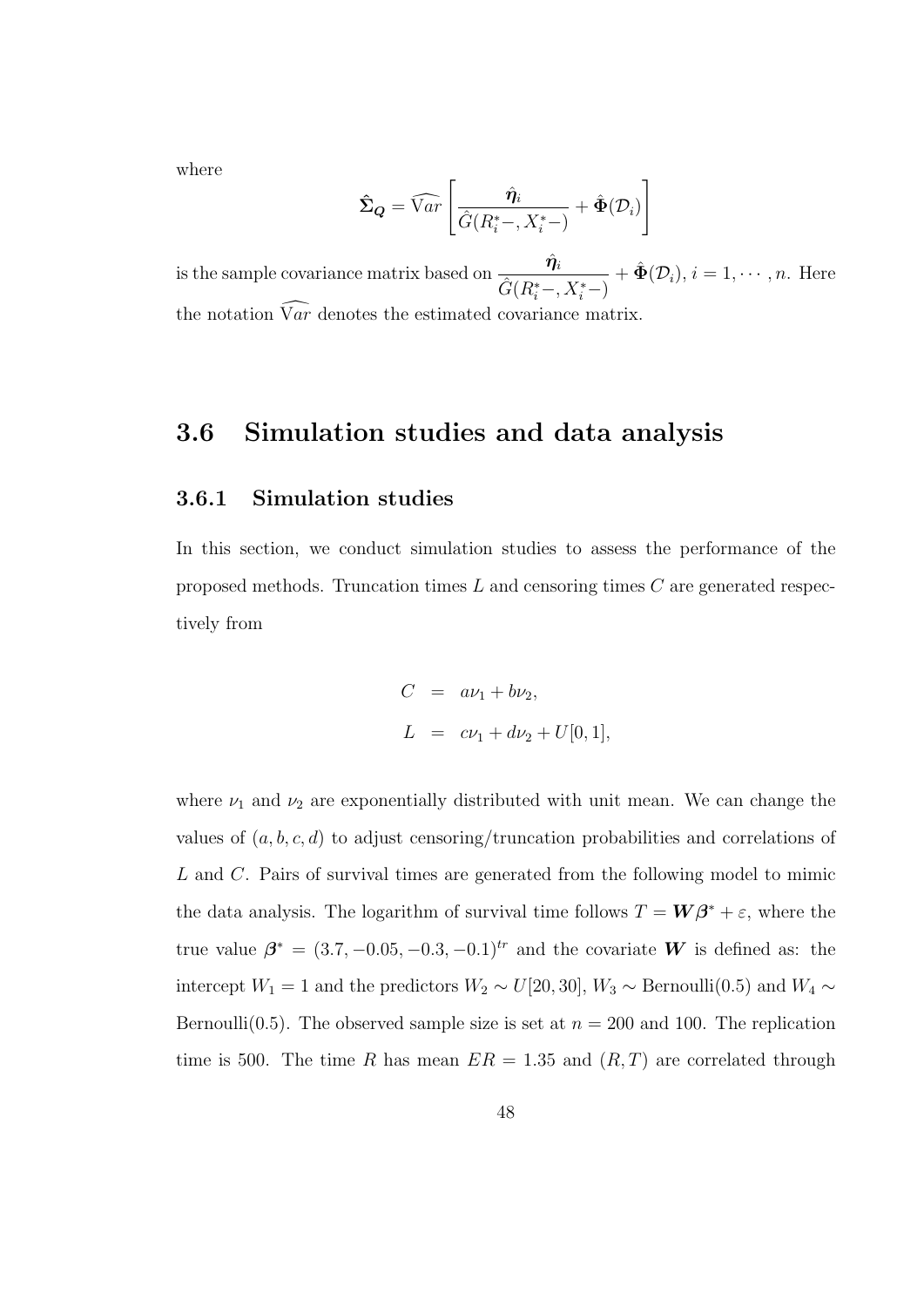where

$$\hat{\boldsymbol{\Sigma}}_{\boldsymbol{Q}} = \widehat{\mathrm{V}ar}\left[\frac{\hat{\boldsymbol{\eta}}_i}{\hat{G}(R_i^*-, X_i^*-)} + \hat{\boldsymbol{\Phi}}(\mathcal{D}_i)\right]$$

is the sample covariance matrix based on $\dfrac{\hat{\boldsymbol{\eta}}_i}{\hat{G}(R_i^*-, X_i^*-)} + \hat{\boldsymbol{\Phi}}(\mathcal{D}_i)$, $i = 1, \cdots, n$. Here the notation $\widehat{\mathrm{V}ar}$ denotes the estimated covariance matrix.

## 3.6 Simulation studies and data analysis

### 3.6.1 Simulation studies

In this section, we conduct simulation studies to assess the performance of the proposed methods. Truncation times $L$ and censoring times $C$ are generated respectively from

$$\begin{aligned} C &= a\nu_1 + b\nu_2, \\ L &= c\nu_1 + d\nu_2 + U[0, 1], \end{aligned}$$

where $\nu_1$ and $\nu_2$ are exponentially distributed with unit mean. We can change the values of $(a, b, c, d)$ to adjust censoring/truncation probabilities and correlations of $L$ and $C$. Pairs of survival times are generated from the following model to mimic the data analysis. The logarithm of survival time follows $T = \boldsymbol{W}\boldsymbol{\beta}^* + \varepsilon$, where the true value $\boldsymbol{\beta}^* = (3.7, -0.05, -0.3, -0.1)^{tr}$ and the covariate $\boldsymbol{W}$ is defined as: the intercept $W_1 = 1$ and the predictors $W_2 \sim U[20, 30]$, $W_3 \sim \text{Bernoulli}(0.5)$ and $W_4 \sim \text{Bernoulli}(0.5)$. The observed sample size is set at $n = 200$ and 100. The replication time is 500. The time $R$ has mean $ER = 1.35$ and $(R, T)$ are correlated through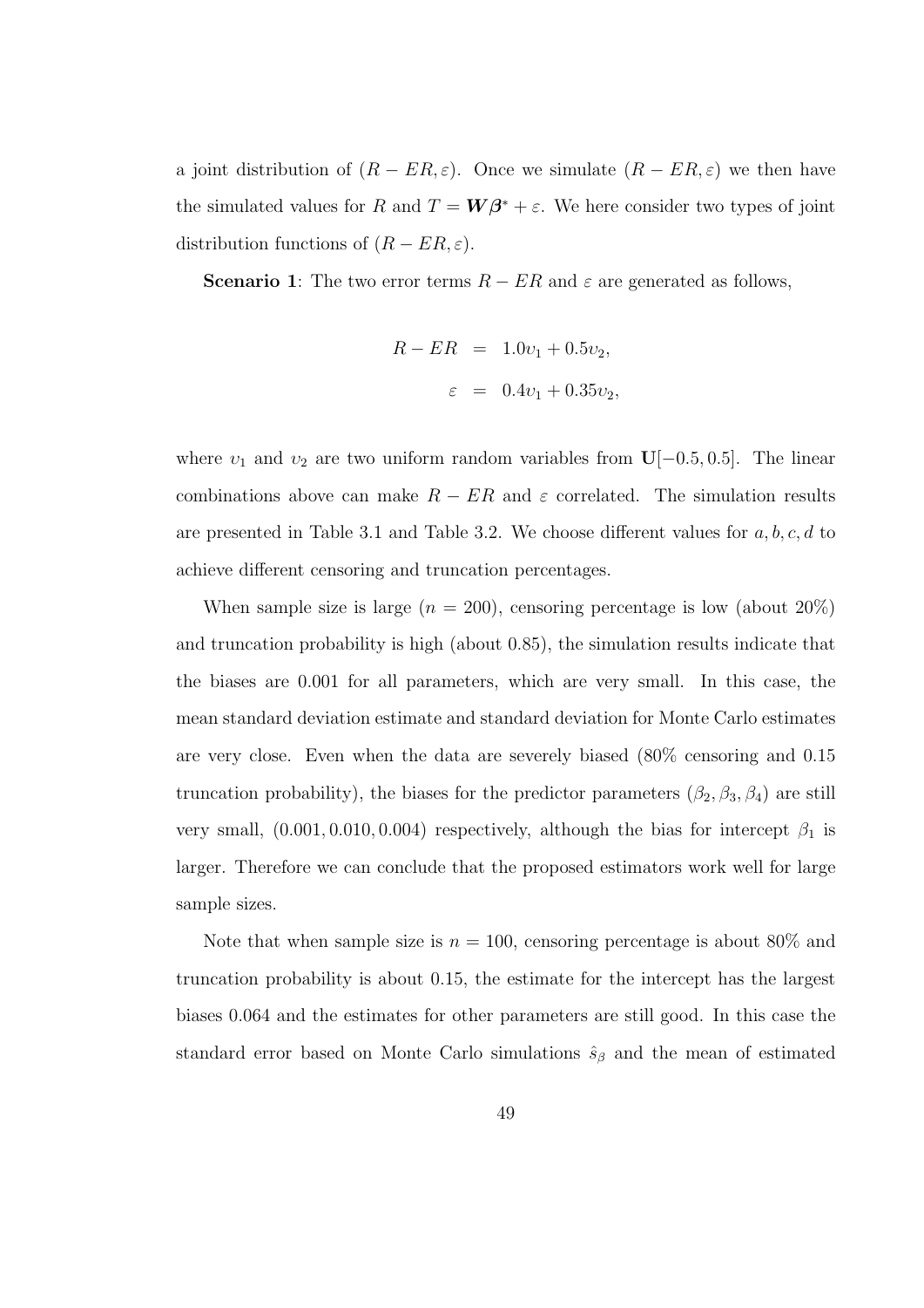a joint distribution of $(R - ER, \varepsilon)$. Once we simulate $(R - ER, \varepsilon)$ we then have the simulated values for $R$ and $T = \boldsymbol{W}\boldsymbol{\beta}^* + \varepsilon$. We here consider two types of joint distribution functions of $(R - ER, \varepsilon)$.

**Scenario 1**: The two error terms $R - ER$ and $\varepsilon$ are generated as follows,

$$
\begin{aligned}
R - ER &= 1.0\upsilon_1 + 0.5\upsilon_2, \\
\varepsilon &= 0.4\upsilon_1 + 0.35\upsilon_2,
\end{aligned}
$$

where $\upsilon_1$ and $\upsilon_2$ are two uniform random variables from $\mathbf{U}[-0.5, 0.5]$. The linear combinations above can make $R - ER$ and $\varepsilon$ correlated. The simulation results are presented in Table 3.1 and Table 3.2. We choose different values for $a, b, c, d$ to achieve different censoring and truncation percentages.

When sample size is large ($n = 200$), censoring percentage is low (about 20%) and truncation probability is high (about 0.85), the simulation results indicate that the biases are 0.001 for all parameters, which are very small. In this case, the mean standard deviation estimate and standard deviation for Monte Carlo estimates are very close. Even when the data are severely biased (80% censoring and 0.15 truncation probability), the biases for the predictor parameters $(\beta_2, \beta_3, \beta_4)$ are still very small, $(0.001, 0.010, 0.004)$ respectively, although the bias for intercept $\beta_1$ is larger. Therefore we can conclude that the proposed estimators work well for large sample sizes.

Note that when sample size is $n = 100$, censoring percentage is about 80% and truncation probability is about 0.15, the estimate for the intercept has the largest biases 0.064 and the estimates for other parameters are still good. In this case the standard error based on Monte Carlo simulations $\hat{s}_\beta$ and the mean of estimated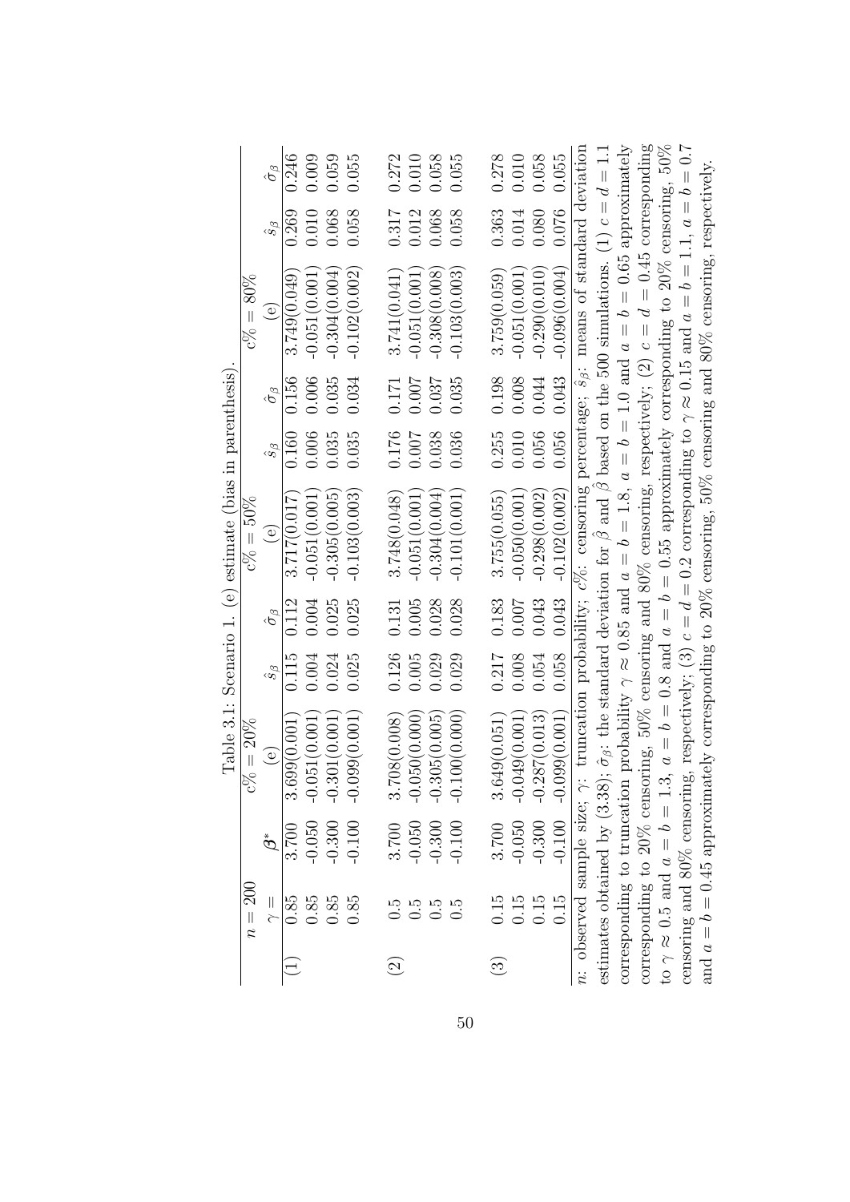Table 3.1: Scenario 1. (e) estimate (bias in parenthesis).

| $n=200$ | | | $c\%=20\%$ | | | $c\%=50\%$ | | | $c\%=80\%$ | | |
|---|---|---|---|---|---|---|---|---|---|---|---|
| | $\gamma=$ | $\boldsymbol{\beta}^*$ | (e) | $\hat{s}_\beta$ | $\hat{\sigma}_\beta$ | (e) | $\hat{s}_\beta$ | $\hat{\sigma}_\beta$ | (e) | $\hat{s}_\beta$ | $\hat{\sigma}_\beta$ |
| (1) | 0.85 | 3.700 | 3.699(0.001) | 0.115 | 0.112 | 3.717(0.017) | 0.160 | 0.156 | 3.749(0.049) | 0.269 | 0.246 |
| | 0.85 | -0.050 | -0.051(0.001) | 0.004 | 0.004 | -0.051(0.001) | 0.006 | 0.006 | -0.051(0.001) | 0.010 | 0.009 |
| | 0.85 | -0.300 | -0.301(0.001) | 0.024 | 0.025 | -0.305(0.005) | 0.035 | 0.035 | -0.304(0.004) | 0.068 | 0.059 |
| | 0.85 | -0.100 | -0.099(0.001) | 0.025 | 0.025 | -0.103(0.003) | 0.035 | 0.034 | -0.102(0.002) | 0.058 | 0.055 |
| (2) | 0.5 | 3.700 | 3.708(0.008) | 0.126 | 0.131 | 3.748(0.048) | 0.176 | 0.171 | 3.741(0.041) | 0.317 | 0.272 |
| | 0.5 | -0.050 | -0.050(0.000) | 0.005 | 0.005 | -0.051(0.001) | 0.007 | 0.007 | -0.051(0.001) | 0.012 | 0.010 |
| | 0.5 | -0.300 | -0.305(0.005) | 0.029 | 0.028 | -0.304(0.004) | 0.038 | 0.037 | -0.308(0.008) | 0.068 | 0.058 |
| | 0.5 | -0.100 | -0.100(0.000) | 0.029 | 0.028 | -0.101(0.001) | 0.036 | 0.035 | -0.103(0.003) | 0.058 | 0.055 |
| (3) | 0.15 | 3.700 | 3.649(0.051) | 0.217 | 0.183 | 3.755(0.055) | 0.255 | 0.198 | 3.759(0.059) | 0.363 | 0.278 |
| | 0.15 | -0.050 | -0.049(0.001) | 0.008 | 0.007 | -0.050(0.001) | 0.010 | 0.008 | -0.051(0.001) | 0.014 | 0.010 |
| | 0.15 | -0.300 | -0.287(0.013) | 0.054 | 0.043 | -0.298(0.002) | 0.056 | 0.044 | -0.290(0.010) | 0.080 | 0.058 |
| | 0.15 | -0.100 | -0.099(0.001) | 0.058 | 0.043 | -0.102(0.002) | 0.056 | 0.043 | -0.096(0.004) | 0.076 | 0.055 |

$n$: observed sample size; $\gamma$: truncation probability; $c\%$: censoring percentage; $\hat{s}_\beta$: means of standard deviation estimates obtained by (3.38); $\hat{\sigma}_\beta$: the standard deviation for $\hat{\beta}$ and $\hat{\beta}$ based on the 500 simulations. (1) $c=d=1.1$ corresponding to truncation probability $\gamma \approx 0.85$ and $a=b=1.8$, $a=b=1.0$ and $a=b=0.65$ approximately corresponding to 20% censoring, 50% censoring and 80% censoring, respectively; (2) $c=d=0.45$ corresponding to $\gamma \approx 0.5$ and $a=b=1.3$, $a=b=0.8$ and $a=b=0.55$ approximately corresponding to 20% censoring, 50% censoring and 80% censoring, respectively; (3) $c=d=0.2$ corresponding to $\gamma \approx 0.15$ and $a=b=1.1$, $a=b=0.7$ and $a=b=0.45$ approximately corresponding to 20% censoring, 50% censoring and 80% censoring, respectively.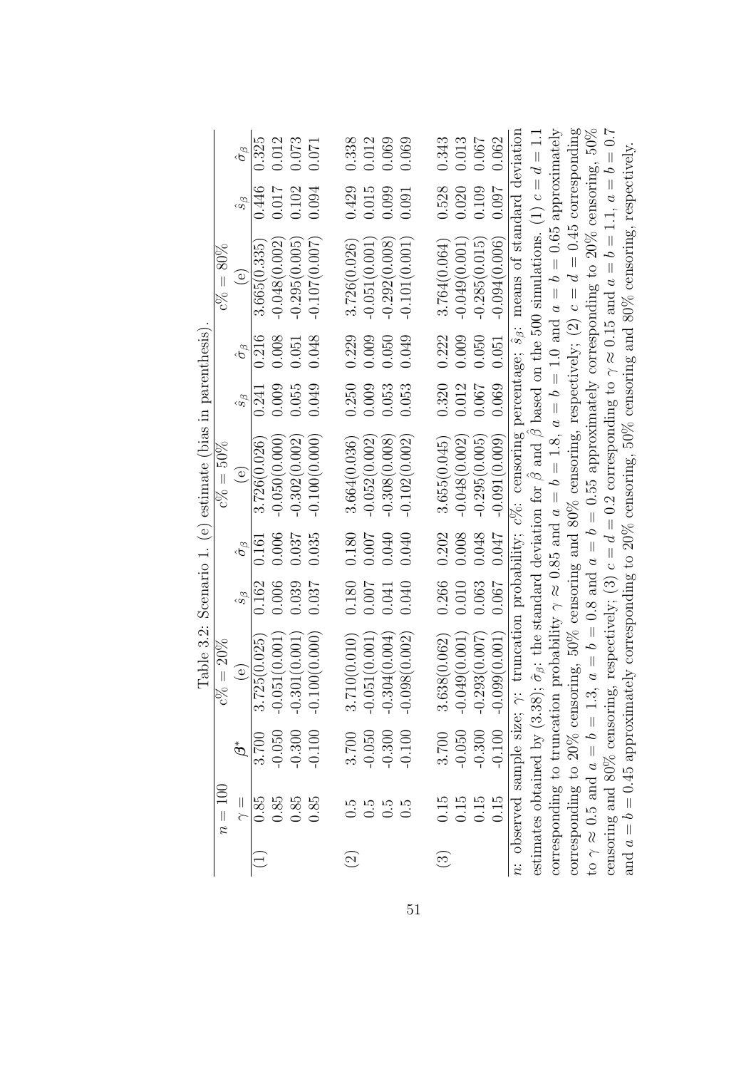Table 3.2: Scenario 1. (e) estimate (bias in parenthesis).

| $n = 100$ | | | $c\% = 20\%$ | | | $c\% = 50\%$ | | | $c\% = 80\%$ | | |
|---|---|---|---|---|---|---|---|---|---|---|---|
| | $\gamma =$ | $\boldsymbol{\beta}^*$ | (e) | $\hat{s}_\beta$ | $\hat{\sigma}_\beta$ | (e) | $\hat{s}_\beta$ | $\hat{\sigma}_\beta$ | (e) | $\hat{s}_\beta$ | $\hat{\sigma}_\beta$ |
| (1) | 0.85 | 3.700 | 3.725(0.025) | 0.162 | 0.161 | 3.726(0.026) | 0.241 | 0.216 | 3.665(0.335) | 0.446 | 0.325 |
| | 0.85 | -0.050 | -0.051(0.001) | 0.006 | 0.006 | -0.050(0.000) | 0.009 | 0.008 | -0.048(0.002) | 0.017 | 0.012 |
| | 0.85 | -0.300 | -0.301(0.001) | 0.039 | 0.037 | -0.302(0.002) | 0.055 | 0.051 | -0.295(0.005) | 0.102 | 0.073 |
| | 0.85 | -0.100 | -0.100(0.000) | 0.037 | 0.035 | -0.100(0.000) | 0.049 | 0.048 | -0.107(0.007) | 0.094 | 0.071 |
| (2) | 0.5 | 3.700 | 3.710(0.010) | 0.180 | 0.180 | 3.664(0.036) | 0.250 | 0.229 | 3.726(0.026) | 0.429 | 0.338 |
| | 0.5 | -0.050 | -0.051(0.001) | 0.007 | 0.007 | -0.052(0.002) | 0.009 | 0.009 | -0.051(0.001) | 0.015 | 0.012 |
| | 0.5 | -0.300 | -0.304(0.004) | 0.041 | 0.040 | -0.308(0.008) | 0.053 | 0.050 | -0.292(0.008) | 0.099 | 0.069 |
| | 0.5 | -0.100 | -0.098(0.002) | 0.040 | 0.040 | -0.102(0.002) | 0.053 | 0.049 | -0.101(0.001) | 0.091 | 0.069 |
| (3) | 0.15 | 3.700 | 3.638(0.062) | 0.266 | 0.202 | 3.655(0.045) | 0.320 | 0.222 | 3.764(0.064) | 0.528 | 0.343 |
| | 0.15 | -0.050 | -0.049(0.001) | 0.010 | 0.008 | -0.048(0.002) | 0.012 | 0.009 | -0.049(0.001) | 0.020 | 0.013 |
| | 0.15 | -0.300 | -0.293(0.007) | 0.063 | 0.048 | -0.295(0.005) | 0.067 | 0.050 | -0.285(0.015) | 0.109 | 0.067 |
| | 0.15 | -0.100 | -0.099(0.001) | 0.067 | 0.047 | -0.091(0.009) | 0.069 | 0.051 | -0.094(0.006) | 0.097 | 0.062 |

$n$: observed sample size; $\gamma$: truncation probability; $c\%$: censoring percentage; $\hat{s}_\beta$: means of standard deviation estimates obtained by (3.38); $\hat{\sigma}_\beta$: the standard deviation for $\hat{\beta}$ and $\hat{\beta}$ based on the 500 simulations. (1) $c = d = 1.1$ corresponding to truncation probability $\gamma \approx 0.85$ and $a = b = 1.8$, $a = b = 1.0$ and $a = b = 0.65$ approximately corresponding to 20% censoring, 50% censoring and 80% censoring, respectively; (2) $c = d = 0.45$ corresponding to $\gamma \approx 0.5$ and $a = b = 1.3$, $a = b = 0.8$ and $a = b = 0.55$ approximately corresponding to 20% censoring, 50% censoring and 80% censoring, respectively; (3) $c = d = 0.2$ corresponding to $\gamma \approx 0.15$ and $a = b = 1.1$, $a = b = 0.7$ and $a = b = 0.45$ approximately corresponding to 20% censoring, 50% censoring and 80% censoring, respectively.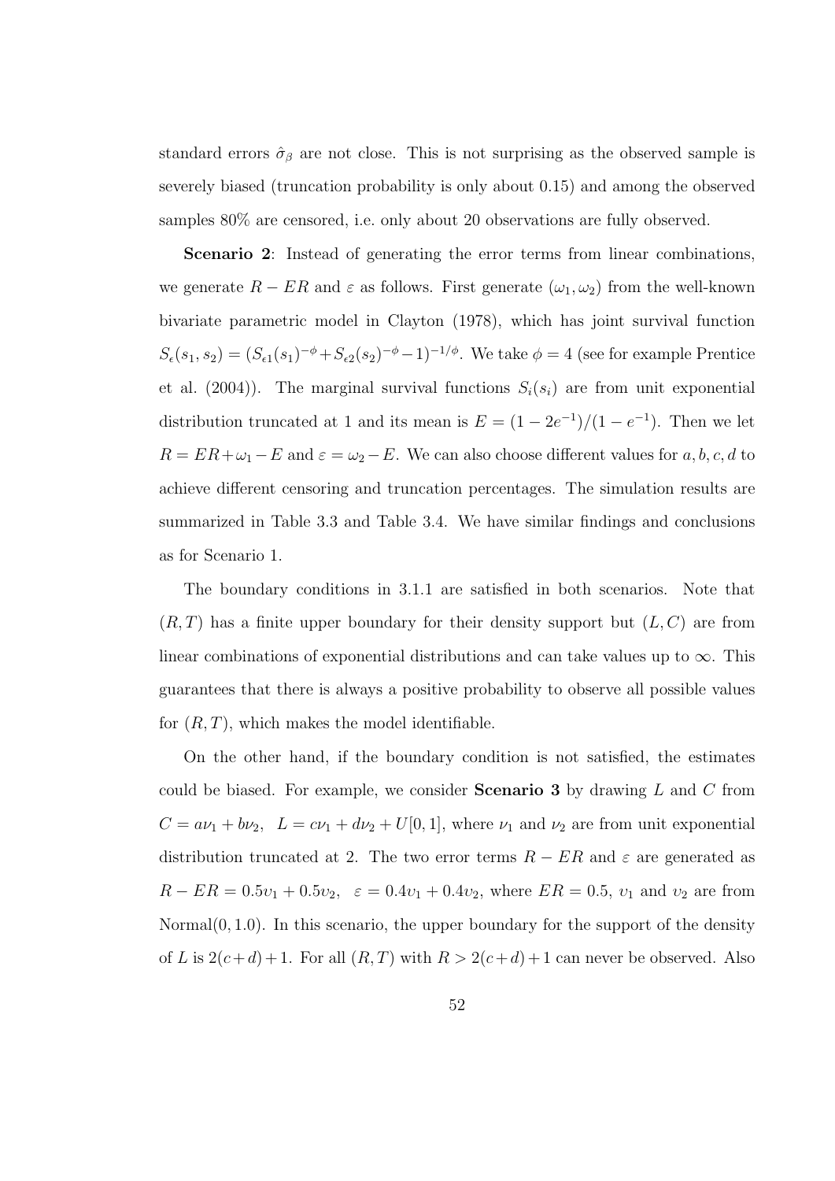standard errors $\hat{\sigma}_\beta$ are not close. This is not surprising as the observed sample is severely biased (truncation probability is only about 0.15) and among the observed samples 80% are censored, i.e. only about 20 observations are fully observed.

**Scenario 2**: Instead of generating the error terms from linear combinations, we generate $R - ER$ and $\varepsilon$ as follows. First generate $(\omega_1, \omega_2)$ from the well-known bivariate parametric model in Clayton (1978), which has joint survival function $S_\epsilon(s_1, s_2) = (S_{\epsilon 1}(s_1)^{-\phi} + S_{\epsilon 2}(s_2)^{-\phi} - 1)^{-1/\phi}$. We take $\phi = 4$ (see for example Prentice et al. (2004)). The marginal survival functions $S_i(s_i)$ are from unit exponential distribution truncated at 1 and its mean is $E = (1 - 2e^{-1})/(1 - e^{-1})$. Then we let $R = ER + \omega_1 - E$ and $\varepsilon = \omega_2 - E$. We can also choose different values for $a, b, c, d$ to achieve different censoring and truncation percentages. The simulation results are summarized in Table 3.3 and Table 3.4. We have similar findings and conclusions as for Scenario 1.

The boundary conditions in 3.1.1 are satisfied in both scenarios. Note that $(R, T)$ has a finite upper boundary for their density support but $(L, C)$ are from linear combinations of exponential distributions and can take values up to $\infty$. This guarantees that there is always a positive probability to observe all possible values for $(R, T)$, which makes the model identifiable.

On the other hand, if the boundary condition is not satisfied, the estimates could be biased. For example, we consider **Scenario 3** by drawing $L$ and $C$ from $C = a\nu_1 + b\nu_2$, $L = c\nu_1 + d\nu_2 + U[0, 1]$, where $\nu_1$ and $\nu_2$ are from unit exponential distribution truncated at 2. The two error terms $R - ER$ and $\varepsilon$ are generated as $R - ER = 0.5\upsilon_1 + 0.5\upsilon_2$, $\varepsilon = 0.4\upsilon_1 + 0.4\upsilon_2$, where $ER = 0.5$, $\upsilon_1$ and $\upsilon_2$ are from Normal$(0, 1.0)$. In this scenario, the upper boundary for the support of the density of $L$ is $2(c + d) + 1$. For all $(R, T)$ with $R > 2(c + d) + 1$ can never be observed. Also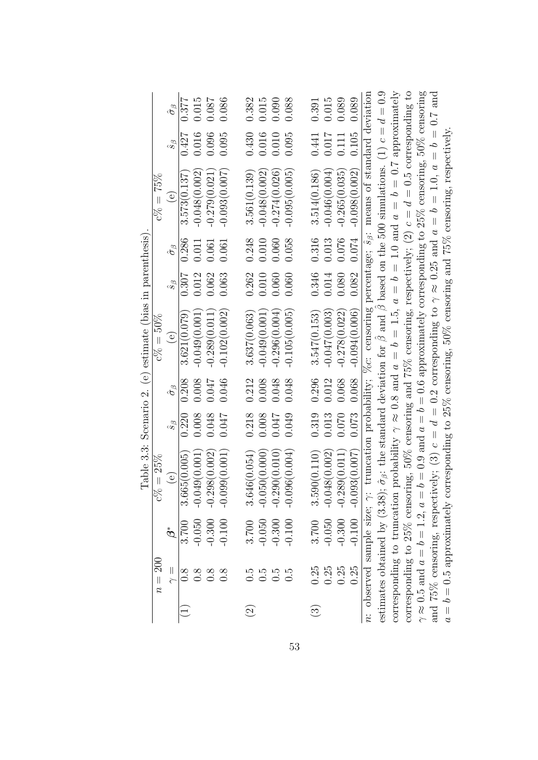Table 3.3: Scenario 2. (e) estimate (bias in parenthesis).

| $n = 200$ | | | $c\% = 25\%$ | | | $c\% = 50\%$ | | | $c\% = 75\%$ | | |
|---|---|---|---|---|---|---|---|---|---|---|---|
| | $\gamma =$ | $\beta^*$ | (e) | $\hat{s}_\beta$ | $\hat{\sigma}_\beta$ | (e) | $\hat{s}_\beta$ | $\hat{\sigma}_\beta$ | (e) | $\hat{s}_\beta$ | $\hat{\sigma}_\beta$ |
| (1) | 0.8 | 3.700 | 3.665(0.005) | 0.220 | 0.208 | 3.621(0.079) | 0.307 | 0.286 | 3.573(0.137) | 0.427 | 0.377 |
| | 0.8 | -0.050 | -0.049(0.001) | 0.008 | 0.008 | -0.049(0.001) | 0.012 | 0.011 | -0.048(0.002) | 0.016 | 0.015 |
| | 0.8 | -0.300 | -0.298(0.002) | 0.048 | 0.047 | -0.289(0.011) | 0.062 | 0.061 | -0.279(0.021) | 0.096 | 0.087 |
| | 0.8 | -0.100 | -0.099(0.001) | 0.047 | 0.046 | -0.102(0.002) | 0.063 | 0.061 | -0.093(0.007) | 0.095 | 0.086 |
| (2) | 0.5 | 3.700 | 3.646(0.054) | 0.218 | 0.212 | 3.637(0.063) | 0.262 | 0.248 | 3.561(0.139) | 0.430 | 0.382 |
| | 0.5 | -0.050 | -0.050(0.000) | 0.008 | 0.008 | -0.049(0.001) | 0.010 | 0.010 | -0.048(0.002) | 0.016 | 0.015 |
| | 0.5 | -0.300 | -0.290(0.010) | 0.047 | 0.048 | -0.296(0.004) | 0.060 | 0.060 | -0.274(0.026) | 0.010 | 0.090 |
| | 0.5 | -0.100 | -0.096(0.004) | 0.049 | 0.048 | -0.105(0.005) | 0.060 | 0.058 | -0.095(0.005) | 0.095 | 0.088 |
| (3) | 0.25 | 3.700 | 3.590(0.110) | 0.319 | 0.296 | 3.547(0.153) | 0.346 | 0.316 | 3.514(0.186) | 0.441 | 0.391 |
| | 0.25 | -0.050 | -0.048(0.002) | 0.013 | 0.012 | -0.047(0.003) | 0.014 | 0.013 | -0.046(0.004) | 0.017 | 0.015 |
| | 0.25 | -0.300 | -0.289(0.011) | 0.070 | 0.068 | -0.278(0.022) | 0.080 | 0.076 | -0.265(0.035) | 0.111 | 0.089 |
| | 0.25 | -0.100 | -0.093(0.007) | 0.073 | 0.068 | -0.094(0.006) | 0.082 | 0.074 | -0.098(0.002) | 0.105 | 0.089 |

$n$: observed sample size; $\gamma$: truncation probability; $\%c$: censoring percentage; $\hat{s}_\beta$: means of standard deviation estimates obtained by (3.38); $\hat{\sigma}_\beta$: the standard deviation for $\hat{\beta}$ and $\hat{\beta}$ based on the 500 simulations. (1) $c = d = 0.9$ corresponding to truncation probability $\gamma \approx 0.8$ and $a = b = 1.5$, $a = b = 1.0$ and $a = b = 0.7$ approximately corresponding to 25% censoring, 50% censoring and 75% censoring, respectively; (2) $c = d = 0.5$ corresponding to $\gamma \approx 0.5$ and $a = b = 1.2$, $a = b = 0.9$ and $a = b = 0.6$ approximately corresponding to 25% censoring, 50% censoring and 75% censoring, respectively; (3) $c = d = 0.2$ corresponding to $\gamma \approx 0.25$ and $a = b = 1.0$, $a = b = 0.7$ and $a = b = 0.5$ approximately corresponding to 25% censoring, 50% censoring and 75% censoring, respectively.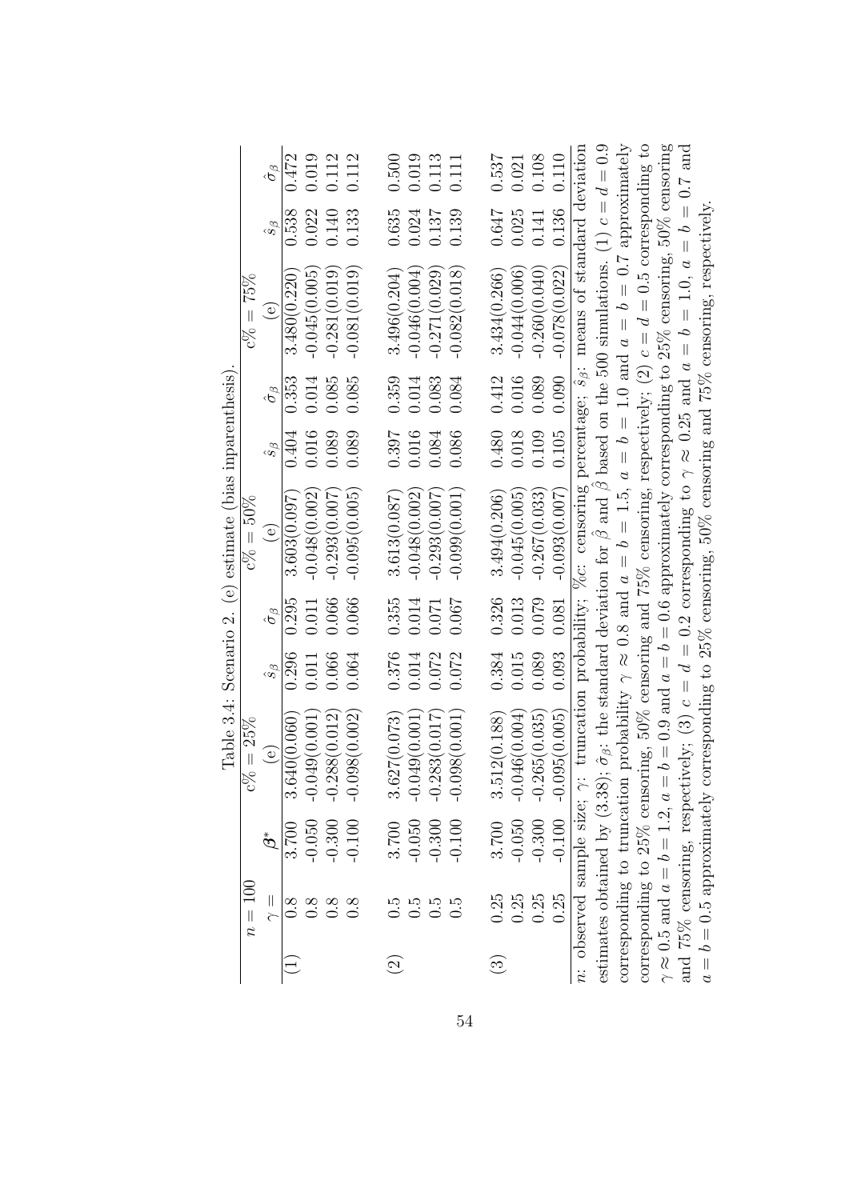Table 3.4: Scenario 2. (e) estimate (bias inparenthesis).

| $n = 100$ | | | $c\% = 25\%$ | | | $c\% = 50\%$ | | | $c\% = 75\%$ | | |
|---|---|---|---|---|---|---|---|---|---|---|---|
| | $\gamma =$ | $\boldsymbol{\beta}^*$ | (e) | $\hat{s}_\beta$ | $\hat{\sigma}_\beta$ | (e) | $\hat{s}_\beta$ | $\hat{\sigma}_\beta$ | (e) | $\hat{s}_\beta$ | $\hat{\sigma}_\beta$ |
| (1) | 0.8 | 3.700 | 3.640(0.060) | 0.296 | 0.295 | 3.603(0.097) | 0.404 | 0.353 | 3.480(0.220) | 0.538 | 0.472 |
| | 0.8 | -0.050 | -0.049(0.001) | 0.011 | 0.011 | -0.048(0.002) | 0.016 | 0.014 | -0.045(0.005) | 0.022 | 0.019 |
| | 0.8 | -0.300 | -0.288(0.012) | 0.066 | 0.066 | -0.293(0.007) | 0.089 | 0.085 | -0.281(0.019) | 0.140 | 0.112 |
| | 0.8 | -0.100 | -0.098(0.002) | 0.064 | 0.066 | -0.095(0.005) | 0.089 | 0.085 | -0.081(0.019) | 0.133 | 0.112 |
| (2) | 0.5 | 3.700 | 3.627(0.073) | 0.376 | 0.355 | 3.613(0.087) | 0.397 | 0.359 | 3.496(0.204) | 0.635 | 0.500 |
| | 0.5 | -0.050 | -0.049(0.001) | 0.014 | 0.014 | -0.048(0.002) | 0.016 | 0.014 | -0.046(0.004) | 0.024 | 0.019 |
| | 0.5 | -0.300 | -0.283(0.017) | 0.072 | 0.071 | -0.293(0.007) | 0.084 | 0.083 | -0.271(0.029) | 0.137 | 0.113 |
| | 0.5 | -0.100 | -0.098(0.001) | 0.072 | 0.067 | -0.099(0.001) | 0.086 | 0.084 | -0.082(0.018) | 0.139 | 0.111 |
| (3) | 0.25 | 3.700 | 3.512(0.188) | 0.384 | 0.326 | 3.494(0.206) | 0.480 | 0.412 | 3.434(0.266) | 0.647 | 0.537 |
| | 0.25 | -0.050 | -0.046(0.004) | 0.015 | 0.013 | -0.045(0.005) | 0.018 | 0.016 | -0.044(0.006) | 0.025 | 0.021 |
| | 0.25 | -0.300 | -0.265(0.035) | 0.089 | 0.079 | -0.267(0.033) | 0.109 | 0.089 | -0.260(0.040) | 0.141 | 0.108 |
| | 0.25 | -0.100 | -0.095(0.005) | 0.093 | 0.081 | -0.093(0.007) | 0.105 | 0.090 | -0.078(0.022) | 0.136 | 0.110 |

$n$: observed sample size; $\gamma$: truncation probability; $\%c$: censoring percentage; $\hat{s}_\beta$: means of standard deviation estimates obtained by (3.38); $\hat{\sigma}_\beta$: the standard deviation for $\hat{\beta}$ and $\hat{\beta}$ based on the 500 simulations. (1) $c = d = 0.9$ corresponding to truncation probability $\gamma \approx 0.8$ and $a = b = 1.5$, $a = b = 1.0$ and $a = b = 0.7$ approximately corresponding to 25% censoring, 50% censoring and 75% censoring, respectively; (2) $c = d = 0.5$ corresponding to $\gamma \approx 0.5$ and $a = b = 1.2$, $a = b = 0.9$ and $a = b = 0.6$ approximately corresponding to 25% censoring, 50% censoring and 75% censoring, respectively; (3) $c = d = 0.2$ corresponding to $\gamma \approx 0.25$ and $a = b = 1.0$, $a = b = 0.7$ and $a = b = 0.5$ approximately corresponding to 25% censoring, 50% censoring and 75% censoring, respectively.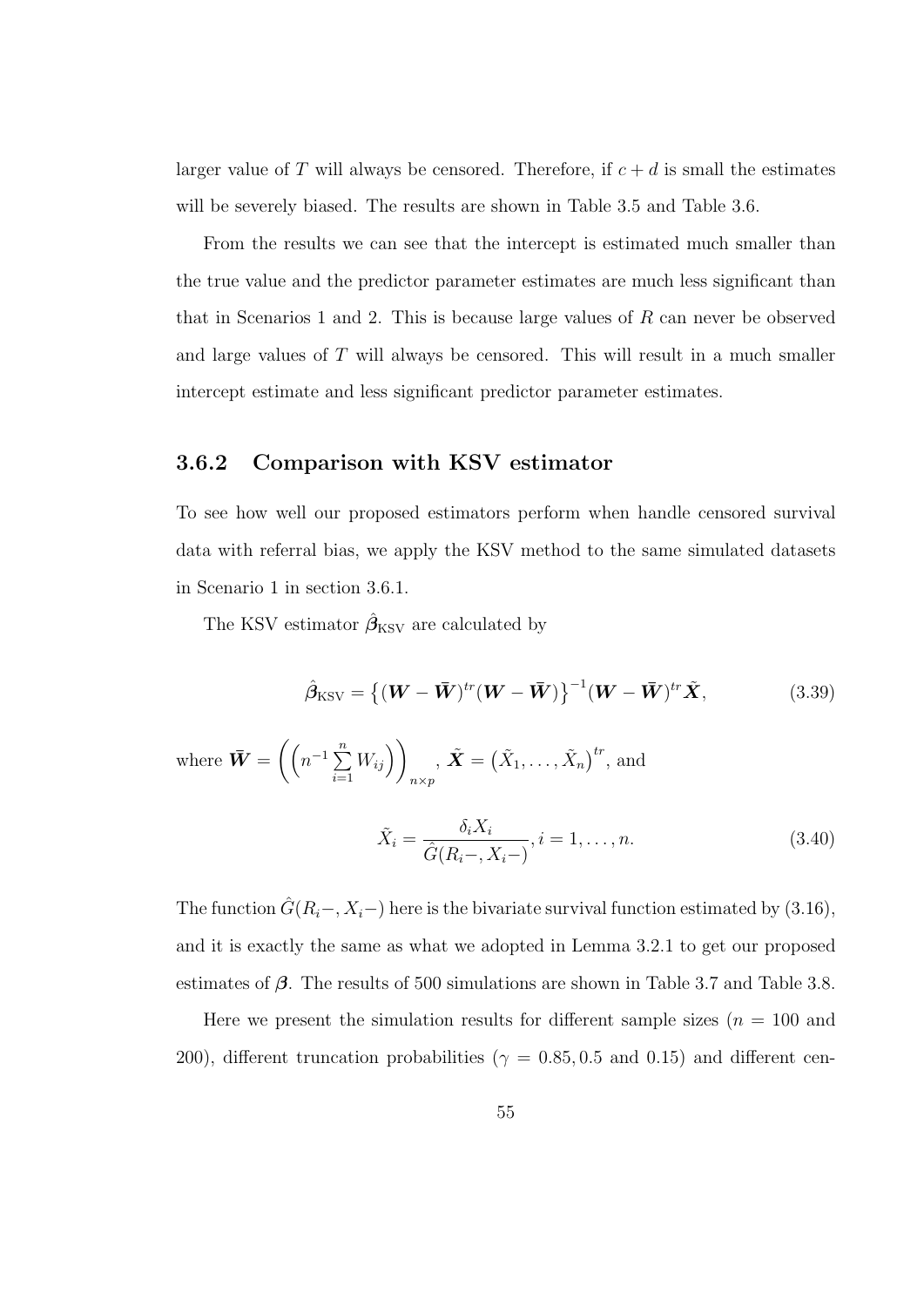larger value of $T$ will always be censored. Therefore, if $c + d$ is small the estimates will be severely biased. The results are shown in Table 3.5 and Table 3.6.

From the results we can see that the intercept is estimated much smaller than the true value and the predictor parameter estimates are much less significant than that in Scenarios 1 and 2. This is because large values of $R$ can never be observed and large values of $T$ will always be censored. This will result in a much smaller intercept estimate and less significant predictor parameter estimates.

### 3.6.2 Comparison with KSV estimator

To see how well our proposed estimators perform when handle censored survival data with referral bias, we apply the KSV method to the same simulated datasets in Scenario 1 in section 3.6.1.

The KSV estimator $\hat{\boldsymbol{\beta}}_{\mathrm{KSV}}$ are calculated by

$$\hat{\boldsymbol{\beta}}_{\mathrm{KSV}} = \left\{(\boldsymbol{W} - \bar{\boldsymbol{W}})^{tr}(\boldsymbol{W} - \bar{\boldsymbol{W}})\right\}^{-1}(\boldsymbol{W} - \bar{\boldsymbol{W}})^{tr}\tilde{\boldsymbol{X}}, \tag{3.39}$$

where $\bar{\boldsymbol{W}} = \left(\left(n^{-1}\sum\limits_{i=1}^{n} W_{ij}\right)\right)_{n\times p}$, $\tilde{\boldsymbol{X}} = \left(\tilde{X}_1, \ldots, \tilde{X}_n\right)^{tr}$, and

$$\tilde{X}_i = \frac{\delta_i X_i}{\hat{G}(R_i-, X_i-)}, i = 1, \ldots, n. \tag{3.40}$$

The function $\hat{G}(R_i-, X_i-)$ here is the bivariate survival function estimated by (3.16), and it is exactly the same as what we adopted in Lemma 3.2.1 to get our proposed estimates of $\boldsymbol{\beta}$. The results of 500 simulations are shown in Table 3.7 and Table 3.8.

Here we present the simulation results for different sample sizes ($n = 100$ and 200), different truncation probabilities ($\gamma = 0.85, 0.5$ and $0.15$) and different cen-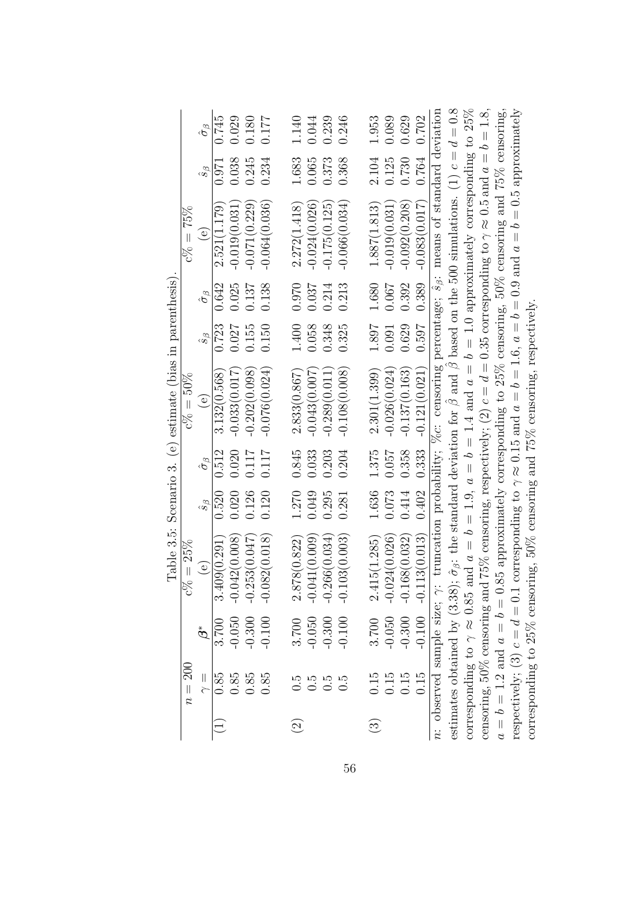Table 3.5: Scenario 3. (e) estimate (bias in parenthesis).

| $n = 200$ | | | $c\% = 25\%$ | | | $c\% = 50\%$ | | | $c\% = 75\%$ | | |
|---|---|---|---|---|---|---|---|---|---|---|---|
| | $\gamma =$ | $\boldsymbol{\beta}^*$ | (e) | $\hat{s}_\beta$ | $\hat{\sigma}_\beta$ | (e) | $\hat{s}_\beta$ | $\hat{\sigma}_\beta$ | (e) | $\hat{s}_\beta$ | $\hat{\sigma}_\beta$ |
| (1) | 0.85 | 3.700 | 3.409(0.291) | 0.520 | 0.512 | 3.132(0.568) | 0.723 | 0.642 | 2.521(1.179) | 0.971 | 0.745 |
| | 0.85 | -0.050 | -0.042(0.008) | 0.020 | 0.020 | -0.033(0.017) | 0.027 | 0.025 | -0.019(0.031) | 0.038 | 0.029 |
| | 0.85 | -0.300 | -0.253(0.047) | 0.126 | 0.117 | -0.202(0.098) | 0.155 | 0.137 | -0.071(0.229) | 0.245 | 0.180 |
| | 0.85 | -0.100 | -0.082(0.018) | 0.120 | 0.117 | -0.076(0.024) | 0.150 | 0.138 | -0.064(0.036) | 0.234 | 0.177 |
| (2) | 0.5 | 3.700 | 2.878(0.822) | 1.270 | 0.845 | 2.833(0.867) | 1.400 | 0.970 | 2.272(1.418) | 1.683 | 1.140 |
| | 0.5 | -0.050 | -0.041(0.009) | 0.049 | 0.033 | -0.043(0.007) | 0.058 | 0.037 | -0.024(0.026) | 0.065 | 0.044 |
| | 0.5 | -0.300 | -0.266(0.034) | 0.295 | 0.203 | -0.289(0.011) | 0.348 | 0.214 | -0.175(0.125) | 0.373 | 0.239 |
| | 0.5 | -0.100 | -0.103(0.003) | 0.281 | 0.204 | -0.108(0.008) | 0.325 | 0.213 | -0.066(0.034) | 0.368 | 0.246 |
| (3) | 0.15 | 3.700 | 2.415(1.285) | 1.636 | 1.375 | 2.301(1.399) | 1.897 | 1.680 | 1.887(1.813) | 2.104 | 1.953 |
| | 0.15 | -0.050 | -0.024(0.026) | 0.073 | 0.057 | -0.026(0.024) | 0.091 | 0.067 | -0.019(0.031) | 0.125 | 0.089 |
| | 0.15 | -0.300 | -0.168(0.032) | 0.414 | 0.358 | -0.137(0.163) | 0.629 | 0.392 | -0.092(0.208) | 0.730 | 0.629 |
| | 0.15 | -0.100 | -0.113(0.013) | 0.402 | 0.333 | -0.121(0.021) | 0.597 | 0.389 | -0.083(0.017) | 0.764 | 0.702 |

$n$: observed sample size; $\gamma$: truncation probability; $\%c$: censoring percentage; $\hat{s}_\beta$: means of standard deviation estimates obtained by (3.38); $\hat{\sigma}_\beta$: the standard deviation for $\hat{\beta}$ and $\hat{\beta}$ based on the 500 simulations. (1) $c = d = 0.8$ corresponding to $\gamma \approx 0.85$ and $a = b = 1.9$, $a = b = 1.4$ and $a = b = 1.0$ approximately corresponding to 25% censoring, 50% censoring and 75% censoring, respectively; (2) $c = d = 0.35$ corresponding to $\gamma \approx 0.5$ and $a = b = 1.8$, $a = b = 1.2$ and $a = b = 0.85$ approximately corresponding to 25% censoring, 50% censoring and 75% censoring, respectively; (3) $c = d = 0.1$ corresponding to $\gamma \approx 0.15$ and $a = b = 1.6$, $a = b = 0.9$ and $a = b = 0.5$ approximately corresponding to 25% censoring, 50% censoring and 75% censoring, respectively.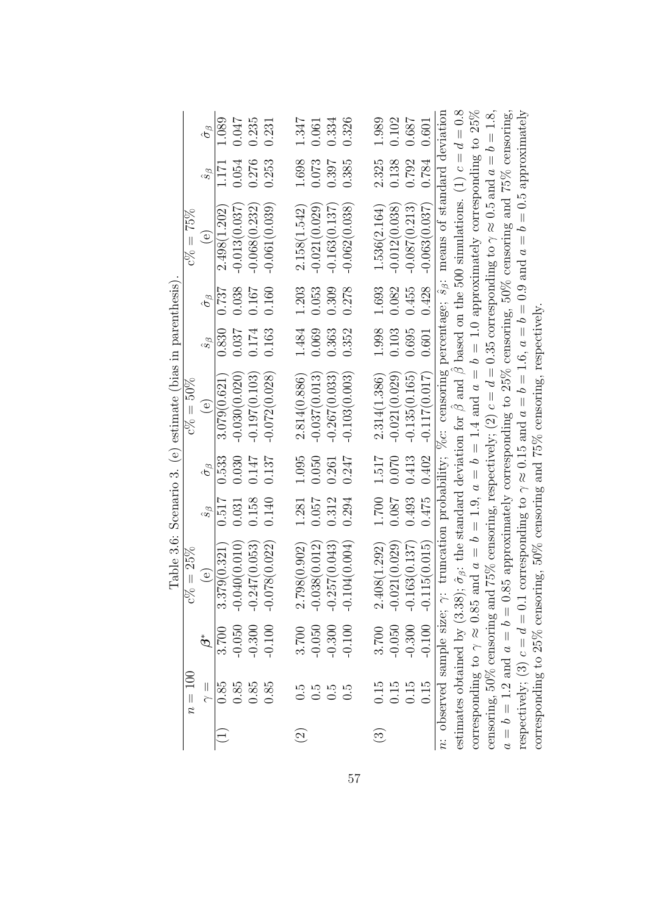Table 3.6: Scenario 3. (e) estimate (bias in parenthesis).

| $n = 100$ | $\gamma =$ | $\boldsymbol{\beta}^*$ | $c\% = 25\%$ (e) | $\hat{s}_\beta$ | $\hat{\sigma}_\beta$ | $c\% = 50\%$ (e) | $\hat{s}_\beta$ | $\hat{\sigma}_\beta$ | $c\% = 75\%$ (e) | $\hat{s}_\beta$ | $\hat{\sigma}_\beta$ |
|---|---|---|---|---|---|---|---|---|---|---|---|
| (1) | 0.85 | 3.700 | 3.379(0.321) | 0.517 | 0.533 | 3.079(0.621) | 0.830 | 0.737 | 2.498(1.202) | 1.171 | 1.089 |
| | 0.85 | -0.050 | -0.040(0.010) | 0.031 | 0.030 | -0.030(0.020) | 0.037 | 0.038 | -0.013(0.037) | 0.054 | 0.047 |
| | 0.85 | -0.300 | -0.247(0.053) | 0.158 | 0.147 | -0.197(0.103) | 0.174 | 0.167 | -0.068(0.232) | 0.276 | 0.235 |
| | 0.85 | -0.100 | -0.078(0.022) | 0.140 | 0.137 | -0.072(0.028) | 0.163 | 0.160 | -0.061(0.039) | 0.253 | 0.231 |
| (2) | 0.5 | 3.700 | 2.798(0.902) | 1.281 | 1.095 | 2.814(0.886) | 1.484 | 1.203 | 2.158(1.542) | 1.698 | 1.347 |
| | 0.5 | -0.050 | -0.038(0.012) | 0.057 | 0.050 | -0.037(0.013) | 0.069 | 0.053 | -0.021(0.029) | 0.073 | 0.061 |
| | 0.5 | -0.300 | -0.257(0.043) | 0.312 | 0.261 | -0.267(0.033) | 0.363 | 0.309 | -0.163(0.137) | 0.397 | 0.334 |
| | 0.5 | -0.100 | -0.104(0.004) | 0.294 | 0.247 | -0.103(0.003) | 0.352 | 0.278 | -0.062(0.038) | 0.385 | 0.326 |
| (3) | 0.15 | 3.700 | 2.408(1.292) | 1.700 | 1.517 | 2.314(1.386) | 1.998 | 1.693 | 1.536(2.164) | 2.325 | 1.989 |
| | 0.15 | -0.050 | -0.021(0.029) | 0.087 | 0.070 | -0.021(0.029) | 0.103 | 0.082 | -0.012(0.038) | 0.138 | 0.102 |
| | 0.15 | -0.300 | -0.163(0.137) | 0.493 | 0.413 | -0.135(0.165) | 0.695 | 0.455 | -0.087(0.213) | 0.792 | 0.687 |
| | 0.15 | -0.100 | -0.115(0.015) | 0.475 | 0.402 | -0.117(0.017) | 0.601 | 0.428 | -0.063(0.037) | 0.784 | 0.601 |

$n$: observed sample size; $\gamma$: truncation probability; $\%c$: censoring percentage; $\hat{s}_\beta$: means of standard deviation estimates obtained by (3.38); $\hat{\sigma}_\beta$: the standard deviation for $\hat{\beta}$ and $\hat{\beta}$ based on the 500 simulations. (1) $c = d = 0.8$ corresponding to $\gamma \approx 0.85$ and $a = b = 1.9$, $a = b = 1.4$ and $a = b = 1.0$ approximately corresponding to 25% censoring, 50% censoring and 75% censoring, respectively; (2) $c = d = 0.35$ corresponding to $\gamma \approx 0.5$ and $a = b = 1.8$, $a = b = 1.2$ and $a = b = 0.85$ approximately corresponding to 25% censoring, 50% censoring and 75% censoring, respectively; (3) $c = d = 0.1$ corresponding to $\gamma \approx 0.15$ and $a = b = 1.6$, $a = b = 0.9$ and $a = b = 0.5$ approximately corresponding to 25% censoring, 50% censoring and 75% censoring, respectively.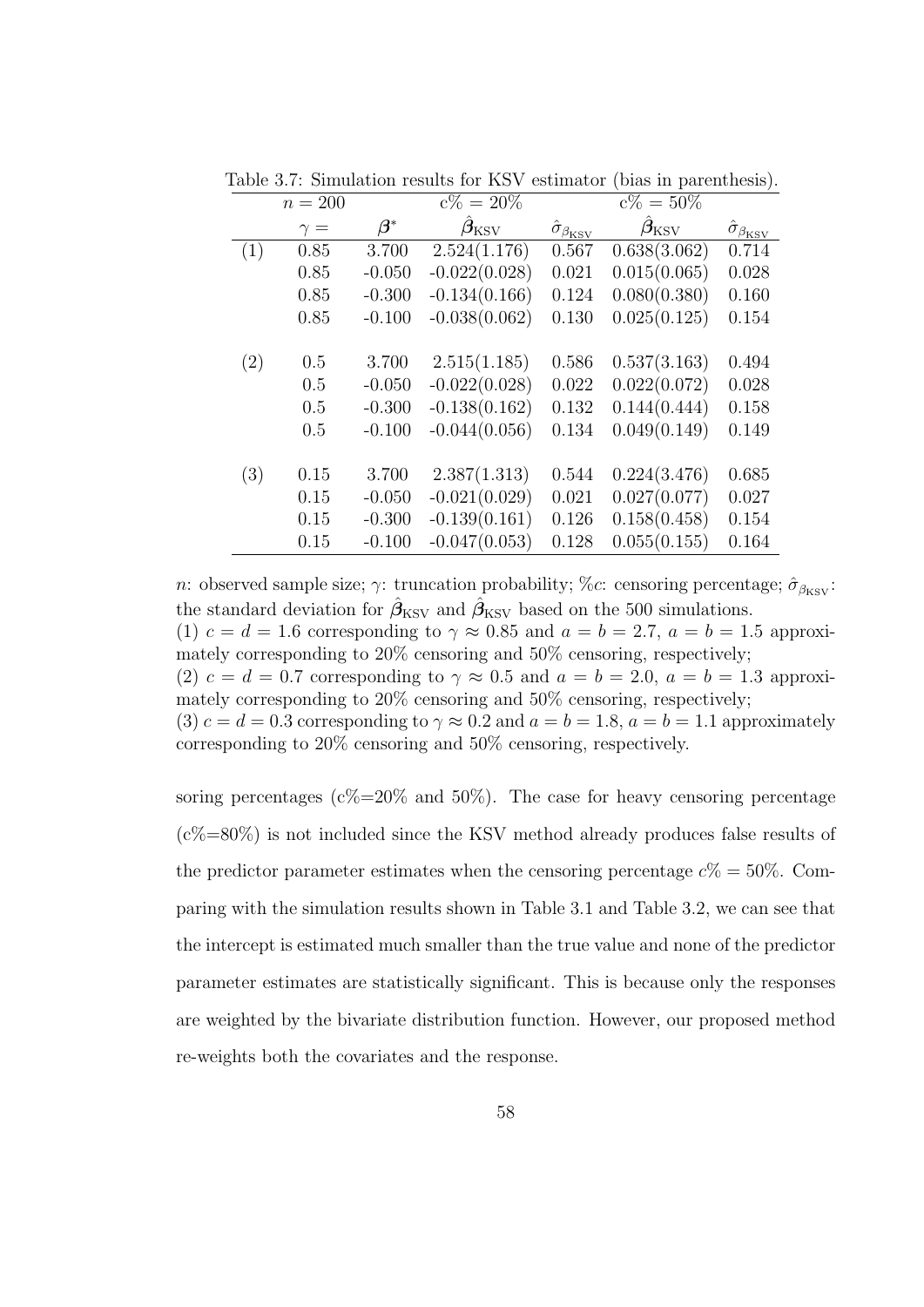Table 3.7: Simulation results for KSV estimator (bias in parenthesis).

| $n = 200$ | | | c% = 20% | | c% = 50% | |
|---|---|---|---|---|---|---|
| | $\gamma =$ | $\boldsymbol{\beta}^*$ | $\hat{\boldsymbol{\beta}}_{\text{KSV}}$ | $\hat{\sigma}_{\beta_{\text{KSV}}}$ | $\hat{\boldsymbol{\beta}}_{\text{KSV}}$ | $\hat{\sigma}_{\beta_{\text{KSV}}}$ |
| (1) | 0.85 | 3.700 | 2.524(1.176) | 0.567 | 0.638(3.062) | 0.714 |
| | 0.85 | -0.050 | -0.022(0.028) | 0.021 | 0.015(0.065) | 0.028 |
| | 0.85 | -0.300 | -0.134(0.166) | 0.124 | 0.080(0.380) | 0.160 |
| | 0.85 | -0.100 | -0.038(0.062) | 0.130 | 0.025(0.125) | 0.154 |
| (2) | 0.5 | 3.700 | 2.515(1.185) | 0.586 | 0.537(3.163) | 0.494 |
| | 0.5 | -0.050 | -0.022(0.028) | 0.022 | 0.022(0.072) | 0.028 |
| | 0.5 | -0.300 | -0.138(0.162) | 0.132 | 0.144(0.444) | 0.158 |
| | 0.5 | -0.100 | -0.044(0.056) | 0.134 | 0.049(0.149) | 0.149 |
| (3) | 0.15 | 3.700 | 2.387(1.313) | 0.544 | 0.224(3.476) | 0.685 |
| | 0.15 | -0.050 | -0.021(0.029) | 0.021 | 0.027(0.077) | 0.027 |
| | 0.15 | -0.300 | -0.139(0.161) | 0.126 | 0.158(0.458) | 0.154 |
| | 0.15 | -0.100 | -0.047(0.053) | 0.128 | 0.055(0.155) | 0.164 |

$n$: observed sample size; $\gamma$: truncation probability; $\%c$: censoring percentage; $\hat{\sigma}_{\beta_{\text{KSV}}}$: the standard deviation for $\hat{\boldsymbol{\beta}}_{\text{KSV}}$ and $\hat{\boldsymbol{\beta}}_{\text{KSV}}$ based on the 500 simulations.
(1) $c = d = 1.6$ corresponding to $\gamma \approx 0.85$ and $a = b = 2.7$, $a = b = 1.5$ approximately corresponding to 20% censoring and 50% censoring, respectively;
(2) $c = d = 0.7$ corresponding to $\gamma \approx 0.5$ and $a = b = 2.0$, $a = b = 1.3$ approximately corresponding to 20% censoring and 50% censoring, respectively;
(3) $c = d = 0.3$ corresponding to $\gamma \approx 0.2$ and $a = b = 1.8$, $a = b = 1.1$ approximately corresponding to 20% censoring and 50% censoring, respectively.

soring percentages (c%=20% and 50%). The case for heavy censoring percentage (c%=80%) is not included since the KSV method already produces false results of the predictor parameter estimates when the censoring percentage $c\% = 50\%$. Comparing with the simulation results shown in Table 3.1 and Table 3.2, we can see that the intercept is estimated much smaller than the true value and none of the predictor parameter estimates are statistically significant. This is because only the responses are weighted by the bivariate distribution function. However, our proposed method re-weights both the covariates and the response.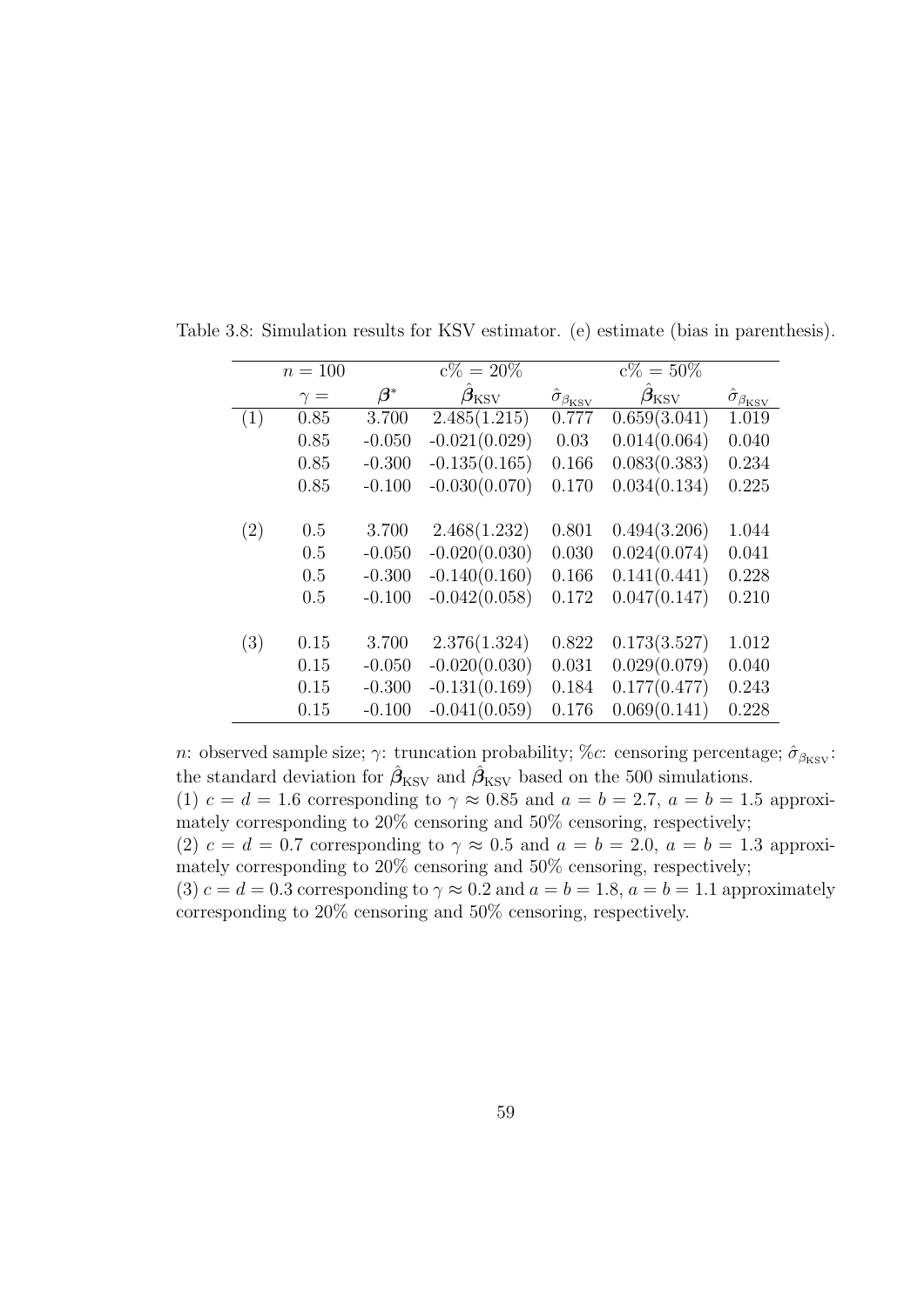Table 3.8: Simulation results for KSV estimator. (e) estimate (bias in parenthesis).

| | $n = 100$ | | c% = 20% | | c% = 50% | |
|---|---|---|---|---|---|---|
| | $\gamma =$ | $\boldsymbol{\beta}^*$ | $\hat{\boldsymbol{\beta}}_{\text{KSV}}$ | $\hat{\sigma}_{\beta_{\text{KSV}}}$ | $\hat{\boldsymbol{\beta}}_{\text{KSV}}$ | $\hat{\sigma}_{\beta_{\text{KSV}}}$ |
| (1) | 0.85 | 3.700 | 2.485(1.215) | 0.777 | 0.659(3.041) | 1.019 |
| | 0.85 | -0.050 | -0.021(0.029) | 0.03 | 0.014(0.064) | 0.040 |
| | 0.85 | -0.300 | -0.135(0.165) | 0.166 | 0.083(0.383) | 0.234 |
| | 0.85 | -0.100 | -0.030(0.070) | 0.170 | 0.034(0.134) | 0.225 |
| (2) | 0.5 | 3.700 | 2.468(1.232) | 0.801 | 0.494(3.206) | 1.044 |
| | 0.5 | -0.050 | -0.020(0.030) | 0.030 | 0.024(0.074) | 0.041 |
| | 0.5 | -0.300 | -0.140(0.160) | 0.166 | 0.141(0.441) | 0.228 |
| | 0.5 | -0.100 | -0.042(0.058) | 0.172 | 0.047(0.147) | 0.210 |
| (3) | 0.15 | 3.700 | 2.376(1.324) | 0.822 | 0.173(3.527) | 1.012 |
| | 0.15 | -0.050 | -0.020(0.030) | 0.031 | 0.029(0.079) | 0.040 |
| | 0.15 | -0.300 | -0.131(0.169) | 0.184 | 0.177(0.477) | 0.243 |
| | 0.15 | -0.100 | -0.041(0.059) | 0.176 | 0.069(0.141) | 0.228 |

$n$: observed sample size; $\gamma$: truncation probability; $\%c$: censoring percentage; $\hat{\sigma}_{\beta_{\text{KSV}}}$: the standard deviation for $\hat{\boldsymbol{\beta}}_{\text{KSV}}$ and $\hat{\boldsymbol{\beta}}_{\text{KSV}}$ based on the 500 simulations.

(1) $c = d = 1.6$ corresponding to $\gamma \approx 0.85$ and $a = b = 2.7$, $a = b = 1.5$ approximately corresponding to 20% censoring and 50% censoring, respectively;

(2) $c = d = 0.7$ corresponding to $\gamma \approx 0.5$ and $a = b = 2.0$, $a = b = 1.3$ approximately corresponding to 20% censoring and 50% censoring, respectively;

(3) $c = d = 0.3$ corresponding to $\gamma \approx 0.2$ and $a = b = 1.8$, $a = b = 1.1$ approximately corresponding to 20% censoring and 50% censoring, respectively.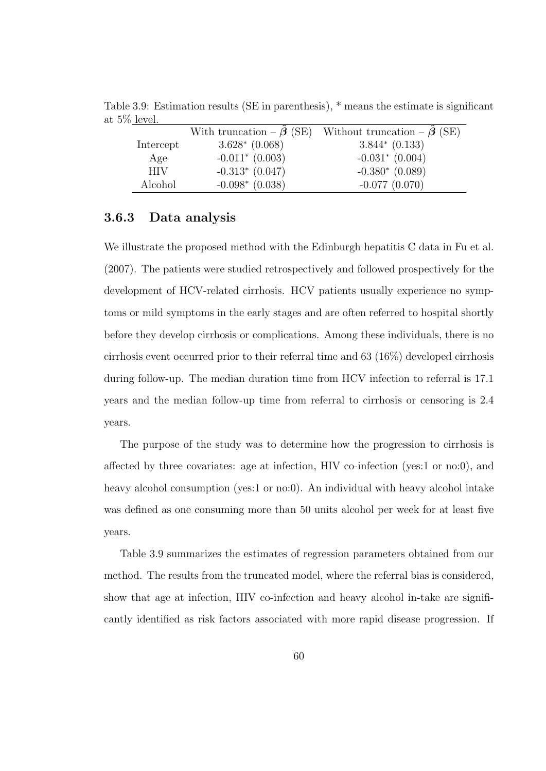Table 3.9: Estimation results (SE in parenthesis), * means the estimate is significant at 5% level.

| | With truncation – $\hat{\boldsymbol{\beta}}$ (SE) | Without truncation – $\hat{\boldsymbol{\beta}}$ (SE) |
|---|---|---|
| Intercept | $3.628^{*}$ (0.068) | $3.844^{*}$ (0.133) |
| Age | $-0.011^{*}$ (0.003) | $-0.031^{*}$ (0.004) |
| HIV | $-0.313^{*}$ (0.047) | $-0.380^{*}$ (0.089) |
| Alcohol | $-0.098^{*}$ (0.038) | -0.077 (0.070) |

### 3.6.3 Data analysis

We illustrate the proposed method with the Edinburgh hepatitis C data in Fu et al. (2007). The patients were studied retrospectively and followed prospectively for the development of HCV-related cirrhosis. HCV patients usually experience no symptoms or mild symptoms in the early stages and are often referred to hospital shortly before they develop cirrhosis or complications. Among these individuals, there is no cirrhosis event occurred prior to their referral time and 63 (16%) developed cirrhosis during follow-up. The median duration time from HCV infection to referral is 17.1 years and the median follow-up time from referral to cirrhosis or censoring is 2.4 years.

The purpose of the study was to determine how the progression to cirrhosis is affected by three covariates: age at infection, HIV co-infection (yes:1 or no:0), and heavy alcohol consumption (yes:1 or no:0). An individual with heavy alcohol intake was defined as one consuming more than 50 units alcohol per week for at least five years.

Table 3.9 summarizes the estimates of regression parameters obtained from our method. The results from the truncated model, where the referral bias is considered, show that age at infection, HIV co-infection and heavy alcohol in-take are significantly identified as risk factors associated with more rapid disease progression. If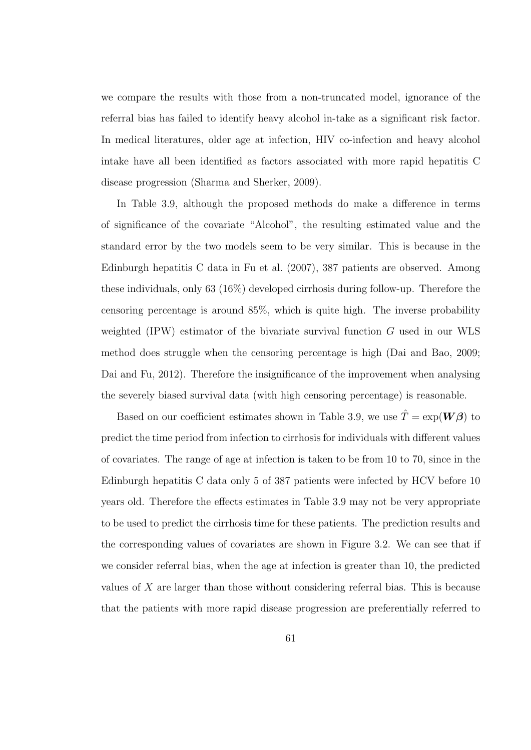we compare the results with those from a non-truncated model, ignorance of the referral bias has failed to identify heavy alcohol in-take as a significant risk factor. In medical literatures, older age at infection, HIV co-infection and heavy alcohol intake have all been identified as factors associated with more rapid hepatitis C disease progression (Sharma and Sherker, 2009).

In Table 3.9, although the proposed methods do make a difference in terms of significance of the covariate "Alcohol", the resulting estimated value and the standard error by the two models seem to be very similar. This is because in the Edinburgh hepatitis C data in Fu et al. (2007), 387 patients are observed. Among these individuals, only 63 (16%) developed cirrhosis during follow-up. Therefore the censoring percentage is around 85%, which is quite high. The inverse probability weighted (IPW) estimator of the bivariate survival function $G$ used in our WLS method does struggle when the censoring percentage is high (Dai and Bao, 2009; Dai and Fu, 2012). Therefore the insignificance of the improvement when analysing the severely biased survival data (with high censoring percentage) is reasonable.

Based on our coefficient estimates shown in Table 3.9, we use $\hat{T} = \exp(\boldsymbol{W}\boldsymbol{\beta})$ to predict the time period from infection to cirrhosis for individuals with different values of covariates. The range of age at infection is taken to be from 10 to 70, since in the Edinburgh hepatitis C data only 5 of 387 patients were infected by HCV before 10 years old. Therefore the effects estimates in Table 3.9 may not be very appropriate to be used to predict the cirrhosis time for these patients. The prediction results and the corresponding values of covariates are shown in Figure 3.2. We can see that if we consider referral bias, when the age at infection is greater than 10, the predicted values of $X$ are larger than those without considering referral bias. This is because that the patients with more rapid disease progression are preferentially referred to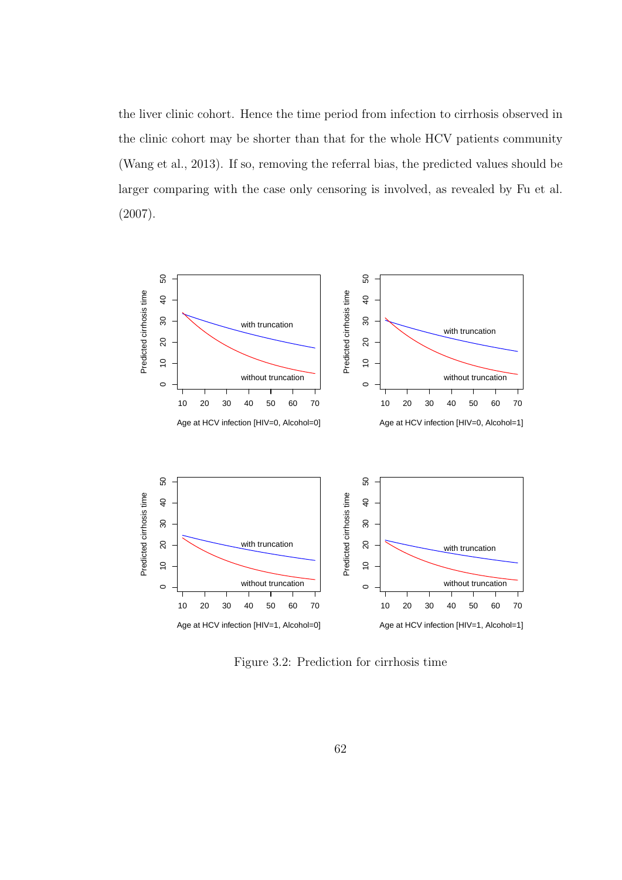the liver clinic cohort. Hence the time period from infection to cirrhosis observed in the clinic cohort may be shorter than that for the whole HCV patients community (Wang et al., 2013). If so, removing the referral bias, the predicted values should be larger comparing with the case only censoring is involved, as revealed by Fu et al. (2007).

Figure 3.2: Prediction for cirrhosis time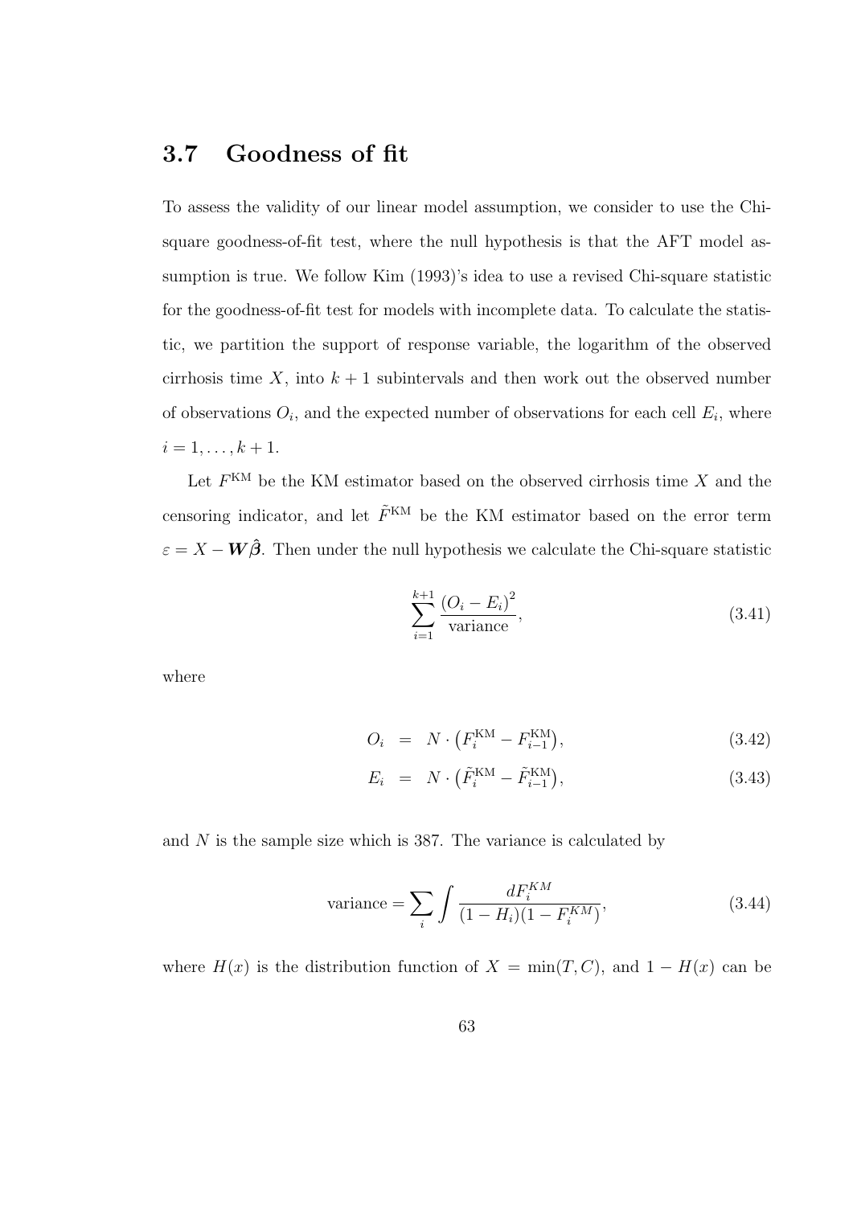## 3.7 Goodness of fit

To assess the validity of our linear model assumption, we consider to use the Chi-square goodness-of-fit test, where the null hypothesis is that the AFT model assumption is true. We follow Kim (1993)'s idea to use a revised Chi-square statistic for the goodness-of-fit test for models with incomplete data. To calculate the statistic, we partition the support of response variable, the logarithm of the observed cirrhosis time $X$, into $k+1$ subintervals and then work out the observed number of observations $O_i$, and the expected number of observations for each cell $E_i$, where $i = 1, \ldots, k+1$.

Let $F^{\text{KM}}$ be the KM estimator based on the observed cirrhosis time $X$ and the censoring indicator, and let $\tilde{F}^{\text{KM}}$ be the KM estimator based on the error term $\varepsilon = X - \boldsymbol{W}\hat{\boldsymbol{\beta}}$. Then under the null hypothesis we calculate the Chi-square statistic

$$\sum_{i=1}^{k+1} \frac{(O_i - E_i)^2}{\text{variance}}, \tag{3.41}$$

where

$$\begin{aligned} O_i &= N \cdot \left(F_i^{\text{KM}} - F_{i-1}^{\text{KM}}\right), & (3.42) \\ E_i &= N \cdot \left(\tilde{F}_i^{\text{KM}} - \tilde{F}_{i-1}^{\text{KM}}\right), & (3.43) \end{aligned}$$

and $N$ is the sample size which is 387. The variance is calculated by

$$\text{variance} = \sum_i \int \frac{dF_i^{KM}}{(1 - H_i)(1 - F_i^{KM})}, \tag{3.44}$$

where $H(x)$ is the distribution function of $X = \min(T, C)$, and $1 - H(x)$ can be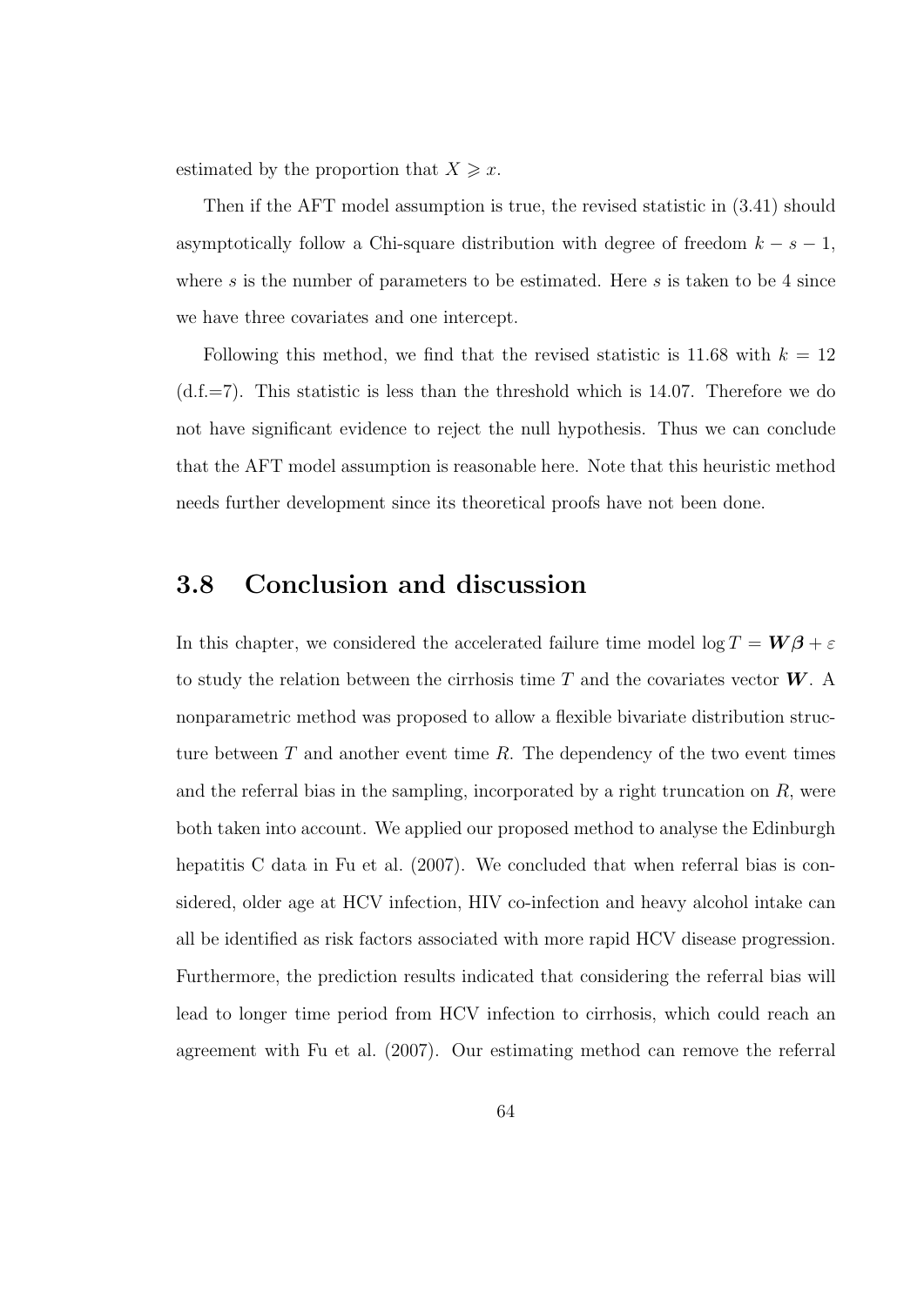estimated by the proportion that $X \geqslant x$.

Then if the AFT model assumption is true, the revised statistic in (3.41) should asymptotically follow a Chi-square distribution with degree of freedom $k - s - 1$, where $s$ is the number of parameters to be estimated. Here $s$ is taken to be 4 since we have three covariates and one intercept.

Following this method, we find that the revised statistic is 11.68 with $k = 12$ (d.f.=7). This statistic is less than the threshold which is 14.07. Therefore we do not have significant evidence to reject the null hypothesis. Thus we can conclude that the AFT model assumption is reasonable here. Note that this heuristic method needs further development since its theoretical proofs have not been done.

## 3.8 Conclusion and discussion

In this chapter, we considered the accelerated failure time model $\log T = \boldsymbol{W}\boldsymbol{\beta} + \varepsilon$ to study the relation between the cirrhosis time $T$ and the covariates vector $\boldsymbol{W}$. A nonparametric method was proposed to allow a flexible bivariate distribution structure between $T$ and another event time $R$. The dependency of the two event times and the referral bias in the sampling, incorporated by a right truncation on $R$, were both taken into account. We applied our proposed method to analyse the Edinburgh hepatitis C data in Fu et al. (2007). We concluded that when referral bias is considered, older age at HCV infection, HIV co-infection and heavy alcohol intake can all be identified as risk factors associated with more rapid HCV disease progression. Furthermore, the prediction results indicated that considering the referral bias will lead to longer time period from HCV infection to cirrhosis, which could reach an agreement with Fu et al. (2007). Our estimating method can remove the referral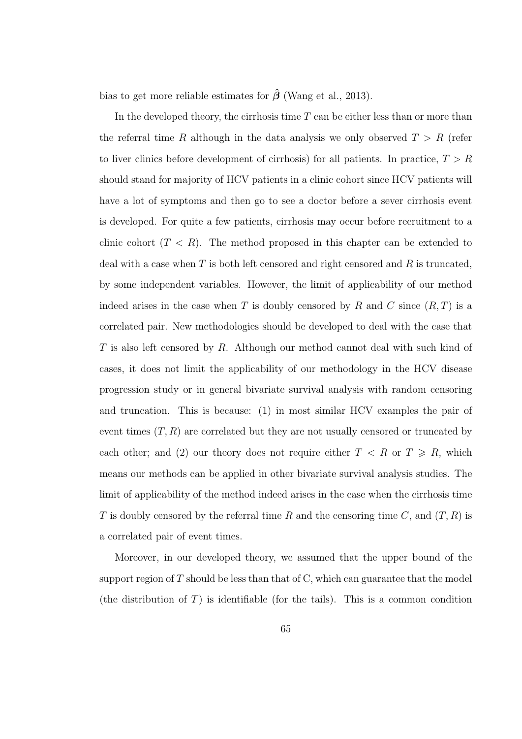bias to get more reliable estimates for $\hat{\boldsymbol{\beta}}$ (Wang et al., 2013).

In the developed theory, the cirrhosis time $T$ can be either less than or more than the referral time $R$ although in the data analysis we only observed $T > R$ (refer to liver clinics before development of cirrhosis) for all patients. In practice, $T > R$ should stand for majority of HCV patients in a clinic cohort since HCV patients will have a lot of symptoms and then go to see a doctor before a sever cirrhosis event is developed. For quite a few patients, cirrhosis may occur before recruitment to a clinic cohort ($T < R$). The method proposed in this chapter can be extended to deal with a case when $T$ is both left censored and right censored and $R$ is truncated, by some independent variables. However, the limit of applicability of our method indeed arises in the case when $T$ is doubly censored by $R$ and $C$ since $(R, T)$ is a correlated pair. New methodologies should be developed to deal with the case that $T$ is also left censored by $R$. Although our method cannot deal with such kind of cases, it does not limit the applicability of our methodology in the HCV disease progression study or in general bivariate survival analysis with random censoring and truncation. This is because: (1) in most similar HCV examples the pair of event times $(T, R)$ are correlated but they are not usually censored or truncated by each other; and (2) our theory does not require either $T < R$ or $T \geqslant R$, which means our methods can be applied in other bivariate survival analysis studies. The limit of applicability of the method indeed arises in the case when the cirrhosis time $T$ is doubly censored by the referral time $R$ and the censoring time $C$, and $(T, R)$ is a correlated pair of event times.

Moreover, in our developed theory, we assumed that the upper bound of the support region of $T$ should be less than that of C, which can guarantee that the model (the distribution of $T$) is identifiable (for the tails). This is a common condition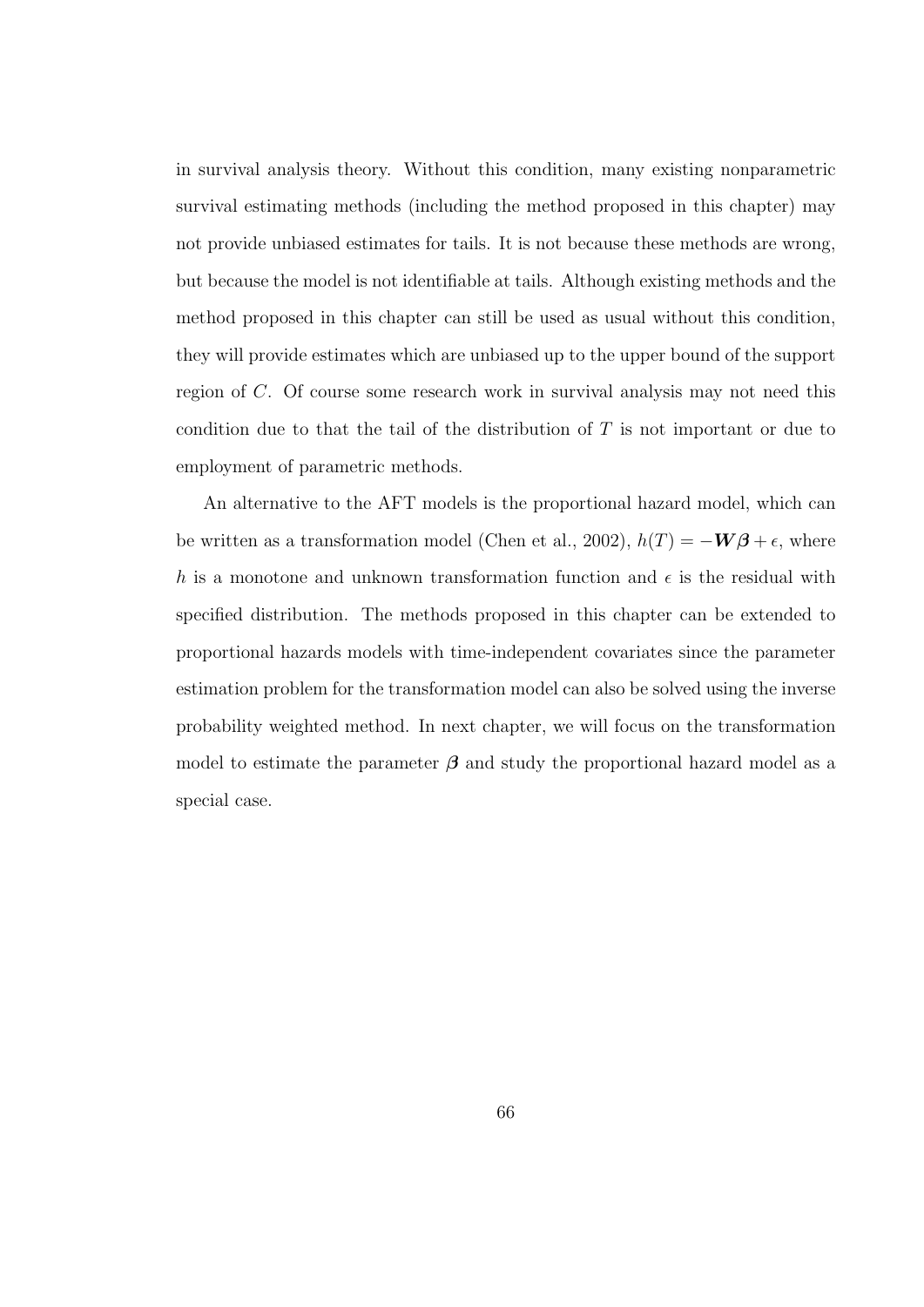in survival analysis theory. Without this condition, many existing nonparametric survival estimating methods (including the method proposed in this chapter) may not provide unbiased estimates for tails. It is not because these methods are wrong, but because the model is not identifiable at tails. Although existing methods and the method proposed in this chapter can still be used as usual without this condition, they will provide estimates which are unbiased up to the upper bound of the support region of $C$. Of course some research work in survival analysis may not need this condition due to that the tail of the distribution of $T$ is not important or due to employment of parametric methods.

An alternative to the AFT models is the proportional hazard model, which can be written as a transformation model (Chen et al., 2002), $h(T) = -\boldsymbol{W}\boldsymbol{\beta} + \epsilon$, where $h$ is a monotone and unknown transformation function and $\epsilon$ is the residual with specified distribution. The methods proposed in this chapter can be extended to proportional hazards models with time-independent covariates since the parameter estimation problem for the transformation model can also be solved using the inverse probability weighted method. In next chapter, we will focus on the transformation model to estimate the parameter $\boldsymbol{\beta}$ and study the proportional hazard model as a special case.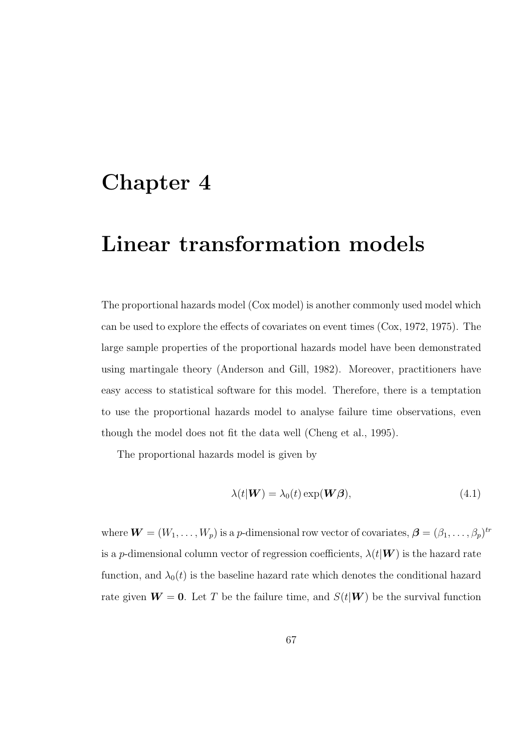# Chapter 4

# Linear transformation models

The proportional hazards model (Cox model) is another commonly used model which can be used to explore the effects of covariates on event times (Cox, 1972, 1975). The large sample properties of the proportional hazards model have been demonstrated using martingale theory (Anderson and Gill, 1982). Moreover, practitioners have easy access to statistical software for this model. Therefore, there is a temptation to use the proportional hazards model to analyse failure time observations, even though the model does not fit the data well (Cheng et al., 1995).

The proportional hazards model is given by

$$\lambda(t|\boldsymbol{W}) = \lambda_0(t)\exp(\boldsymbol{W}\boldsymbol{\beta}), \tag{4.1}$$

where $\boldsymbol{W} = (W_1, \ldots, W_p)$ is a $p$-dimensional row vector of covariates, $\boldsymbol{\beta} = (\beta_1, \ldots, \beta_p)^{tr}$ is a $p$-dimensional column vector of regression coefficients, $\lambda(t|\boldsymbol{W})$ is the hazard rate function, and $\lambda_0(t)$ is the baseline hazard rate which denotes the conditional hazard rate given $\boldsymbol{W} = \boldsymbol{0}$. Let $T$ be the failure time, and $S(t|\boldsymbol{W})$ be the survival function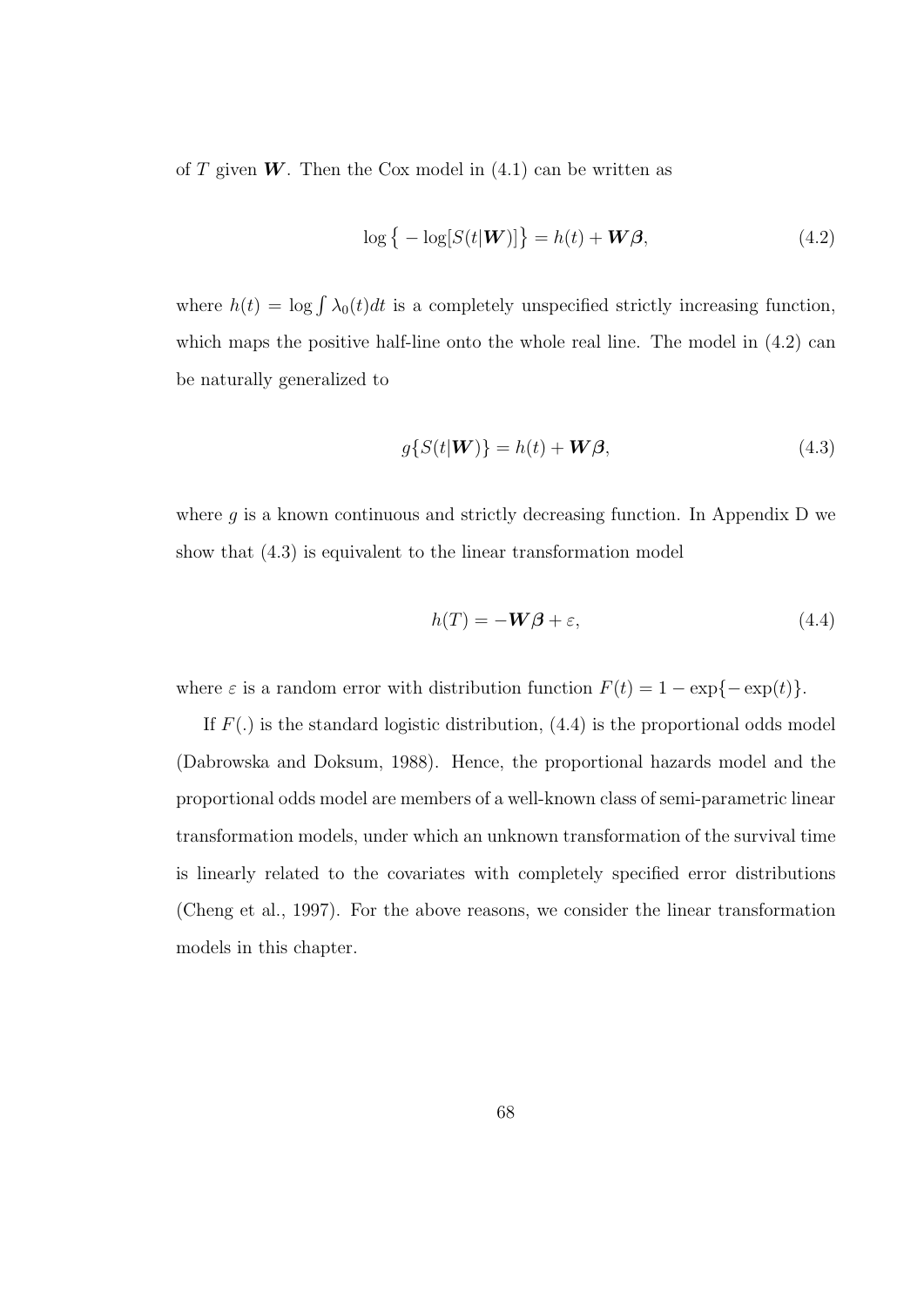of $T$ given $\boldsymbol{W}$. Then the Cox model in (4.1) can be written as

$$\log\big\{-\log[S(t|\boldsymbol{W})]\big\} = h(t) + \boldsymbol{W}\boldsymbol{\beta}, \tag{4.2}$$

where $h(t) = \log \int \lambda_0(t)dt$ is a completely unspecified strictly increasing function, which maps the positive half-line onto the whole real line. The model in (4.2) can be naturally generalized to

$$g\{S(t|\boldsymbol{W})\} = h(t) + \boldsymbol{W}\boldsymbol{\beta}, \tag{4.3}$$

where $g$ is a known continuous and strictly decreasing function. In Appendix D we show that (4.3) is equivalent to the linear transformation model

$$h(T) = -\boldsymbol{W}\boldsymbol{\beta} + \varepsilon, \tag{4.4}$$

where $\varepsilon$ is a random error with distribution function $F(t) = 1 - \exp\{-\exp(t)\}$.

If $F(.)$ is the standard logistic distribution, (4.4) is the proportional odds model (Dabrowska and Doksum, 1988). Hence, the proportional hazards model and the proportional odds model are members of a well-known class of semi-parametric linear transformation models, under which an unknown transformation of the survival time is linearly related to the covariates with completely specified error distributions (Cheng et al., 1997). For the above reasons, we consider the linear transformation models in this chapter.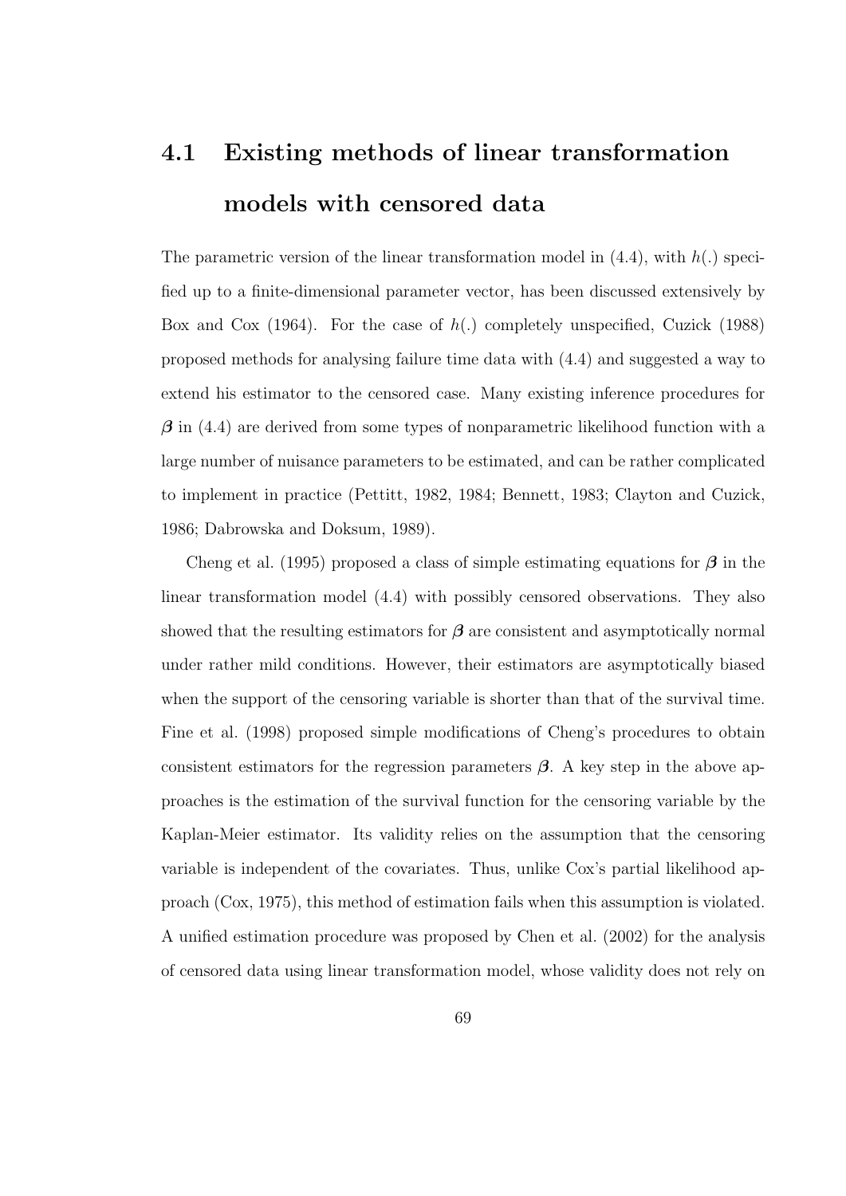## 4.1 Existing methods of linear transformation models with censored data

The parametric version of the linear transformation model in (4.4), with $h(.)$ specified up to a finite-dimensional parameter vector, has been discussed extensively by Box and Cox (1964). For the case of $h(.)$ completely unspecified, Cuzick (1988) proposed methods for analysing failure time data with (4.4) and suggested a way to extend his estimator to the censored case. Many existing inference procedures for $\boldsymbol{\beta}$ in (4.4) are derived from some types of nonparametric likelihood function with a large number of nuisance parameters to be estimated, and can be rather complicated to implement in practice (Pettitt, 1982, 1984; Bennett, 1983; Clayton and Cuzick, 1986; Dabrowska and Doksum, 1989).

Cheng et al. (1995) proposed a class of simple estimating equations for $\boldsymbol{\beta}$ in the linear transformation model (4.4) with possibly censored observations. They also showed that the resulting estimators for $\boldsymbol{\beta}$ are consistent and asymptotically normal under rather mild conditions. However, their estimators are asymptotically biased when the support of the censoring variable is shorter than that of the survival time. Fine et al. (1998) proposed simple modifications of Cheng's procedures to obtain consistent estimators for the regression parameters $\boldsymbol{\beta}$. A key step in the above approaches is the estimation of the survival function for the censoring variable by the Kaplan-Meier estimator. Its validity relies on the assumption that the censoring variable is independent of the covariates. Thus, unlike Cox's partial likelihood approach (Cox, 1975), this method of estimation fails when this assumption is violated. A unified estimation procedure was proposed by Chen et al. (2002) for the analysis of censored data using linear transformation model, whose validity does not rely on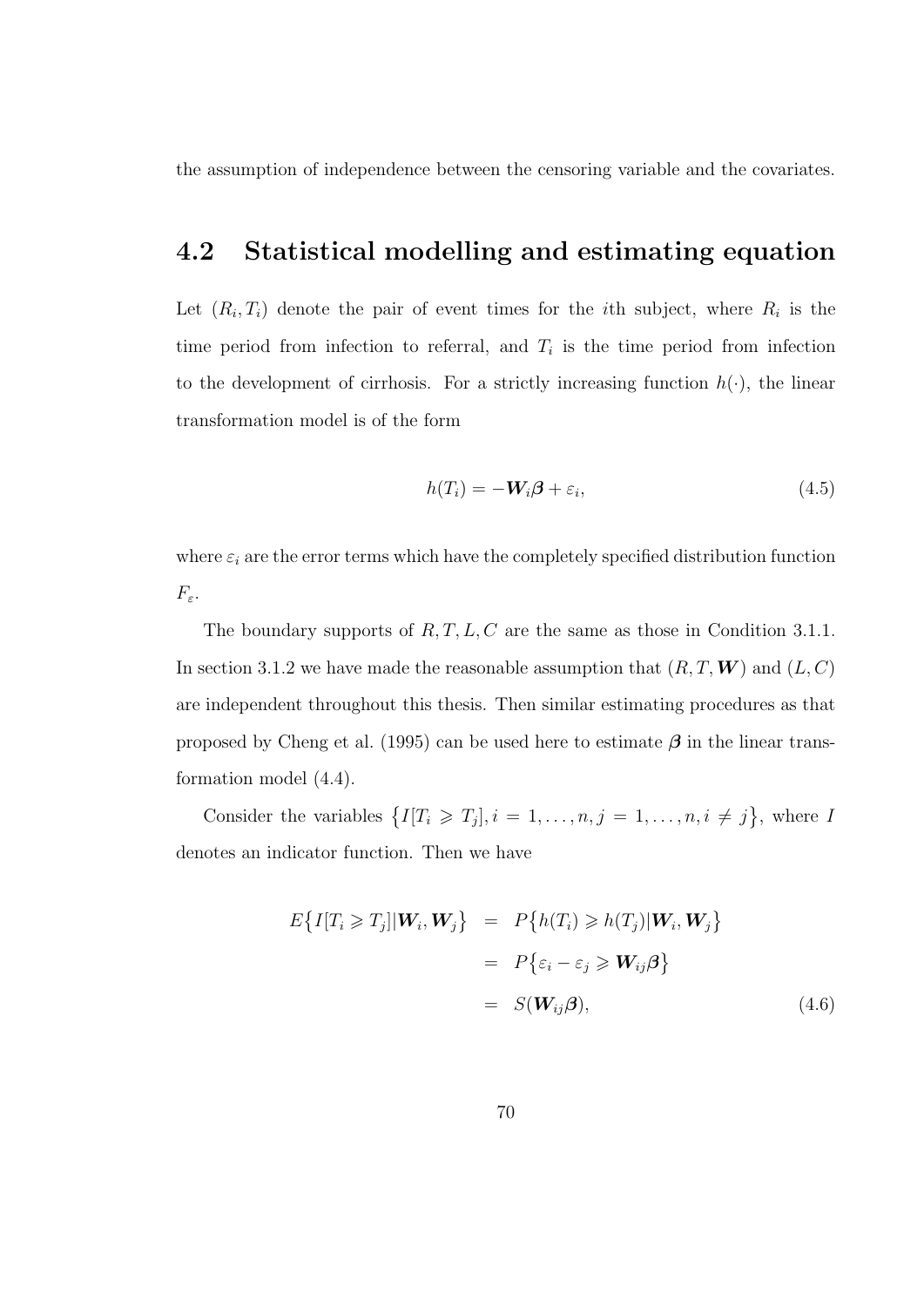the assumption of independence between the censoring variable and the covariates.

## 4.2 Statistical modelling and estimating equation

Let $(R_i, T_i)$ denote the pair of event times for the $i$th subject, where $R_i$ is the time period from infection to referral, and $T_i$ is the time period from infection to the development of cirrhosis. For a strictly increasing function $h(\cdot)$, the linear transformation model is of the form

$$h(T_i) = -\boldsymbol{W}_i\boldsymbol{\beta} + \varepsilon_i, \tag{4.5}$$

where $\varepsilon_i$ are the error terms which have the completely specified distribution function $F_\varepsilon$.

The boundary supports of $R, T, L, C$ are the same as those in Condition 3.1.1. In section 3.1.2 we have made the reasonable assumption that $(R, T, \boldsymbol{W})$ and $(L, C)$ are independent throughout this thesis. Then similar estimating procedures as that proposed by Cheng et al. (1995) can be used here to estimate $\boldsymbol{\beta}$ in the linear transformation model (4.4).

Consider the variables $\{I[T_i \geqslant T_j], i = 1, \ldots, n, j = 1, \ldots, n, i \neq j\}$, where $I$ denotes an indicator function. Then we have

$$\begin{aligned} E\{I[T_i \geqslant T_j]|\boldsymbol{W}_i, \boldsymbol{W}_j\} &= P\{h(T_i) \geqslant h(T_j)|\boldsymbol{W}_i, \boldsymbol{W}_j\} \\ &= P\{\varepsilon_i - \varepsilon_j \geqslant \boldsymbol{W}_{ij}\boldsymbol{\beta}\} \\ &= S(\boldsymbol{W}_{ij}\boldsymbol{\beta}), \end{aligned} \tag{4.6}$$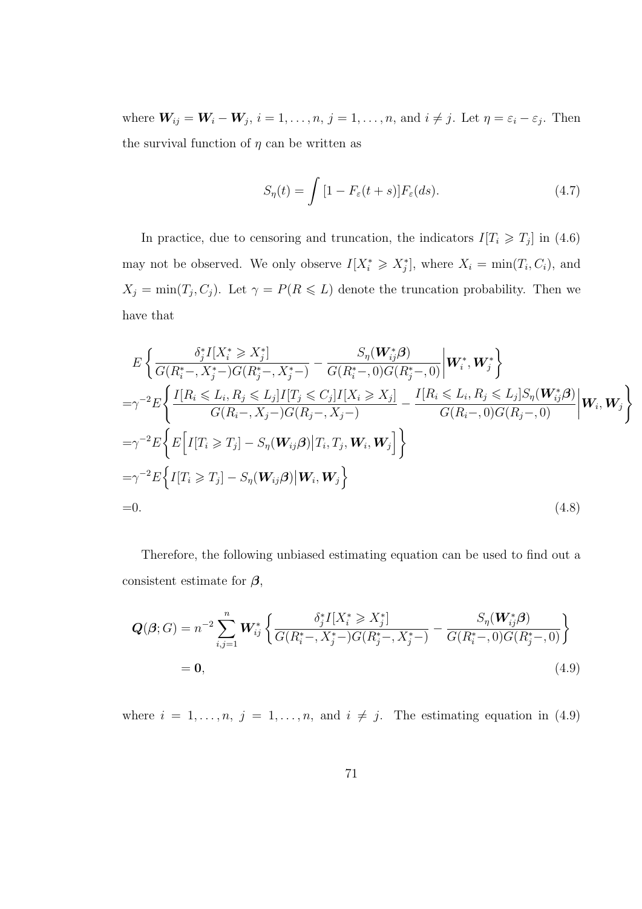where $\boldsymbol{W}_{ij} = \boldsymbol{W}_i - \boldsymbol{W}_j$, $i = 1, \ldots, n$, $j = 1, \ldots, n$, and $i \neq j$. Let $\eta = \varepsilon_i - \varepsilon_j$. Then the survival function of $\eta$ can be written as

$$S_\eta(t) = \int [1 - F_\varepsilon(t+s)] F_\varepsilon(ds). \tag{4.7}$$

In practice, due to censoring and truncation, the indicators $I[T_i \geqslant T_j]$ in (4.6) may not be observed. We only observe $I[X_i^* \geqslant X_j^*]$, where $X_i = \min(T_i, C_i)$, and $X_j = \min(T_j, C_j)$. Let $\gamma = P(R \leqslant L)$ denote the truncation probability. Then we have that

$$\begin{aligned}
&E\left\{ \frac{\delta_j^* I[X_i^* \geqslant X_j^*]}{G(R_i^*-, X_j^*-)G(R_j^*-, X_j^*-)} - \frac{S_\eta(\boldsymbol{W}_{ij}^*\boldsymbol{\beta})}{G(R_i^*-, 0)G(R_j^*-, 0)} \middle| \boldsymbol{W}_i^*, \boldsymbol{W}_j^* \right\} \\
=&\gamma^{-2} E\left\{ \frac{I[R_i \leqslant L_i, R_j \leqslant L_j] I[T_j \leqslant C_j] I[X_i \geqslant X_j]}{G(R_i-, X_j-)G(R_j-, X_j-)} - \frac{I[R_i \leqslant L_i, R_j \leqslant L_j] S_\eta(\boldsymbol{W}_{ij}^*\boldsymbol{\beta})}{G(R_i-, 0)G(R_j-, 0)} \middle| \boldsymbol{W}_i, \boldsymbol{W}_j \right\} \\
=&\gamma^{-2} E\left\{ E\Big[ I[T_i \geqslant T_j] - S_\eta(\boldsymbol{W}_{ij}\boldsymbol{\beta}) \big| T_i, T_j, \boldsymbol{W}_i, \boldsymbol{W}_j \Big] \right\} \\
=&\gamma^{-2} E\Big\{ I[T_i \geqslant T_j] - S_\eta(\boldsymbol{W}_{ij}\boldsymbol{\beta}) \big| \boldsymbol{W}_i, \boldsymbol{W}_j \Big\} \\
=&0.
\end{aligned} \tag{4.8}$$

Therefore, the following unbiased estimating equation can be used to find out a consistent estimate for $\boldsymbol{\beta}$,

$$\begin{aligned}
\boldsymbol{Q}(\boldsymbol{\beta}; G) &= n^{-2} \sum_{i,j=1}^{n} \boldsymbol{W}_{ij}^* \left\{ \frac{\delta_j^* I[X_i^* \geqslant X_j^*]}{G(R_i^*-, X_j^*-)G(R_j^*-, X_j^*-)} - \frac{S_\eta(\boldsymbol{W}_{ij}^*\boldsymbol{\beta})}{G(R_i^*-, 0)G(R_j^*-, 0)} \right\} \\
&= \mathbf{0},
\end{aligned} \tag{4.9}$$

where $i = 1, \ldots, n$, $j = 1, \ldots, n$, and $i \neq j$. The estimating equation in (4.9)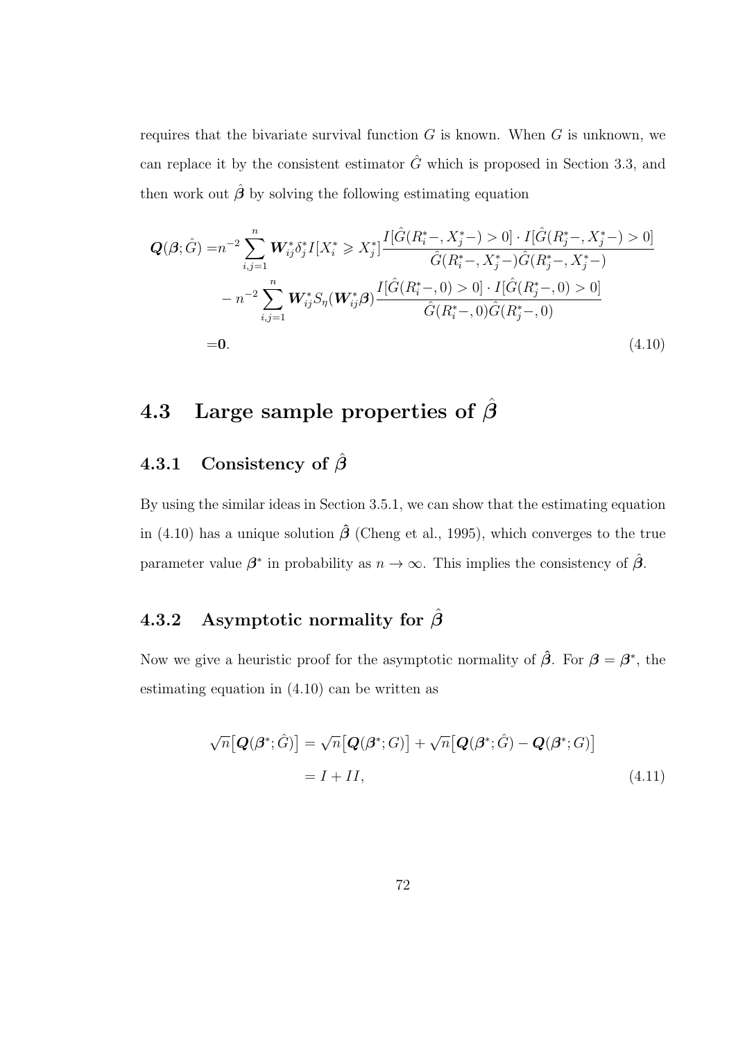requires that the bivariate survival function $G$ is known. When $G$ is unknown, we can replace it by the consistent estimator $\hat{G}$ which is proposed in Section 3.3, and then work out $\hat{\boldsymbol{\beta}}$ by solving the following estimating equation

$$
\begin{aligned}
\boldsymbol{Q}(\boldsymbol{\beta};\hat{G}) =& n^{-2}\sum_{i,j=1}^{n} \boldsymbol{W}_{ij}^{*}\delta_j^{*} I[X_i^{*} \geqslant X_j^{*}] \frac{I[\hat{G}(R_i^{*}-, X_j^{*}-) > 0] \cdot I[\hat{G}(R_j^{*}-, X_j^{*}-) > 0]}{\hat{G}(R_i^{*}-, X_j^{*}-)\hat{G}(R_j^{*}-, X_j^{*}-)} \\
& - n^{-2}\sum_{i,j=1}^{n} \boldsymbol{W}_{ij}^{*} S_\eta(\boldsymbol{W}_{ij}^{*}\boldsymbol{\beta}) \frac{I[\hat{G}(R_i^{*}-, 0) > 0] \cdot I[\hat{G}(R_j^{*}-, 0) > 0]}{\hat{G}(R_i^{*}-, 0)\hat{G}(R_j^{*}-, 0)} \\
=& \mathbf{0}.
\end{aligned} \tag{4.10}
$$

## 4.3 Large sample properties of $\hat{\boldsymbol{\beta}}$

### 4.3.1 Consistency of $\hat{\boldsymbol{\beta}}$

By using the similar ideas in Section 3.5.1, we can show that the estimating equation in (4.10) has a unique solution $\hat{\boldsymbol{\beta}}$ (Cheng et al., 1995), which converges to the true parameter value $\boldsymbol{\beta}^{*}$ in probability as $n \to \infty$. This implies the consistency of $\hat{\boldsymbol{\beta}}$.

### 4.3.2 Asymptotic normality for $\hat{\boldsymbol{\beta}}$

Now we give a heuristic proof for the asymptotic normality of $\hat{\boldsymbol{\beta}}$. For $\boldsymbol{\beta} = \boldsymbol{\beta}^{*}$, the estimating equation in (4.10) can be written as

$$
\begin{aligned}
\sqrt{n}\big[\boldsymbol{Q}(\boldsymbol{\beta}^{*};\hat{G})\big] &= \sqrt{n}\big[\boldsymbol{Q}(\boldsymbol{\beta}^{*};G)\big] + \sqrt{n}\big[\boldsymbol{Q}(\boldsymbol{\beta}^{*};\hat{G}) - \boldsymbol{Q}(\boldsymbol{\beta}^{*};G)\big] \\
&= I + II,
\end{aligned} \tag{4.11}
$$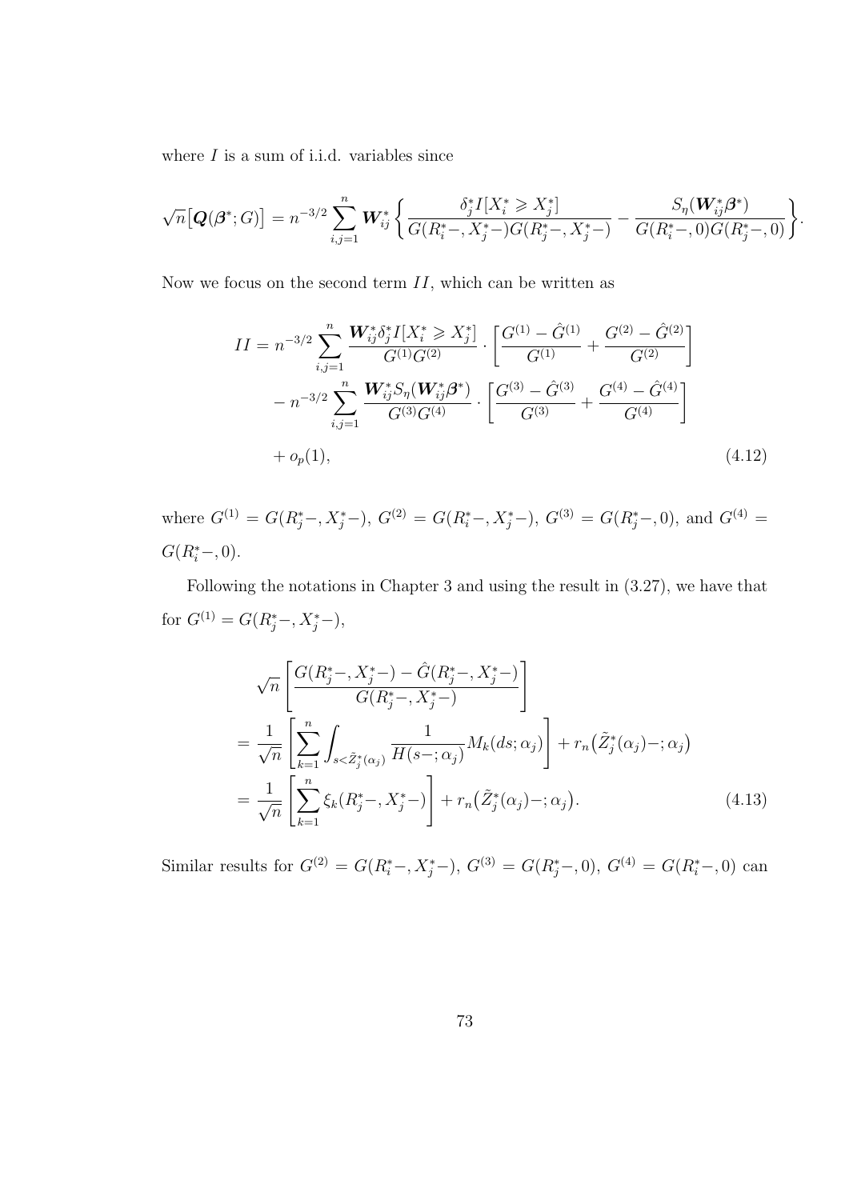where $I$ is a sum of i.i.d. variables since

$$\sqrt{n}\big[\boldsymbol{Q}(\boldsymbol{\beta}^*;G)\big] = n^{-3/2}\sum_{i,j=1}^{n}\boldsymbol{W}_{ij}^*\left\{\frac{\delta_j^* I[X_i^* \geqslant X_j^*]}{G(R_i^*-,X_j^*-)G(R_j^*-,X_j^*-)} - \frac{S_\eta(\boldsymbol{W}_{ij}^*\boldsymbol{\beta}^*)}{G(R_i^*-,0)G(R_j^*-,0)}\right\}.$$

Now we focus on the second term $II$, which can be written as

$$\begin{aligned}
II =\ & n^{-3/2}\sum_{i,j=1}^{n}\frac{\boldsymbol{W}_{ij}^*\delta_j^* I[X_i^* \geqslant X_j^*]}{G^{(1)}G^{(2)}}\cdot\left[\frac{G^{(1)}-\hat{G}^{(1)}}{G^{(1)}}+\frac{G^{(2)}-\hat{G}^{(2)}}{G^{(2)}}\right] \\
& - n^{-3/2}\sum_{i,j=1}^{n}\frac{\boldsymbol{W}_{ij}^* S_\eta(\boldsymbol{W}_{ij}^*\boldsymbol{\beta}^*)}{G^{(3)}G^{(4)}}\cdot\left[\frac{G^{(3)}-\hat{G}^{(3)}}{G^{(3)}}+\frac{G^{(4)}-\hat{G}^{(4)}}{G^{(4)}}\right] \\
& + o_p(1),
\end{aligned} \tag{4.12}$$

where $G^{(1)} = G(R_j^*-,X_j^*-)$, $G^{(2)} = G(R_i^*-,X_j^*-)$, $G^{(3)} = G(R_j^*-,0)$, and $G^{(4)} = G(R_i^*-,0)$.

Following the notations in Chapter 3 and using the result in (3.27), we have that for $G^{(1)} = G(R_j^*-,X_j^*-)$,

$$\begin{aligned}
& \sqrt{n}\left[\frac{G(R_j^*-,X_j^*-)-\hat{G}(R_j^*-,X_j^*-)}{G(R_j^*-,X_j^*-)}\right] \\
&= \frac{1}{\sqrt{n}}\left[\sum_{k=1}^{n}\int_{s<\tilde{Z}_j^*(\alpha_j)}\frac{1}{H(s-;\alpha_j)}M_k(ds;\alpha_j)\right] + r_n\big(\tilde{Z}_j^*(\alpha_j)-;\alpha_j\big) \\
&= \frac{1}{\sqrt{n}}\left[\sum_{k=1}^{n}\xi_k(R_j^*-,X_j^*-)\right] + r_n\big(\tilde{Z}_j^*(\alpha_j)-;\alpha_j\big).
\end{aligned} \tag{4.13}$$

Similar results for $G^{(2)} = G(R_i^*-,X_j^*-)$, $G^{(3)} = G(R_j^*-,0)$, $G^{(4)} = G(R_i^*-,0)$ can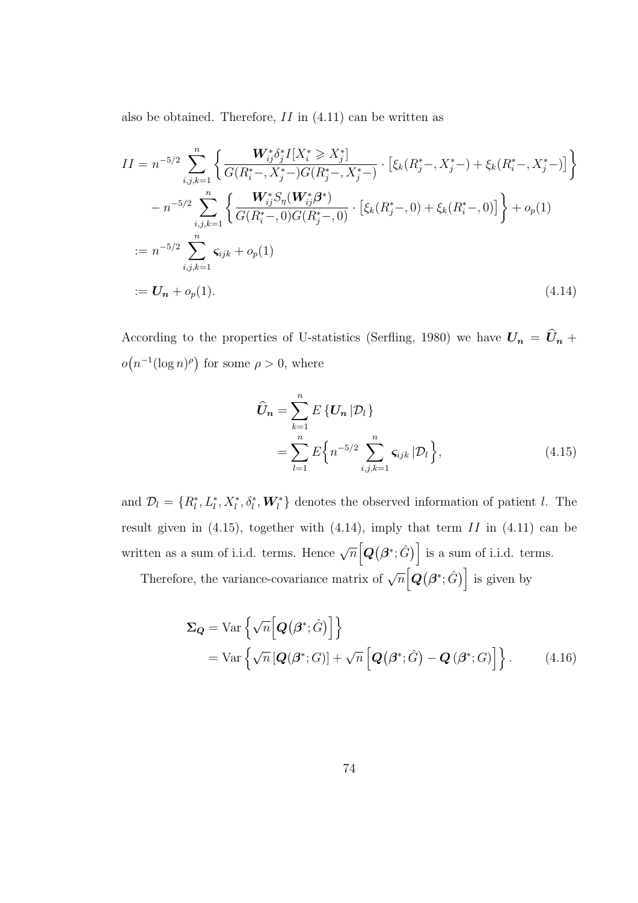also be obtained. Therefore, $II$ in (4.11) can be written as

$$
\begin{aligned}
II &= n^{-5/2} \sum_{i,j,k=1}^{n} \left\{ \frac{\boldsymbol{W}_{ij}^{*} \delta_j^{*} I[X_i^{*} \geqslant X_j^{*}]}{G(R_i^{*}-, X_j^{*}-) G(R_j^{*}-, X_j^{*}-)} \cdot \left[ \xi_k(R_j^{*}-, X_j^{*}-) + \xi_k(R_i^{*}-, X_j^{*}-) \right] \right\} \\
&\quad - n^{-5/2} \sum_{i,j,k=1}^{n} \left\{ \frac{\boldsymbol{W}_{ij}^{*} S_\eta(\boldsymbol{W}_{ij}^{*} \boldsymbol{\beta}^{*})}{G(R_i^{*}-, 0) G(R_j^{*}-, 0)} \cdot \left[ \xi_k(R_j^{*}-, 0) + \xi_k(R_i^{*}-, 0) \right] \right\} + o_p(1) \\
&:= n^{-5/2} \sum_{i,j,k=1}^{n} \varsigma_{ijk} + o_p(1) \\
&:= \boldsymbol{U_n} + o_p(1). \qquad (4.14)
\end{aligned}
$$

According to the properties of U-statistics (Serfling, 1980) we have $\boldsymbol{U_n} = \widehat{\boldsymbol{U}}_{\boldsymbol{n}} + o\big(n^{-1}(\log n)^{\rho}\big)$ for some $\rho > 0$, where

$$
\begin{aligned}
\widehat{\boldsymbol{U}}_{\boldsymbol{n}} &= \sum_{k=1}^{n} E\left\{ \boldsymbol{U_n} \,|\mathcal{D}_l \right\} \\
&= \sum_{l=1}^{n} E\Big\{ n^{-5/2} \sum_{i,j,k=1}^{n} \varsigma_{ijk} \,|\mathcal{D}_l \Big\}, \qquad (4.15)
\end{aligned}
$$

and $\mathcal{D}_l = \{R_l^{*}, L_l^{*}, X_l^{*}, \delta_l^{*}, \boldsymbol{W}_l^{*}\}$ denotes the observed information of patient $l$. The result given in (4.15), together with (4.14), imply that term $II$ in (4.11) can be written as a sum of i.i.d. terms. Hence $\sqrt{n}\Big[\boldsymbol{Q}\big(\boldsymbol{\beta}^{*}; \hat{G}\big)\Big]$ is a sum of i.i.d. terms.

Therefore, the variance-covariance matrix of $\sqrt{n}\Big[\boldsymbol{Q}\big(\boldsymbol{\beta}^{*}; \hat{G}\big)\Big]$ is given by

$$
\begin{aligned}
\boldsymbol{\Sigma_Q} &= \operatorname{Var}\left\{ \sqrt{n}\Big[\boldsymbol{Q}\big(\boldsymbol{\beta}^{*}; \hat{G}\big)\Big] \right\} \\
&= \operatorname{Var}\left\{ \sqrt{n}\left[\boldsymbol{Q}(\boldsymbol{\beta}^{*}; G)\right] + \sqrt{n}\left[\boldsymbol{Q}\big(\boldsymbol{\beta}^{*}; \hat{G}\big) - \boldsymbol{Q}\left(\boldsymbol{\beta}^{*}; G\right)\right] \right\}. \qquad (4.16)
\end{aligned}
$$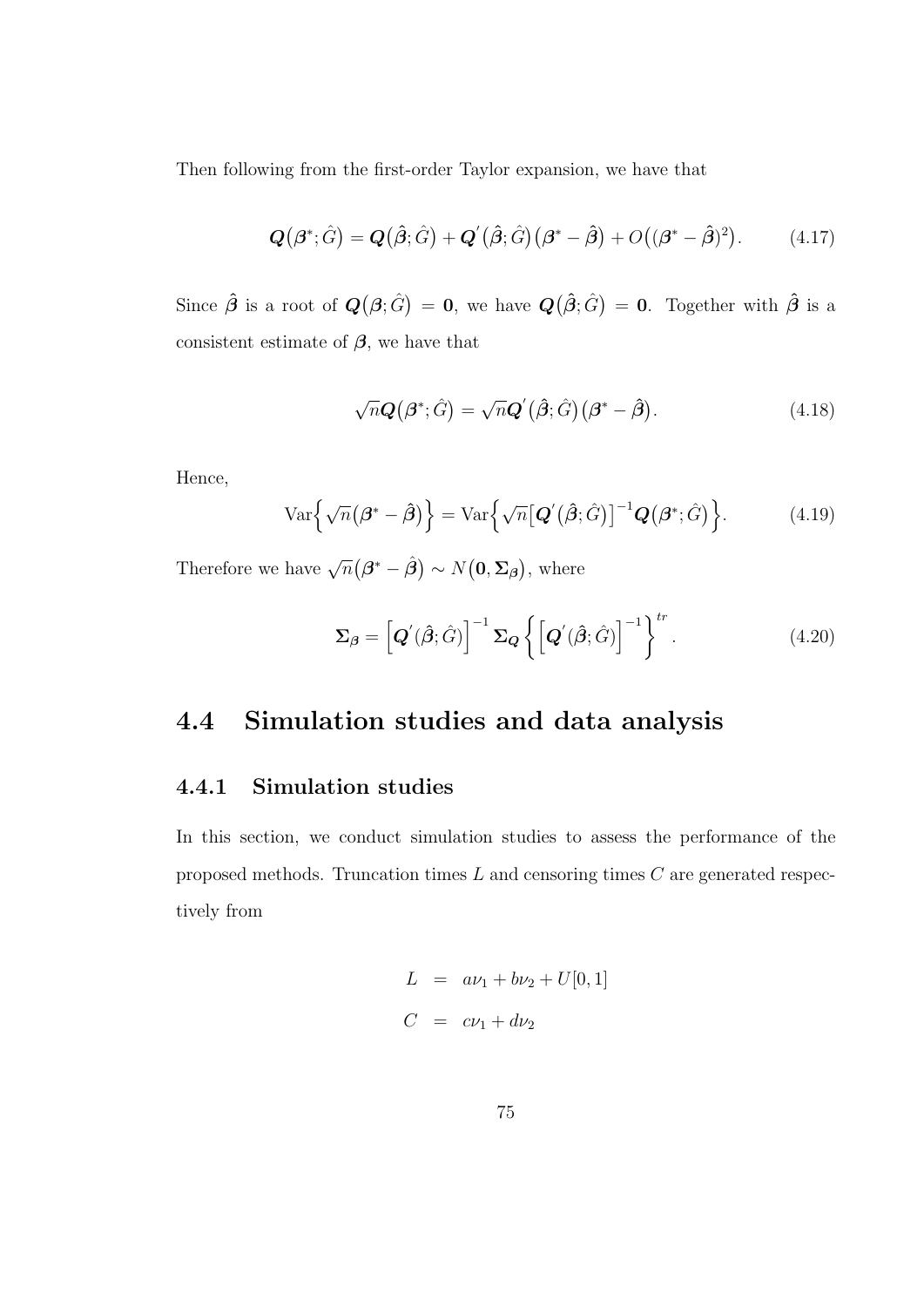Then following from the first-order Taylor expansion, we have that

$$\boldsymbol{Q}\big(\boldsymbol{\beta}^{*};\hat{G}\big) = \boldsymbol{Q}\big(\hat{\boldsymbol{\beta}};\hat{G}\big) + \boldsymbol{Q}^{'}\big(\hat{\boldsymbol{\beta}};\hat{G}\big)\big(\boldsymbol{\beta}^{*} - \hat{\boldsymbol{\beta}}\big) + O\big((\boldsymbol{\beta}^{*} - \hat{\boldsymbol{\beta}})^{2}\big). \tag{4.17}$$

Since $\hat{\boldsymbol{\beta}}$ is a root of $\boldsymbol{Q}\big(\boldsymbol{\beta};\hat{G}\big) = \mathbf{0}$, we have $\boldsymbol{Q}\big(\hat{\boldsymbol{\beta}};\hat{G}\big) = \mathbf{0}$. Together with $\hat{\boldsymbol{\beta}}$ is a consistent estimate of $\boldsymbol{\beta}$, we have that

$$\sqrt{n}\boldsymbol{Q}\big(\boldsymbol{\beta}^{*};\hat{G}\big) = \sqrt{n}\boldsymbol{Q}^{'}\big(\hat{\boldsymbol{\beta}};\hat{G}\big)\big(\boldsymbol{\beta}^{*} - \hat{\boldsymbol{\beta}}\big). \tag{4.18}$$

Hence,

$$\mathrm{Var}\Big\{\sqrt{n}\big(\boldsymbol{\beta}^{*} - \hat{\boldsymbol{\beta}}\big)\Big\} = \mathrm{Var}\Big\{\sqrt{n}\big[\boldsymbol{Q}^{'}\big(\hat{\boldsymbol{\beta}};\hat{G}\big)\big]^{-1}\boldsymbol{Q}\big(\boldsymbol{\beta}^{*};\hat{G}\big)\Big\}. \tag{4.19}$$

Therefore we have $\sqrt{n}\big(\boldsymbol{\beta}^{*} - \hat{\boldsymbol{\beta}}\big) \sim N\big(\mathbf{0}, \boldsymbol{\Sigma}_{\boldsymbol{\beta}}\big)$, where

$$\boldsymbol{\Sigma}_{\boldsymbol{\beta}} = \Big[\boldsymbol{Q}^{'}(\hat{\boldsymbol{\beta}};\hat{G})\Big]^{-1}\boldsymbol{\Sigma}_{\boldsymbol{Q}}\left\{\Big[\boldsymbol{Q}^{'}(\hat{\boldsymbol{\beta}};\hat{G})\Big]^{-1}\right\}^{tr}. \tag{4.20}$$

## 4.4 Simulation studies and data analysis

### 4.4.1 Simulation studies

In this section, we conduct simulation studies to assess the performance of the proposed methods. Truncation times $L$ and censoring times $C$ are generated respectively from

$$\begin{aligned} L &= a\nu_1 + b\nu_2 + U[0,1] \\ C &= c\nu_1 + d\nu_2 \end{aligned}$$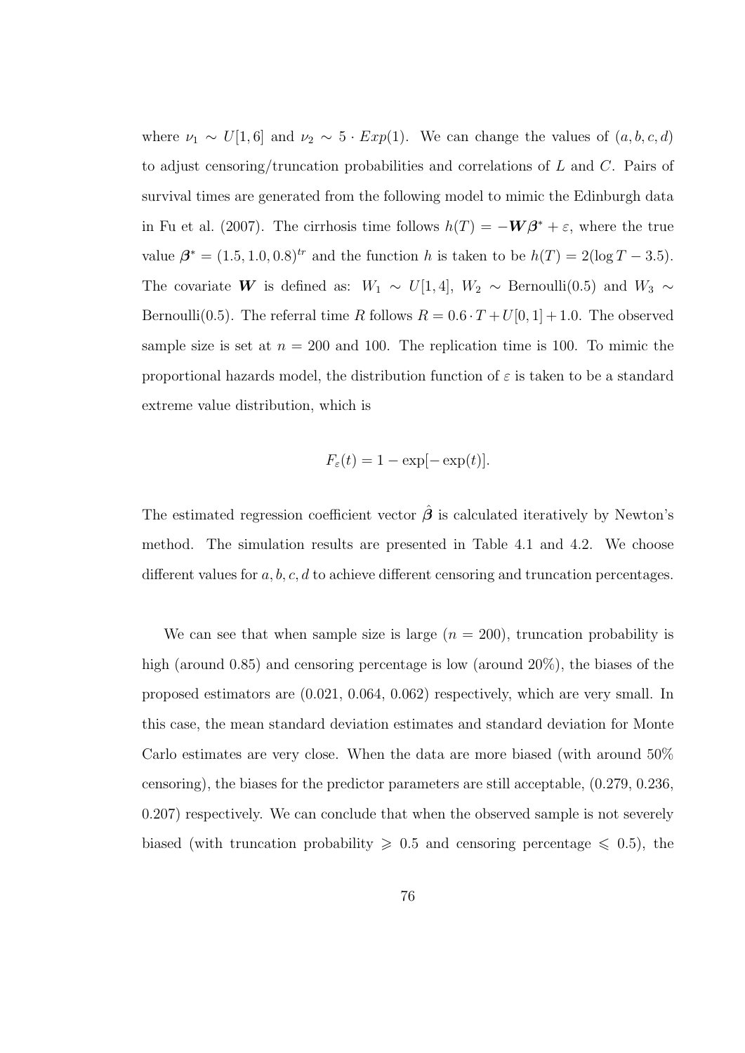where $\nu_1 \sim U[1, 6]$ and $\nu_2 \sim 5 \cdot Exp(1)$. We can change the values of $(a, b, c, d)$ to adjust censoring/truncation probabilities and correlations of $L$ and $C$. Pairs of survival times are generated from the following model to mimic the Edinburgh data in Fu et al. (2007). The cirrhosis time follows $h(T) = -\boldsymbol{W}\boldsymbol{\beta}^* + \varepsilon$, where the true value $\boldsymbol{\beta}^* = (1.5, 1.0, 0.8)^{tr}$ and the function $h$ is taken to be $h(T) = 2(\log T - 3.5)$. The covariate $\boldsymbol{W}$ is defined as: $W_1 \sim U[1, 4]$, $W_2 \sim$ Bernoulli(0.5) and $W_3 \sim$ Bernoulli(0.5). The referral time $R$ follows $R = 0.6 \cdot T + U[0, 1] + 1.0$. The observed sample size is set at $n = 200$ and 100. The replication time is 100. To mimic the proportional hazards model, the distribution function of $\varepsilon$ is taken to be a standard extreme value distribution, which is

$$F_{\varepsilon}(t) = 1 - \exp[-\exp(t)].$$

The estimated regression coefficient vector $\hat{\boldsymbol{\beta}}$ is calculated iteratively by Newton's method. The simulation results are presented in Table 4.1 and 4.2. We choose different values for $a, b, c, d$ to achieve different censoring and truncation percentages.

We can see that when sample size is large ($n = 200$), truncation probability is high (around 0.85) and censoring percentage is low (around 20%), the biases of the proposed estimators are (0.021, 0.064, 0.062) respectively, which are very small. In this case, the mean standard deviation estimates and standard deviation for Monte Carlo estimates are very close. When the data are more biased (with around 50% censoring), the biases for the predictor parameters are still acceptable, (0.279, 0.236, 0.207) respectively. We can conclude that when the observed sample is not severely biased (with truncation probability $\geqslant 0.5$ and censoring percentage $\leqslant 0.5$), the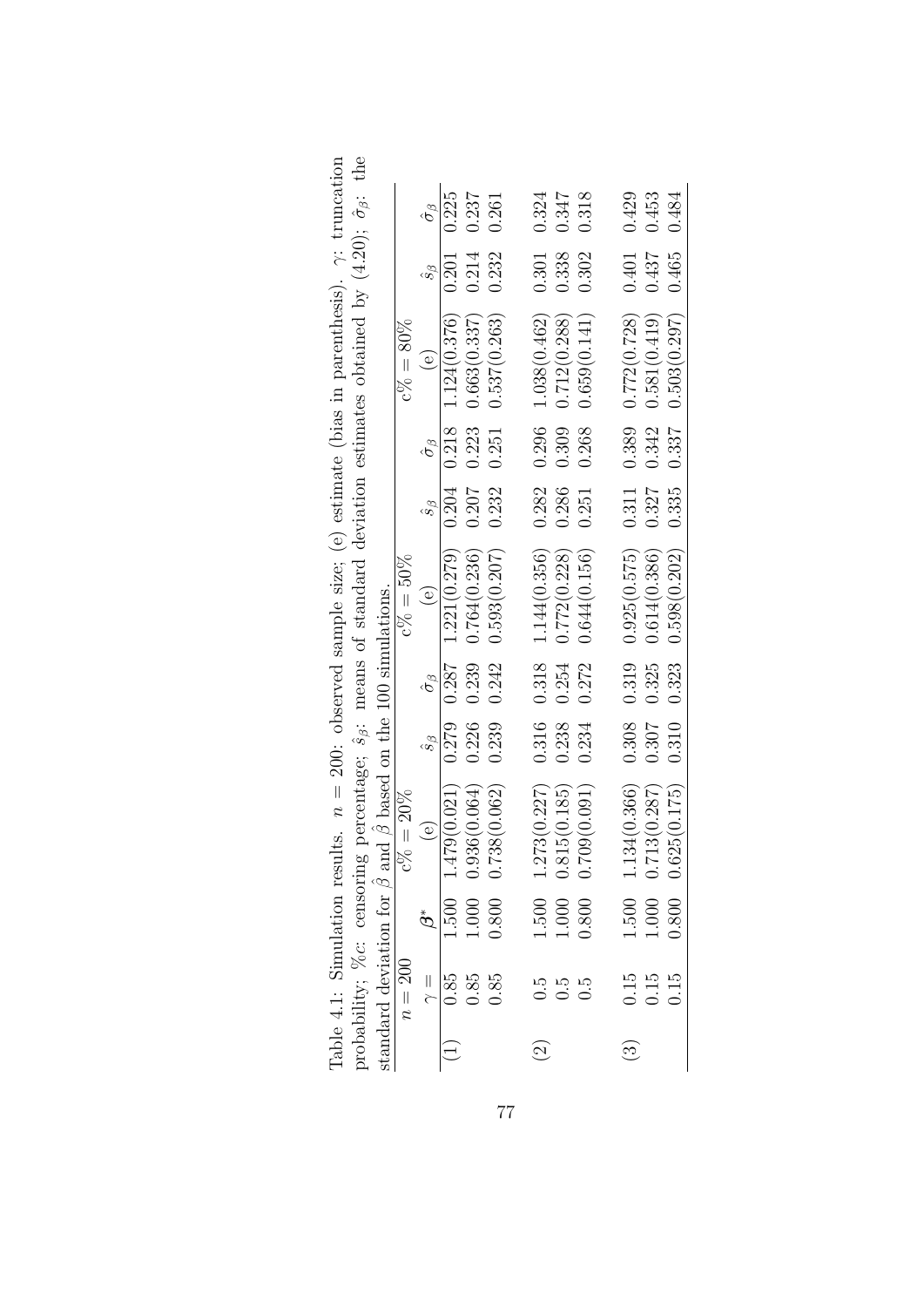Table 4.1: Simulation results. $n = 200$: observed sample size; (e) estimate (bias in parenthesis). $\gamma$: truncation probability; $\%c$: censoring percentage; $\hat{s}_\beta$: means of standard deviation estimates obtained by (4.20); $\hat{\sigma}_\beta$: the standard deviation for $\hat{\beta}$ and $\hat{\beta}$ based on the 100 simulations.

| $n = 200$ | | | $c\% = 20\%$ | | | $c\% = 50\%$ | | | $c\% = 80\%$ | | |
|---|---|---|---|---|---|---|---|---|---|---|---|
| | $\gamma =$ | $\beta^*$ | (e) | $\hat{s}_\beta$ | $\hat{\sigma}_\beta$ | (e) | $\hat{s}_\beta$ | $\hat{\sigma}_\beta$ | (e) | $\hat{s}_\beta$ | $\hat{\sigma}_\beta$ |
| (1) | 0.85 | 1.500 | 1.479(0.021) | 0.279 | 0.287 | 1.221(0.279) | 0.204 | 0.218 | 1.124(0.376) | 0.201 | 0.225 |
| | 0.85 | 1.000 | 0.936(0.064) | 0.226 | 0.239 | 0.764(0.236) | 0.207 | 0.223 | 0.663(0.337) | 0.214 | 0.237 |
| | 0.85 | 0.800 | 0.738(0.062) | 0.239 | 0.242 | 0.593(0.207) | 0.232 | 0.251 | 0.537(0.263) | 0.232 | 0.261 |
| (2) | 0.5 | 1.500 | 1.273(0.227) | 0.316 | 0.318 | 1.144(0.356) | 0.282 | 0.296 | 1.038(0.462) | 0.301 | 0.324 |
| | 0.5 | 1.000 | 0.815(0.185) | 0.238 | 0.254 | 0.772(0.228) | 0.286 | 0.309 | 0.712(0.288) | 0.338 | 0.347 |
| | 0.5 | 0.800 | 0.709(0.091) | 0.234 | 0.272 | 0.644(0.156) | 0.251 | 0.268 | 0.659(0.141) | 0.302 | 0.318 |
| (3) | 0.15 | 1.500 | 1.134(0.366) | 0.308 | 0.319 | 0.925(0.575) | 0.311 | 0.389 | 0.772(0.728) | 0.401 | 0.429 |
| | 0.15 | 1.000 | 0.713(0.287) | 0.307 | 0.325 | 0.614(0.386) | 0.327 | 0.342 | 0.581(0.419) | 0.437 | 0.453 |
| | 0.15 | 0.800 | 0.625(0.175) | 0.310 | 0.323 | 0.598(0.202) | 0.335 | 0.337 | 0.503(0.297) | 0.465 | 0.484 |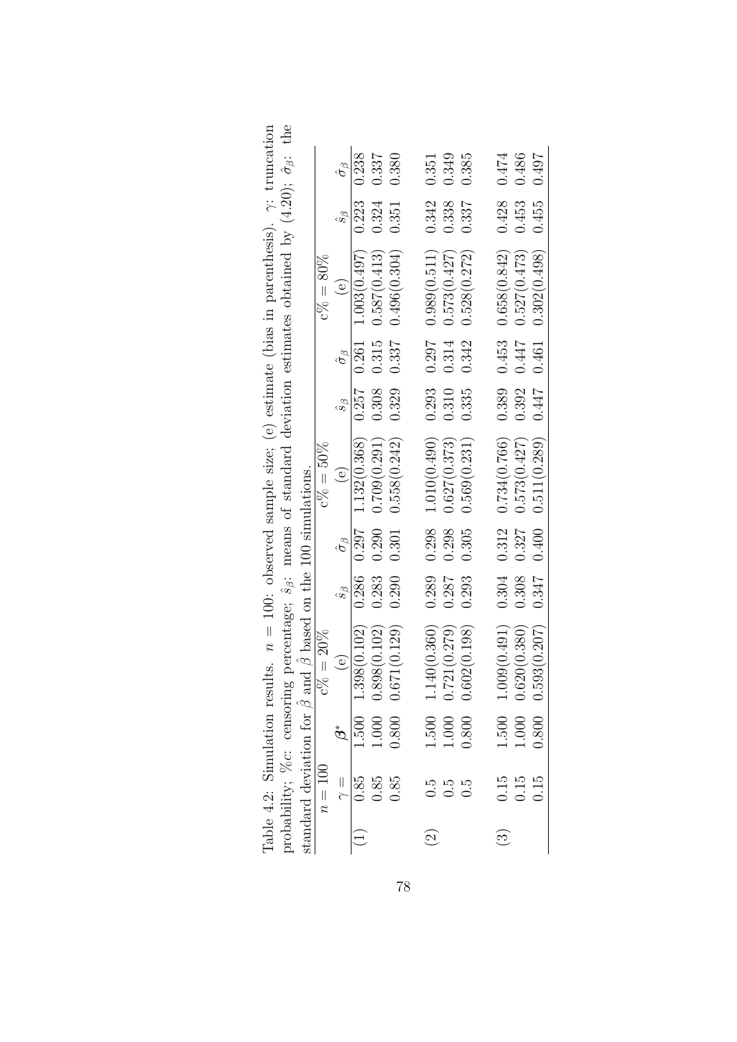Table 4.2: Simulation results. $n = 100$: observed sample size; (e) estimate (bias in parenthesis). $\gamma$: truncation probability; %c: censoring percentage; $\hat{s}_\beta$: means of standard deviation estimates obtained by (4.20); $\hat{\sigma}_\beta$: the standard deviation for $\hat{\beta}$ and $\hat{\beta}$ based on the 100 simulations.

| | $n = 100$ | | c% = 20% | | | c% = 50% | | | c% = 80% | | |
|---|---|---|---|---|---|---|---|---|---|---|---|
| | $\gamma =$ | $\beta^*$ | (e) | $\hat{s}_\beta$ | $\hat{\sigma}_\beta$ | (e) | $\hat{s}_\beta$ | $\hat{\sigma}_\beta$ | (e) | $\hat{s}_\beta$ | $\hat{\sigma}_\beta$ |
| (1) | 0.85 | 1.500 | 1.398(0.102) | 0.286 | 0.297 | 1.132(0.368) | 0.257 | 0.261 | 1.003(0.497) | 0.223 | 0.238 |
| | 0.85 | 1.000 | 0.898(0.102) | 0.283 | 0.290 | 0.709(0.291) | 0.308 | 0.315 | 0.587(0.413) | 0.324 | 0.337 |
| | 0.85 | 0.800 | 0.671(0.129) | 0.290 | 0.301 | 0.558(0.242) | 0.329 | 0.337 | 0.496(0.304) | 0.351 | 0.380 |
| (2) | 0.5 | 1.500 | 1.140(0.360) | 0.289 | 0.298 | 1.010(0.490) | 0.293 | 0.297 | 0.989(0.511) | 0.342 | 0.351 |
| | 0.5 | 1.000 | 0.721(0.279) | 0.287 | 0.298 | 0.627(0.373) | 0.310 | 0.314 | 0.573(0.427) | 0.338 | 0.349 |
| | 0.5 | 0.800 | 0.602(0.198) | 0.293 | 0.305 | 0.569(0.231) | 0.335 | 0.342 | 0.528(0.272) | 0.337 | 0.385 |
| (3) | 0.15 | 1.500 | 1.009(0.491) | 0.304 | 0.312 | 0.734(0.766) | 0.389 | 0.453 | 0.658(0.842) | 0.428 | 0.474 |
| | 0.15 | 1.000 | 0.620(0.380) | 0.308 | 0.327 | 0.573(0.427) | 0.392 | 0.447 | 0.527(0.473) | 0.453 | 0.486 |
| | 0.15 | 0.800 | 0.593(0.207) | 0.347 | 0.400 | 0.511(0.289) | 0.447 | 0.461 | 0.302(0.498) | 0.455 | 0.497 |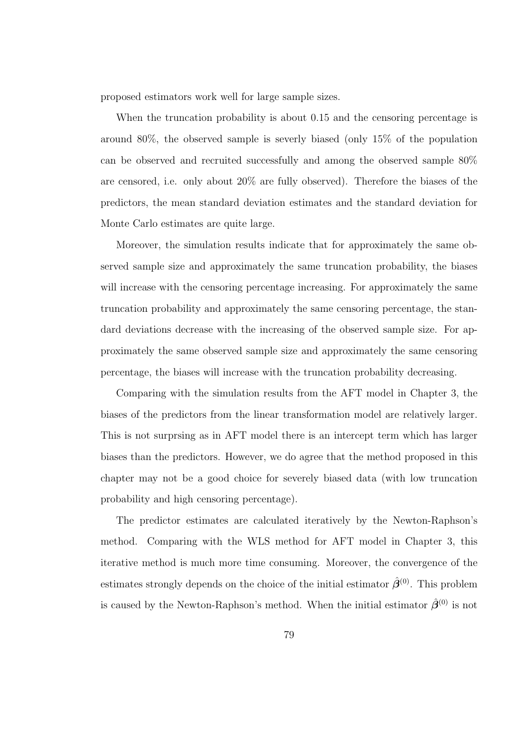proposed estimators work well for large sample sizes.

When the truncation probability is about 0.15 and the censoring percentage is around 80%, the observed sample is severly biased (only 15% of the population can be observed and recruited successfully and among the observed sample 80% are censored, i.e. only about 20% are fully observed). Therefore the biases of the predictors, the mean standard deviation estimates and the standard deviation for Monte Carlo estimates are quite large.

Moreover, the simulation results indicate that for approximately the same observed sample size and approximately the same truncation probability, the biases will increase with the censoring percentage increasing. For approximately the same truncation probability and approximately the same censoring percentage, the standard deviations decrease with the increasing of the observed sample size. For approximately the same observed sample size and approximately the same censoring percentage, the biases will increase with the truncation probability decreasing.

Comparing with the simulation results from the AFT model in Chapter 3, the biases of the predictors from the linear transformation model are relatively larger. This is not surprsing as in AFT model there is an intercept term which has larger biases than the predictors. However, we do agree that the method proposed in this chapter may not be a good choice for severely biased data (with low truncation probability and high censoring percentage).

The predictor estimates are calculated iteratively by the Newton-Raphson's method. Comparing with the WLS method for AFT model in Chapter 3, this iterative method is much more time consuming. Moreover, the convergence of the estimates strongly depends on the choice of the initial estimator $\hat{\boldsymbol{\beta}}^{(0)}$. This problem is caused by the Newton-Raphson's method. When the initial estimator $\hat{\boldsymbol{\beta}}^{(0)}$ is not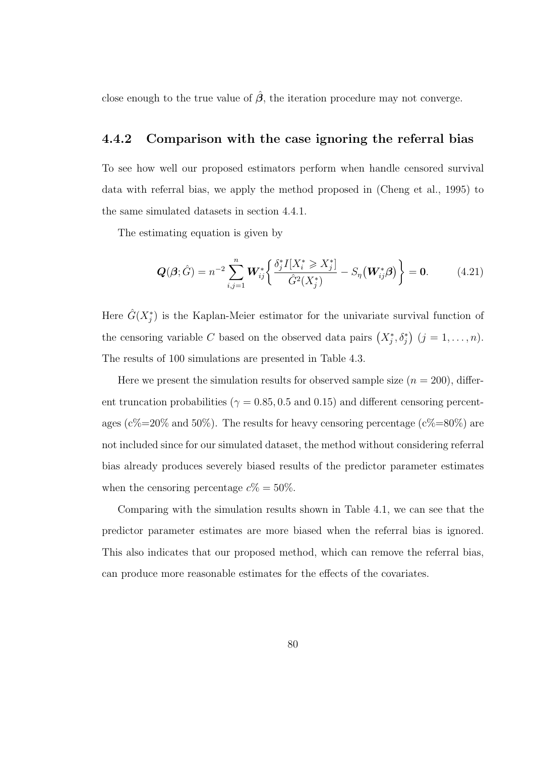close enough to the true value of $\hat{\boldsymbol{\beta}}$, the iteration procedure may not converge.

### 4.4.2 Comparison with the case ignoring the referral bias

To see how well our proposed estimators perform when handle censored survival data with referral bias, we apply the method proposed in (Cheng et al., 1995) to the same simulated datasets in section 4.4.1.

The estimating equation is given by

$$\boldsymbol{Q}(\boldsymbol{\beta};\hat{G}) = n^{-2}\sum_{i,j=1}^{n} \boldsymbol{W}_{ij}^{*}\left\{\frac{\delta_j^{*} I[X_i^{*} \geqslant X_j^{*}]}{\hat{G}^2(X_j^{*})} - S_{\eta}\big(\boldsymbol{W}_{ij}^{*}\boldsymbol{\beta}\big)\right\} = \mathbf{0}. \tag{4.21}$$

Here $\hat{G}(X_j^{*})$ is the Kaplan-Meier estimator for the univariate survival function of the censoring variable $C$ based on the observed data pairs $\big(X_j^{*}, \delta_j^{*}\big)$ $(j = 1, \ldots, n)$. The results of 100 simulations are presented in Table 4.3.

Here we present the simulation results for observed sample size ($n = 200$), different truncation probabilities ($\gamma = 0.85, 0.5$ and $0.15$) and different censoring percentages (c%=20% and 50%). The results for heavy censoring percentage (c%=80%) are not included since for our simulated dataset, the method without considering referral bias already produces severely biased results of the predictor parameter estimates when the censoring percentage $c\% = 50\%$.

Comparing with the simulation results shown in Table 4.1, we can see that the predictor parameter estimates are more biased when the referral bias is ignored. This also indicates that our proposed method, which can remove the referral bias, can produce more reasonable estimates for the effects of the covariates.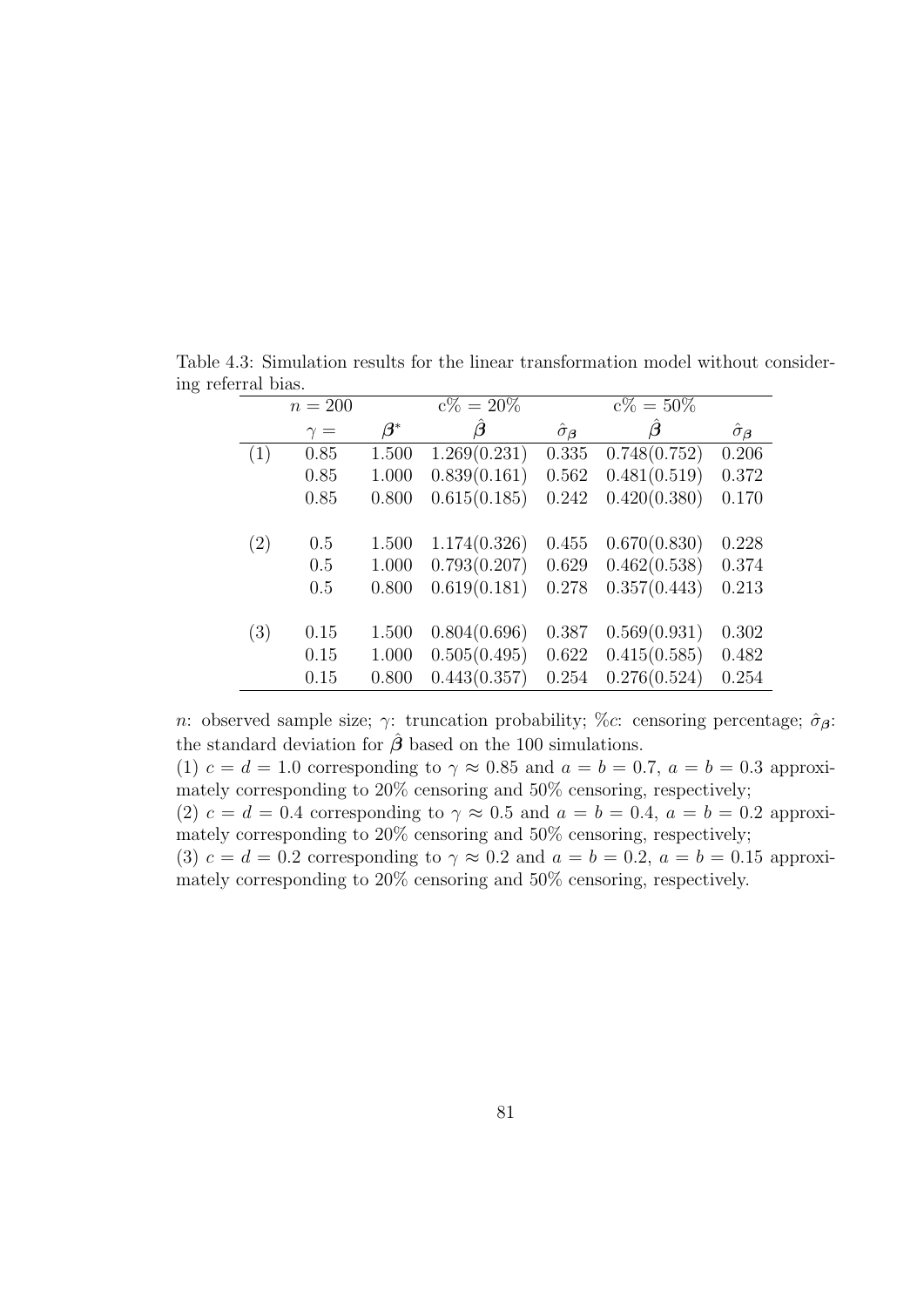Table 4.3: Simulation results for the linear transformation model without considering referral bias.

| $n = 200$ | | | c% = 20% | | c% = 50% | |
|---|---|---|---|---|---|---|
| | $\gamma =$ | $\boldsymbol{\beta}^*$ | $\hat{\boldsymbol{\beta}}$ | $\hat{\sigma}_{\boldsymbol{\beta}}$ | $\hat{\boldsymbol{\beta}}$ | $\hat{\sigma}_{\boldsymbol{\beta}}$ |
| (1) | 0.85 | 1.500 | 1.269(0.231) | 0.335 | 0.748(0.752) | 0.206 |
| | 0.85 | 1.000 | 0.839(0.161) | 0.562 | 0.481(0.519) | 0.372 |
| | 0.85 | 0.800 | 0.615(0.185) | 0.242 | 0.420(0.380) | 0.170 |
| (2) | 0.5 | 1.500 | 1.174(0.326) | 0.455 | 0.670(0.830) | 0.228 |
| | 0.5 | 1.000 | 0.793(0.207) | 0.629 | 0.462(0.538) | 0.374 |
| | 0.5 | 0.800 | 0.619(0.181) | 0.278 | 0.357(0.443) | 0.213 |
| (3) | 0.15 | 1.500 | 0.804(0.696) | 0.387 | 0.569(0.931) | 0.302 |
| | 0.15 | 1.000 | 0.505(0.495) | 0.622 | 0.415(0.585) | 0.482 |
| | 0.15 | 0.800 | 0.443(0.357) | 0.254 | 0.276(0.524) | 0.254 |

$n$: observed sample size; $\gamma$: truncation probability; %$c$: censoring percentage; $\hat{\sigma}_{\boldsymbol{\beta}}$: the standard deviation for $\hat{\boldsymbol{\beta}}$ based on the 100 simulations.

(1) $c = d = 1.0$ corresponding to $\gamma \approx 0.85$ and $a = b = 0.7$, $a = b = 0.3$ approximately corresponding to 20% censoring and 50% censoring, respectively;

(2) $c = d = 0.4$ corresponding to $\gamma \approx 0.5$ and $a = b = 0.4$, $a = b = 0.2$ approximately corresponding to 20% censoring and 50% censoring, respectively;

(3) $c = d = 0.2$ corresponding to $\gamma \approx 0.2$ and $a = b = 0.2$, $a = b = 0.15$ approximately corresponding to 20% censoring and 50% censoring, respectively.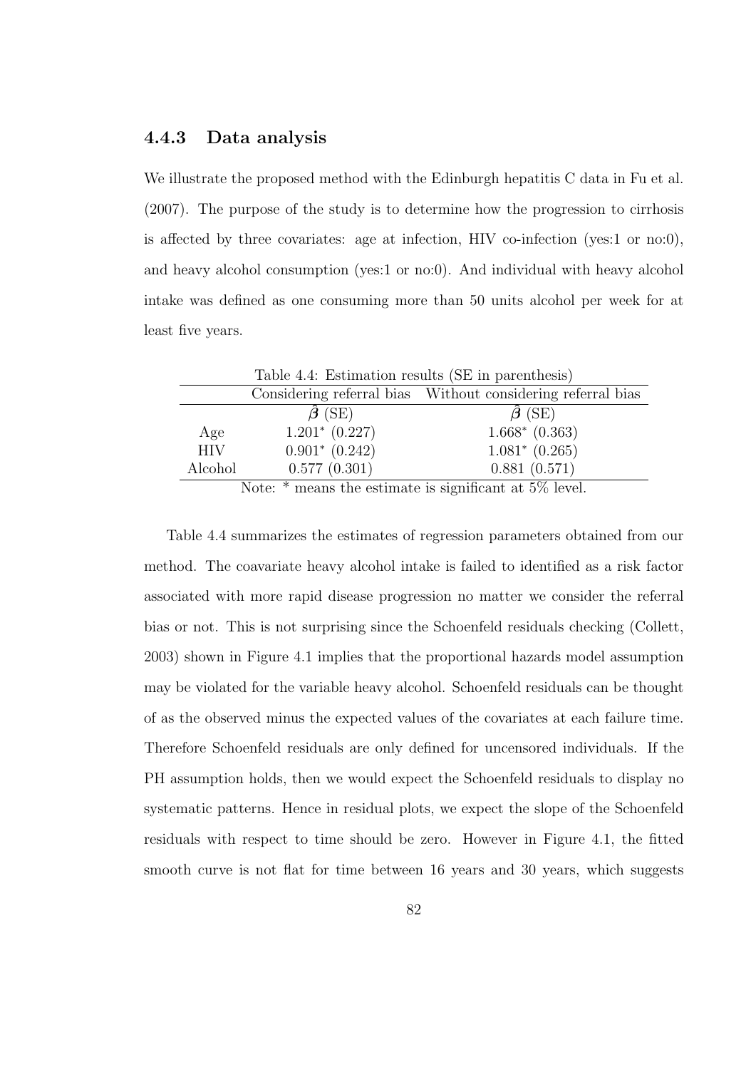### 4.4.3 Data analysis

We illustrate the proposed method with the Edinburgh hepatitis C data in Fu et al. (2007). The purpose of the study is to determine how the progression to cirrhosis is affected by three covariates: age at infection, HIV co-infection (yes:1 or no:0), and heavy alcohol consumption (yes:1 or no:0). And individual with heavy alcohol intake was defined as one consuming more than 50 units alcohol per week for at least five years.

Table 4.4: Estimation results (SE in parenthesis)

| | Considering referral bias | Without considering referral bias |
|---|---|---|
| | $\hat{\boldsymbol{\beta}}$ (SE) | $\hat{\boldsymbol{\beta}}$ (SE) |
| Age | $1.201^*$ (0.227) | $1.668^*$ (0.363) |
| HIV | $0.901^*$ (0.242) | $1.081^*$ (0.265) |
| Alcohol | 0.577 (0.301) | 0.881 (0.571) |

Note: * means the estimate is significant at 5% level.

Table 4.4 summarizes the estimates of regression parameters obtained from our method. The coavariate heavy alcohol intake is failed to identified as a risk factor associated with more rapid disease progression no matter we consider the referral bias or not. This is not surprising since the Schoenfeld residuals checking (Collett, 2003) shown in Figure 4.1 implies that the proportional hazards model assumption may be violated for the variable heavy alcohol. Schoenfeld residuals can be thought of as the observed minus the expected values of the covariates at each failure time. Therefore Schoenfeld residuals are only defined for uncensored individuals. If the PH assumption holds, then we would expect the Schoenfeld residuals to display no systematic patterns. Hence in residual plots, we expect the slope of the Schoenfeld residuals with respect to time should be zero. However in Figure 4.1, the fitted smooth curve is not flat for time between 16 years and 30 years, which suggests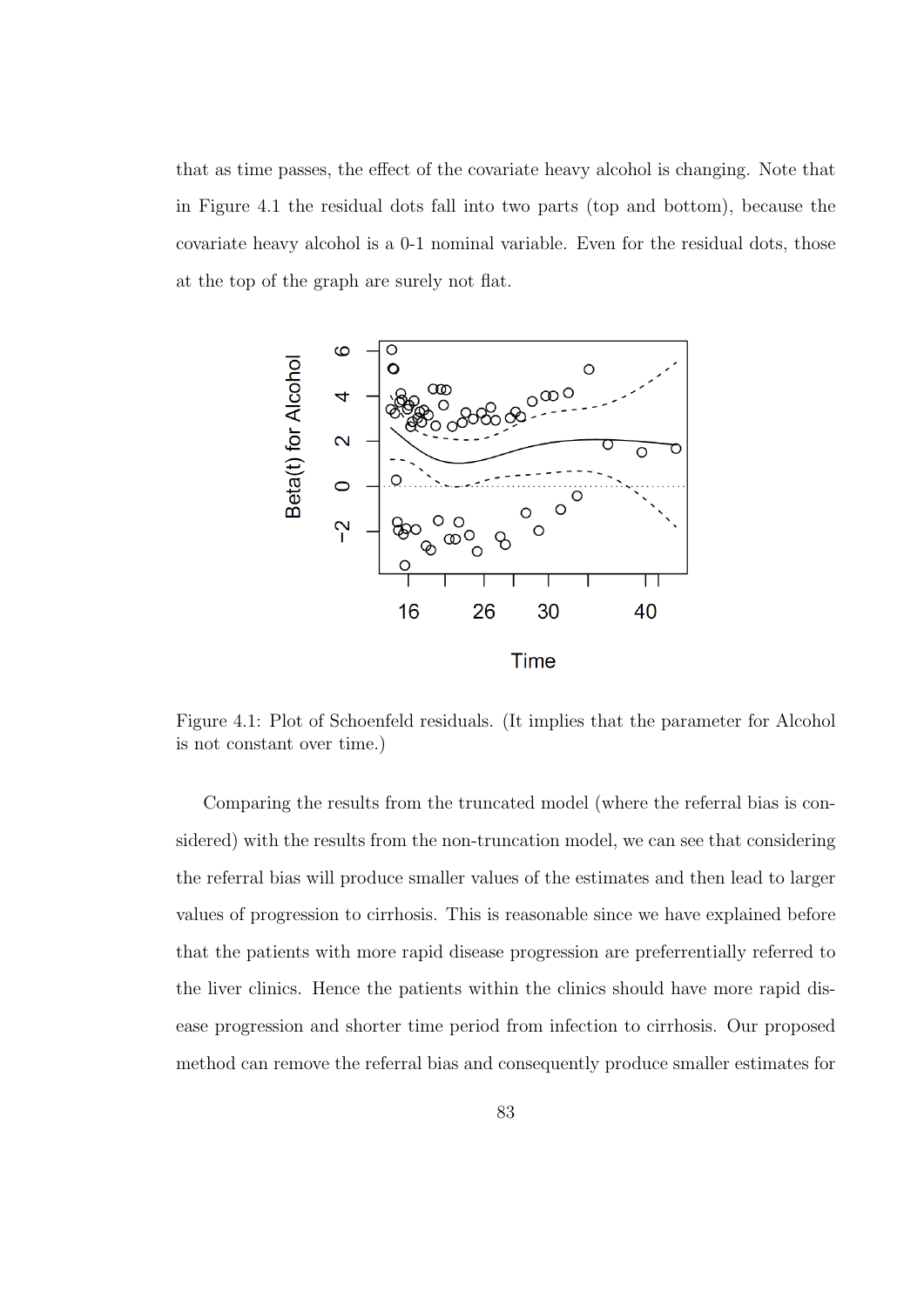that as time passes, the effect of the covariate heavy alcohol is changing. Note that in Figure 4.1 the residual dots fall into two parts (top and bottom), because the covariate heavy alcohol is a 0-1 nominal variable. Even for the residual dots, those at the top of the graph are surely not flat.

Figure 4.1: Plot of Schoenfeld residuals. (It implies that the parameter for Alcohol is not constant over time.)

Comparing the results from the truncated model (where the referral bias is considered) with the results from the non-truncation model, we can see that considering the referral bias will produce smaller values of the estimates and then lead to larger values of progression to cirrhosis. This is reasonable since we have explained before that the patients with more rapid disease progression are preferrentially referred to the liver clinics. Hence the patients within the clinics should have more rapid disease progression and shorter time period from infection to cirrhosis. Our proposed method can remove the referral bias and consequently produce smaller estimates for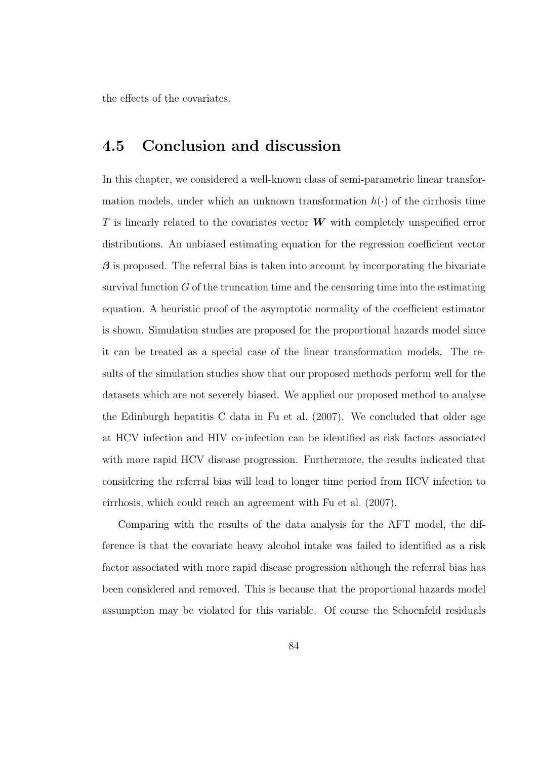the effects of the covariates.

## 4.5 Conclusion and discussion

In this chapter, we considered a well-known class of semi-parametric linear transformation models, under which an unknown transformation $h(\cdot)$ of the cirrhosis time $T$ is linearly related to the covariates vector $\boldsymbol{W}$ with completely unspecified error distributions. An unbiased estimating equation for the regression coefficient vector $\boldsymbol{\beta}$ is proposed. The referral bias is taken into account by incorporating the bivariate survival function $G$ of the truncation time and the censoring time into the estimating equation. A heuristic proof of the asymptotic normality of the coefficient estimator is shown. Simulation studies are proposed for the proportional hazards model since it can be treated as a special case of the linear transformation models. The results of the simulation studies show that our proposed methods perform well for the datasets which are not severely biased. We applied our proposed method to analyse the Edinburgh hepatitis C data in Fu et al. (2007). We concluded that older age at HCV infection and HIV co-infection can be identified as risk factors associated with more rapid HCV disease progression. Furthermore, the results indicated that considering the referral bias will lead to longer time period from HCV infection to cirrhosis, which could reach an agreement with Fu et al. (2007).

Comparing with the results of the data analysis for the AFT model, the difference is that the covariate heavy alcohol intake was failed to identified as a risk factor associated with more rapid disease progression although the referral bias has been considered and removed. This is because that the proportional hazards model assumption may be violated for this variable. Of course the Schoenfeld residuals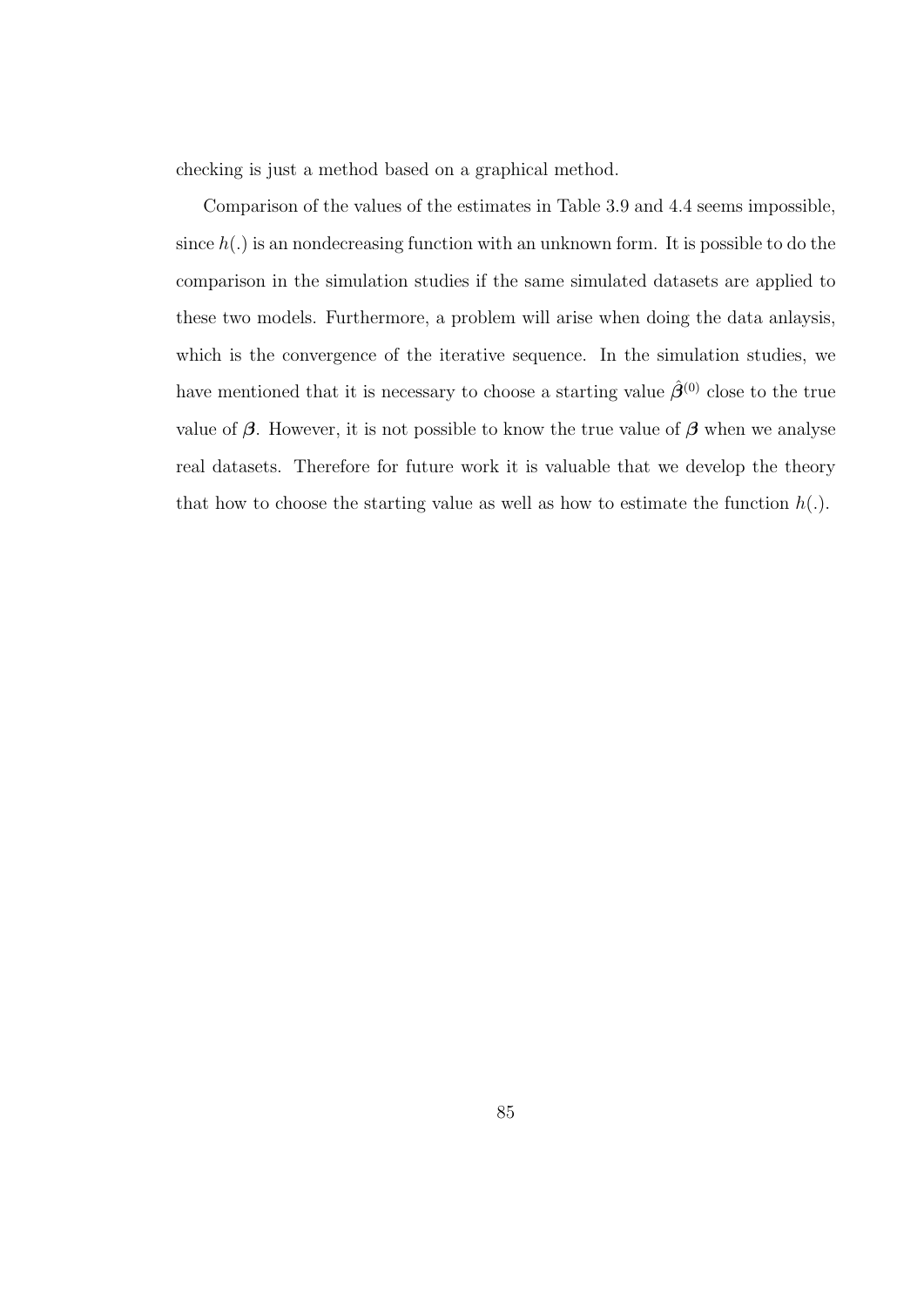checking is just a method based on a graphical method.

Comparison of the values of the estimates in Table 3.9 and 4.4 seems impossible, since $h(.)$ is an nondecreasing function with an unknown form. It is possible to do the comparison in the simulation studies if the same simulated datasets are applied to these two models. Furthermore, a problem will arise when doing the data anlaysis, which is the convergence of the iterative sequence. In the simulation studies, we have mentioned that it is necessary to choose a starting value $\hat{\boldsymbol{\beta}}^{(0)}$ close to the true value of $\boldsymbol{\beta}$. However, it is not possible to know the true value of $\boldsymbol{\beta}$ when we analyse real datasets. Therefore for future work it is valuable that we develop the theory that how to choose the starting value as well as how to estimate the function $h(.)$.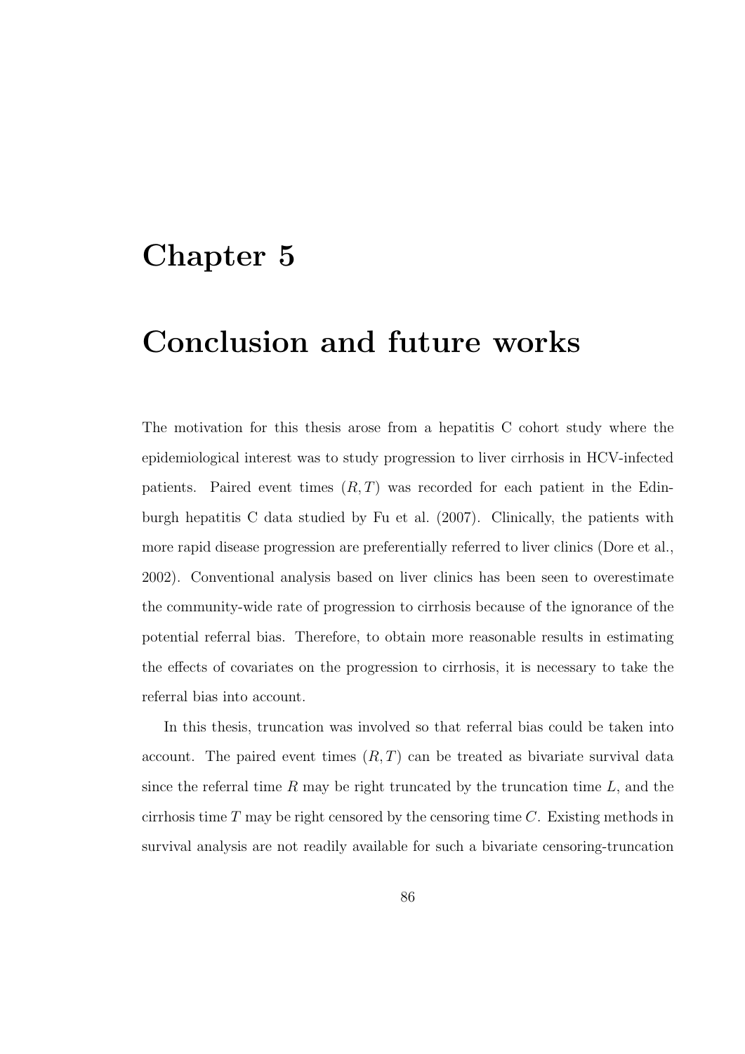# Chapter 5

# Conclusion and future works

The motivation for this thesis arose from a hepatitis C cohort study where the epidemiological interest was to study progression to liver cirrhosis in HCV-infected patients. Paired event times $(R, T)$ was recorded for each patient in the Edinburgh hepatitis C data studied by Fu et al. (2007). Clinically, the patients with more rapid disease progression are preferentially referred to liver clinics (Dore et al., 2002). Conventional analysis based on liver clinics has been seen to overestimate the community-wide rate of progression to cirrhosis because of the ignorance of the potential referral bias. Therefore, to obtain more reasonable results in estimating the effects of covariates on the progression to cirrhosis, it is necessary to take the referral bias into account.

In this thesis, truncation was involved so that referral bias could be taken into account. The paired event times $(R, T)$ can be treated as bivariate survival data since the referral time $R$ may be right truncated by the truncation time $L$, and the cirrhosis time $T$ may be right censored by the censoring time $C$. Existing methods in survival analysis are not readily available for such a bivariate censoring-truncation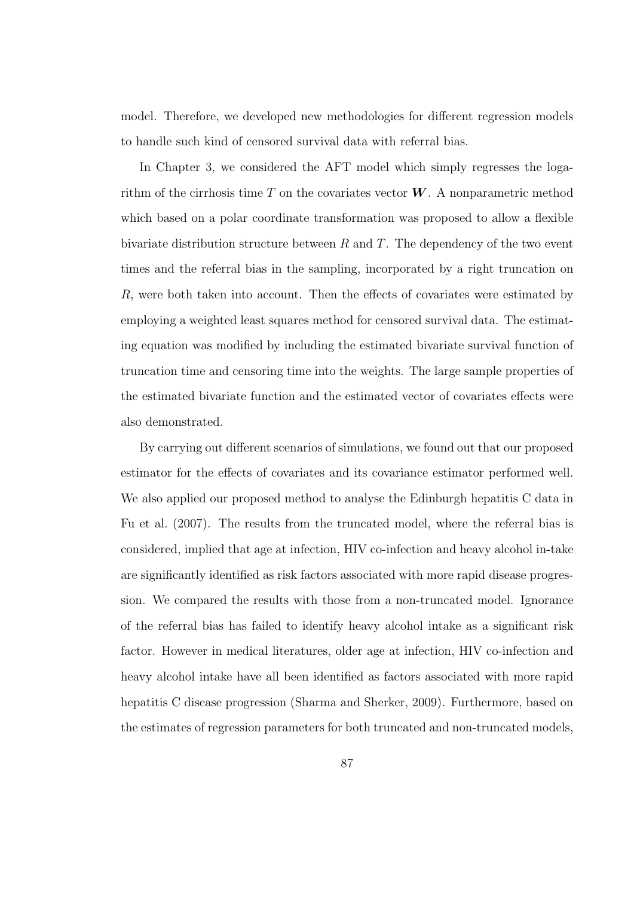model. Therefore, we developed new methodologies for different regression models to handle such kind of censored survival data with referral bias.

In Chapter 3, we considered the AFT model which simply regresses the logarithm of the cirrhosis time $T$ on the covariates vector $\boldsymbol{W}$. A nonparametric method which based on a polar coordinate transformation was proposed to allow a flexible bivariate distribution structure between $R$ and $T$. The dependency of the two event times and the referral bias in the sampling, incorporated by a right truncation on $R$, were both taken into account. Then the effects of covariates were estimated by employing a weighted least squares method for censored survival data. The estimating equation was modified by including the estimated bivariate survival function of truncation time and censoring time into the weights. The large sample properties of the estimated bivariate function and the estimated vector of covariates effects were also demonstrated.

By carrying out different scenarios of simulations, we found out that our proposed estimator for the effects of covariates and its covariance estimator performed well. We also applied our proposed method to analyse the Edinburgh hepatitis C data in Fu et al. (2007). The results from the truncated model, where the referral bias is considered, implied that age at infection, HIV co-infection and heavy alcohol in-take are significantly identified as risk factors associated with more rapid disease progression. We compared the results with those from a non-truncated model. Ignorance of the referral bias has failed to identify heavy alcohol intake as a significant risk factor. However in medical literatures, older age at infection, HIV co-infection and heavy alcohol intake have all been identified as factors associated with more rapid hepatitis C disease progression (Sharma and Sherker, 2009). Furthermore, based on the estimates of regression parameters for both truncated and non-truncated models,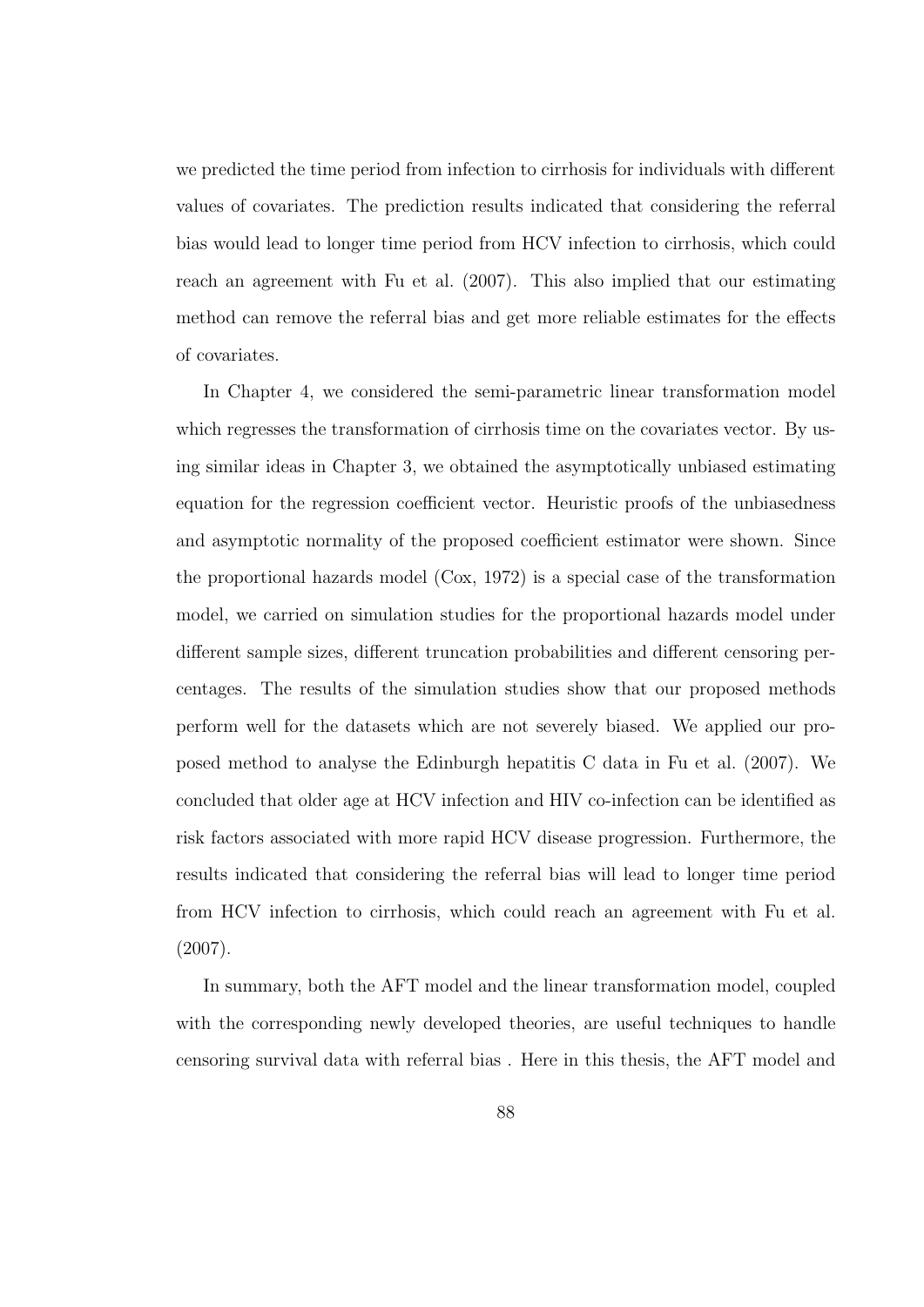we predicted the time period from infection to cirrhosis for individuals with different values of covariates. The prediction results indicated that considering the referral bias would lead to longer time period from HCV infection to cirrhosis, which could reach an agreement with Fu et al. (2007). This also implied that our estimating method can remove the referral bias and get more reliable estimates for the effects of covariates.

In Chapter 4, we considered the semi-parametric linear transformation model which regresses the transformation of cirrhosis time on the covariates vector. By using similar ideas in Chapter 3, we obtained the asymptotically unbiased estimating equation for the regression coefficient vector. Heuristic proofs of the unbiasedness and asymptotic normality of the proposed coefficient estimator were shown. Since the proportional hazards model (Cox, 1972) is a special case of the transformation model, we carried on simulation studies for the proportional hazards model under different sample sizes, different truncation probabilities and different censoring percentages. The results of the simulation studies show that our proposed methods perform well for the datasets which are not severely biased. We applied our proposed method to analyse the Edinburgh hepatitis C data in Fu et al. (2007). We concluded that older age at HCV infection and HIV co-infection can be identified as risk factors associated with more rapid HCV disease progression. Furthermore, the results indicated that considering the referral bias will lead to longer time period from HCV infection to cirrhosis, which could reach an agreement with Fu et al. (2007).

In summary, both the AFT model and the linear transformation model, coupled with the corresponding newly developed theories, are useful techniques to handle censoring survival data with referral bias . Here in this thesis, the AFT model and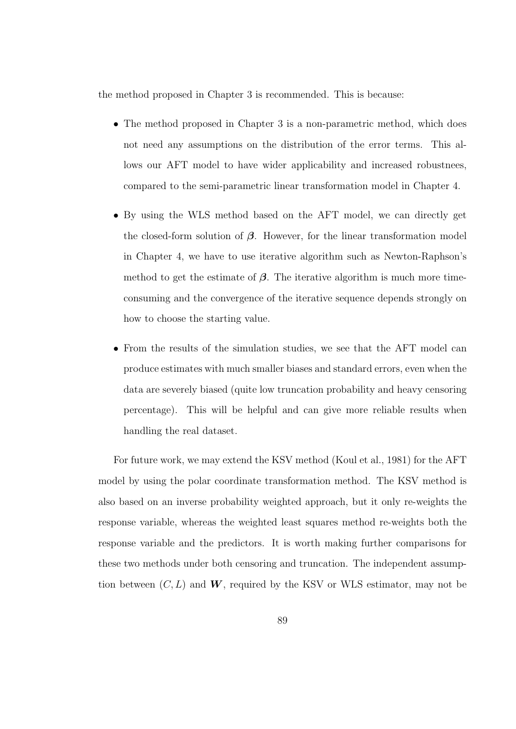the method proposed in Chapter 3 is recommended. This is because:

- The method proposed in Chapter 3 is a non-parametric method, which does not need any assumptions on the distribution of the error terms. This allows our AFT model to have wider applicability and increased robustnees, compared to the semi-parametric linear transformation model in Chapter 4.

- By using the WLS method based on the AFT model, we can directly get the closed-form solution of $\boldsymbol{\beta}$. However, for the linear transformation model in Chapter 4, we have to use iterative algorithm such as Newton-Raphson's method to get the estimate of $\boldsymbol{\beta}$. The iterative algorithm is much more time-consuming and the convergence of the iterative sequence depends strongly on how to choose the starting value.

- From the results of the simulation studies, we see that the AFT model can produce estimates with much smaller biases and standard errors, even when the data are severely biased (quite low truncation probability and heavy censoring percentage). This will be helpful and can give more reliable results when handling the real dataset.

For future work, we may extend the KSV method (Koul et al., 1981) for the AFT model by using the polar coordinate transformation method. The KSV method is also based on an inverse probability weighted approach, but it only re-weights the response variable, whereas the weighted least squares method re-weights both the response variable and the predictors. It is worth making further comparisons for these two methods under both censoring and truncation. The independent assumption between $(C, L)$ and $\boldsymbol{W}$, required by the KSV or WLS estimator, may not be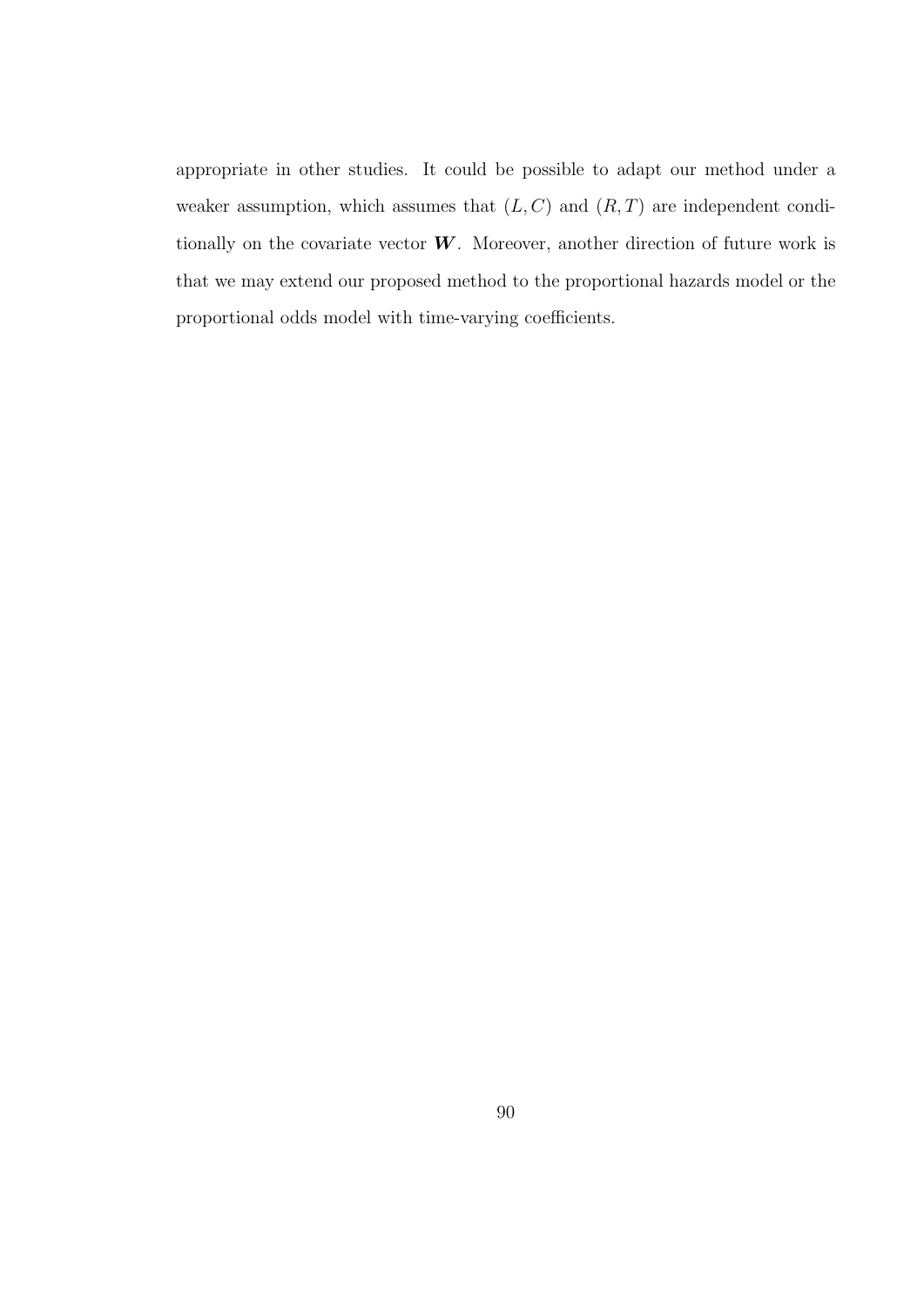appropriate in other studies. It could be possible to adapt our method under a weaker assumption, which assumes that $(L, C)$ and $(R, T)$ are independent conditionally on the covariate vector $\boldsymbol{W}$. Moreover, another direction of future work is that we may extend our proposed method to the proportional hazards model or the proportional odds model with time-varying coefficients.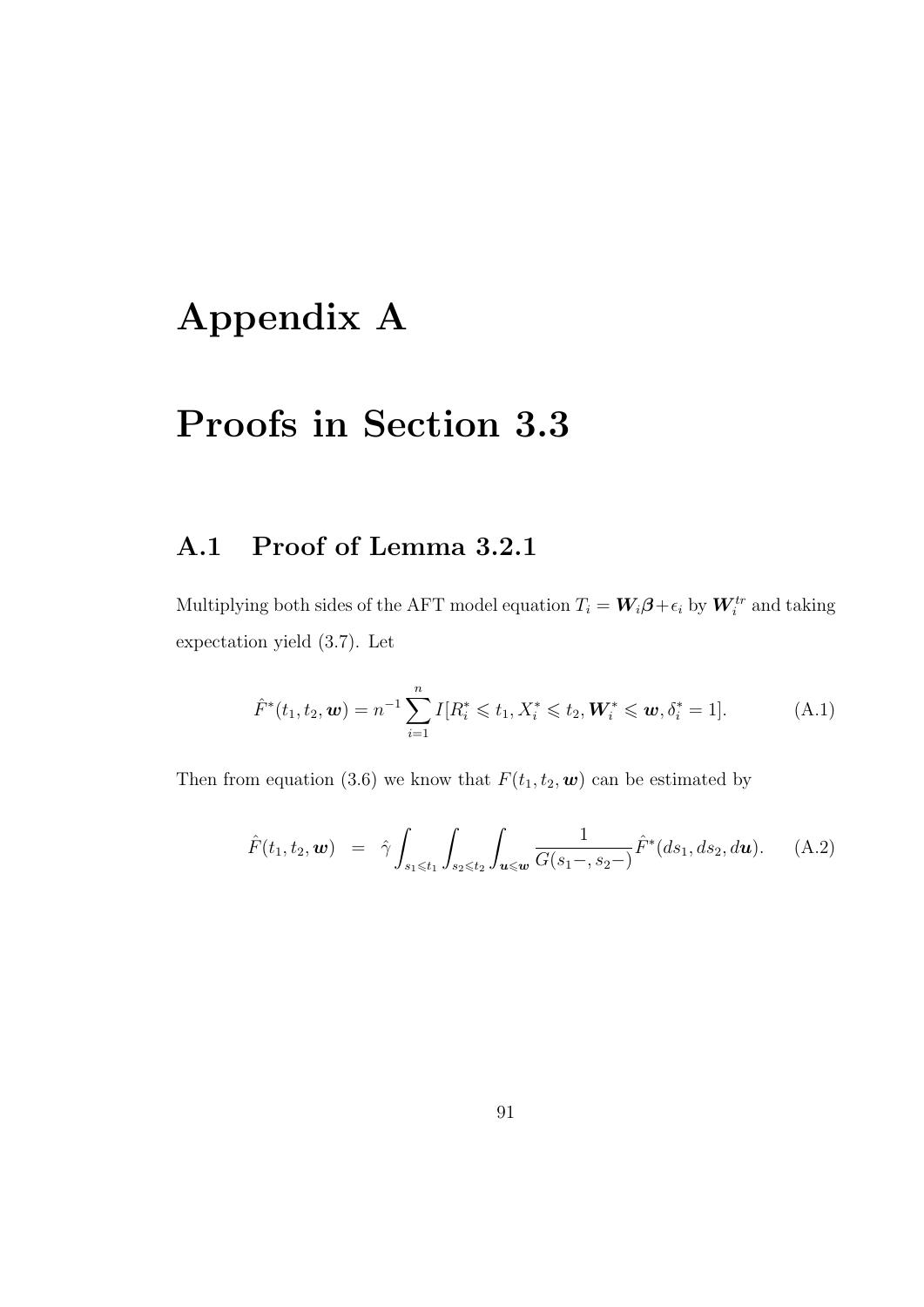# Appendix A

# Proofs in Section 3.3

## A.1 Proof of Lemma 3.2.1

Multiplying both sides of the AFT model equation $T_i = \boldsymbol{W}_i\boldsymbol{\beta}+\epsilon_i$ by $\boldsymbol{W}_i^{tr}$ and taking expectation yield (3.7). Let

$$\hat{F}^*(t_1, t_2, \boldsymbol{w}) = n^{-1}\sum_{i=1}^{n} I[R_i^* \leqslant t_1, X_i^* \leqslant t_2, \boldsymbol{W}_i^* \leqslant \boldsymbol{w}, \delta_i^* = 1]. \tag{A.1}$$

Then from equation (3.6) we know that $F(t_1, t_2, \boldsymbol{w})$ can be estimated by

$$\hat{F}(t_1, t_2, \boldsymbol{w}) = \hat{\gamma}\int_{s_1 \leqslant t_1}\int_{s_2 \leqslant t_2}\int_{\boldsymbol{u} \leqslant \boldsymbol{w}} \frac{1}{G(s_1-, s_2-)}\hat{F}^*(ds_1, ds_2, d\boldsymbol{u}). \tag{A.2}$$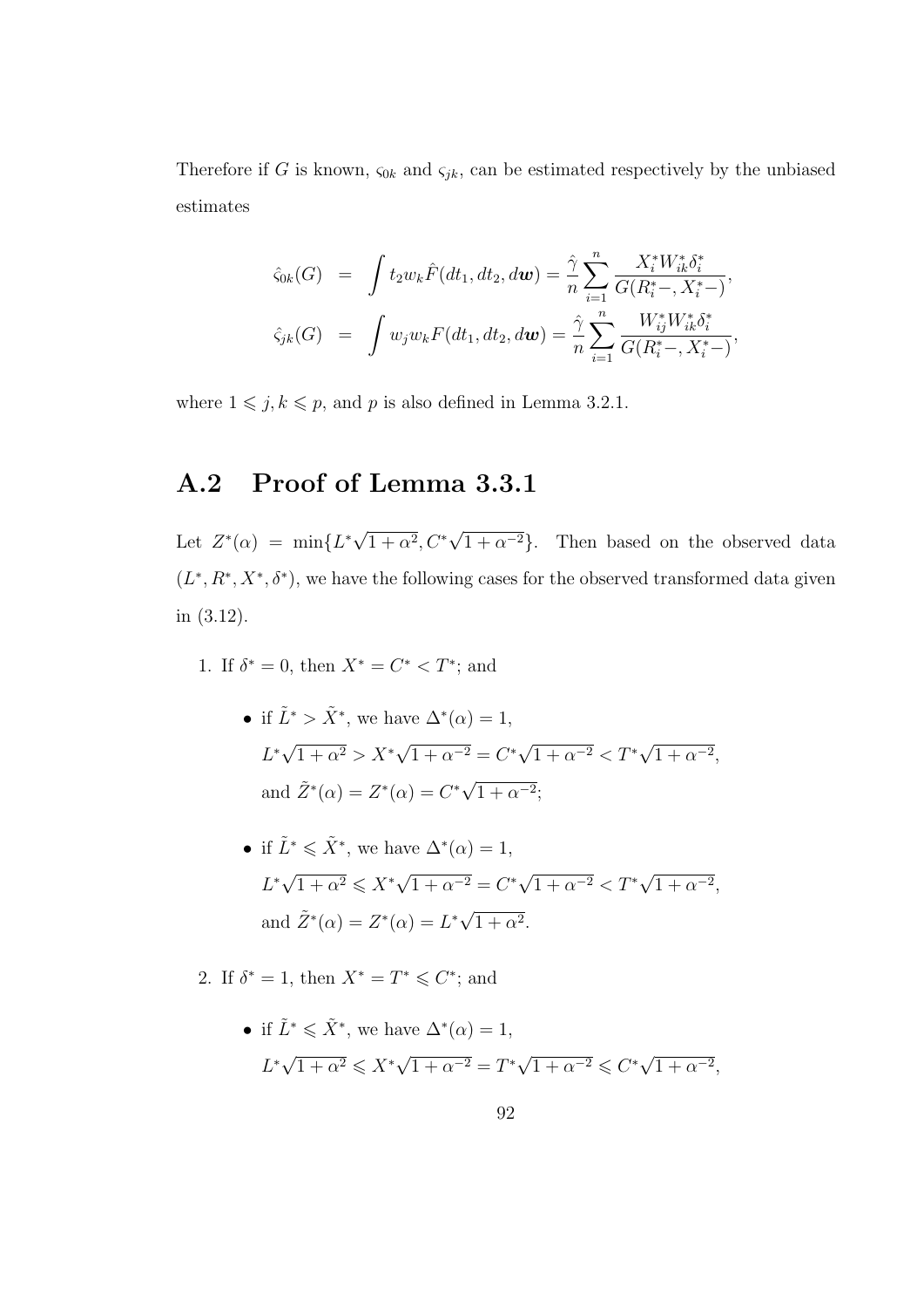Therefore if $G$ is known, $\varsigma_{0k}$ and $\varsigma_{jk}$, can be estimated respectively by the unbiased estimates

$$
\begin{aligned}
\hat{\varsigma}_{0k}(G) &= \int t_2 w_k \hat{F}(dt_1, dt_2, d\boldsymbol{w}) = \frac{\hat{\gamma}}{n} \sum_{i=1}^{n} \frac{X_i^* W_{ik}^* \delta_i^*}{G(R_i^*-, X_i^*-)}, \\
\hat{\varsigma}_{jk}(G) &= \int w_j w_k F(dt_1, dt_2, d\boldsymbol{w}) = \frac{\hat{\gamma}}{n} \sum_{i=1}^{n} \frac{W_{ij}^* W_{ik}^* \delta_i^*}{G(R_i^*-, X_i^*-)},
\end{aligned}
$$

where $1 \leqslant j, k \leqslant p$, and $p$ is also defined in Lemma 3.2.1.

## A.2 Proof of Lemma 3.3.1

Let $Z^*(\alpha) = \min\{L^*\sqrt{1+\alpha^2}, C^*\sqrt{1+\alpha^{-2}}\}$. Then based on the observed data $(L^*, R^*, X^*, \delta^*)$, we have the following cases for the observed transformed data given in (3.12).

1. If $\delta^* = 0$, then $X^* = C^* < T^*$; and

   - if $\tilde{L}^* > \tilde{X}^*$, we have $\Delta^*(\alpha) = 1$,
     $L^*\sqrt{1+\alpha^2} > X^*\sqrt{1+\alpha^{-2}} = C^*\sqrt{1+\alpha^{-2}} < T^*\sqrt{1+\alpha^{-2}}$,
     and $\tilde{Z}^*(\alpha) = Z^*(\alpha) = C^*\sqrt{1+\alpha^{-2}}$;

   - if $\tilde{L}^* \leqslant \tilde{X}^*$, we have $\Delta^*(\alpha) = 1$,
     $L^*\sqrt{1+\alpha^2} \leqslant X^*\sqrt{1+\alpha^{-2}} = C^*\sqrt{1+\alpha^{-2}} < T^*\sqrt{1+\alpha^{-2}}$,
     and $\tilde{Z}^*(\alpha) = Z^*(\alpha) = L^*\sqrt{1+\alpha^2}$.

2. If $\delta^* = 1$, then $X^* = T^* \leqslant C^*$; and

   - if $\tilde{L}^* \leqslant \tilde{X}^*$, we have $\Delta^*(\alpha) = 1$,
     $L^*\sqrt{1+\alpha^2} \leqslant X^*\sqrt{1+\alpha^{-2}} = T^*\sqrt{1+\alpha^{-2}} \leqslant C^*\sqrt{1+\alpha^{-2}}$,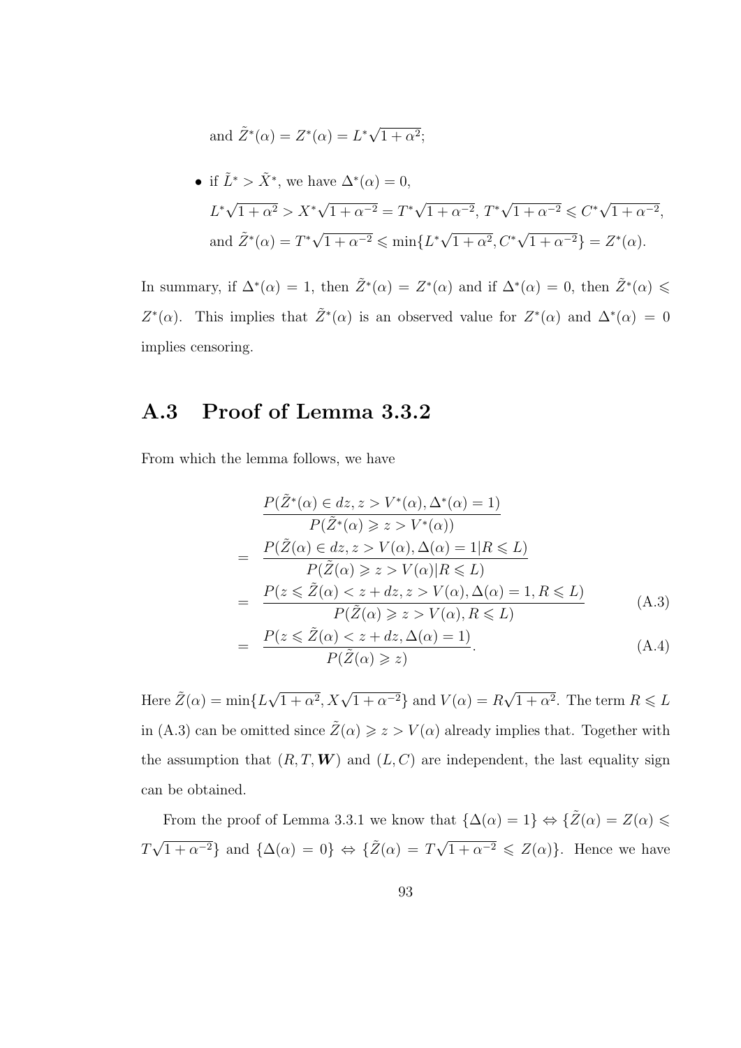and $\tilde{Z}^*(\alpha) = Z^*(\alpha) = L^*\sqrt{1+\alpha^2}$;

- if $\tilde{L}^* > \tilde{X}^*$, we have $\Delta^*(\alpha) = 0$,

  $L^*\sqrt{1+\alpha^2} > X^*\sqrt{1+\alpha^{-2}} = T^*\sqrt{1+\alpha^{-2}}$, $T^*\sqrt{1+\alpha^{-2}} \leqslant C^*\sqrt{1+\alpha^{-2}}$,

  and $\tilde{Z}^*(\alpha) = T^*\sqrt{1+\alpha^{-2}} \leqslant \min\{L^*\sqrt{1+\alpha^2}, C^*\sqrt{1+\alpha^{-2}}\} = Z^*(\alpha)$.

In summary, if $\Delta^*(\alpha) = 1$, then $\tilde{Z}^*(\alpha) = Z^*(\alpha)$ and if $\Delta^*(\alpha) = 0$, then $\tilde{Z}^*(\alpha) \leqslant Z^*(\alpha)$. This implies that $\tilde{Z}^*(\alpha)$ is an observed value for $Z^*(\alpha)$ and $\Delta^*(\alpha) = 0$ implies censoring.

## A.3 Proof of Lemma 3.3.2

From which the lemma follows, we have

$$
\begin{aligned}
& \frac{P(\tilde{Z}^*(\alpha) \in dz, z > V^*(\alpha), \Delta^*(\alpha) = 1)}{P(\tilde{Z}^*(\alpha) \geqslant z > V^*(\alpha))} \\
= \; & \frac{P(\tilde{Z}(\alpha) \in dz, z > V(\alpha), \Delta(\alpha) = 1 | R \leqslant L)}{P(\tilde{Z}(\alpha) \geqslant z > V(\alpha) | R \leqslant L)} \\
= \; & \frac{P(z \leqslant \tilde{Z}(\alpha) < z + dz, z > V(\alpha), \Delta(\alpha) = 1, R \leqslant L)}{P(\tilde{Z}(\alpha) \geqslant z > V(\alpha), R \leqslant L)} \qquad \text{(A.3)} \\
= \; & \frac{P(z \leqslant \tilde{Z}(\alpha) < z + dz, \Delta(\alpha) = 1)}{P(\tilde{Z}(\alpha) \geqslant z)}. \qquad \text{(A.4)}
\end{aligned}
$$

Here $\tilde{Z}(\alpha) = \min\{L\sqrt{1+\alpha^2}, X\sqrt{1+\alpha^{-2}}\}$ and $V(\alpha) = R\sqrt{1+\alpha^2}$. The term $R \leqslant L$ in (A.3) can be omitted since $\tilde{Z}(\alpha) \geqslant z > V(\alpha)$ already implies that. Together with the assumption that $(R, T, \boldsymbol{W})$ and $(L, C)$ are independent, the last equality sign can be obtained.

From the proof of Lemma 3.3.1 we know that $\{\Delta(\alpha) = 1\} \Leftrightarrow \{\tilde{Z}(\alpha) = Z(\alpha) \leqslant T\sqrt{1+\alpha^{-2}}\}$ and $\{\Delta(\alpha) = 0\} \Leftrightarrow \{\tilde{Z}(\alpha) = T\sqrt{1+\alpha^{-2}} \leqslant Z(\alpha)\}$. Hence we have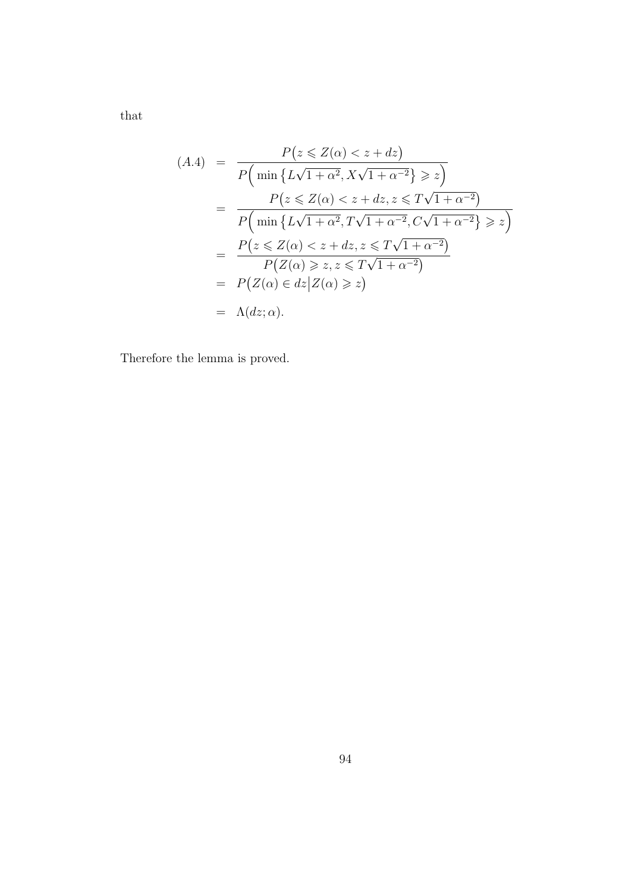that

$$
\begin{aligned}
(A.4) \;&=\; \frac{P\big(z \leqslant Z(\alpha) < z + dz\big)}{P\Big(\min\big\{L\sqrt{1+\alpha^2}, X\sqrt{1+\alpha^{-2}}\big\} \geqslant z\Big)} \\
&=\; \frac{P\big(z \leqslant Z(\alpha) < z + dz, z \leqslant T\sqrt{1+\alpha^{-2}}\big)}{P\Big(\min\big\{L\sqrt{1+\alpha^2}, T\sqrt{1+\alpha^{-2}}, C\sqrt{1+\alpha^{-2}}\big\} \geqslant z\Big)} \\
&=\; \frac{P\big(z \leqslant Z(\alpha) < z + dz, z \leqslant T\sqrt{1+\alpha^{-2}}\big)}{P\big(Z(\alpha) \geqslant z, z \leqslant T\sqrt{1+\alpha^{-2}}\big)} \\
&=\; P\big(Z(\alpha) \in dz \big| Z(\alpha) \geqslant z\big) \\
&=\; \Lambda(dz;\alpha).
\end{aligned}
$$

Therefore the lemma is proved.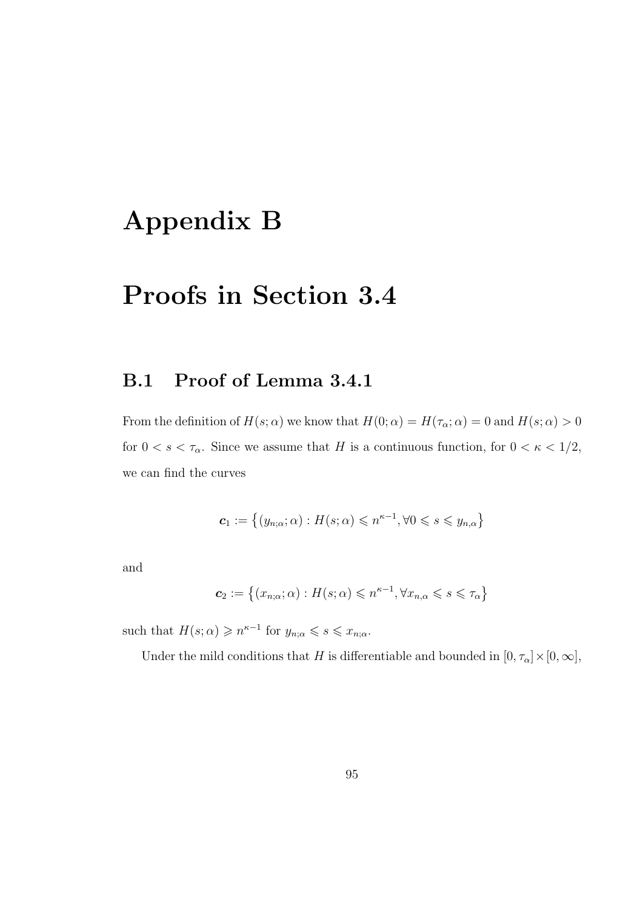# Appendix B

# Proofs in Section 3.4

## B.1 Proof of Lemma 3.4.1

From the definition of $H(s;\alpha)$ we know that $H(0;\alpha) = H(\tau_\alpha;\alpha) = 0$ and $H(s;\alpha) > 0$ for $0 < s < \tau_\alpha$. Since we assume that $H$ is a continuous function, for $0 < \kappa < 1/2$, we can find the curves

$$\boldsymbol{c}_1 := \left\{ (y_{n;\alpha};\alpha) : H(s;\alpha) \leqslant n^{\kappa-1}, \forall 0 \leqslant s \leqslant y_{n,\alpha} \right\}$$

and

$$\boldsymbol{c}_2 := \left\{ (x_{n;\alpha};\alpha) : H(s;\alpha) \leqslant n^{\kappa-1}, \forall x_{n,\alpha} \leqslant s \leqslant \tau_\alpha \right\}$$

such that $H(s;\alpha) \geqslant n^{\kappa-1}$ for $y_{n;\alpha} \leqslant s \leqslant x_{n;\alpha}$.

Under the mild conditions that $H$ is differentiable and bounded in $[0,\tau_\alpha]\times[0,\infty]$,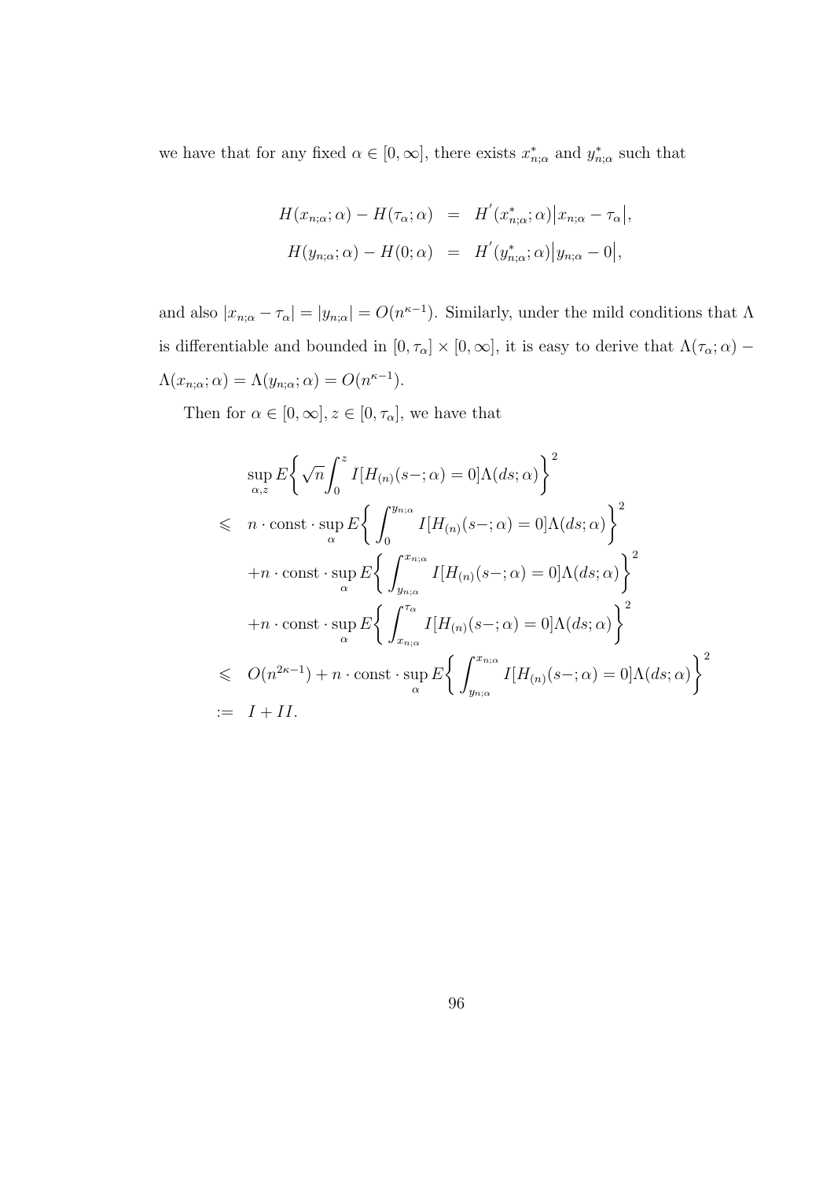we have that for any fixed $\alpha \in [0, \infty]$, there exists $x^*_{n;\alpha}$ and $y^*_{n;\alpha}$ such that

$$
\begin{aligned}
H(x_{n;\alpha}; \alpha) - H(\tau_\alpha; \alpha) &= H^{'}(x^*_{n;\alpha}; \alpha)\big|x_{n;\alpha} - \tau_\alpha\big|, \\
H(y_{n;\alpha}; \alpha) - H(0; \alpha) &= H^{'}(y^*_{n;\alpha}; \alpha)\big|y_{n;\alpha} - 0\big|,
\end{aligned}
$$

and also $|x_{n;\alpha} - \tau_\alpha| = |y_{n;\alpha}| = O(n^{\kappa-1})$. Similarly, under the mild conditions that $\Lambda$ is differentiable and bounded in $[0, \tau_\alpha] \times [0, \infty]$, it is easy to derive that $\Lambda(\tau_\alpha; \alpha) - \Lambda(x_{n;\alpha}; \alpha) = \Lambda(y_{n;\alpha}; \alpha) = O(n^{\kappa-1})$.

Then for $\alpha \in [0, \infty]$, $z \in [0, \tau_\alpha]$, we have that

$$
\begin{aligned}
& \sup_{\alpha, z} E\bigg\{ \sqrt{n} \int_0^z I[H_{(n)}(s-; \alpha) = 0] \Lambda(ds; \alpha) \bigg\}^2 \\
\leqslant \;& n \cdot \text{const} \cdot \sup_\alpha E\bigg\{ \int_0^{y_{n;\alpha}} I[H_{(n)}(s-; \alpha) = 0] \Lambda(ds; \alpha) \bigg\}^2 \\
& + n \cdot \text{const} \cdot \sup_\alpha E\bigg\{ \int_{y_{n;\alpha}}^{x_{n;\alpha}} I[H_{(n)}(s-; \alpha) = 0] \Lambda(ds; \alpha) \bigg\}^2 \\
& + n \cdot \text{const} \cdot \sup_\alpha E\bigg\{ \int_{x_{n;\alpha}}^{\tau_\alpha} I[H_{(n)}(s-; \alpha) = 0] \Lambda(ds; \alpha) \bigg\}^2 \\
\leqslant \;& O(n^{2\kappa-1}) + n \cdot \text{const} \cdot \sup_\alpha E\bigg\{ \int_{y_{n;\alpha}}^{x_{n;\alpha}} I[H_{(n)}(s-; \alpha) = 0] \Lambda(ds; \alpha) \bigg\}^2 \\
:= \;& I + II.
\end{aligned}
$$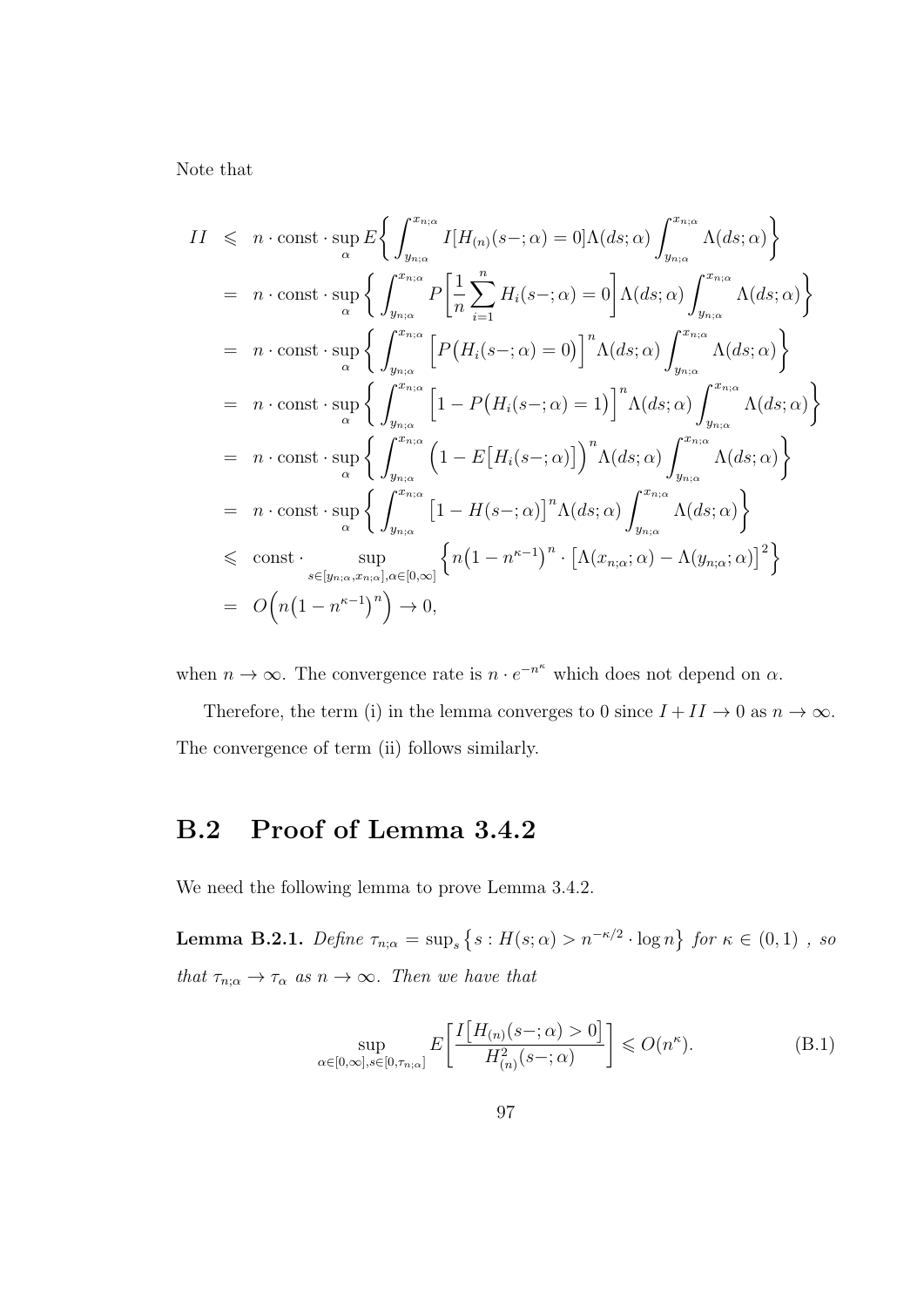Note that

$$
\begin{aligned}
II &\leqslant n \cdot \text{const} \cdot \sup_\alpha E\bigg\{ \int_{y_{n;\alpha}}^{x_{n;\alpha}} I[H_{(n)}(s-;\alpha)=0]\Lambda(ds;\alpha) \int_{y_{n;\alpha}}^{x_{n;\alpha}} \Lambda(ds;\alpha)\bigg\} \\
&= n \cdot \text{const} \cdot \sup_\alpha \bigg\{ \int_{y_{n;\alpha}}^{x_{n;\alpha}} P\bigg[\frac{1}{n}\sum_{i=1}^n H_i(s-;\alpha)=0\bigg]\Lambda(ds;\alpha) \int_{y_{n;\alpha}}^{x_{n;\alpha}} \Lambda(ds;\alpha)\bigg\} \\
&= n \cdot \text{const} \cdot \sup_\alpha \bigg\{ \int_{y_{n;\alpha}}^{x_{n;\alpha}} \Big[P\big(H_i(s-;\alpha)=0\big)\Big]^n\Lambda(ds;\alpha) \int_{y_{n;\alpha}}^{x_{n;\alpha}} \Lambda(ds;\alpha)\bigg\} \\
&= n \cdot \text{const} \cdot \sup_\alpha \bigg\{ \int_{y_{n;\alpha}}^{x_{n;\alpha}} \Big[1-P\big(H_i(s-;\alpha)=1\big)\Big]^n\Lambda(ds;\alpha) \int_{y_{n;\alpha}}^{x_{n;\alpha}} \Lambda(ds;\alpha)\bigg\} \\
&= n \cdot \text{const} \cdot \sup_\alpha \bigg\{ \int_{y_{n;\alpha}}^{x_{n;\alpha}} \Big(1-E\big[H_i(s-;\alpha)\big]\Big)^n\Lambda(ds;\alpha) \int_{y_{n;\alpha}}^{x_{n;\alpha}} \Lambda(ds;\alpha)\bigg\} \\
&= n \cdot \text{const} \cdot \sup_\alpha \bigg\{ \int_{y_{n;\alpha}}^{x_{n;\alpha}} \big[1-H(s-;\alpha)\big]^n\Lambda(ds;\alpha) \int_{y_{n;\alpha}}^{x_{n;\alpha}} \Lambda(ds;\alpha)\bigg\} \\
&\leqslant \text{const} \cdot \sup_{s\in[y_{n;\alpha},x_{n;\alpha}],\alpha\in[0,\infty]} \Big\{ n\big(1-n^{\kappa-1}\big)^n \cdot \big[\Lambda(x_{n;\alpha};\alpha)-\Lambda(y_{n;\alpha};\alpha)\big]^2\Big\} \\
&= O\Big(n\big(1-n^{\kappa-1}\big)^n\Big) \to 0,
\end{aligned}
$$

when $n \to \infty$. The convergence rate is $n \cdot e^{-n^\kappa}$ which does not depend on $\alpha$.

Therefore, the term (i) in the lemma converges to 0 since $I + II \to 0$ as $n \to \infty$. The convergence of term (ii) follows similarly.

## B.2 Proof of Lemma 3.4.2

We need the following lemma to prove Lemma 3.4.2.

**Lemma B.2.1.** *Define $\tau_{n;\alpha} = \sup_s \big\{ s : H(s;\alpha) > n^{-\kappa/2} \cdot \log n \big\}$ for $\kappa \in (0,1)$ , so that $\tau_{n;\alpha} \to \tau_\alpha$ as $n \to \infty$. Then we have that*

$$
\sup_{\alpha\in[0,\infty],s\in[0,\tau_{n;\alpha}]} E\bigg[\frac{I\big[H_{(n)}(s-;\alpha)>0\big]}{H^2_{(n)}(s-;\alpha)}\bigg] \leqslant O(n^\kappa). \tag{B.1}
$$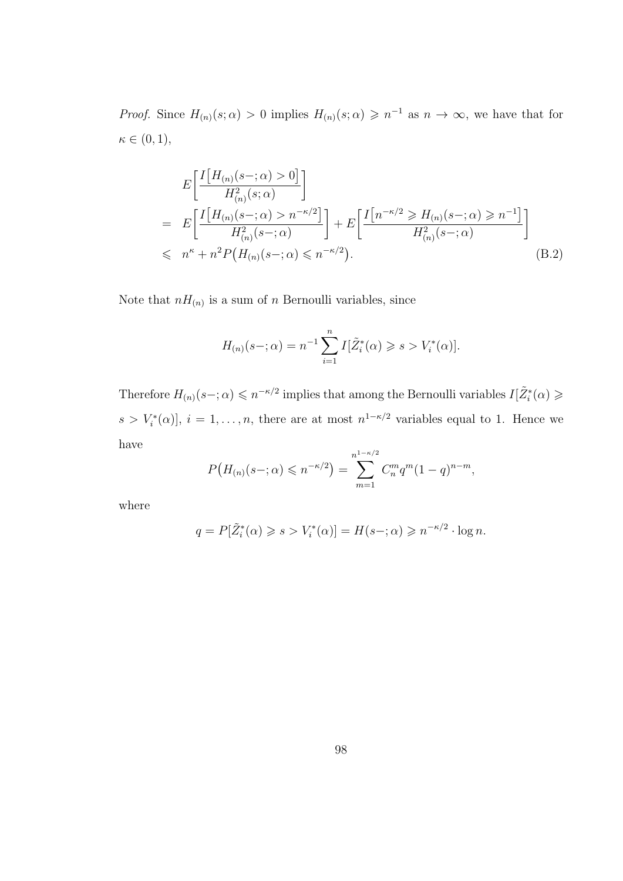*Proof.* Since $H_{(n)}(s;\alpha) > 0$ implies $H_{(n)}(s;\alpha) \geqslant n^{-1}$ as $n \to \infty$, we have that for $\kappa \in (0,1)$,

$$
\begin{aligned}
& E\left[\frac{I\big[H_{(n)}(s-;\alpha) > 0\big]}{H^2_{(n)}(s;\alpha)}\right] \\
= \;& E\left[\frac{I\big[H_{(n)}(s-;\alpha) > n^{-\kappa/2}\big]}{H^2_{(n)}(s-;\alpha)}\right] + E\left[\frac{I\big[n^{-\kappa/2} \geqslant H_{(n)}(s-;\alpha) \geqslant n^{-1}\big]}{H^2_{(n)}(s-;\alpha)}\right] \\
\leqslant \;& n^{\kappa} + n^2 P\big(H_{(n)}(s-;\alpha) \leqslant n^{-\kappa/2}\big). \qquad \text{(B.2)}
\end{aligned}
$$

Note that $nH_{(n)}$ is a sum of $n$ Bernoulli variables, since

$$
H_{(n)}(s-;\alpha) = n^{-1}\sum_{i=1}^{n} I[\tilde{Z}_i^*(\alpha) \geqslant s > V_i^*(\alpha)].
$$

Therefore $H_{(n)}(s-;\alpha) \leqslant n^{-\kappa/2}$ implies that among the Bernoulli variables $I[\tilde{Z}_i^*(\alpha) \geqslant s > V_i^*(\alpha)]$, $i = 1, \ldots, n$, there are at most $n^{1-\kappa/2}$ variables equal to 1. Hence we have

$$
P\big(H_{(n)}(s-;\alpha) \leqslant n^{-\kappa/2}\big) = \sum_{m=1}^{n^{1-\kappa/2}} C_n^m q^m (1-q)^{n-m},
$$

where

$$
q = P[\tilde{Z}_i^*(\alpha) \geqslant s > V_i^*(\alpha)] = H(s-;\alpha) \geqslant n^{-\kappa/2} \cdot \log n.
$$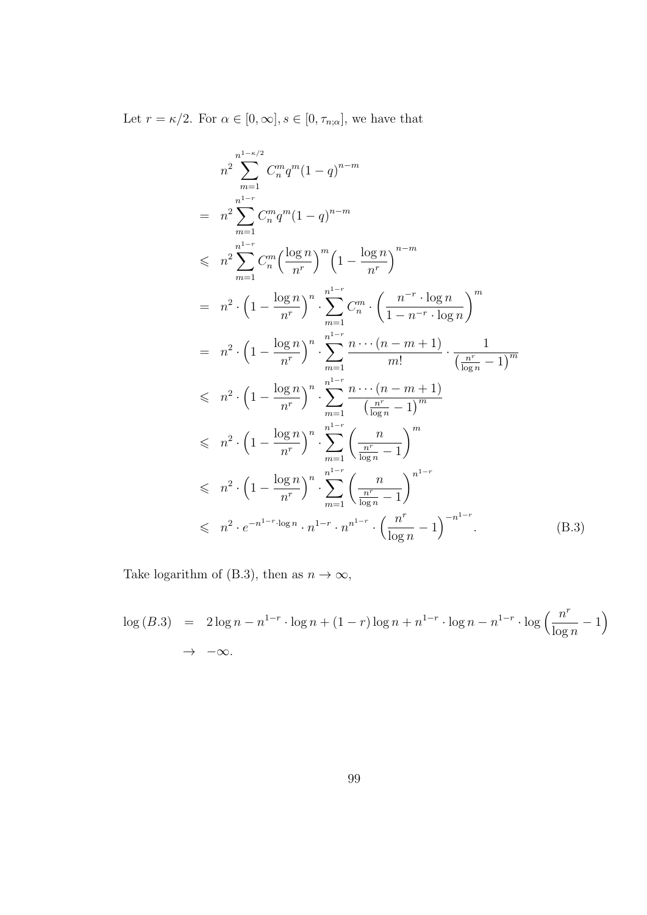Let $r = \kappa/2$. For $\alpha \in [0, \infty], s \in [0, \tau_{n;\alpha}]$, we have that

$$
\begin{aligned}
& n^2 \sum_{m=1}^{n^{1-\kappa/2}} C_n^m q^m (1-q)^{n-m} \\
= \; & n^2 \sum_{m=1}^{n^{1-r}} C_n^m q^m (1-q)^{n-m} \\
\leqslant \; & n^2 \sum_{m=1}^{n^{1-r}} C_n^m \Big(\frac{\log n}{n^r}\Big)^m \Big(1 - \frac{\log n}{n^r}\Big)^{n-m} \\
= \; & n^2 \cdot \Big(1 - \frac{\log n}{n^r}\Big)^n \cdot \sum_{m=1}^{n^{1-r}} C_n^m \cdot \left(\frac{n^{-r} \cdot \log n}{1 - n^{-r} \cdot \log n}\right)^m \\
= \; & n^2 \cdot \Big(1 - \frac{\log n}{n^r}\Big)^n \cdot \sum_{m=1}^{n^{1-r}} \frac{n \cdots (n-m+1)}{m!} \cdot \frac{1}{\big(\frac{n^r}{\log n} - 1\big)^m} \\
\leqslant \; & n^2 \cdot \Big(1 - \frac{\log n}{n^r}\Big)^n \cdot \sum_{m=1}^{n^{1-r}} \frac{n \cdots (n-m+1)}{\big(\frac{n^r}{\log n} - 1\big)^m} \\
\leqslant \; & n^2 \cdot \Big(1 - \frac{\log n}{n^r}\Big)^n \cdot \sum_{m=1}^{n^{1-r}} \left(\frac{n}{\frac{n^r}{\log n} - 1}\right)^m \\
\leqslant \; & n^2 \cdot \Big(1 - \frac{\log n}{n^r}\Big)^n \cdot \sum_{m=1}^{n^{1-r}} \left(\frac{n}{\frac{n^r}{\log n} - 1}\right)^{n^{1-r}} \\
\leqslant \; & n^2 \cdot e^{-n^{1-r} \cdot \log n} \cdot n^{1-r} \cdot n^{n^{1-r}} \cdot \Big(\frac{n^r}{\log n} - 1\Big)^{-n^{1-r}}. \qquad \text{(B.3)}
\end{aligned}
$$

Take logarithm of (B.3), then as $n \to \infty$,

$$
\begin{aligned}
\log (B.3) \; &= \; 2 \log n - n^{1-r} \cdot \log n + (1-r) \log n + n^{1-r} \cdot \log n - n^{1-r} \cdot \log \Big(\frac{n^r}{\log n} - 1\Big) \\
&\to \; -\infty.
\end{aligned}
$$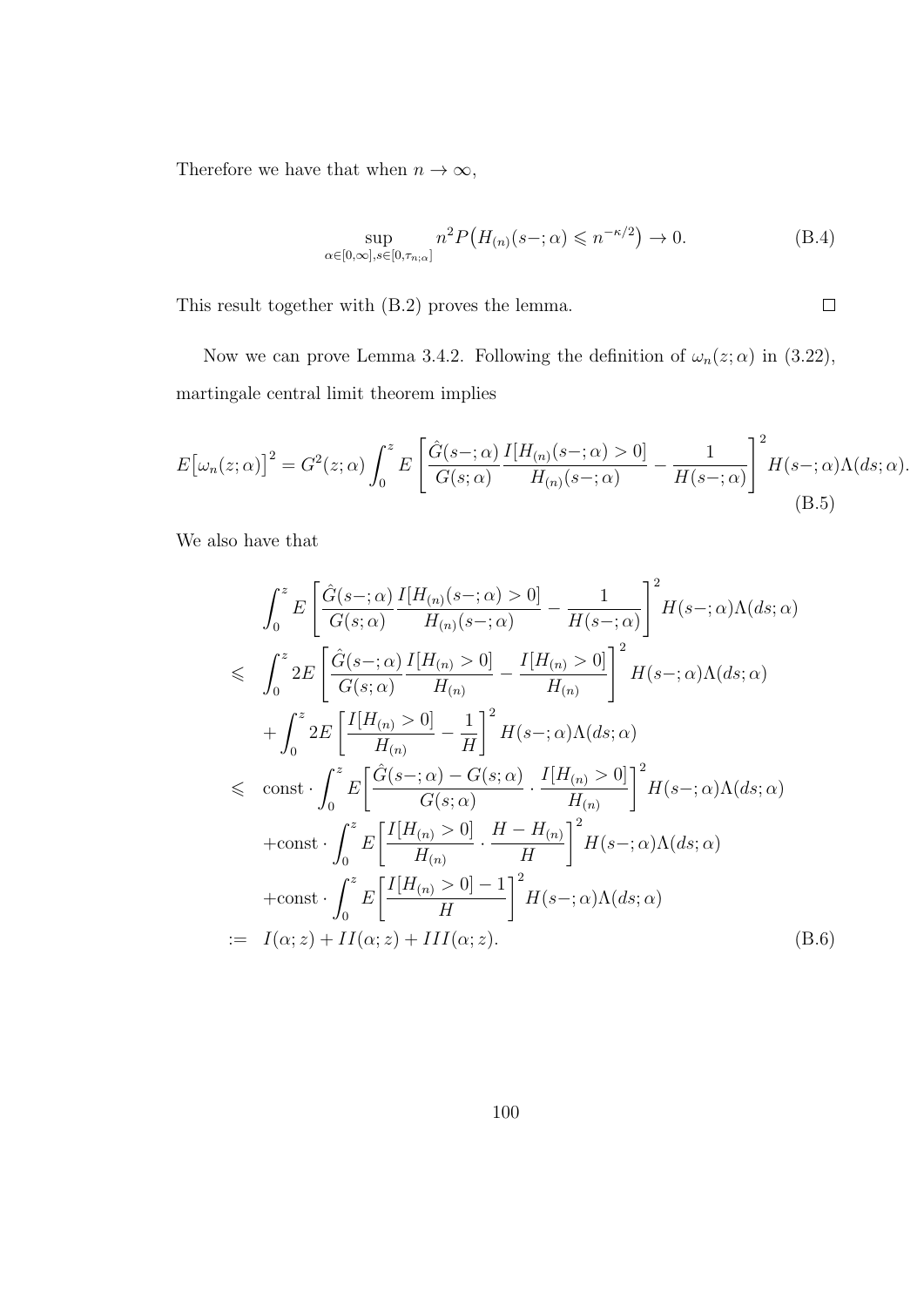Therefore we have that when $n \to \infty$,

$$
\sup_{\alpha\in[0,\infty], s\in[0,\tau_{n;\alpha}]} n^2 P\big(H_{(n)}(s-;\alpha) \leqslant n^{-\kappa/2}\big) \to 0. \tag{B.4}
$$

This result together with (B.2) proves the lemma. $\square$

Now we can prove Lemma 3.4.2. Following the definition of $\omega_n(z;\alpha)$ in (3.22), martingale central limit theorem implies

$$
E\big[\omega_n(z;\alpha)\big]^2 = G^2(z;\alpha)\int_0^z E\left[\frac{\hat{G}(s-;\alpha)}{G(s;\alpha)}\frac{I[H_{(n)}(s-;\alpha)>0]}{H_{(n)}(s-;\alpha)} - \frac{1}{H(s-;\alpha)}\right]^2 H(s-;\alpha)\Lambda(ds;\alpha). \tag{B.5}
$$

We also have that

$$
\begin{aligned}
& \int_0^z E\left[\frac{\hat{G}(s-;\alpha)}{G(s;\alpha)}\frac{I[H_{(n)}(s-;\alpha)>0]}{H_{(n)}(s-;\alpha)} - \frac{1}{H(s-;\alpha)}\right]^2 H(s-;\alpha)\Lambda(ds;\alpha) \\
\leqslant\ & \int_0^z 2E\left[\frac{\hat{G}(s-;\alpha)}{G(s;\alpha)}\frac{I[H_{(n)}>0]}{H_{(n)}} - \frac{I[H_{(n)}>0]}{H_{(n)}}\right]^2 H(s-;\alpha)\Lambda(ds;\alpha) \\
& + \int_0^z 2E\left[\frac{I[H_{(n)}>0]}{H_{(n)}} - \frac{1}{H}\right]^2 H(s-;\alpha)\Lambda(ds;\alpha) \\
\leqslant\ & \text{const}\cdot\int_0^z E\bigg[\frac{\hat{G}(s-;\alpha)-G(s;\alpha)}{G(s;\alpha)}\cdot\frac{I[H_{(n)}>0]}{H_{(n)}}\bigg]^2 H(s-;\alpha)\Lambda(ds;\alpha) \\
& + \text{const}\cdot\int_0^z E\bigg[\frac{I[H_{(n)}>0]}{H_{(n)}}\cdot\frac{H-H_{(n)}}{H}\bigg]^2 H(s-;\alpha)\Lambda(ds;\alpha) \\
& + \text{const}\cdot\int_0^z E\bigg[\frac{I[H_{(n)}>0]-1}{H}\bigg]^2 H(s-;\alpha)\Lambda(ds;\alpha) \\
:=\ & I(\alpha;z) + II(\alpha;z) + III(\alpha;z).
\end{aligned} \tag{B.6}
$$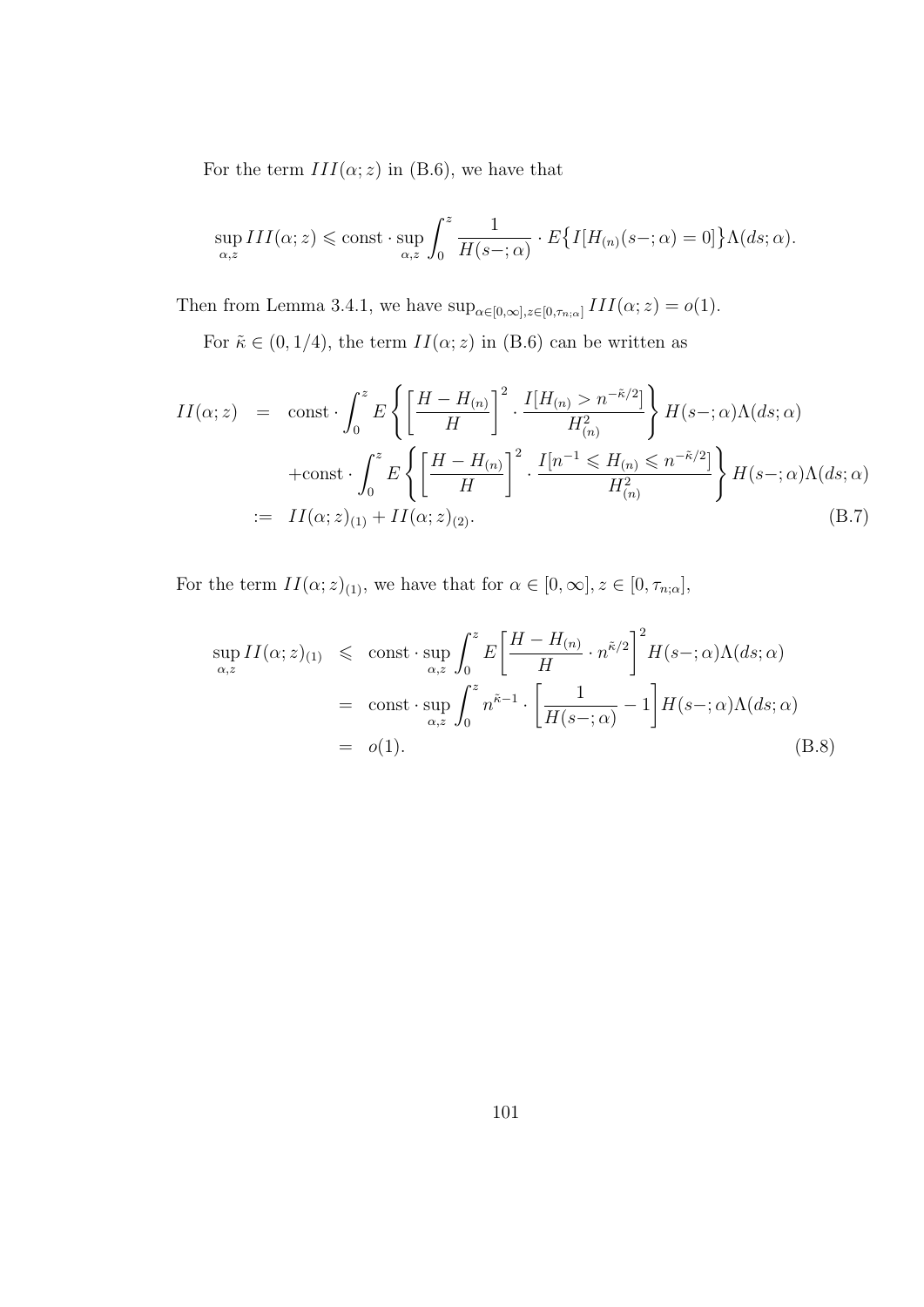For the term $III(\alpha; z)$ in (B.6), we have that

$$\sup_{\alpha,z} III(\alpha; z) \leqslant \text{const} \cdot \sup_{\alpha,z} \int_0^z \frac{1}{H(s-;\alpha)} \cdot E\big\{I[H_{(n)}(s-;\alpha) = 0]\big\}\Lambda(ds;\alpha).$$

Then from Lemma 3.4.1, we have $\sup_{\alpha\in[0,\infty], z\in[0,\tau_{n;\alpha}]} III(\alpha; z) = o(1)$.

For $\tilde{\kappa} \in (0, 1/4)$, the term $II(\alpha; z)$ in (B.6) can be written as

$$\begin{aligned}
II(\alpha; z) &= \text{const} \cdot \int_0^z E\left\{\left[\frac{H - H_{(n)}}{H}\right]^2 \cdot \frac{I[H_{(n)} > n^{-\tilde{\kappa}/2}]}{H_{(n)}^2}\right\} H(s-;\alpha)\Lambda(ds;\alpha) \\
&\quad + \text{const} \cdot \int_0^z E\left\{\left[\frac{H - H_{(n)}}{H}\right]^2 \cdot \frac{I[n^{-1} \leqslant H_{(n)} \leqslant n^{-\tilde{\kappa}/2}]}{H_{(n)}^2}\right\} H(s-;\alpha)\Lambda(ds;\alpha) \\
&:= II(\alpha; z)_{(1)} + II(\alpha; z)_{(2)}. \qquad \text{(B.7)}
\end{aligned}$$

For the term $II(\alpha; z)_{(1)}$, we have that for $\alpha \in [0, \infty], z \in [0, \tau_{n;\alpha}]$,

$$\begin{aligned}
\sup_{\alpha,z} II(\alpha; z)_{(1)} &\leqslant \text{const} \cdot \sup_{\alpha,z} \int_0^z E\left[\frac{H - H_{(n)}}{H} \cdot n^{\tilde{\kappa}/2}\right]^2 H(s-;\alpha)\Lambda(ds;\alpha) \\
&= \text{const} \cdot \sup_{\alpha,z} \int_0^z n^{\tilde{\kappa}-1} \cdot \left[\frac{1}{H(s-;\alpha)} - 1\right] H(s-;\alpha)\Lambda(ds;\alpha) \\
&= o(1). \qquad \text{(B.8)}
\end{aligned}$$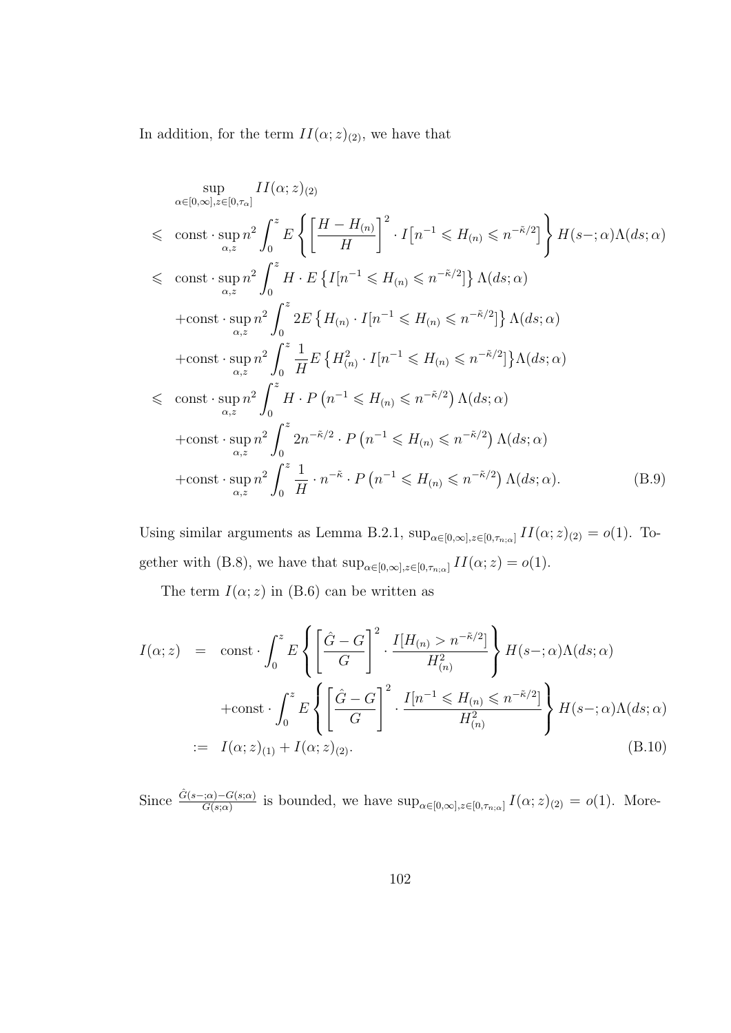In addition, for the term $II(\alpha;z)_{(2)}$, we have that

$$
\begin{aligned}
& \sup_{\alpha\in[0,\infty],z\in[0,\tau_\alpha]} II(\alpha;z)_{(2)} \\
\leqslant\ & \text{const}\cdot\sup_{\alpha,z} n^2\int_0^z E\left\{\left[\frac{H-H_{(n)}}{H}\right]^2\cdot I\big[n^{-1}\leqslant H_{(n)}\leqslant n^{-\tilde{\kappa}/2}\big]\right\} H(s-;\alpha)\Lambda(ds;\alpha) \\
\leqslant\ & \text{const}\cdot\sup_{\alpha,z} n^2\int_0^z H\cdot E\left\{I[n^{-1}\leqslant H_{(n)}\leqslant n^{-\tilde{\kappa}/2}]\right\}\Lambda(ds;\alpha) \\
& +\text{const}\cdot\sup_{\alpha,z} n^2\int_0^z 2E\left\{H_{(n)}\cdot I[n^{-1}\leqslant H_{(n)}\leqslant n^{-\tilde{\kappa}/2}]\right\}\Lambda(ds;\alpha) \\
& +\text{const}\cdot\sup_{\alpha,z} n^2\int_0^z \frac{1}{H}E\left\{H_{(n)}^2\cdot I[n^{-1}\leqslant H_{(n)}\leqslant n^{-\tilde{\kappa}/2}]\right\}\Lambda(ds;\alpha) \\
\leqslant\ & \text{const}\cdot\sup_{\alpha,z} n^2\int_0^z H\cdot P\left(n^{-1}\leqslant H_{(n)}\leqslant n^{-\tilde{\kappa}/2}\right)\Lambda(ds;\alpha) \\
& +\text{const}\cdot\sup_{\alpha,z} n^2\int_0^z 2n^{-\tilde{\kappa}/2}\cdot P\left(n^{-1}\leqslant H_{(n)}\leqslant n^{-\tilde{\kappa}/2}\right)\Lambda(ds;\alpha) \\
& +\text{const}\cdot\sup_{\alpha,z} n^2\int_0^z \frac{1}{H}\cdot n^{-\tilde{\kappa}}\cdot P\left(n^{-1}\leqslant H_{(n)}\leqslant n^{-\tilde{\kappa}/2}\right)\Lambda(ds;\alpha). \qquad \text{(B.9)}
\end{aligned}
$$

Using similar arguments as Lemma B.2.1, $\sup_{\alpha\in[0,\infty],z\in[0,\tau_{n;\alpha}]} II(\alpha;z)_{(2)} = o(1)$. Together with (B.8), we have that $\sup_{\alpha\in[0,\infty],z\in[0,\tau_{n;\alpha}]} II(\alpha;z) = o(1)$.

The term $I(\alpha;z)$ in (B.6) can be written as

$$
\begin{aligned}
I(\alpha;z) \ =\ & \text{const}\cdot\int_0^z E\left\{\left[\frac{\hat{G}-G}{G}\right]^2\cdot\frac{I[H_{(n)}>n^{-\tilde{\kappa}/2}]}{H_{(n)}^2}\right\} H(s-;\alpha)\Lambda(ds;\alpha) \\
& +\text{const}\cdot\int_0^z E\left\{\left[\frac{\hat{G}-G}{G}\right]^2\cdot\frac{I[n^{-1}\leqslant H_{(n)}\leqslant n^{-\tilde{\kappa}/2}]}{H_{(n)}^2}\right\} H(s-;\alpha)\Lambda(ds;\alpha) \\
:=\ & I(\alpha;z)_{(1)} + I(\alpha;z)_{(2)}. \qquad \text{(B.10)}
\end{aligned}
$$

Since $\frac{\hat{G}(s-;\alpha)-G(s;\alpha)}{G(s;\alpha)}$ is bounded, we have $\sup_{\alpha\in[0,\infty],z\in[0,\tau_{n;\alpha}]} I(\alpha;z)_{(2)} = o(1)$. More-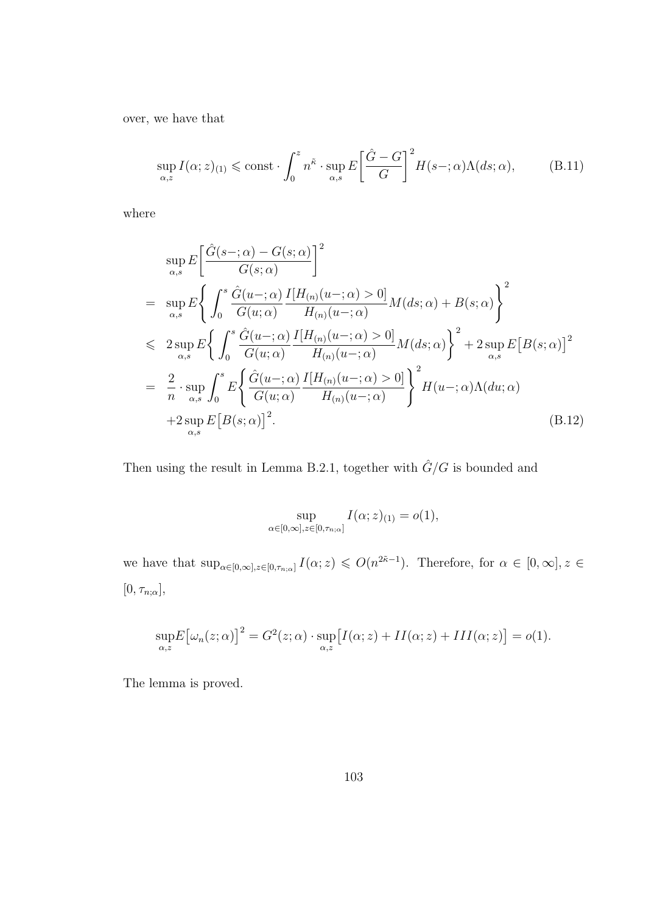over, we have that

$$\sup_{\alpha,z} I(\alpha;z)_{(1)} \leqslant \text{const} \cdot \int_0^z n^{\tilde{\kappa}} \cdot \sup_{\alpha,s} E\bigg[\frac{\hat{G}-G}{G}\bigg]^2 H(s-;\alpha)\Lambda(ds;\alpha), \tag{B.11}$$

where

$$\begin{aligned}
& \sup_{\alpha,s} E\bigg[\frac{\hat{G}(s-;\alpha)-G(s;\alpha)}{G(s;\alpha)}\bigg]^2 \\
= \;& \sup_{\alpha,s} E\bigg\{\int_0^s \frac{\hat{G}(u-;\alpha)}{G(u;\alpha)}\frac{I[H_{(n)}(u-;\alpha)>0]}{H_{(n)}(u-;\alpha)}M(ds;\alpha)+B(s;\alpha)\bigg\}^2 \\
\leqslant \;& 2\sup_{\alpha,s} E\bigg\{\int_0^s \frac{\hat{G}(u-;\alpha)}{G(u;\alpha)}\frac{I[H_{(n)}(u-;\alpha)>0]}{H_{(n)}(u-;\alpha)}M(ds;\alpha)\bigg\}^2 + 2\sup_{\alpha,s} E\big[B(s;\alpha)\big]^2 \\
= \;& \frac{2}{n}\cdot\sup_{\alpha,s}\int_0^s E\bigg\{\frac{\hat{G}(u-;\alpha)}{G(u;\alpha)}\frac{I[H_{(n)}(u-;\alpha)>0]}{H_{(n)}(u-;\alpha)}\bigg\}^2 H(u-;\alpha)\Lambda(du;\alpha) \\
& +2\sup_{\alpha,s} E\big[B(s;\alpha)\big]^2.
\end{aligned} \tag{B.12}$$

Then using the result in Lemma B.2.1, together with $\hat{G}/G$ is bounded and

$$\sup_{\alpha\in[0,\infty],z\in[0,\tau_{n;\alpha}]} I(\alpha;z)_{(1)} = o(1),$$

we have that $\sup_{\alpha\in[0,\infty],z\in[0,\tau_{n;\alpha}]} I(\alpha;z) \leqslant O(n^{2\tilde{\kappa}-1})$. Therefore, for $\alpha\in[0,\infty], z\in[0,\tau_{n;\alpha}]$,

$$\sup_{\alpha,z} E\big[\omega_n(z;\alpha)\big]^2 = G^2(z;\alpha)\cdot\sup_{\alpha,z}\big[I(\alpha;z)+II(\alpha;z)+III(\alpha;z)\big] = o(1).$$

The lemma is proved.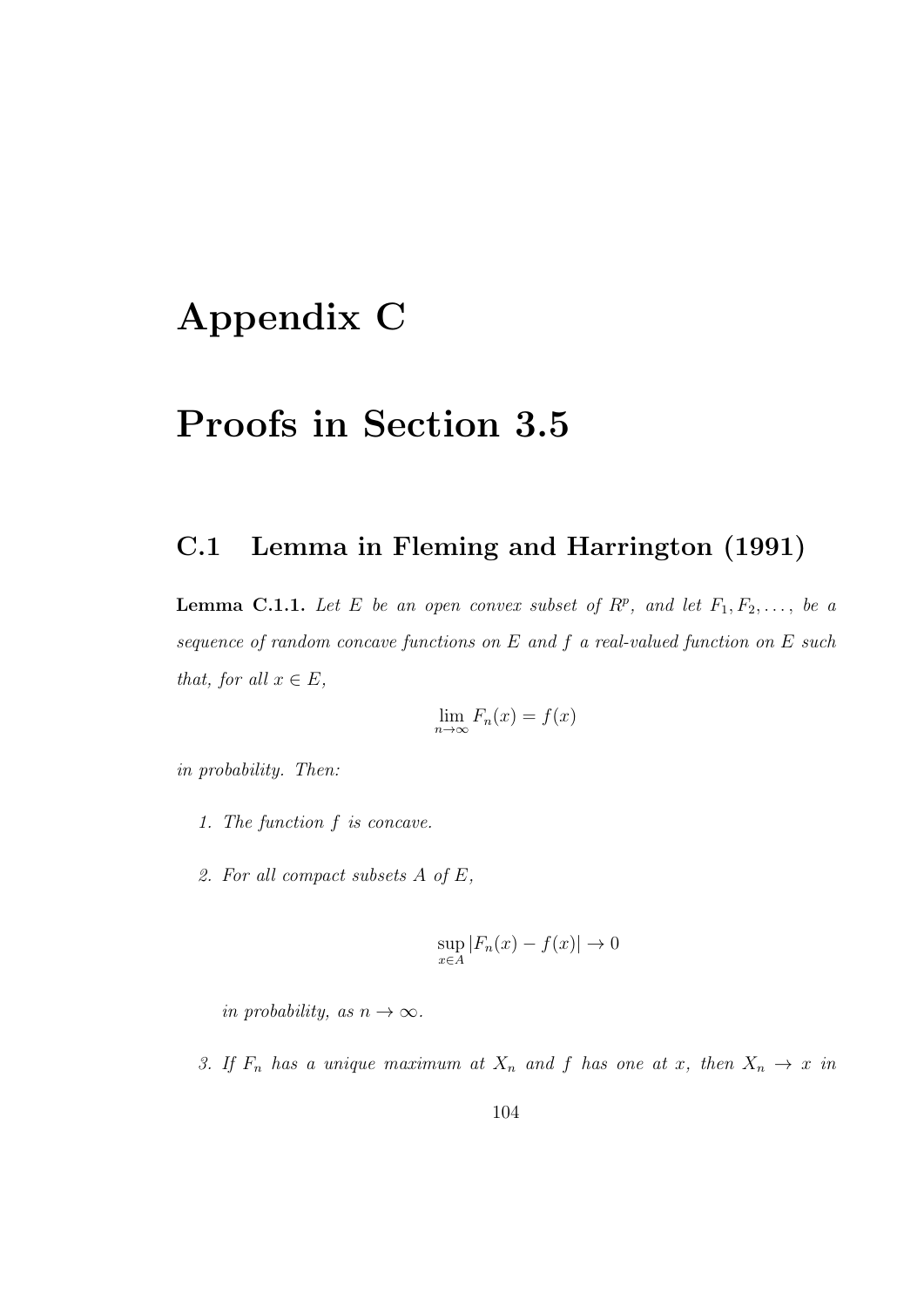# Appendix C

# Proofs in Section 3.5

## C.1 Lemma in Fleming and Harrington (1991)

**Lemma C.1.1.** *Let $E$ be an open convex subset of $R^p$, and let $F_1, F_2, \ldots,$ be a sequence of random concave functions on $E$ and $f$ a real-valued function on $E$ such that, for all $x \in E$,*

$$\lim_{n \to \infty} F_n(x) = f(x)$$

*in probability. Then:*

1. *The function $f$ is concave.*

2. *For all compact subsets $A$ of $E$,*

$$\sup_{x \in A} |F_n(x) - f(x)| \to 0$$

   *in probability, as $n \to \infty$.*

3. *If $F_n$ has a unique maximum at $X_n$ and $f$ has one at $x$, then $X_n \to x$ in*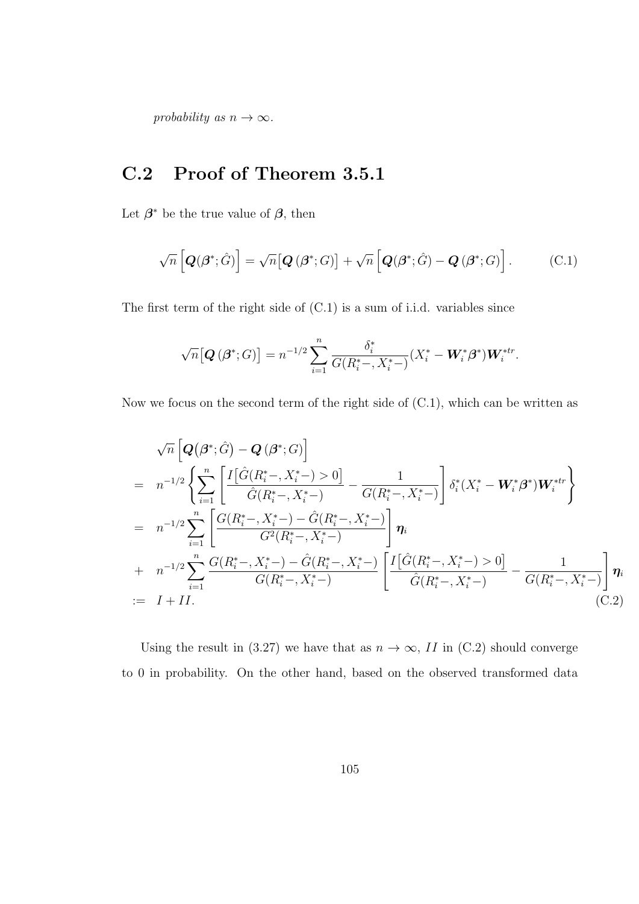*probability as $n \to \infty$.*

## C.2 Proof of Theorem 3.5.1

Let $\boldsymbol{\beta}^*$ be the true value of $\boldsymbol{\beta}$, then

$$\sqrt{n}\left[\boldsymbol{Q}(\boldsymbol{\beta}^*;\hat{G})\right] = \sqrt{n}\big[\boldsymbol{Q}\left(\boldsymbol{\beta}^*;G\right)\big] + \sqrt{n}\left[\boldsymbol{Q}(\boldsymbol{\beta}^*;\hat{G}) - \boldsymbol{Q}\left(\boldsymbol{\beta}^*;G\right)\right]. \tag{C.1}$$

The first term of the right side of (C.1) is a sum of i.i.d. variables since

$$\sqrt{n}\big[\boldsymbol{Q}\left(\boldsymbol{\beta}^*;G\right)\big] = n^{-1/2}\sum_{i=1}^{n}\frac{\delta_i^*}{G(R_i^*-,X_i^*-)}(X_i^* - \boldsymbol{W}_i^*\boldsymbol{\beta}^*)\boldsymbol{W}_i^{*tr}.$$

Now we focus on the second term of the right side of (C.1), which can be written as

$$\begin{aligned}
&\sqrt{n}\left[\boldsymbol{Q}\big(\boldsymbol{\beta}^*;\hat{G}\big) - \boldsymbol{Q}\left(\boldsymbol{\beta}^*;G\right)\right] \\
= \;& n^{-1/2}\left\{\sum_{i=1}^{n}\left[\frac{I\big[\hat{G}(R_i^*-,X_i^*-)>0\big]}{\hat{G}(R_i^*-,X_i^*-)} - \frac{1}{G(R_i^*-,X_i^*-)}\right]\delta_i^*(X_i^* - \boldsymbol{W}_i^*\boldsymbol{\beta}^*)\boldsymbol{W}_i^{*tr}\right\} \\
= \;& n^{-1/2}\sum_{i=1}^{n}\left[\frac{G(R_i^*-,X_i^*-) - \hat{G}(R_i^*-,X_i^*-)}{G^2(R_i^*-,X_i^*-)}\right]\boldsymbol{\eta}_i \\
+ \;& n^{-1/2}\sum_{i=1}^{n}\frac{G(R_i^*-,X_i^*-) - \hat{G}(R_i^*-,X_i^*-)}{G(R_i^*-,X_i^*-)}\left[\frac{I\big[\hat{G}(R_i^*-,X_i^*-)>0\big]}{\hat{G}(R_i^*-,X_i^*-)} - \frac{1}{G(R_i^*-,X_i^*-)}\right]\boldsymbol{\eta}_i \\
:= \;& I + II.
\end{aligned} \tag{C.2}$$

Using the result in (3.27) we have that as $n \to \infty$, $II$ in (C.2) should converge to 0 in probability. On the other hand, based on the observed transformed data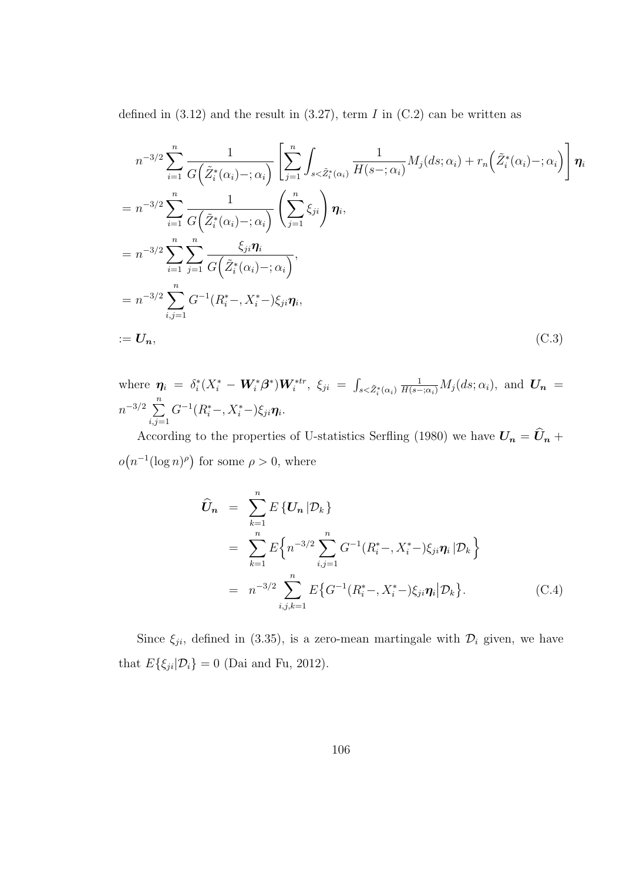defined in (3.12) and the result in (3.27), term $I$ in (C.2) can be written as

$$
\begin{aligned}
& n^{-3/2} \sum_{i=1}^{n} \frac{1}{G\Big(\tilde{Z}_i^*(\alpha_i)-;\alpha_i\Big)} \left[ \sum_{j=1}^{n} \int_{s<\tilde{Z}_i^*(\alpha_i)} \frac{1}{H(s-;\alpha_i)} M_j(ds;\alpha_i) + r_n\Big(\tilde{Z}_i^*(\alpha_i)-;\alpha_i\Big) \right] \boldsymbol{\eta}_i \\
&= n^{-3/2} \sum_{i=1}^{n} \frac{1}{G\Big(\tilde{Z}_i^*(\alpha_i)-;\alpha_i\Big)} \left( \sum_{j=1}^{n} \xi_{ji} \right) \boldsymbol{\eta}_i, \\
&= n^{-3/2} \sum_{i=1}^{n} \sum_{j=1}^{n} \frac{\xi_{ji} \boldsymbol{\eta}_i}{G\Big(\tilde{Z}_i^*(\alpha_i)-;\alpha_i\Big)}, \\
&= n^{-3/2} \sum_{i,j=1}^{n} G^{-1}(R_i^*-, X_i^*-) \xi_{ji} \boldsymbol{\eta}_i, \\
&:= \boldsymbol{U_n},
\end{aligned}
\tag{C.3}
$$

where $\boldsymbol{\eta}_i = \delta_i^*(X_i^* - \boldsymbol{W}_i^* \boldsymbol{\beta}^*) \boldsymbol{W}_i^{*tr}$, $\xi_{ji} = \int_{s<\tilde{Z}_i^*(\alpha_i)} \frac{1}{H(s-;\alpha_i)} M_j(ds;\alpha_i)$, and $\boldsymbol{U_n} = n^{-3/2} \sum_{i,j=1}^{n} G^{-1}(R_i^*-, X_i^*-) \xi_{ji} \boldsymbol{\eta}_i$.

According to the properties of U-statistics Serfling (1980) we have $\boldsymbol{U_n} = \widehat{\boldsymbol{U}}_{\boldsymbol{n}} + o\big(n^{-1}(\log n)^{\rho}\big)$ for some $\rho > 0$, where

$$
\begin{aligned}
\widehat{\boldsymbol{U}}_{\boldsymbol{n}} &= \sum_{k=1}^{n} E\left\{ \boldsymbol{U_n} \,|\, \mathcal{D}_k \right\} \\
&= \sum_{k=1}^{n} E\Big\{ n^{-3/2} \sum_{i,j=1}^{n} G^{-1}(R_i^*-, X_i^*-) \xi_{ji} \boldsymbol{\eta}_i \,|\, \mathcal{D}_k \Big\} \\
&= n^{-3/2} \sum_{i,j,k=1}^{n} E\big\{ G^{-1}(R_i^*-, X_i^*-) \xi_{ji} \boldsymbol{\eta}_i \big| \mathcal{D}_k \big\}.
\end{aligned}
\tag{C.4}
$$

Since $\xi_{ji}$, defined in (3.35), is a zero-mean martingale with $\mathcal{D}_i$ given, we have that $E\{\xi_{ji} | \mathcal{D}_i\} = 0$ (Dai and Fu, 2012).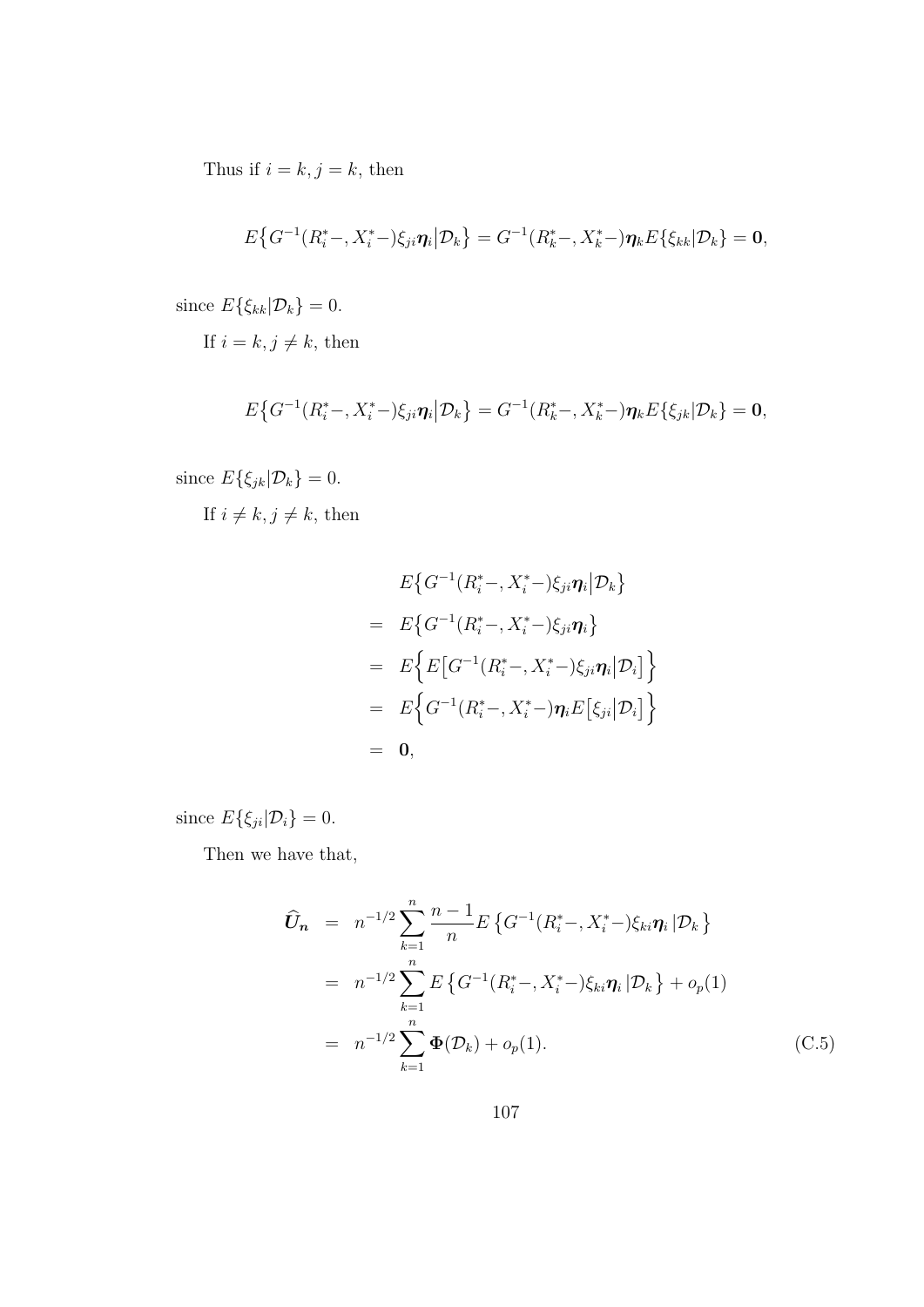Thus if $i = k, j = k$, then

$$E\big\{G^{-1}(R_i^*-, X_i^*-)\xi_{ji}\boldsymbol{\eta}_i\big|\mathcal{D}_k\big\} = G^{-1}(R_k^*-, X_k^*-)\boldsymbol{\eta}_k E\{\xi_{kk}|\mathcal{D}_k\} = \mathbf{0},$$

since $E\{\xi_{kk}|\mathcal{D}_k\} = 0$.

If $i = k, j \neq k$, then

$$E\big\{G^{-1}(R_i^*-, X_i^*-)\xi_{ji}\boldsymbol{\eta}_i\big|\mathcal{D}_k\big\} = G^{-1}(R_k^*-, X_k^*-)\boldsymbol{\eta}_k E\{\xi_{jk}|\mathcal{D}_k\} = \mathbf{0},$$

since $E\{\xi_{jk}|\mathcal{D}_k\} = 0$.

If $i \neq k, j \neq k$, then

$$\begin{aligned}
& E\big\{G^{-1}(R_i^*-, X_i^*-)\xi_{ji}\boldsymbol{\eta}_i\big|\mathcal{D}_k\big\} \\
= \;& E\big\{G^{-1}(R_i^*-, X_i^*-)\xi_{ji}\boldsymbol{\eta}_i\big\} \\
= \;& E\Big\{E\big[G^{-1}(R_i^*-, X_i^*-)\xi_{ji}\boldsymbol{\eta}_i\big|\mathcal{D}_i\big]\Big\} \\
= \;& E\Big\{G^{-1}(R_i^*-, X_i^*-)\boldsymbol{\eta}_i E\big[\xi_{ji}\big|\mathcal{D}_i\big]\Big\} \\
= \;& \mathbf{0},
\end{aligned}$$

since $E\{\xi_{ji}|\mathcal{D}_i\} = 0$.

Then we have that,

$$\begin{aligned}
\widehat{\boldsymbol{U}}_{\boldsymbol{n}} &= n^{-1/2}\sum_{k=1}^{n}\frac{n-1}{n}E\left\{G^{-1}(R_i^*-, X_i^*-)\xi_{ki}\boldsymbol{\eta}_i\,|\mathcal{D}_k\right\} \\
&= n^{-1/2}\sum_{k=1}^{n}E\left\{G^{-1}(R_i^*-, X_i^*-)\xi_{ki}\boldsymbol{\eta}_i\,|\mathcal{D}_k\right\} + o_p(1) \\
&= n^{-1/2}\sum_{k=1}^{n}\boldsymbol{\Phi}(\mathcal{D}_k) + o_p(1).
\end{aligned} \tag{C.5}$$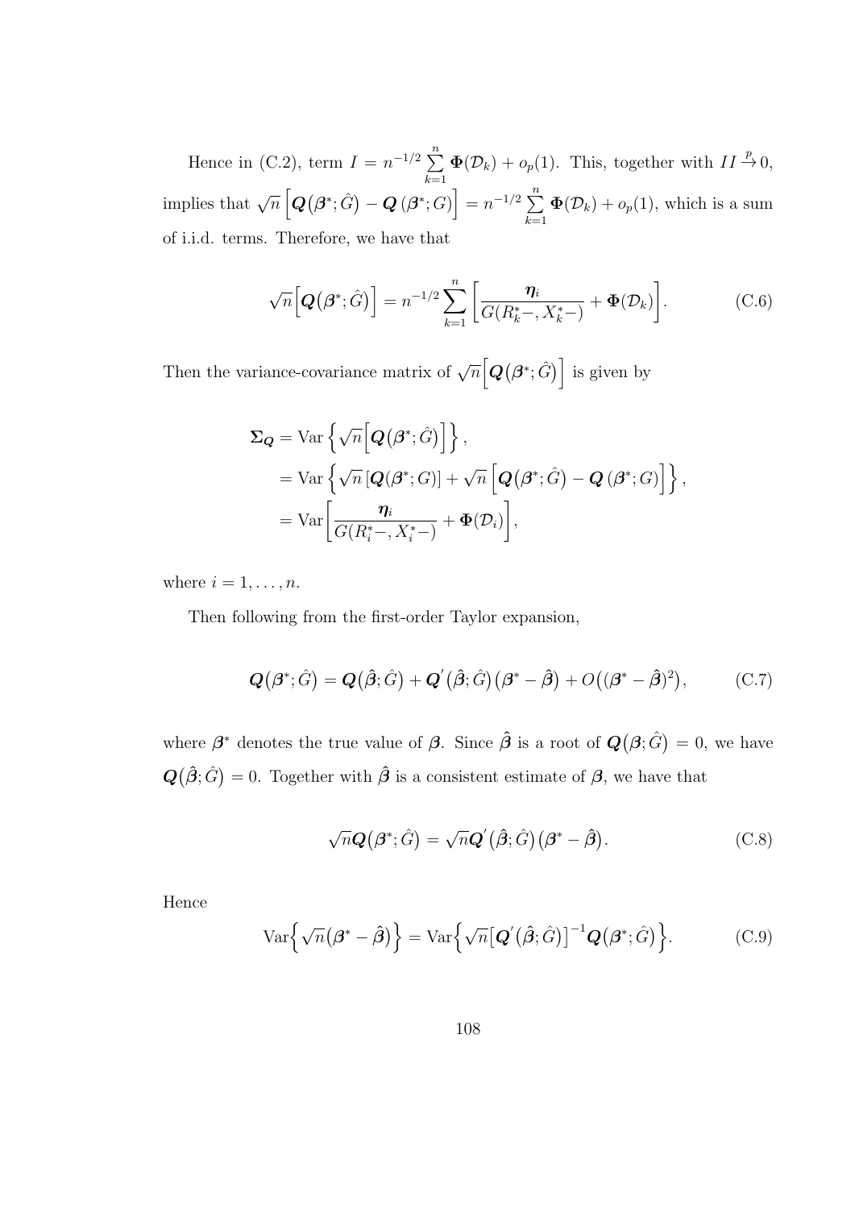Hence in (C.2), term $I = n^{-1/2} \sum_{k=1}^{n} \boldsymbol{\Phi}(\mathcal{D}_k) + o_p(1)$. This, together with $II \xrightarrow{p} 0$, implies that $\sqrt{n}\left[\boldsymbol{Q}\big(\boldsymbol{\beta}^*; \hat{G}\big) - \boldsymbol{Q}\left(\boldsymbol{\beta}^*; G\right)\right] = n^{-1/2} \sum_{k=1}^{n} \boldsymbol{\Phi}(\mathcal{D}_k) + o_p(1)$, which is a sum of i.i.d. terms. Therefore, we have that

$$\sqrt{n}\Big[\boldsymbol{Q}\big(\boldsymbol{\beta}^*; \hat{G}\big)\Big] = n^{-1/2} \sum_{k=1}^{n} \left[\frac{\boldsymbol{\eta}_i}{G(R_k^*-, X_k^*-)} + \boldsymbol{\Phi}(\mathcal{D}_k)\right]. \tag{C.6}$$

Then the variance-covariance matrix of $\sqrt{n}\Big[\boldsymbol{Q}\big(\boldsymbol{\beta}^*; \hat{G}\big)\Big]$ is given by

$$\begin{aligned}
\boldsymbol{\Sigma_Q} &= \operatorname{Var}\left\{\sqrt{n}\Big[\boldsymbol{Q}\big(\boldsymbol{\beta}^*; \hat{G}\big)\Big]\right\}, \\
&= \operatorname{Var}\left\{\sqrt{n}\left[\boldsymbol{Q}(\boldsymbol{\beta}^*; G)\right] + \sqrt{n}\left[\boldsymbol{Q}\big(\boldsymbol{\beta}^*; \hat{G}\big) - \boldsymbol{Q}\left(\boldsymbol{\beta}^*; G\right)\right]\right\}, \\
&= \operatorname{Var}\left[\frac{\boldsymbol{\eta}_i}{G(R_i^*-, X_i^*-)} + \boldsymbol{\Phi}(\mathcal{D}_i)\right],
\end{aligned}$$

where $i = 1, \ldots, n$.

Then following from the first-order Taylor expansion,

$$\boldsymbol{Q}\big(\boldsymbol{\beta}^*; \hat{G}\big) = \boldsymbol{Q}\big(\hat{\boldsymbol{\beta}}; \hat{G}\big) + \boldsymbol{Q}'\big(\hat{\boldsymbol{\beta}}; \hat{G}\big)\big(\boldsymbol{\beta}^* - \hat{\boldsymbol{\beta}}\big) + O\big((\boldsymbol{\beta}^* - \hat{\boldsymbol{\beta}})^2\big), \tag{C.7}$$

where $\boldsymbol{\beta}^*$ denotes the true value of $\boldsymbol{\beta}$. Since $\hat{\boldsymbol{\beta}}$ is a root of $\boldsymbol{Q}\big(\boldsymbol{\beta}; \hat{G}\big) = 0$, we have $\boldsymbol{Q}\big(\hat{\boldsymbol{\beta}}; \hat{G}\big) = 0$. Together with $\hat{\boldsymbol{\beta}}$ is a consistent estimate of $\boldsymbol{\beta}$, we have that

$$\sqrt{n}\boldsymbol{Q}\big(\boldsymbol{\beta}^*; \hat{G}\big) = \sqrt{n}\boldsymbol{Q}'\big(\hat{\boldsymbol{\beta}}; \hat{G}\big)\big(\boldsymbol{\beta}^* - \hat{\boldsymbol{\beta}}\big). \tag{C.8}$$

Hence

$$\operatorname{Var}\Big\{\sqrt{n}\big(\boldsymbol{\beta}^* - \hat{\boldsymbol{\beta}}\big)\Big\} = \operatorname{Var}\Big\{\sqrt{n}\big[\boldsymbol{Q}'\big(\hat{\boldsymbol{\beta}}; \hat{G}\big)\big]^{-1}\boldsymbol{Q}\big(\boldsymbol{\beta}^*; \hat{G}\big)\Big\}. \tag{C.9}$$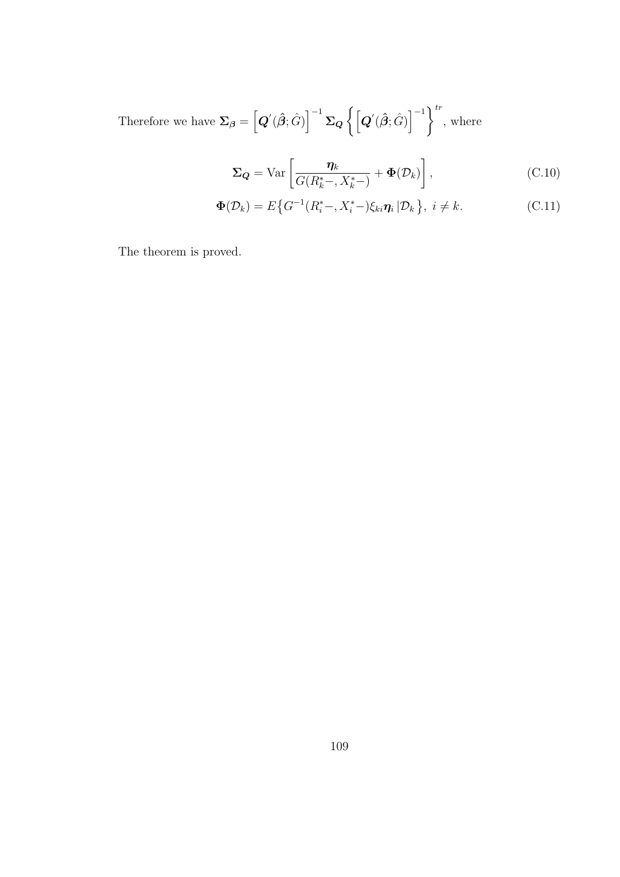Therefore we have $\boldsymbol{\Sigma}_{\boldsymbol{\beta}} = \left[\boldsymbol{Q}'(\hat{\boldsymbol{\beta}};\hat{G})\right]^{-1} \boldsymbol{\Sigma}_{\boldsymbol{Q}} \left\{ \left[\boldsymbol{Q}'(\hat{\boldsymbol{\beta}};\hat{G})\right]^{-1} \right\}^{tr}$, where

$$\boldsymbol{\Sigma}_{\boldsymbol{Q}} = \mathrm{Var}\left[\frac{\boldsymbol{\eta}_k}{G(R_k^*-, X_k^*-)} + \boldsymbol{\Phi}(\mathcal{D}_k)\right], \tag{C.10}$$

$$\boldsymbol{\Phi}(\mathcal{D}_k) = E\left\{G^{-1}(R_i^*-, X_i^*-)\xi_{ki}\boldsymbol{\eta}_i \,|\mathcal{D}_k\right\},\ i \neq k. \tag{C.11}$$

The theorem is proved.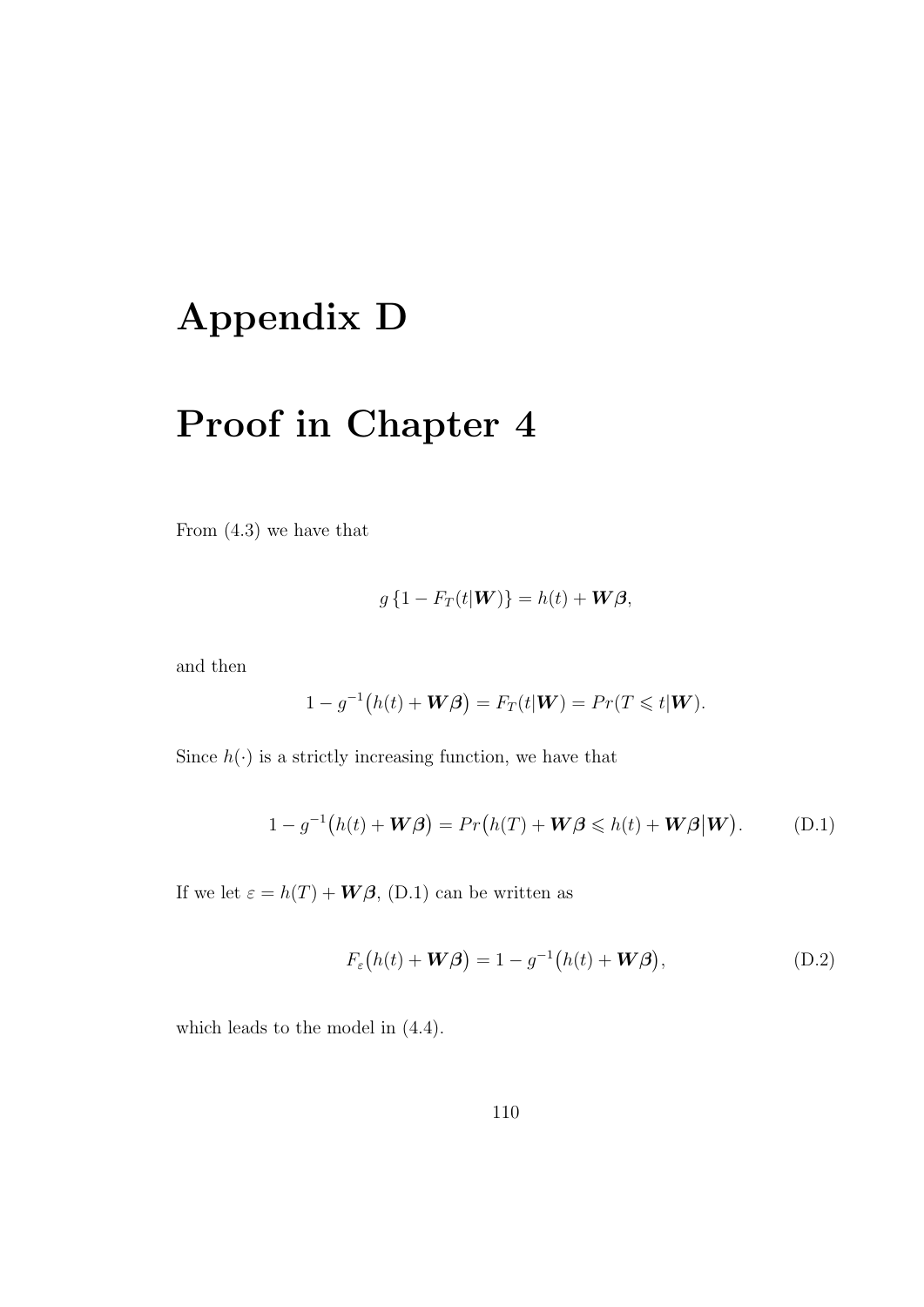# Appendix D

# Proof in Chapter 4

From (4.3) we have that

$$g\{1 - F_T(t|\boldsymbol{W})\} = h(t) + \boldsymbol{W}\boldsymbol{\beta},$$

and then

$$1 - g^{-1}\big(h(t) + \boldsymbol{W}\boldsymbol{\beta}\big) = F_T(t|\boldsymbol{W}) = Pr(T \leqslant t|\boldsymbol{W}).$$

Since $h(\cdot)$ is a strictly increasing function, we have that

$$1 - g^{-1}\big(h(t) + \boldsymbol{W}\boldsymbol{\beta}\big) = Pr\big(h(T) + \boldsymbol{W}\boldsymbol{\beta} \leqslant h(t) + \boldsymbol{W}\boldsymbol{\beta}\big|\boldsymbol{W}\big). \tag{D.1}$$

If we let $\varepsilon = h(T) + \boldsymbol{W}\boldsymbol{\beta}$, (D.1) can be written as

$$F_\varepsilon\big(h(t) + \boldsymbol{W}\boldsymbol{\beta}\big) = 1 - g^{-1}\big(h(t) + \boldsymbol{W}\boldsymbol{\beta}\big), \tag{D.2}$$

which leads to the model in (4.4).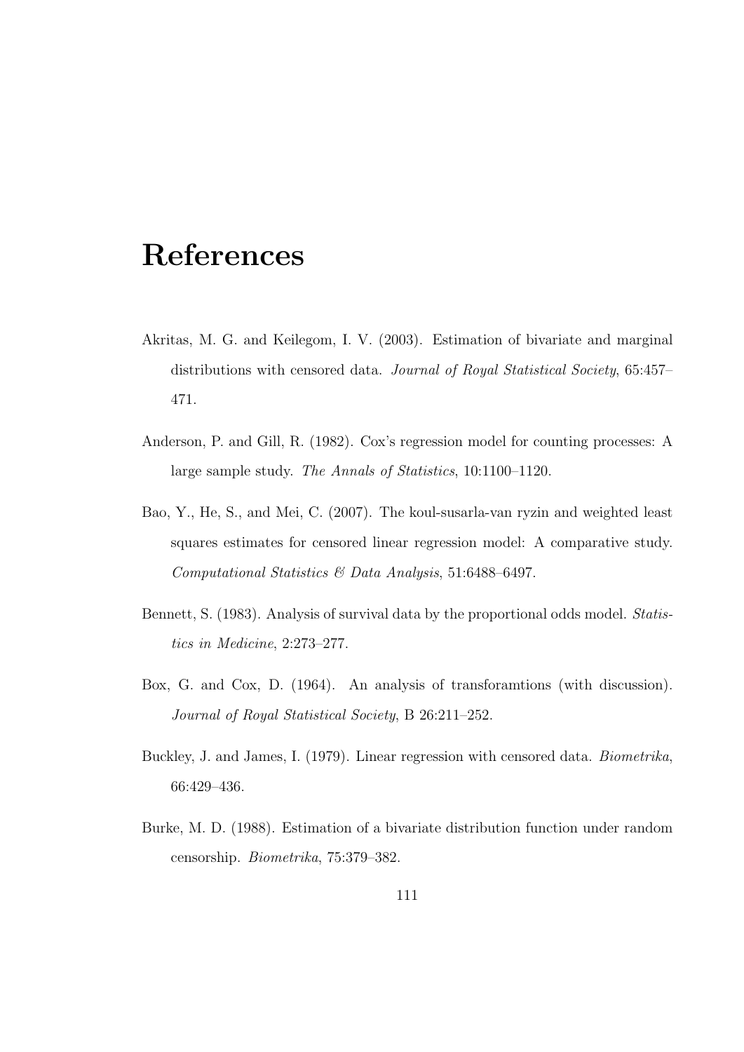# References

Akritas, M. G. and Keilegom, I. V. (2003). Estimation of bivariate and marginal distributions with censored data. *Journal of Royal Statistical Society*, 65:457–471.

Anderson, P. and Gill, R. (1982). Cox's regression model for counting processes: A large sample study. *The Annals of Statistics*, 10:1100–1120.

Bao, Y., He, S., and Mei, C. (2007). The koul-susarla-van ryzin and weighted least squares estimates for censored linear regression model: A comparative study. *Computational Statistics & Data Analysis*, 51:6488–6497.

Bennett, S. (1983). Analysis of survival data by the proportional odds model. *Statistics in Medicine*, 2:273–277.

Box, G. and Cox, D. (1964). An analysis of transforamtions (with discussion). *Journal of Royal Statistical Society*, B 26:211–252.

Buckley, J. and James, I. (1979). Linear regression with censored data. *Biometrika*, 66:429–436.

Burke, M. D. (1988). Estimation of a bivariate distribution function under random censorship. *Biometrika*, 75:379–382.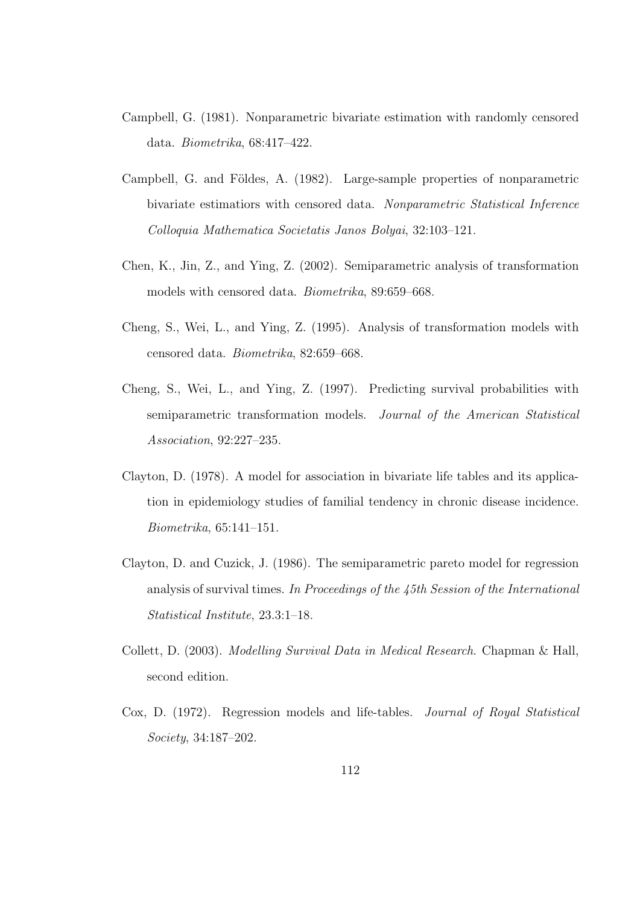Campbell, G. (1981). Nonparametric bivariate estimation with randomly censored data. *Biometrika*, 68:417–422.

Campbell, G. and Földes, A. (1982). Large-sample properties of nonparametric bivariate estimatiors with censored data. *Nonparametric Statistical Inference Colloquia Mathematica Societatis Janos Bolyai*, 32:103–121.

Chen, K., Jin, Z., and Ying, Z. (2002). Semiparametric analysis of transformation models with censored data. *Biometrika*, 89:659–668.

Cheng, S., Wei, L., and Ying, Z. (1995). Analysis of transformation models with censored data. *Biometrika*, 82:659–668.

Cheng, S., Wei, L., and Ying, Z. (1997). Predicting survival probabilities with semiparametric transformation models. *Journal of the American Statistical Association*, 92:227–235.

Clayton, D. (1978). A model for association in bivariate life tables and its application in epidemiology studies of familial tendency in chronic disease incidence. *Biometrika*, 65:141–151.

Clayton, D. and Cuzick, J. (1986). The semiparametric pareto model for regression analysis of survival times. *In Proceedings of the 45th Session of the International Statistical Institute*, 23.3:1–18.

Collett, D. (2003). *Modelling Survival Data in Medical Research*. Chapman & Hall, second edition.

Cox, D. (1972). Regression models and life-tables. *Journal of Royal Statistical Society*, 34:187–202.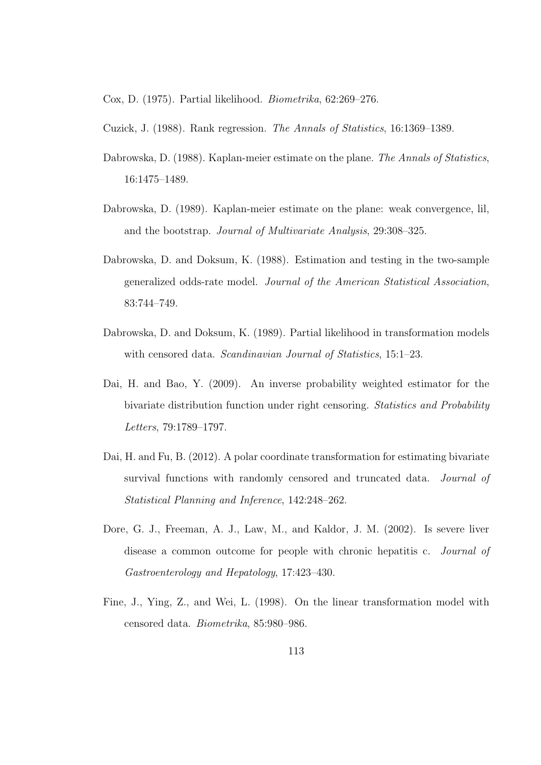Cox, D. (1975). Partial likelihood. *Biometrika*, 62:269–276.

Cuzick, J. (1988). Rank regression. *The Annals of Statistics*, 16:1369–1389.

Dabrowska, D. (1988). Kaplan-meier estimate on the plane. *The Annals of Statistics*, 16:1475–1489.

Dabrowska, D. (1989). Kaplan-meier estimate on the plane: weak convergence, lil, and the bootstrap. *Journal of Multivariate Analysis*, 29:308–325.

Dabrowska, D. and Doksum, K. (1988). Estimation and testing in the two-sample generalized odds-rate model. *Journal of the American Statistical Association*, 83:744–749.

Dabrowska, D. and Doksum, K. (1989). Partial likelihood in transformation models with censored data. *Scandinavian Journal of Statistics*, 15:1–23.

Dai, H. and Bao, Y. (2009). An inverse probability weighted estimator for the bivariate distribution function under right censoring. *Statistics and Probability Letters*, 79:1789–1797.

Dai, H. and Fu, B. (2012). A polar coordinate transformation for estimating bivariate survival functions with randomly censored and truncated data. *Journal of Statistical Planning and Inference*, 142:248–262.

Dore, G. J., Freeman, A. J., Law, M., and Kaldor, J. M. (2002). Is severe liver disease a common outcome for people with chronic hepatitis c. *Journal of Gastroenterology and Hepatology*, 17:423–430.

Fine, J., Ying, Z., and Wei, L. (1998). On the linear transformation model with censored data. *Biometrika*, 85:980–986.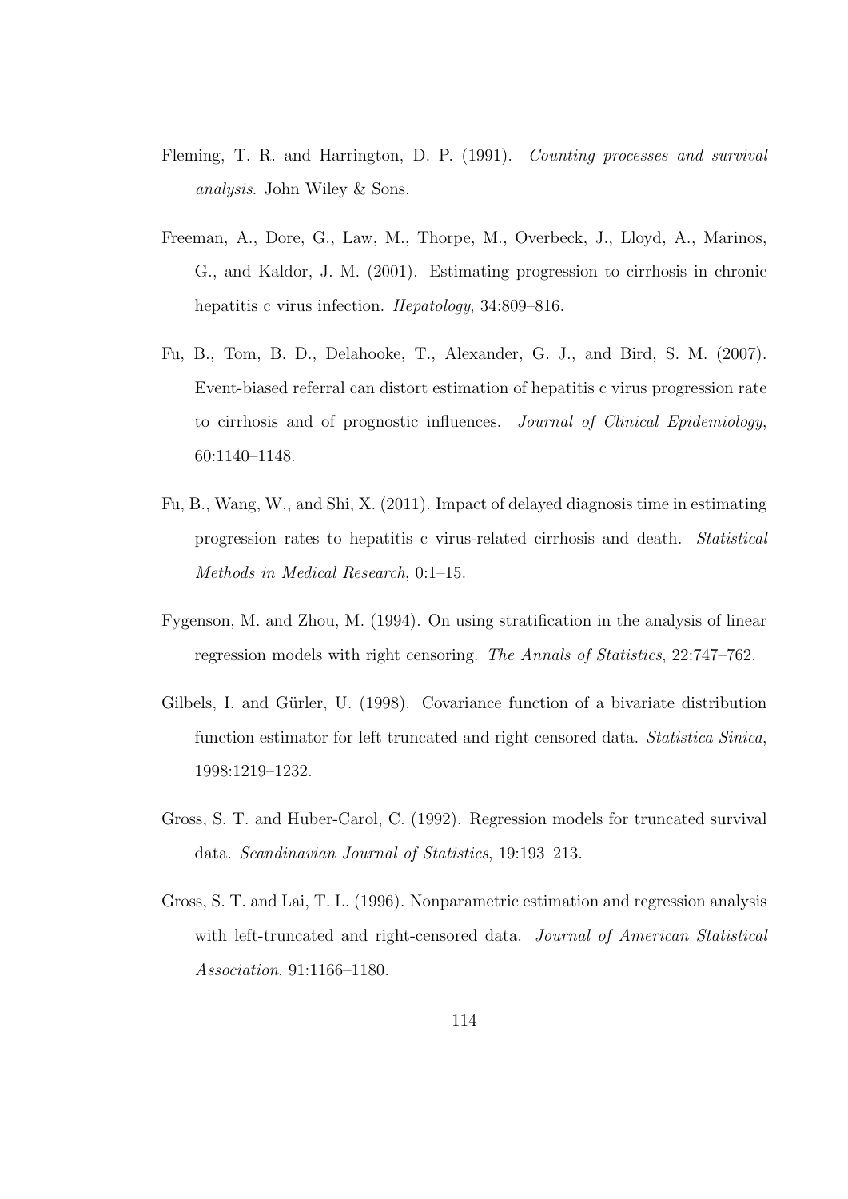Fleming, T. R. and Harrington, D. P. (1991). *Counting processes and survival analysis*. John Wiley & Sons.

Freeman, A., Dore, G., Law, M., Thorpe, M., Overbeck, J., Lloyd, A., Marinos, G., and Kaldor, J. M. (2001). Estimating progression to cirrhosis in chronic hepatitis c virus infection. *Hepatology*, 34:809–816.

Fu, B., Tom, B. D., Delahooke, T., Alexander, G. J., and Bird, S. M. (2007). Event-biased referral can distort estimation of hepatitis c virus progression rate to cirrhosis and of prognostic influences. *Journal of Clinical Epidemiology*, 60:1140–1148.

Fu, B., Wang, W., and Shi, X. (2011). Impact of delayed diagnosis time in estimating progression rates to hepatitis c virus-related cirrhosis and death. *Statistical Methods in Medical Research*, 0:1–15.

Fygenson, M. and Zhou, M. (1994). On using stratification in the analysis of linear regression models with right censoring. *The Annals of Statistics*, 22:747–762.

Gilbels, I. and Gürler, U. (1998). Covariance function of a bivariate distribution function estimator for left truncated and right censored data. *Statistica Sinica*, 1998:1219–1232.

Gross, S. T. and Huber-Carol, C. (1992). Regression models for truncated survival data. *Scandinavian Journal of Statistics*, 19:193–213.

Gross, S. T. and Lai, T. L. (1996). Nonparametric estimation and regression analysis with left-truncated and right-censored data. *Journal of American Statistical Association*, 91:1166–1180.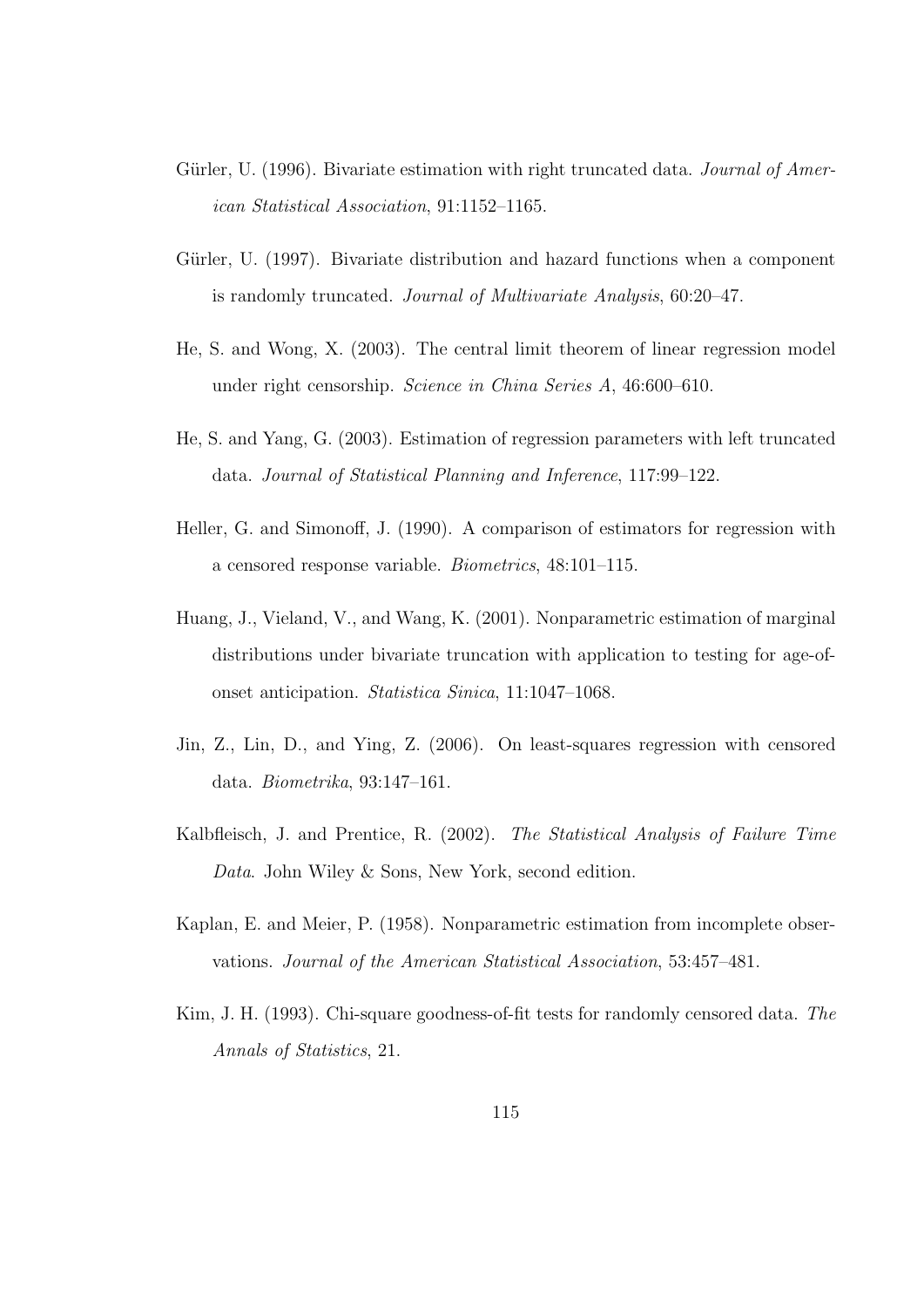Gürler, U. (1996). Bivariate estimation with right truncated data. *Journal of American Statistical Association*, 91:1152–1165.

Gürler, U. (1997). Bivariate distribution and hazard functions when a component is randomly truncated. *Journal of Multivariate Analysis*, 60:20–47.

He, S. and Wong, X. (2003). The central limit theorem of linear regression model under right censorship. *Science in China Series A*, 46:600–610.

He, S. and Yang, G. (2003). Estimation of regression parameters with left truncated data. *Journal of Statistical Planning and Inference*, 117:99–122.

Heller, G. and Simonoff, J. (1990). A comparison of estimators for regression with a censored response variable. *Biometrics*, 48:101–115.

Huang, J., Vieland, V., and Wang, K. (2001). Nonparametric estimation of marginal distributions under bivariate truncation with application to testing for age-of-onset anticipation. *Statistica Sinica*, 11:1047–1068.

Jin, Z., Lin, D., and Ying, Z. (2006). On least-squares regression with censored data. *Biometrika*, 93:147–161.

Kalbfleisch, J. and Prentice, R. (2002). *The Statistical Analysis of Failure Time Data*. John Wiley & Sons, New York, second edition.

Kaplan, E. and Meier, P. (1958). Nonparametric estimation from incomplete observations. *Journal of the American Statistical Association*, 53:457–481.

Kim, J. H. (1993). Chi-square goodness-of-fit tests for randomly censored data. *The Annals of Statistics*, 21.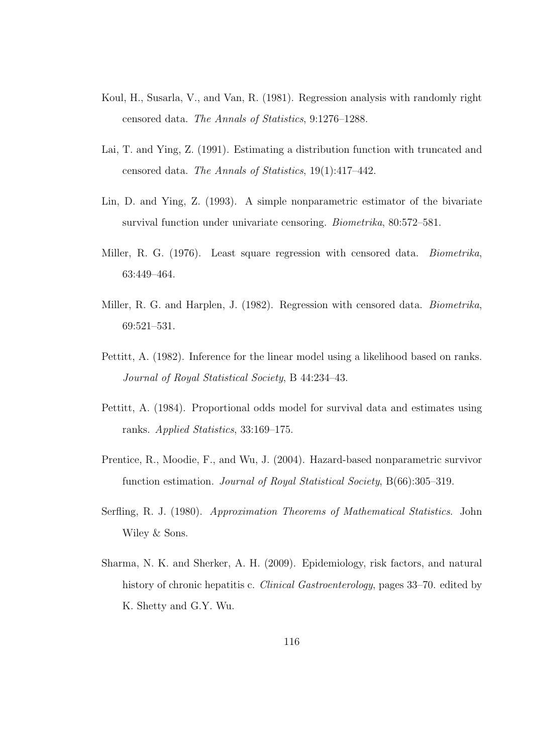Koul, H., Susarla, V., and Van, R. (1981). Regression analysis with randomly right censored data. *The Annals of Statistics*, 9:1276–1288.

Lai, T. and Ying, Z. (1991). Estimating a distribution function with truncated and censored data. *The Annals of Statistics*, 19(1):417–442.

Lin, D. and Ying, Z. (1993). A simple nonparametric estimator of the bivariate survival function under univariate censoring. *Biometrika*, 80:572–581.

Miller, R. G. (1976). Least square regression with censored data. *Biometrika*, 63:449–464.

Miller, R. G. and Harplen, J. (1982). Regression with censored data. *Biometrika*, 69:521–531.

Pettitt, A. (1982). Inference for the linear model using a likelihood based on ranks. *Journal of Royal Statistical Society*, B 44:234–43.

Pettitt, A. (1984). Proportional odds model for survival data and estimates using ranks. *Applied Statistics*, 33:169–175.

Prentice, R., Moodie, F., and Wu, J. (2004). Hazard-based nonparametric survivor function estimation. *Journal of Royal Statistical Society*, B(66):305–319.

Serfling, R. J. (1980). *Approximation Theorems of Mathematical Statistics*. John Wiley & Sons.

Sharma, N. K. and Sherker, A. H. (2009). Epidemiology, risk factors, and natural history of chronic hepatitis c. *Clinical Gastroenterology*, pages 33–70. edited by K. Shetty and G.Y. Wu.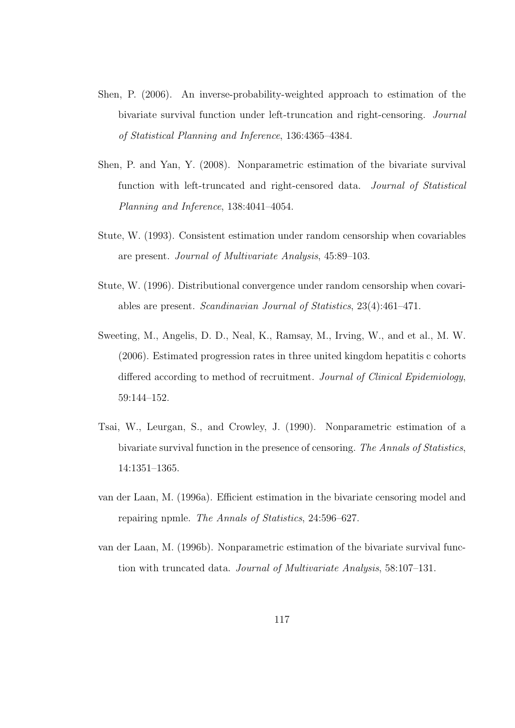Shen, P. (2006). An inverse-probability-weighted approach to estimation of the bivariate survival function under left-truncation and right-censoring. *Journal of Statistical Planning and Inference*, 136:4365–4384.

Shen, P. and Yan, Y. (2008). Nonparametric estimation of the bivariate survival function with left-truncated and right-censored data. *Journal of Statistical Planning and Inference*, 138:4041–4054.

Stute, W. (1993). Consistent estimation under random censorship when covariables are present. *Journal of Multivariate Analysis*, 45:89–103.

Stute, W. (1996). Distributional convergence under random censorship when covariables are present. *Scandinavian Journal of Statistics*, 23(4):461–471.

Sweeting, M., Angelis, D. D., Neal, K., Ramsay, M., Irving, W., and et al., M. W. (2006). Estimated progression rates in three united kingdom hepatitis c cohorts differed according to method of recruitment. *Journal of Clinical Epidemiology*, 59:144–152.

Tsai, W., Leurgan, S., and Crowley, J. (1990). Nonparametric estimation of a bivariate survival function in the presence of censoring. *The Annals of Statistics*, 14:1351–1365.

van der Laan, M. (1996a). Efficient estimation in the bivariate censoring model and repairing npmle. *The Annals of Statistics*, 24:596–627.

van der Laan, M. (1996b). Nonparametric estimation of the bivariate survival function with truncated data. *Journal of Multivariate Analysis*, 58:107–131.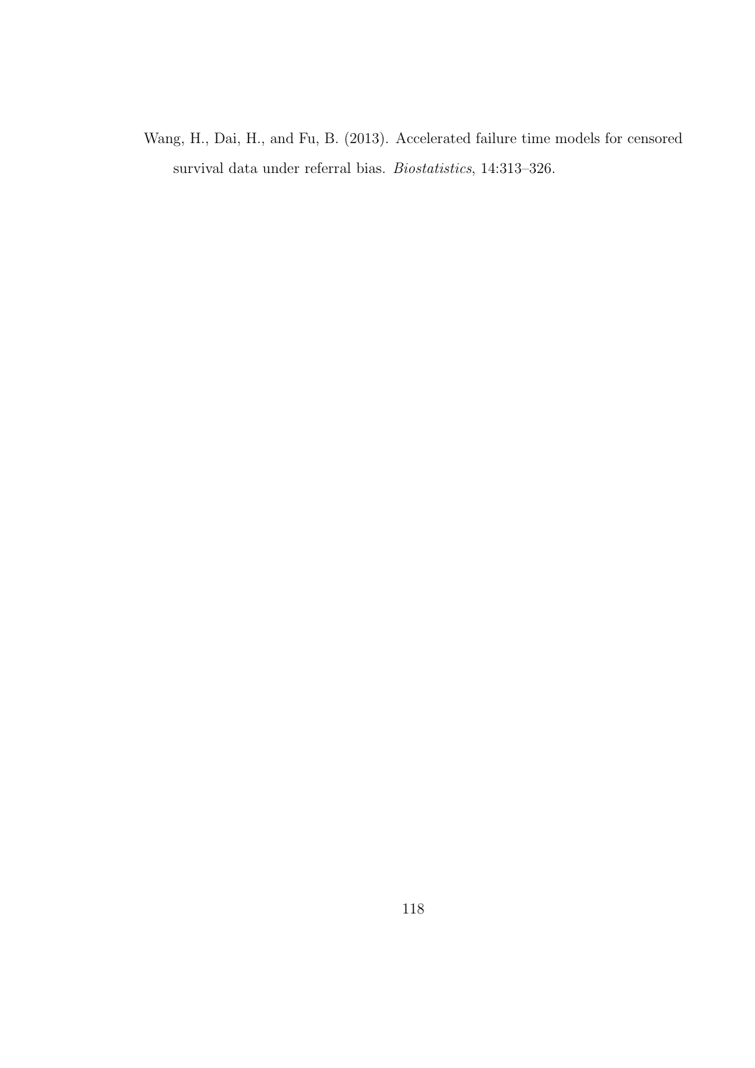Wang, H., Dai, H., and Fu, B. (2013). Accelerated failure time models for censored survival data under referral bias. *Biostatistics*, 14:313–326.